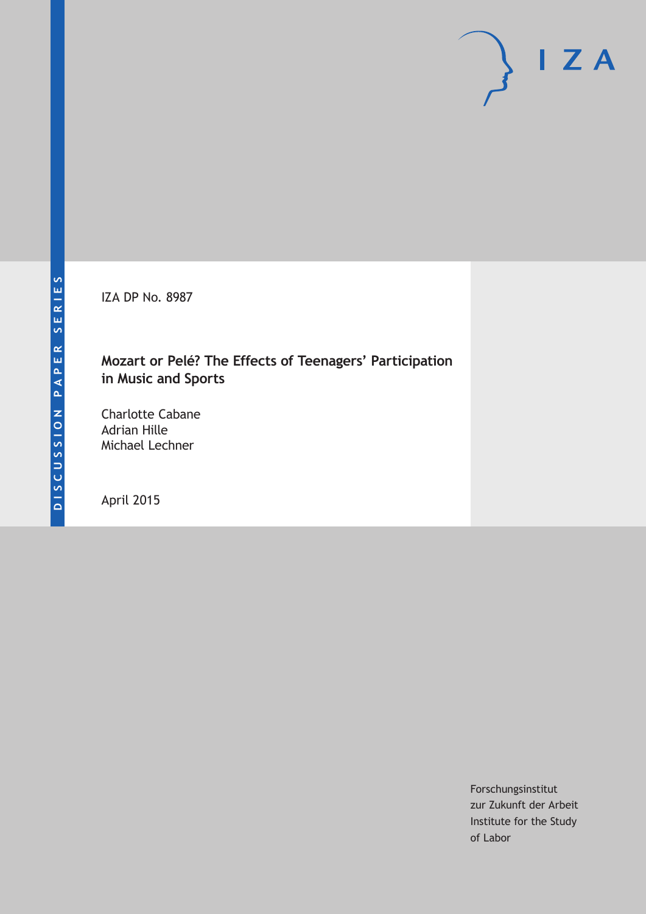DISCUSSION PAPER SERIES

IZA

IZA DP No. 8987

# Mozart or Pelé? The Effects of Teenagers' Participation in Music and Sports

Charlotte Cabane
Adrian Hille
Michael Lechner

April 2015

Forschungsinstitut
zur Zukunft der Arbeit
Institute for the Study
of Labor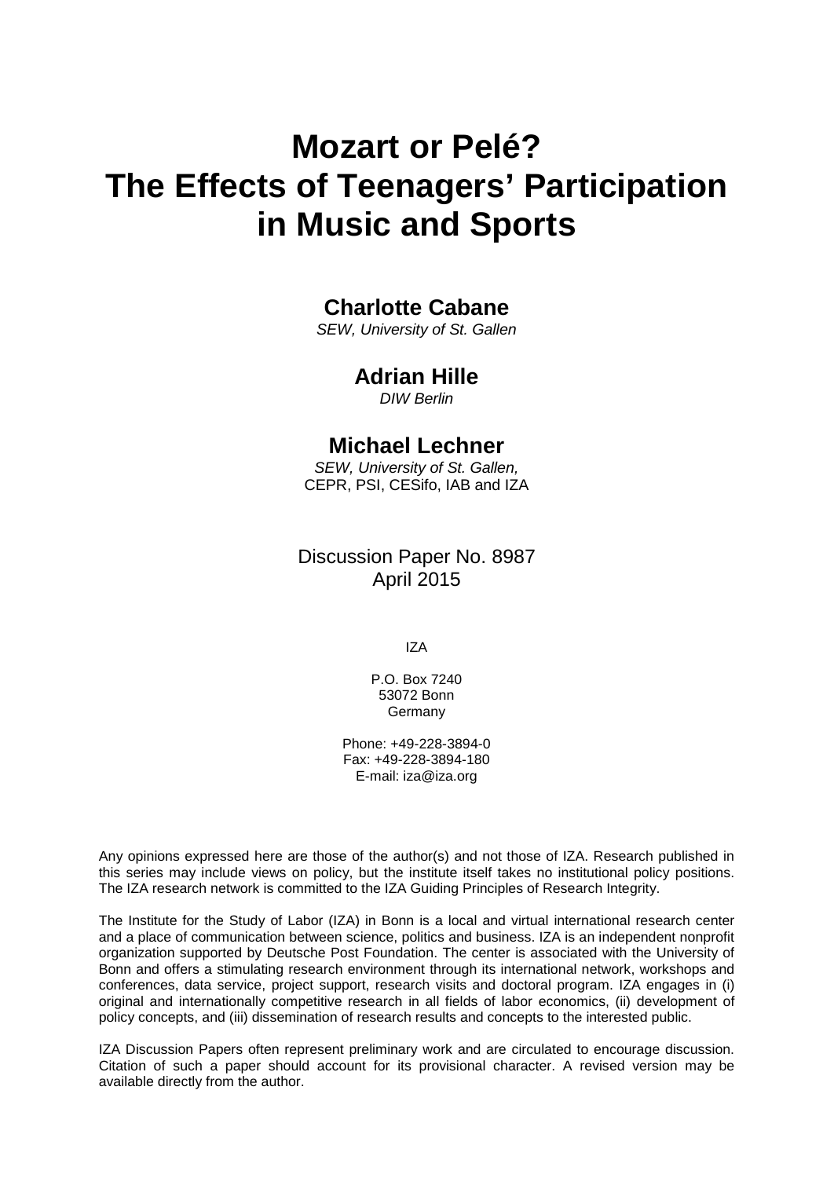# Mozart or Pelé? The Effects of Teenagers' Participation in Music and Sports

**Charlotte Cabane**
*SEW, University of St. Gallen*

**Adrian Hille**
*DIW Berlin*

**Michael Lechner**
*SEW, University of St. Gallen,*
CEPR, PSI, CESifo, IAB and IZA

Discussion Paper No. 8987
April 2015

IZA

P.O. Box 7240
53072 Bonn
Germany

Phone: +49-228-3894-0
Fax: +49-228-3894-180
E-mail: iza@iza.org

Any opinions expressed here are those of the author(s) and not those of IZA. Research published in this series may include views on policy, but the institute itself takes no institutional policy positions. The IZA research network is committed to the IZA Guiding Principles of Research Integrity.

The Institute for the Study of Labor (IZA) in Bonn is a local and virtual international research center and a place of communication between science, politics and business. IZA is an independent nonprofit organization supported by Deutsche Post Foundation. The center is associated with the University of Bonn and offers a stimulating research environment through its international network, workshops and conferences, data service, project support, research visits and doctoral program. IZA engages in (i) original and internationally competitive research in all fields of labor economics, (ii) development of policy concepts, and (iii) dissemination of research results and concepts to the interested public.

IZA Discussion Papers often represent preliminary work and are circulated to encourage discussion. Citation of such a paper should account for its provisional character. A revised version may be available directly from the author.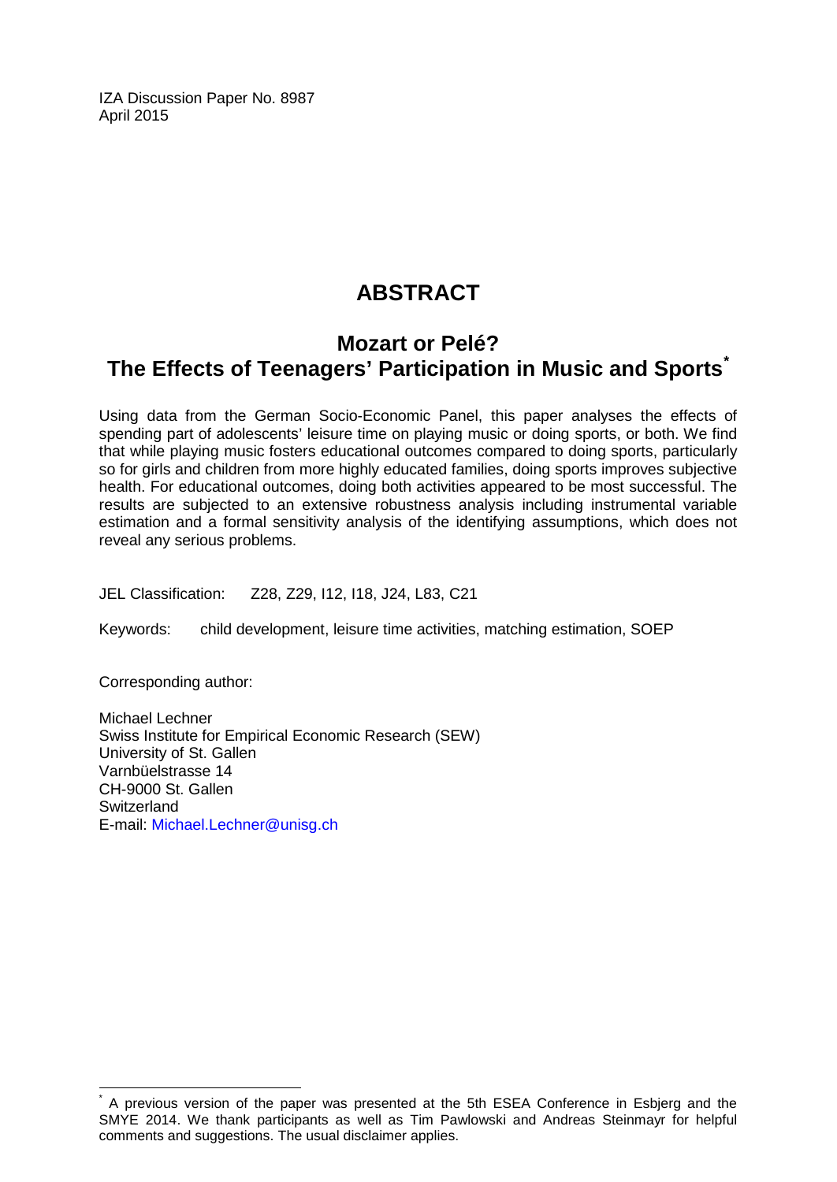IZA Discussion Paper No. 8987
April 2015

# ABSTRACT

## Mozart or Pelé? The Effects of Teenagers' Participation in Music and Sports[*]

Using data from the German Socio-Economic Panel, this paper analyses the effects of spending part of adolescents' leisure time on playing music or doing sports, or both. We find that while playing music fosters educational outcomes compared to doing sports, particularly so for girls and children from more highly educated families, doing sports improves subjective health. For educational outcomes, doing both activities appeared to be most successful. The results are subjected to an extensive robustness analysis including instrumental variable estimation and a formal sensitivity analysis of the identifying assumptions, which does not reveal any serious problems.

JEL Classification: Z28, Z29, I12, I18, J24, L83, C21

Keywords: child development, leisure time activities, matching estimation, SOEP

Corresponding author:

Michael Lechner
Swiss Institute for Empirical Economic Research (SEW)
University of St. Gallen
Varnbüelstrasse 14
CH-9000 St. Gallen
Switzerland
E-mail: Michael.Lechner@unisg.ch

[*] A previous version of the paper was presented at the 5th ESEA Conference in Esbjerg and the SMYE 2014. We thank participants as well as Tim Pawlowski and Andreas Steinmayr for helpful comments and suggestions. The usual disclaimer applies.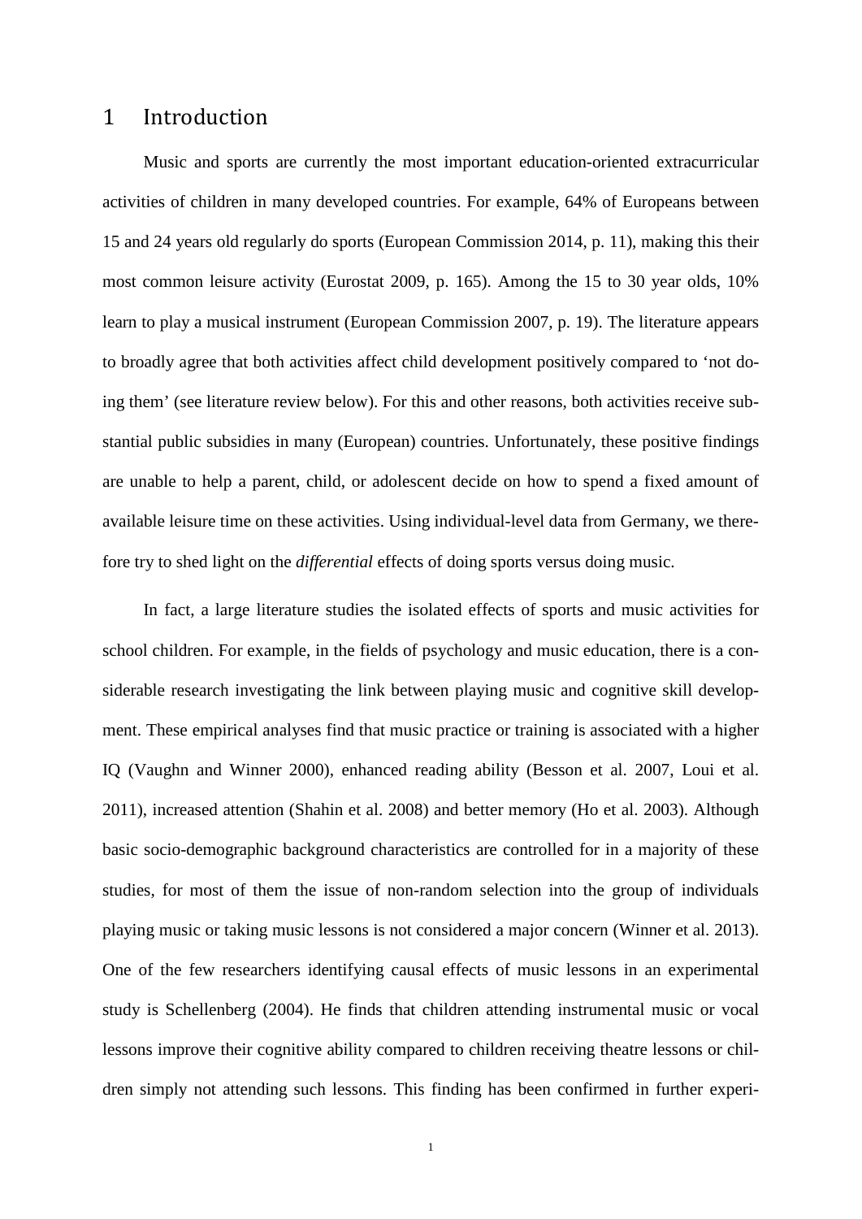# 1 Introduction

Music and sports are currently the most important education-oriented extracurricular activities of children in many developed countries. For example, 64% of Europeans between 15 and 24 years old regularly do sports (European Commission 2014, p. 11), making this their most common leisure activity (Eurostat 2009, p. 165). Among the 15 to 30 year olds, 10% learn to play a musical instrument (European Commission 2007, p. 19). The literature appears to broadly agree that both activities affect child development positively compared to 'not doing them' (see literature review below). For this and other reasons, both activities receive substantial public subsidies in many (European) countries. Unfortunately, these positive findings are unable to help a parent, child, or adolescent decide on how to spend a fixed amount of available leisure time on these activities. Using individual-level data from Germany, we therefore try to shed light on the *differential* effects of doing sports versus doing music.

In fact, a large literature studies the isolated effects of sports and music activities for school children. For example, in the fields of psychology and music education, there is a considerable research investigating the link between playing music and cognitive skill development. These empirical analyses find that music practice or training is associated with a higher IQ (Vaughn and Winner 2000), enhanced reading ability (Besson et al. 2007, Loui et al. 2011), increased attention (Shahin et al. 2008) and better memory (Ho et al. 2003). Although basic socio-demographic background characteristics are controlled for in a majority of these studies, for most of them the issue of non-random selection into the group of individuals playing music or taking music lessons is not considered a major concern (Winner et al. 2013). One of the few researchers identifying causal effects of music lessons in an experimental study is Schellenberg (2004). He finds that children attending instrumental music or vocal lessons improve their cognitive ability compared to children receiving theatre lessons or children simply not attending such lessons. This finding has been confirmed in further experi-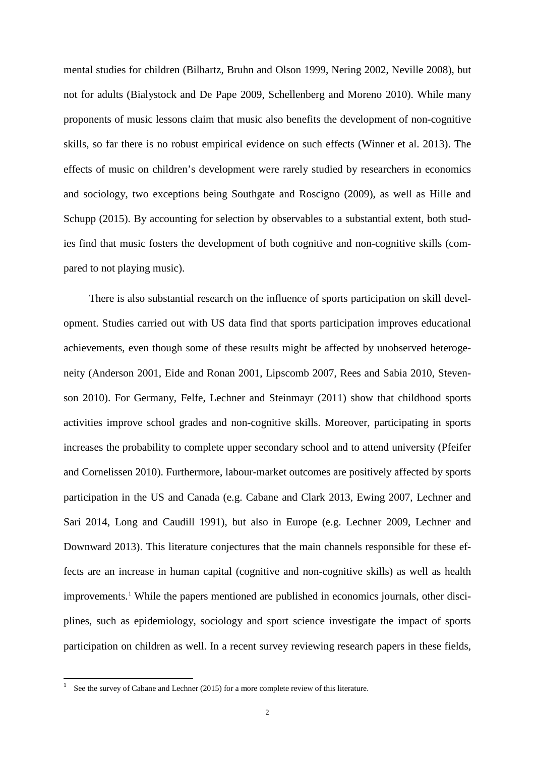mental studies for children (Bilhartz, Bruhn and Olson 1999, Nering 2002, Neville 2008), but not for adults (Bialystock and De Pape 2009, Schellenberg and Moreno 2010). While many proponents of music lessons claim that music also benefits the development of non-cognitive skills, so far there is no robust empirical evidence on such effects (Winner et al. 2013). The effects of music on children's development were rarely studied by researchers in economics and sociology, two exceptions being Southgate and Roscigno (2009), as well as Hille and Schupp (2015). By accounting for selection by observables to a substantial extent, both studies find that music fosters the development of both cognitive and non-cognitive skills (compared to not playing music).

There is also substantial research on the influence of sports participation on skill development. Studies carried out with US data find that sports participation improves educational achievements, even though some of these results might be affected by unobserved heterogeneity (Anderson 2001, Eide and Ronan 2001, Lipscomb 2007, Rees and Sabia 2010, Stevenson 2010). For Germany, Felfe, Lechner and Steinmayr (2011) show that childhood sports activities improve school grades and non-cognitive skills. Moreover, participating in sports increases the probability to complete upper secondary school and to attend university (Pfeifer and Cornelissen 2010). Furthermore, labour-market outcomes are positively affected by sports participation in the US and Canada (e.g. Cabane and Clark 2013, Ewing 2007, Lechner and Sari 2014, Long and Caudill 1991), but also in Europe (e.g. Lechner 2009, Lechner and Downward 2013). This literature conjectures that the main channels responsible for these effects are an increase in human capital (cognitive and non-cognitive skills) as well as health improvements.[1] While the papers mentioned are published in economics journals, other disciplines, such as epidemiology, sociology and sport science investigate the impact of sports participation on children as well. In a recent survey reviewing research papers in these fields,

[1] See the survey of Cabane and Lechner (2015) for a more complete review of this literature.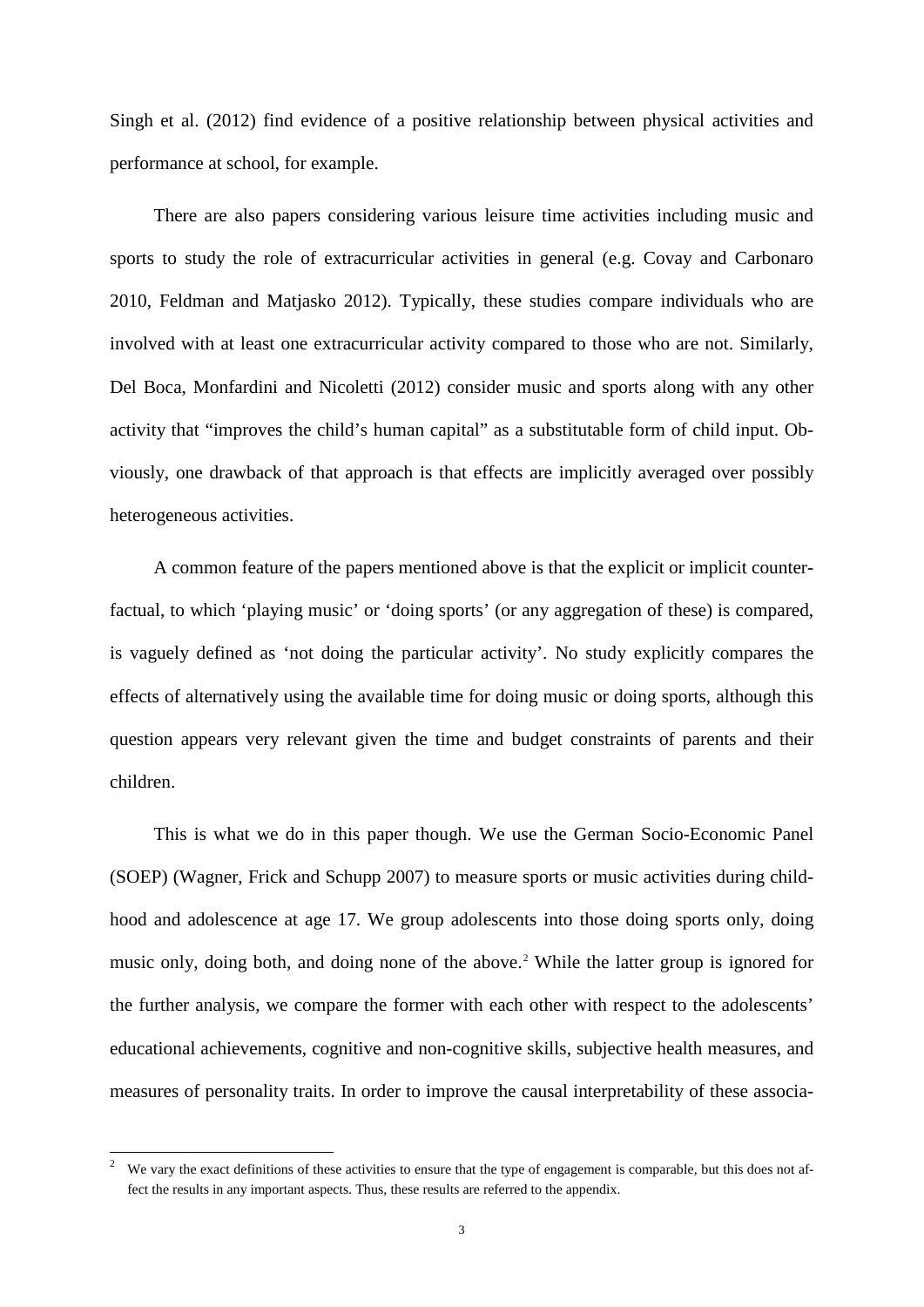Singh et al. (2012) find evidence of a positive relationship between physical activities and performance at school, for example.

There are also papers considering various leisure time activities including music and sports to study the role of extracurricular activities in general (e.g. Covay and Carbonaro 2010, Feldman and Matjasko 2012). Typically, these studies compare individuals who are involved with at least one extracurricular activity compared to those who are not. Similarly, Del Boca, Monfardini and Nicoletti (2012) consider music and sports along with any other activity that "improves the child's human capital" as a substitutable form of child input. Obviously, one drawback of that approach is that effects are implicitly averaged over possibly heterogeneous activities.

A common feature of the papers mentioned above is that the explicit or implicit counterfactual, to which 'playing music' or 'doing sports' (or any aggregation of these) is compared, is vaguely defined as 'not doing the particular activity'. No study explicitly compares the effects of alternatively using the available time for doing music or doing sports, although this question appears very relevant given the time and budget constraints of parents and their children.

This is what we do in this paper though. We use the German Socio-Economic Panel (SOEP) (Wagner, Frick and Schupp 2007) to measure sports or music activities during childhood and adolescence at age 17. We group adolescents into those doing sports only, doing music only, doing both, and doing none of the above.[2] While the latter group is ignored for the further analysis, we compare the former with each other with respect to the adolescents' educational achievements, cognitive and non-cognitive skills, subjective health measures, and measures of personality traits. In order to improve the causal interpretability of these associa-

[2] We vary the exact definitions of these activities to ensure that the type of engagement is comparable, but this does not affect the results in any important aspects. Thus, these results are referred to the appendix.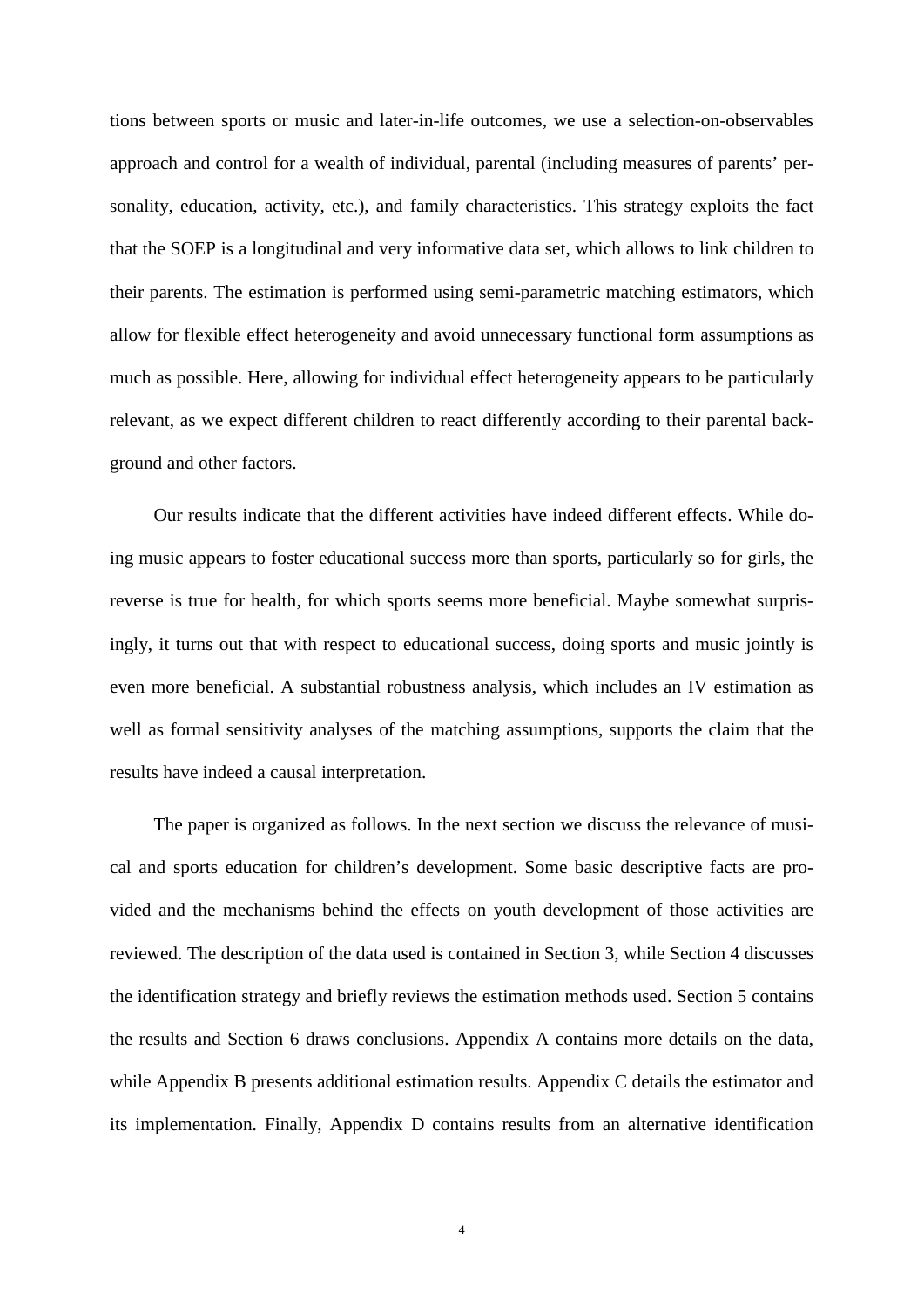tions between sports or music and later-in-life outcomes, we use a selection-on-observables approach and control for a wealth of individual, parental (including measures of parents' personality, education, activity, etc.), and family characteristics. This strategy exploits the fact that the SOEP is a longitudinal and very informative data set, which allows to link children to their parents. The estimation is performed using semi-parametric matching estimators, which allow for flexible effect heterogeneity and avoid unnecessary functional form assumptions as much as possible. Here, allowing for individual effect heterogeneity appears to be particularly relevant, as we expect different children to react differently according to their parental background and other factors.

Our results indicate that the different activities have indeed different effects. While doing music appears to foster educational success more than sports, particularly so for girls, the reverse is true for health, for which sports seems more beneficial. Maybe somewhat surprisingly, it turns out that with respect to educational success, doing sports and music jointly is even more beneficial. A substantial robustness analysis, which includes an IV estimation as well as formal sensitivity analyses of the matching assumptions, supports the claim that the results have indeed a causal interpretation.

The paper is organized as follows. In the next section we discuss the relevance of musical and sports education for children's development. Some basic descriptive facts are provided and the mechanisms behind the effects on youth development of those activities are reviewed. The description of the data used is contained in Section 3, while Section 4 discusses the identification strategy and briefly reviews the estimation methods used. Section 5 contains the results and Section 6 draws conclusions. Appendix A contains more details on the data, while Appendix B presents additional estimation results. Appendix C details the estimator and its implementation. Finally, Appendix D contains results from an alternative identification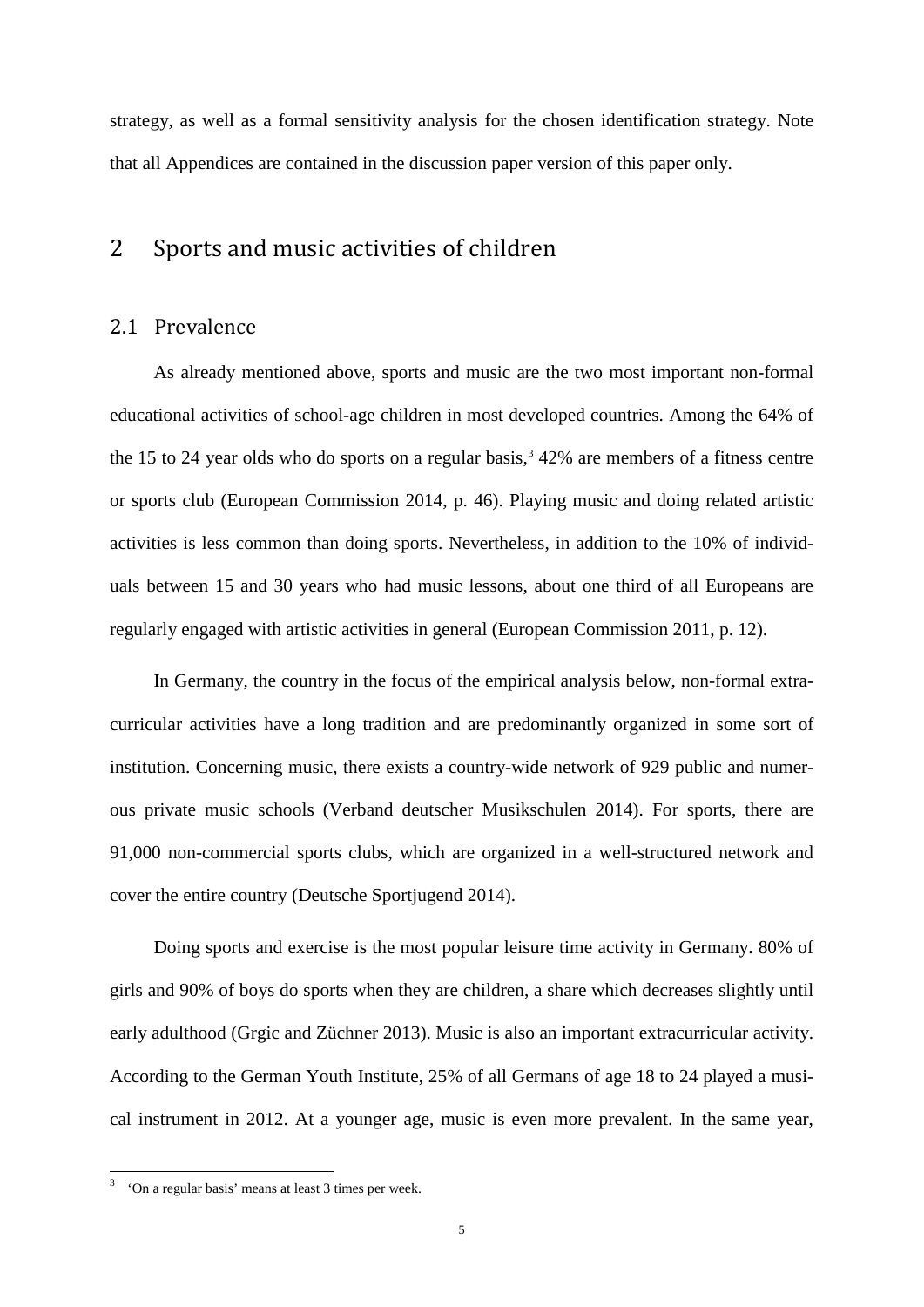strategy, as well as a formal sensitivity analysis for the chosen identification strategy. Note that all Appendices are contained in the discussion paper version of this paper only.

## 2 Sports and music activities of children

### 2.1 Prevalence

As already mentioned above, sports and music are the two most important non-formal educational activities of school-age children in most developed countries. Among the 64% of the 15 to 24 year olds who do sports on a regular basis,[3] 42% are members of a fitness centre or sports club (European Commission 2014, p. 46). Playing music and doing related artistic activities is less common than doing sports. Nevertheless, in addition to the 10% of individuals between 15 and 30 years who had music lessons, about one third of all Europeans are regularly engaged with artistic activities in general (European Commission 2011, p. 12).

In Germany, the country in the focus of the empirical analysis below, non-formal extracurricular activities have a long tradition and are predominantly organized in some sort of institution. Concerning music, there exists a country-wide network of 929 public and numerous private music schools (Verband deutscher Musikschulen 2014). For sports, there are 91,000 non-commercial sports clubs, which are organized in a well-structured network and cover the entire country (Deutsche Sportjugend 2014).

Doing sports and exercise is the most popular leisure time activity in Germany. 80% of girls and 90% of boys do sports when they are children, a share which decreases slightly until early adulthood (Grgic and Züchner 2013). Music is also an important extracurricular activity. According to the German Youth Institute, 25% of all Germans of age 18 to 24 played a musical instrument in 2012. At a younger age, music is even more prevalent. In the same year,

[3] 'On a regular basis' means at least 3 times per week.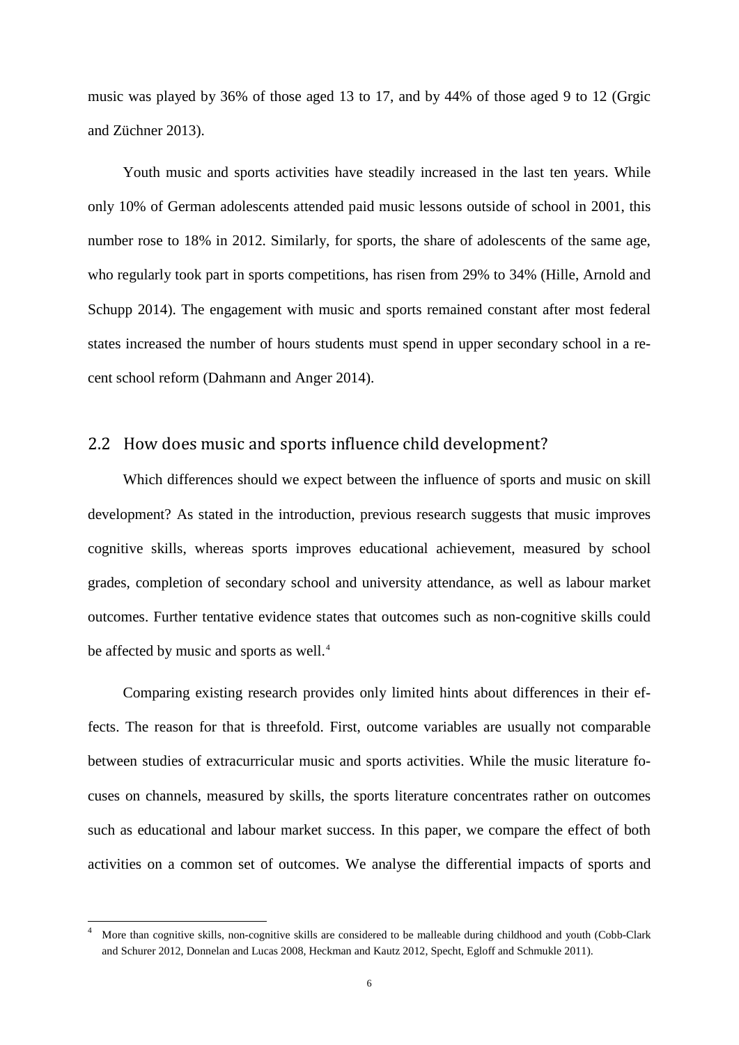music was played by 36% of those aged 13 to 17, and by 44% of those aged 9 to 12 (Grgic and Züchner 2013).

Youth music and sports activities have steadily increased in the last ten years. While only 10% of German adolescents attended paid music lessons outside of school in 2001, this number rose to 18% in 2012. Similarly, for sports, the share of adolescents of the same age, who regularly took part in sports competitions, has risen from 29% to 34% (Hille, Arnold and Schupp 2014). The engagement with music and sports remained constant after most federal states increased the number of hours students must spend in upper secondary school in a recent school reform (Dahmann and Anger 2014).

## 2.2 How does music and sports influence child development?

Which differences should we expect between the influence of sports and music on skill development? As stated in the introduction, previous research suggests that music improves cognitive skills, whereas sports improves educational achievement, measured by school grades, completion of secondary school and university attendance, as well as labour market outcomes. Further tentative evidence states that outcomes such as non-cognitive skills could be affected by music and sports as well.[4]

Comparing existing research provides only limited hints about differences in their effects. The reason for that is threefold. First, outcome variables are usually not comparable between studies of extracurricular music and sports activities. While the music literature focuses on channels, measured by skills, the sports literature concentrates rather on outcomes such as educational and labour market success. In this paper, we compare the effect of both activities on a common set of outcomes. We analyse the differential impacts of sports and

[4] More than cognitive skills, non-cognitive skills are considered to be malleable during childhood and youth (Cobb-Clark and Schurer 2012, Donnelan and Lucas 2008, Heckman and Kautz 2012, Specht, Egloff and Schmukle 2011).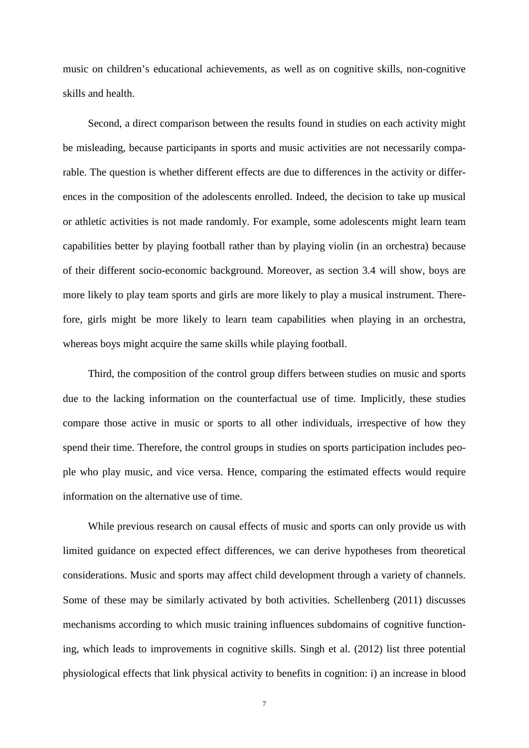music on children's educational achievements, as well as on cognitive skills, non-cognitive skills and health.

Second, a direct comparison between the results found in studies on each activity might be misleading, because participants in sports and music activities are not necessarily comparable. The question is whether different effects are due to differences in the activity or differences in the composition of the adolescents enrolled. Indeed, the decision to take up musical or athletic activities is not made randomly. For example, some adolescents might learn team capabilities better by playing football rather than by playing violin (in an orchestra) because of their different socio-economic background. Moreover, as section 3.4 will show, boys are more likely to play team sports and girls are more likely to play a musical instrument. Therefore, girls might be more likely to learn team capabilities when playing in an orchestra, whereas boys might acquire the same skills while playing football.

Third, the composition of the control group differs between studies on music and sports due to the lacking information on the counterfactual use of time. Implicitly, these studies compare those active in music or sports to all other individuals, irrespective of how they spend their time. Therefore, the control groups in studies on sports participation includes people who play music, and vice versa. Hence, comparing the estimated effects would require information on the alternative use of time.

While previous research on causal effects of music and sports can only provide us with limited guidance on expected effect differences, we can derive hypotheses from theoretical considerations. Music and sports may affect child development through a variety of channels. Some of these may be similarly activated by both activities. Schellenberg (2011) discusses mechanisms according to which music training influences subdomains of cognitive functioning, which leads to improvements in cognitive skills. Singh et al. (2012) list three potential physiological effects that link physical activity to benefits in cognition: i) an increase in blood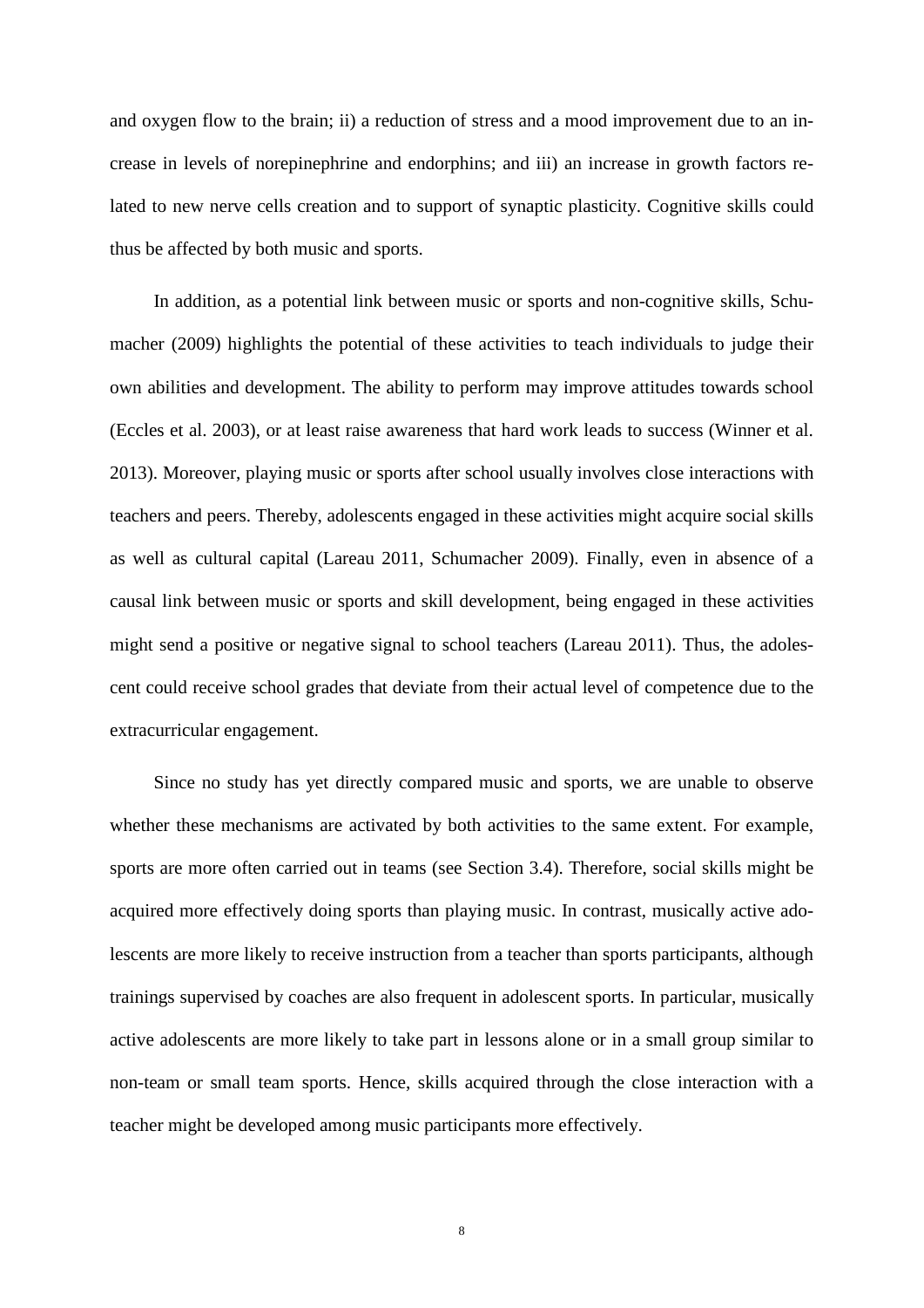and oxygen flow to the brain; ii) a reduction of stress and a mood improvement due to an increase in levels of norepinephrine and endorphins; and iii) an increase in growth factors related to new nerve cells creation and to support of synaptic plasticity. Cognitive skills could thus be affected by both music and sports.

In addition, as a potential link between music or sports and non-cognitive skills, Schumacher (2009) highlights the potential of these activities to teach individuals to judge their own abilities and development. The ability to perform may improve attitudes towards school (Eccles et al. 2003), or at least raise awareness that hard work leads to success (Winner et al. 2013). Moreover, playing music or sports after school usually involves close interactions with teachers and peers. Thereby, adolescents engaged in these activities might acquire social skills as well as cultural capital (Lareau 2011, Schumacher 2009). Finally, even in absence of a causal link between music or sports and skill development, being engaged in these activities might send a positive or negative signal to school teachers (Lareau 2011). Thus, the adolescent could receive school grades that deviate from their actual level of competence due to the extracurricular engagement.

Since no study has yet directly compared music and sports, we are unable to observe whether these mechanisms are activated by both activities to the same extent. For example, sports are more often carried out in teams (see Section 3.4). Therefore, social skills might be acquired more effectively doing sports than playing music. In contrast, musically active adolescents are more likely to receive instruction from a teacher than sports participants, although trainings supervised by coaches are also frequent in adolescent sports. In particular, musically active adolescents are more likely to take part in lessons alone or in a small group similar to non-team or small team sports. Hence, skills acquired through the close interaction with a teacher might be developed among music participants more effectively.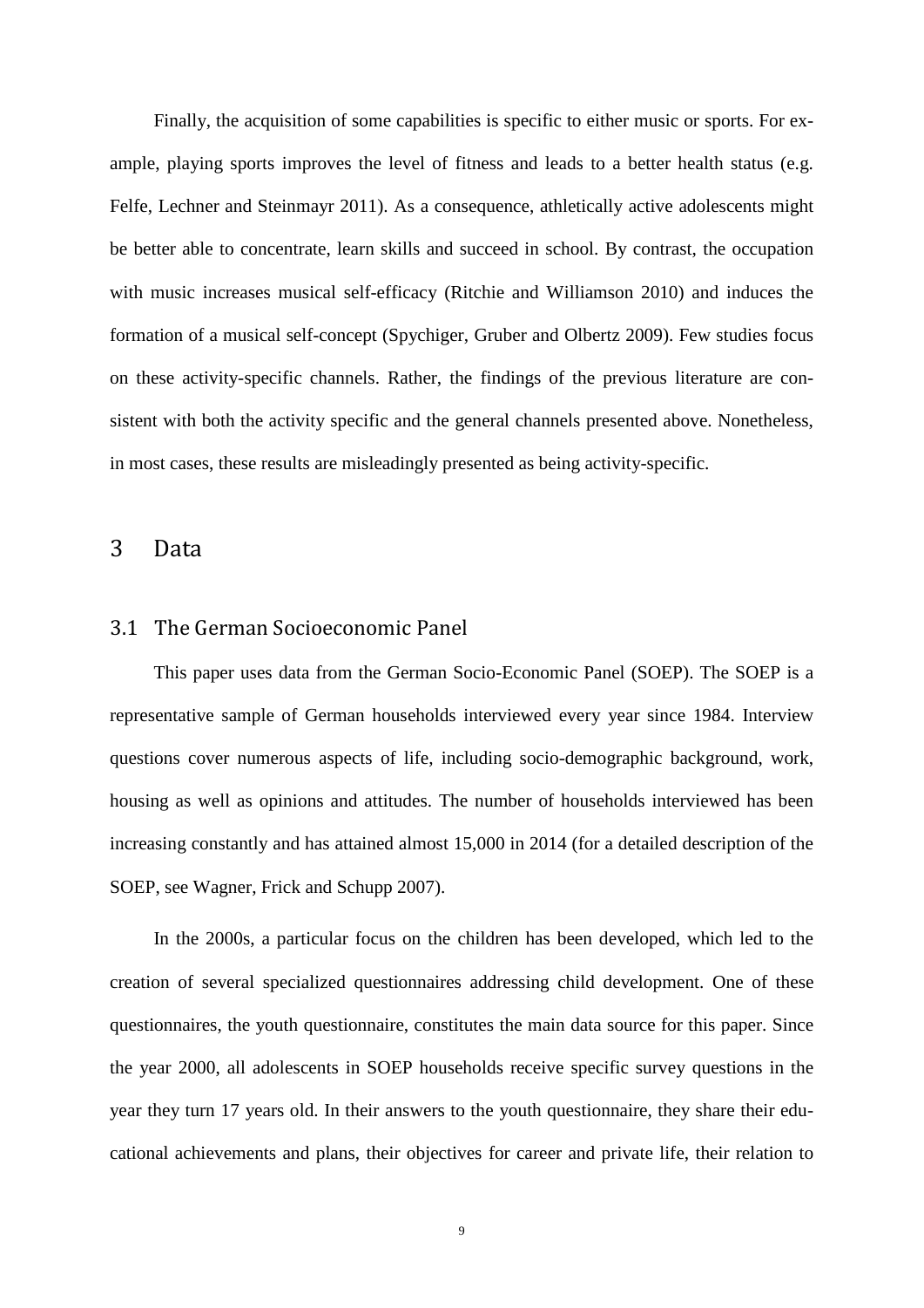Finally, the acquisition of some capabilities is specific to either music or sports. For example, playing sports improves the level of fitness and leads to a better health status (e.g. Felfe, Lechner and Steinmayr 2011). As a consequence, athletically active adolescents might be better able to concentrate, learn skills and succeed in school. By contrast, the occupation with music increases musical self-efficacy (Ritchie and Williamson 2010) and induces the formation of a musical self-concept (Spychiger, Gruber and Olbertz 2009). Few studies focus on these activity-specific channels. Rather, the findings of the previous literature are consistent with both the activity specific and the general channels presented above. Nonetheless, in most cases, these results are misleadingly presented as being activity-specific.

# 3 Data

## 3.1 The German Socioeconomic Panel

This paper uses data from the German Socio-Economic Panel (SOEP). The SOEP is a representative sample of German households interviewed every year since 1984. Interview questions cover numerous aspects of life, including socio-demographic background, work, housing as well as opinions and attitudes. The number of households interviewed has been increasing constantly and has attained almost 15,000 in 2014 (for a detailed description of the SOEP, see Wagner, Frick and Schupp 2007).

In the 2000s, a particular focus on the children has been developed, which led to the creation of several specialized questionnaires addressing child development. One of these questionnaires, the youth questionnaire, constitutes the main data source for this paper. Since the year 2000, all adolescents in SOEP households receive specific survey questions in the year they turn 17 years old. In their answers to the youth questionnaire, they share their educational achievements and plans, their objectives for career and private life, their relation to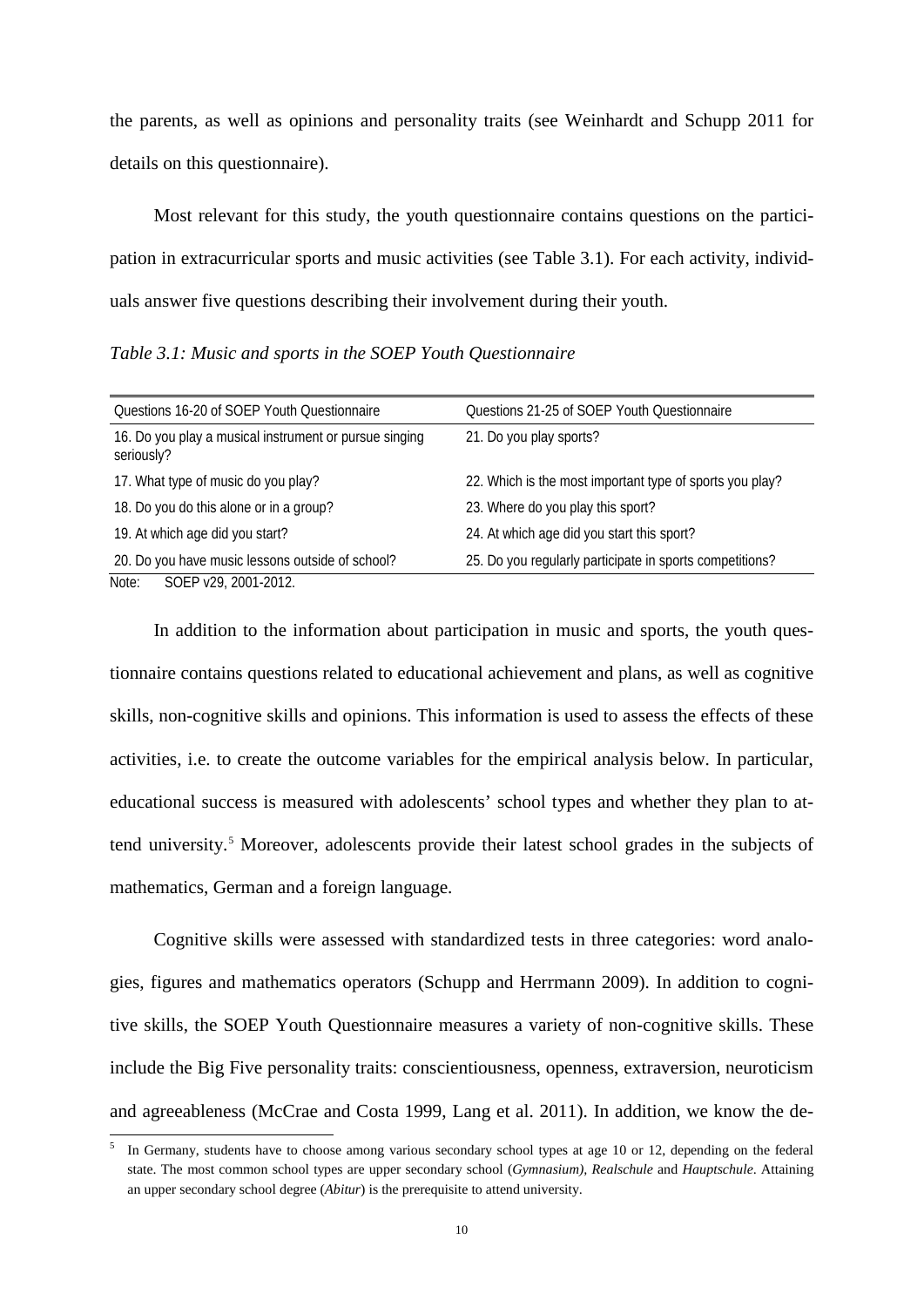the parents, as well as opinions and personality traits (see Weinhardt and Schupp 2011 for details on this questionnaire).

Most relevant for this study, the youth questionnaire contains questions on the participation in extracurricular sports and music activities (see Table 3.1). For each activity, individuals answer five questions describing their involvement during their youth.

*Table 3.1: Music and sports in the SOEP Youth Questionnaire*

| Questions 16-20 of SOEP Youth Questionnaire | Questions 21-25 of SOEP Youth Questionnaire |
|---|---|
| 16. Do you play a musical instrument or pursue singing seriously? | 21. Do you play sports? |
| 17. What type of music do you play? | 22. Which is the most important type of sports you play? |
| 18. Do you do this alone or in a group? | 23. Where do you play this sport? |
| 19. At which age did you start? | 24. At which age did you start this sport? |
| 20. Do you have music lessons outside of school? | 25. Do you regularly participate in sports competitions? |

Note: SOEP v29, 2001-2012.

In addition to the information about participation in music and sports, the youth questionnaire contains questions related to educational achievement and plans, as well as cognitive skills, non-cognitive skills and opinions. This information is used to assess the effects of these activities, i.e. to create the outcome variables for the empirical analysis below. In particular, educational success is measured with adolescents' school types and whether they plan to attend university.[5] Moreover, adolescents provide their latest school grades in the subjects of mathematics, German and a foreign language.

Cognitive skills were assessed with standardized tests in three categories: word analogies, figures and mathematics operators (Schupp and Herrmann 2009). In addition to cognitive skills, the SOEP Youth Questionnaire measures a variety of non-cognitive skills. These include the Big Five personality traits: conscientiousness, openness, extraversion, neuroticism and agreeableness (McCrae and Costa 1999, Lang et al. 2011). In addition, we know the de-

[5] In Germany, students have to choose among various secondary school types at age 10 or 12, depending on the federal state. The most common school types are upper secondary school (*Gymnasium), Realschule* and *Hauptschule*. Attaining an upper secondary school degree (*Abitur*) is the prerequisite to attend university.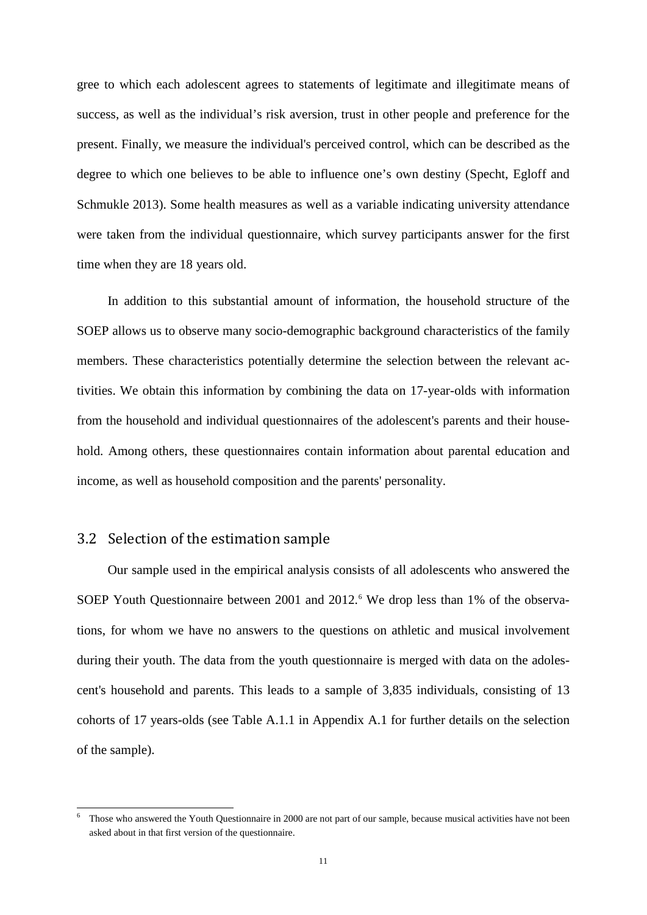gree to which each adolescent agrees to statements of legitimate and illegitimate means of success, as well as the individual's risk aversion, trust in other people and preference for the present. Finally, we measure the individual's perceived control, which can be described as the degree to which one believes to be able to influence one's own destiny (Specht, Egloff and Schmukle 2013). Some health measures as well as a variable indicating university attendance were taken from the individual questionnaire, which survey participants answer for the first time when they are 18 years old.

In addition to this substantial amount of information, the household structure of the SOEP allows us to observe many socio-demographic background characteristics of the family members. These characteristics potentially determine the selection between the relevant activities. We obtain this information by combining the data on 17-year-olds with information from the household and individual questionnaires of the adolescent's parents and their household. Among others, these questionnaires contain information about parental education and income, as well as household composition and the parents' personality.

## 3.2 Selection of the estimation sample

Our sample used in the empirical analysis consists of all adolescents who answered the SOEP Youth Questionnaire between 2001 and 2012.[6] We drop less than 1% of the observations, for whom we have no answers to the questions on athletic and musical involvement during their youth. The data from the youth questionnaire is merged with data on the adolescent's household and parents. This leads to a sample of 3,835 individuals, consisting of 13 cohorts of 17 years-olds (see Table A.1.1 in Appendix A.1 for further details on the selection of the sample).

[6] Those who answered the Youth Questionnaire in 2000 are not part of our sample, because musical activities have not been asked about in that first version of the questionnaire.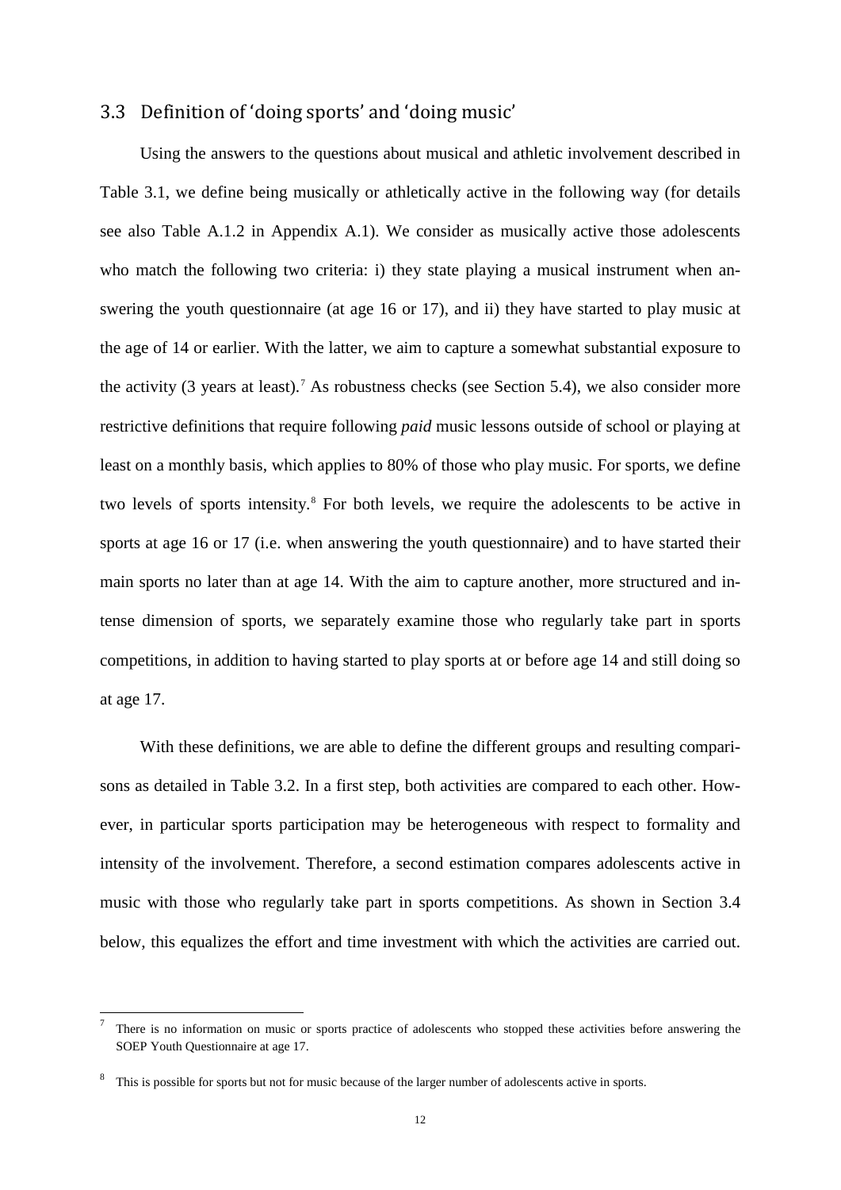## 3.3 Definition of 'doing sports' and 'doing music'

Using the answers to the questions about musical and athletic involvement described in Table 3.1, we define being musically or athletically active in the following way (for details see also Table A.1.2 in Appendix A.1). We consider as musically active those adolescents who match the following two criteria: i) they state playing a musical instrument when answering the youth questionnaire (at age 16 or 17), and ii) they have started to play music at the age of 14 or earlier. With the latter, we aim to capture a somewhat substantial exposure to the activity (3 years at least).[7] As robustness checks (see Section 5.4), we also consider more restrictive definitions that require following *paid* music lessons outside of school or playing at least on a monthly basis, which applies to 80% of those who play music. For sports, we define two levels of sports intensity.[8] For both levels, we require the adolescents to be active in sports at age 16 or 17 (i.e. when answering the youth questionnaire) and to have started their main sports no later than at age 14. With the aim to capture another, more structured and intense dimension of sports, we separately examine those who regularly take part in sports competitions, in addition to having started to play sports at or before age 14 and still doing so at age 17.

With these definitions, we are able to define the different groups and resulting comparisons as detailed in Table 3.2. In a first step, both activities are compared to each other. However, in particular sports participation may be heterogeneous with respect to formality and intensity of the involvement. Therefore, a second estimation compares adolescents active in music with those who regularly take part in sports competitions. As shown in Section 3.4 below, this equalizes the effort and time investment with which the activities are carried out.

[7] There is no information on music or sports practice of adolescents who stopped these activities before answering the SOEP Youth Questionnaire at age 17.

[8] This is possible for sports but not for music because of the larger number of adolescents active in sports.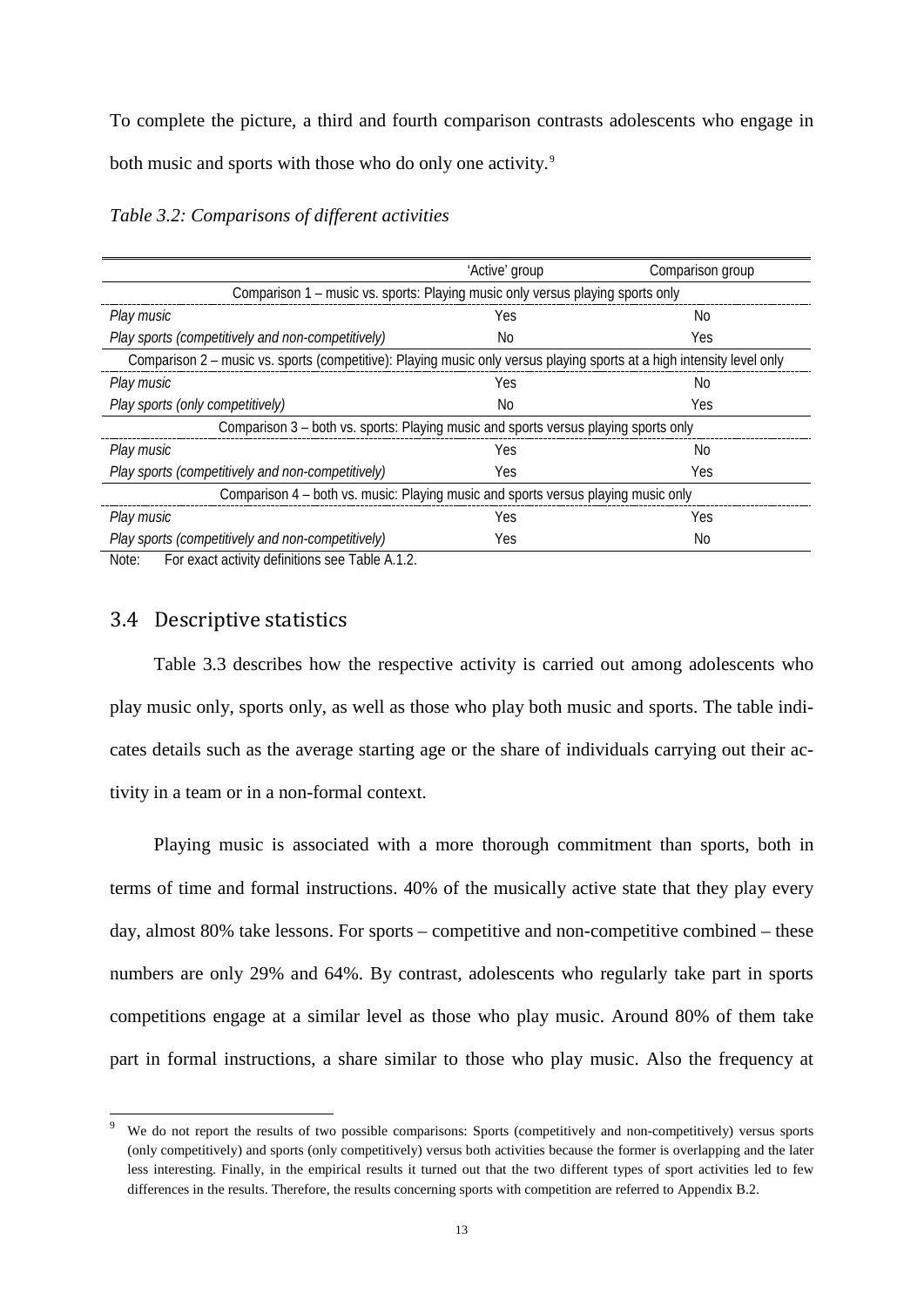To complete the picture, a third and fourth comparison contrasts adolescents who engage in both music and sports with those who do only one activity.[9]

*Table 3.2: Comparisons of different activities*

| | 'Active' group | Comparison group |
|---|---|---|
| Comparison 1 – music vs. sports: Playing music only versus playing sports only | | |
| *Play music* | Yes | No |
| *Play sports (competitively and non-competitively)* | No | Yes |
| Comparison 2 – music vs. sports (competitive): Playing music only versus playing sports at a high intensity level only | | |
| *Play music* | Yes | No |
| *Play sports (only competitively)* | No | Yes |
| Comparison 3 – both vs. sports: Playing music and sports versus playing sports only | | |
| *Play music* | Yes | No |
| *Play sports (competitively and non-competitively)* | Yes | Yes |
| Comparison 4 – both vs. music: Playing music and sports versus playing music only | | |
| *Play music* | Yes | Yes |
| *Play sports (competitively and non-competitively)* | Yes | No |

Note: For exact activity definitions see Table A.1.2.

## 3.4 Descriptive statistics

Table 3.3 describes how the respective activity is carried out among adolescents who play music only, sports only, as well as those who play both music and sports. The table indicates details such as the average starting age or the share of individuals carrying out their activity in a team or in a non-formal context.

Playing music is associated with a more thorough commitment than sports, both in terms of time and formal instructions. 40% of the musically active state that they play every day, almost 80% take lessons. For sports – competitive and non-competitive combined – these numbers are only 29% and 64%. By contrast, adolescents who regularly take part in sports competitions engage at a similar level as those who play music. Around 80% of them take part in formal instructions, a share similar to those who play music. Also the frequency at

[9] We do not report the results of two possible comparisons: Sports (competitively and non-competitively) versus sports (only competitively) and sports (only competitively) versus both activities because the former is overlapping and the later less interesting. Finally, in the empirical results it turned out that the two different types of sport activities led to few differences in the results. Therefore, the results concerning sports with competition are referred to Appendix B.2.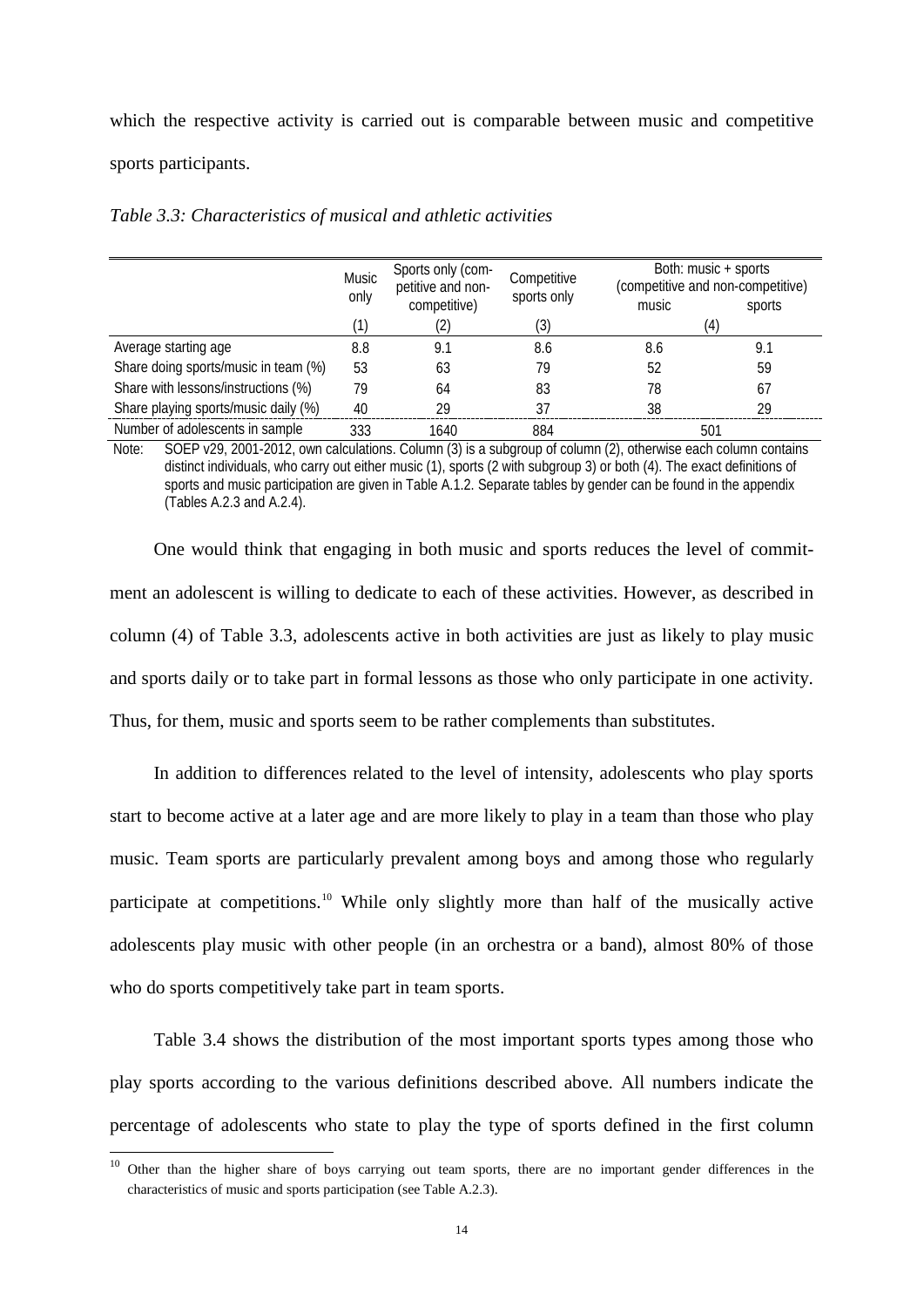which the respective activity is carried out is comparable between music and competitive sports participants.

*Table 3.3: Characteristics of musical and athletic activities*

| | Music only | Sports only (competitive and non-competitive) | Competitive sports only | Both: music + sports (competitive and non-competitive) | |
|---|---|---|---|---|---|
| | | | | music | sports |
| | (1) | (2) | (3) | (4) | |
| Average starting age | 8.8 | 9.1 | 8.6 | 8.6 | 9.1 |
| Share doing sports/music in team (%) | 53 | 63 | 79 | 52 | 59 |
| Share with lessons/instructions (%) | 79 | 64 | 83 | 78 | 67 |
| Share playing sports/music daily (%) | 40 | 29 | 37 | 38 | 29 |
| Number of adolescents in sample | 333 | 1640 | 884 | 501 | |

Note: SOEP v29, 2001-2012, own calculations. Column (3) is a subgroup of column (2), otherwise each column contains distinct individuals, who carry out either music (1), sports (2 with subgroup 3) or both (4). The exact definitions of sports and music participation are given in Table A.1.2. Separate tables by gender can be found in the appendix (Tables A.2.3 and A.2.4).

One would think that engaging in both music and sports reduces the level of commitment an adolescent is willing to dedicate to each of these activities. However, as described in column (4) of Table 3.3, adolescents active in both activities are just as likely to play music and sports daily or to take part in formal lessons as those who only participate in one activity. Thus, for them, music and sports seem to be rather complements than substitutes.

In addition to differences related to the level of intensity, adolescents who play sports start to become active at a later age and are more likely to play in a team than those who play music. Team sports are particularly prevalent among boys and among those who regularly participate at competitions.[10] While only slightly more than half of the musically active adolescents play music with other people (in an orchestra or a band), almost 80% of those who do sports competitively take part in team sports.

Table 3.4 shows the distribution of the most important sports types among those who play sports according to the various definitions described above. All numbers indicate the percentage of adolescents who state to play the type of sports defined in the first column

[10] Other than the higher share of boys carrying out team sports, there are no important gender differences in the characteristics of music and sports participation (see Table A.2.3).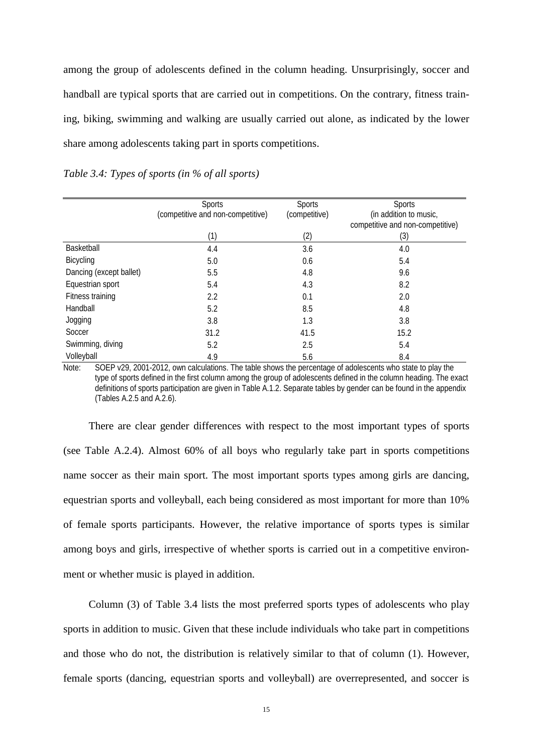among the group of adolescents defined in the column heading. Unsurprisingly, soccer and handball are typical sports that are carried out in competitions. On the contrary, fitness training, biking, swimming and walking are usually carried out alone, as indicated by the lower share among adolescents taking part in sports competitions.

*Table 3.4: Types of sports (in % of all sports)*

| | Sports (competitive and non-competitive) | Sports (competitive) | Sports (in addition to music, competitive and non-competitive) |
|---|---|---|---|
| | (1) | (2) | (3) |
| Basketball | 4.4 | 3.6 | 4.0 |
| Bicycling | 5.0 | 0.6 | 5.4 |
| Dancing (except ballet) | 5.5 | 4.8 | 9.6 |
| Equestrian sport | 5.4 | 4.3 | 8.2 |
| Fitness training | 2.2 | 0.1 | 2.0 |
| Handball | 5.2 | 8.5 | 4.8 |
| Jogging | 3.8 | 1.3 | 3.8 |
| Soccer | 31.2 | 41.5 | 15.2 |
| Swimming, diving | 5.2 | 2.5 | 5.4 |
| Volleyball | 4.9 | 5.6 | 8.4 |

Note: SOEP v29, 2001-2012, own calculations. The table shows the percentage of adolescents who state to play the type of sports defined in the first column among the group of adolescents defined in the column heading. The exact definitions of sports participation are given in Table A.1.2. Separate tables by gender can be found in the appendix (Tables A.2.5 and A.2.6).

There are clear gender differences with respect to the most important types of sports (see Table A.2.4). Almost 60% of all boys who regularly take part in sports competitions name soccer as their main sport. The most important sports types among girls are dancing, equestrian sports and volleyball, each being considered as most important for more than 10% of female sports participants. However, the relative importance of sports types is similar among boys and girls, irrespective of whether sports is carried out in a competitive environment or whether music is played in addition.

Column (3) of Table 3.4 lists the most preferred sports types of adolescents who play sports in addition to music. Given that these include individuals who take part in competitions and those who do not, the distribution is relatively similar to that of column (1). However, female sports (dancing, equestrian sports and volleyball) are overrepresented, and soccer is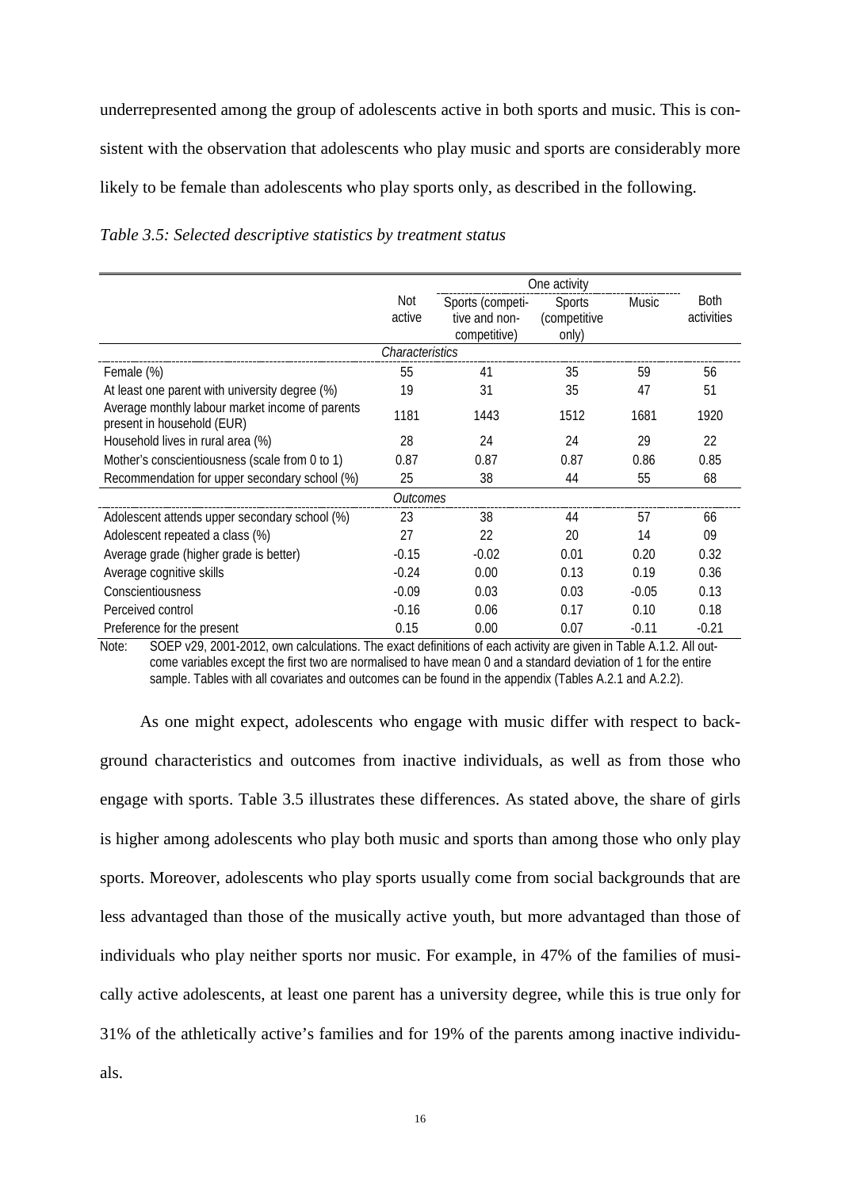underrepresented among the group of adolescents active in both sports and music. This is consistent with the observation that adolescents who play music and sports are considerably more likely to be female than adolescents who play sports only, as described in the following.

*Table 3.5: Selected descriptive statistics by treatment status*

| | Not active | One activity | | | Both activities |
|---|---|---|---|---|---|
| | | Sports (competitive and non-competitive) | Sports (competitive only) | Music | |
| *Characteristics* | | | | | |
| Female (%) | 55 | 41 | 35 | 59 | 56 |
| At least one parent with university degree (%) | 19 | 31 | 35 | 47 | 51 |
| Average monthly labour market income of parents present in household (EUR) | 1181 | 1443 | 1512 | 1681 | 1920 |
| Household lives in rural area (%) | 28 | 24 | 24 | 29 | 22 |
| Mother's conscientiousness (scale from 0 to 1) | 0.87 | 0.87 | 0.87 | 0.86 | 0.85 |
| Recommendation for upper secondary school (%) | 25 | 38 | 44 | 55 | 68 |
| *Outcomes* | | | | | |
| Adolescent attends upper secondary school (%) | 23 | 38 | 44 | 57 | 66 |
| Adolescent repeated a class (%) | 27 | 22 | 20 | 14 | 09 |
| Average grade (higher grade is better) | -0.15 | -0.02 | 0.01 | 0.20 | 0.32 |
| Average cognitive skills | -0.24 | 0.00 | 0.13 | 0.19 | 0.36 |
| Conscientiousness | -0.09 | 0.03 | 0.03 | -0.05 | 0.13 |
| Perceived control | -0.16 | 0.06 | 0.17 | 0.10 | 0.18 |
| Preference for the present | 0.15 | 0.00 | 0.07 | -0.11 | -0.21 |

Note: SOEP v29, 2001-2012, own calculations. The exact definitions of each activity are given in Table A.1.2. All outcome variables except the first two are normalised to have mean 0 and a standard deviation of 1 for the entire sample. Tables with all covariates and outcomes can be found in the appendix (Tables A.2.1 and A.2.2).

As one might expect, adolescents who engage with music differ with respect to background characteristics and outcomes from inactive individuals, as well as from those who engage with sports. Table 3.5 illustrates these differences. As stated above, the share of girls is higher among adolescents who play both music and sports than among those who only play sports. Moreover, adolescents who play sports usually come from social backgrounds that are less advantaged than those of the musically active youth, but more advantaged than those of individuals who play neither sports nor music. For example, in 47% of the families of musically active adolescents, at least one parent has a university degree, while this is true only for 31% of the athletically active's families and for 19% of the parents among inactive individuals.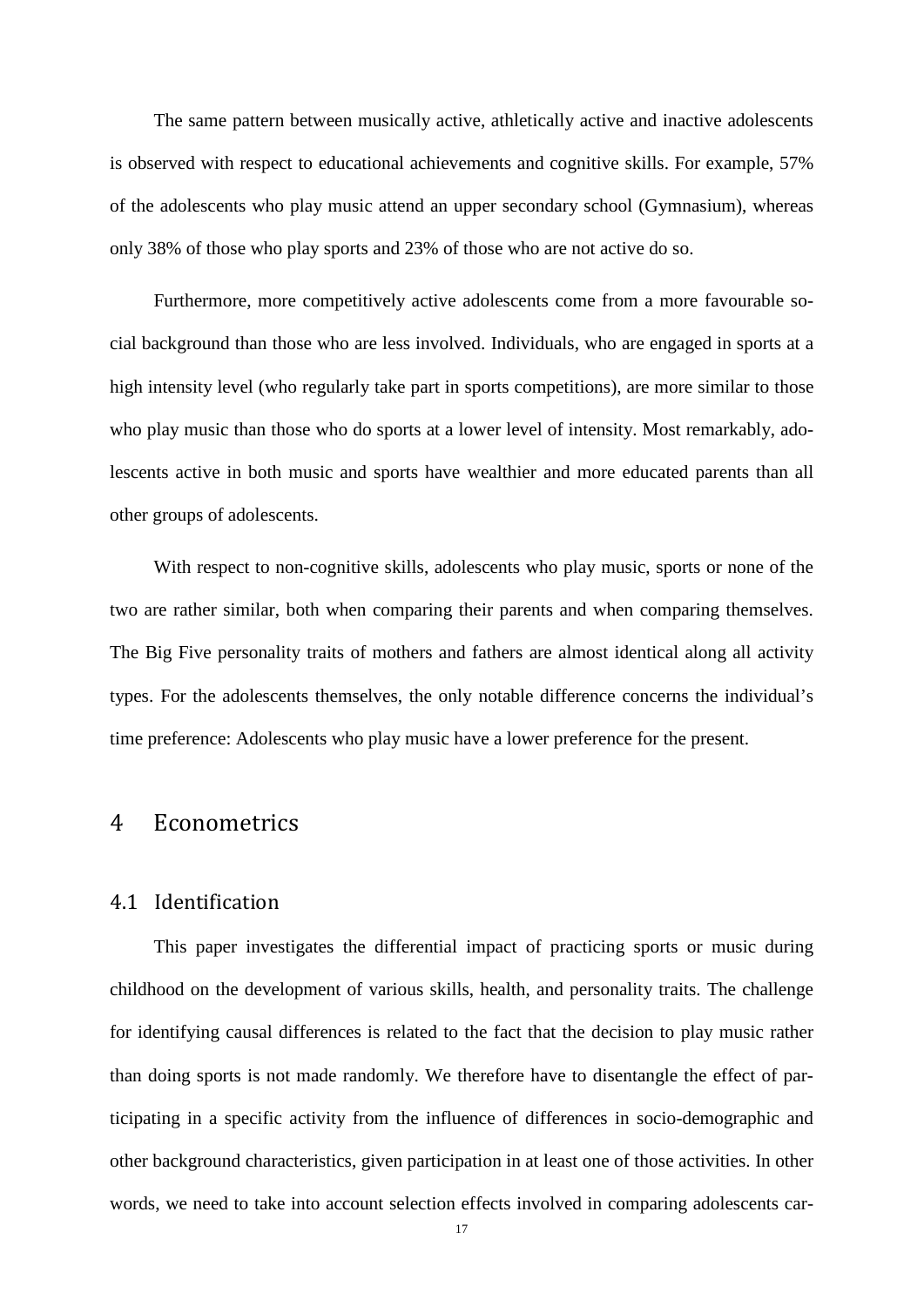The same pattern between musically active, athletically active and inactive adolescents is observed with respect to educational achievements and cognitive skills. For example, 57% of the adolescents who play music attend an upper secondary school (Gymnasium), whereas only 38% of those who play sports and 23% of those who are not active do so.

Furthermore, more competitively active adolescents come from a more favourable social background than those who are less involved. Individuals, who are engaged in sports at a high intensity level (who regularly take part in sports competitions), are more similar to those who play music than those who do sports at a lower level of intensity. Most remarkably, adolescents active in both music and sports have wealthier and more educated parents than all other groups of adolescents.

With respect to non-cognitive skills, adolescents who play music, sports or none of the two are rather similar, both when comparing their parents and when comparing themselves. The Big Five personality traits of mothers and fathers are almost identical along all activity types. For the adolescents themselves, the only notable difference concerns the individual's time preference: Adolescents who play music have a lower preference for the present.

# 4 Econometrics

## 4.1 Identification

This paper investigates the differential impact of practicing sports or music during childhood on the development of various skills, health, and personality traits. The challenge for identifying causal differences is related to the fact that the decision to play music rather than doing sports is not made randomly. We therefore have to disentangle the effect of participating in a specific activity from the influence of differences in socio-demographic and other background characteristics, given participation in at least one of those activities. In other words, we need to take into account selection effects involved in comparing adolescents car-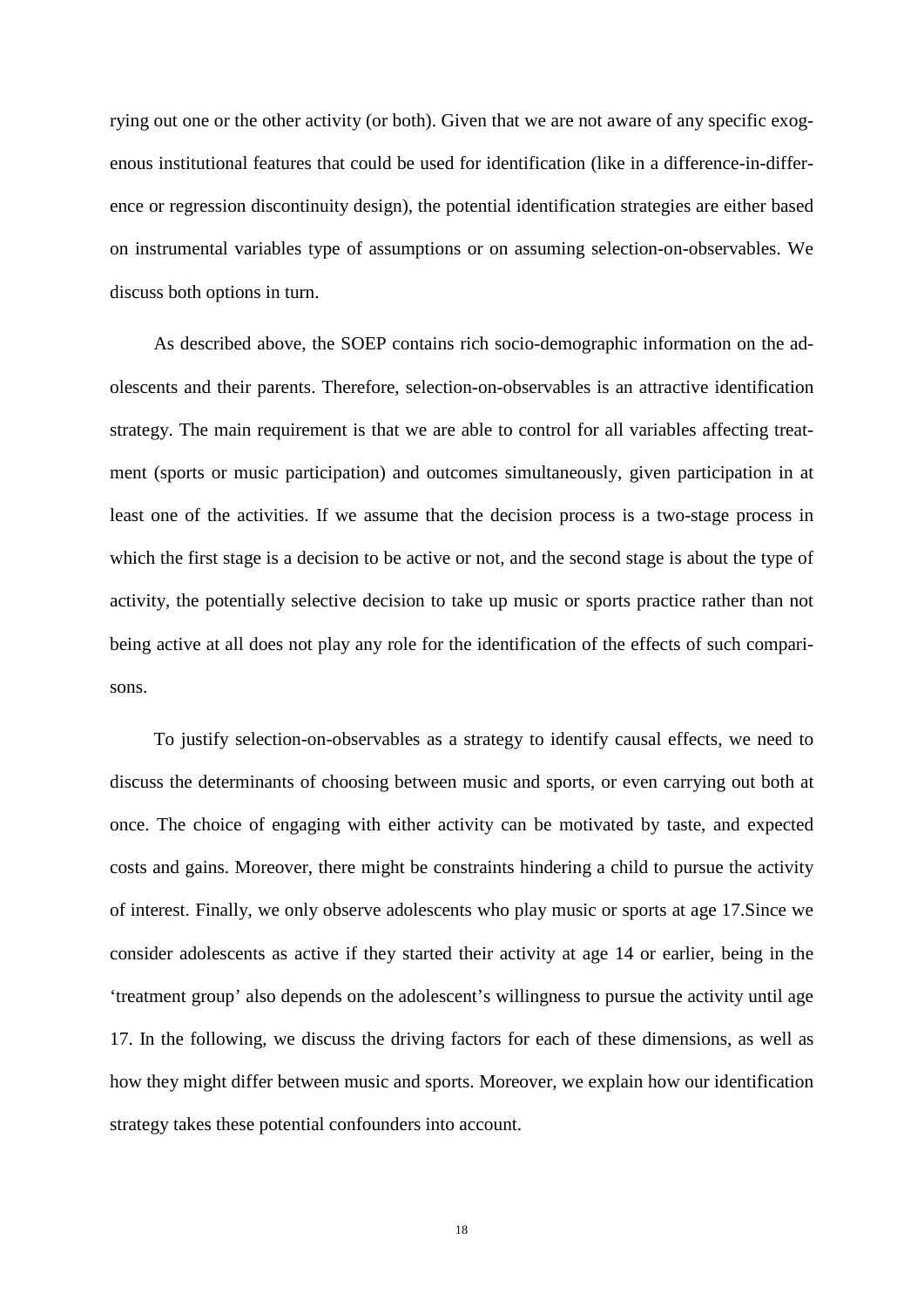rying out one or the other activity (or both). Given that we are not aware of any specific exogenous institutional features that could be used for identification (like in a difference-in-difference or regression discontinuity design), the potential identification strategies are either based on instrumental variables type of assumptions or on assuming selection-on-observables. We discuss both options in turn.

As described above, the SOEP contains rich socio-demographic information on the adolescents and their parents. Therefore, selection-on-observables is an attractive identification strategy. The main requirement is that we are able to control for all variables affecting treatment (sports or music participation) and outcomes simultaneously, given participation in at least one of the activities. If we assume that the decision process is a two-stage process in which the first stage is a decision to be active or not, and the second stage is about the type of activity, the potentially selective decision to take up music or sports practice rather than not being active at all does not play any role for the identification of the effects of such comparisons.

To justify selection-on-observables as a strategy to identify causal effects, we need to discuss the determinants of choosing between music and sports, or even carrying out both at once. The choice of engaging with either activity can be motivated by taste, and expected costs and gains. Moreover, there might be constraints hindering a child to pursue the activity of interest. Finally, we only observe adolescents who play music or sports at age 17.Since we consider adolescents as active if they started their activity at age 14 or earlier, being in the 'treatment group' also depends on the adolescent's willingness to pursue the activity until age 17. In the following, we discuss the driving factors for each of these dimensions, as well as how they might differ between music and sports. Moreover, we explain how our identification strategy takes these potential confounders into account.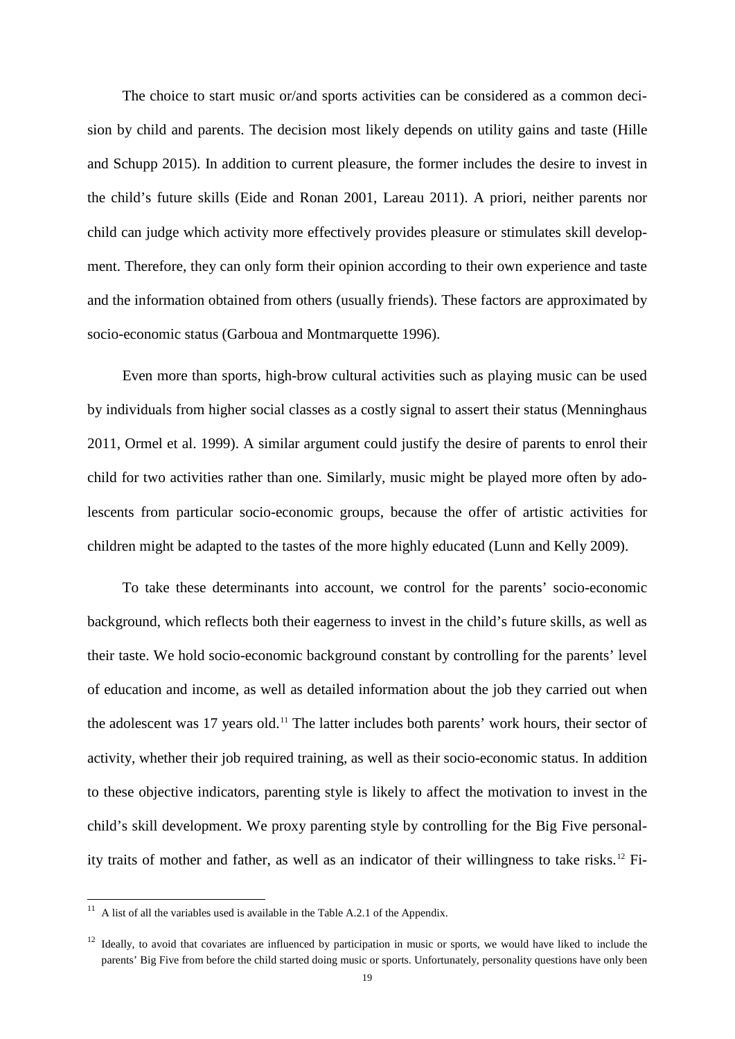The choice to start music or/and sports activities can be considered as a common decision by child and parents. The decision most likely depends on utility gains and taste (Hille and Schupp 2015). In addition to current pleasure, the former includes the desire to invest in the child's future skills (Eide and Ronan 2001, Lareau 2011). A priori, neither parents nor child can judge which activity more effectively provides pleasure or stimulates skill development. Therefore, they can only form their opinion according to their own experience and taste and the information obtained from others (usually friends). These factors are approximated by socio-economic status (Garboua and Montmarquette 1996).

Even more than sports, high-brow cultural activities such as playing music can be used by individuals from higher social classes as a costly signal to assert their status (Menninghaus 2011, Ormel et al. 1999). A similar argument could justify the desire of parents to enrol their child for two activities rather than one. Similarly, music might be played more often by adolescents from particular socio-economic groups, because the offer of artistic activities for children might be adapted to the tastes of the more highly educated (Lunn and Kelly 2009).

To take these determinants into account, we control for the parents' socio-economic background, which reflects both their eagerness to invest in the child's future skills, as well as their taste. We hold socio-economic background constant by controlling for the parents' level of education and income, as well as detailed information about the job they carried out when the adolescent was 17 years old.[11] The latter includes both parents' work hours, their sector of activity, whether their job required training, as well as their socio-economic status. In addition to these objective indicators, parenting style is likely to affect the motivation to invest in the child's skill development. We proxy parenting style by controlling for the Big Five personality traits of mother and father, as well as an indicator of their willingness to take risks.[12] Fi-

[11] A list of all the variables used is available in the Table A.2.1 of the Appendix.

[12] Ideally, to avoid that covariates are influenced by participation in music or sports, we would have liked to include the parents' Big Five from before the child started doing music or sports. Unfortunately, personality questions have only been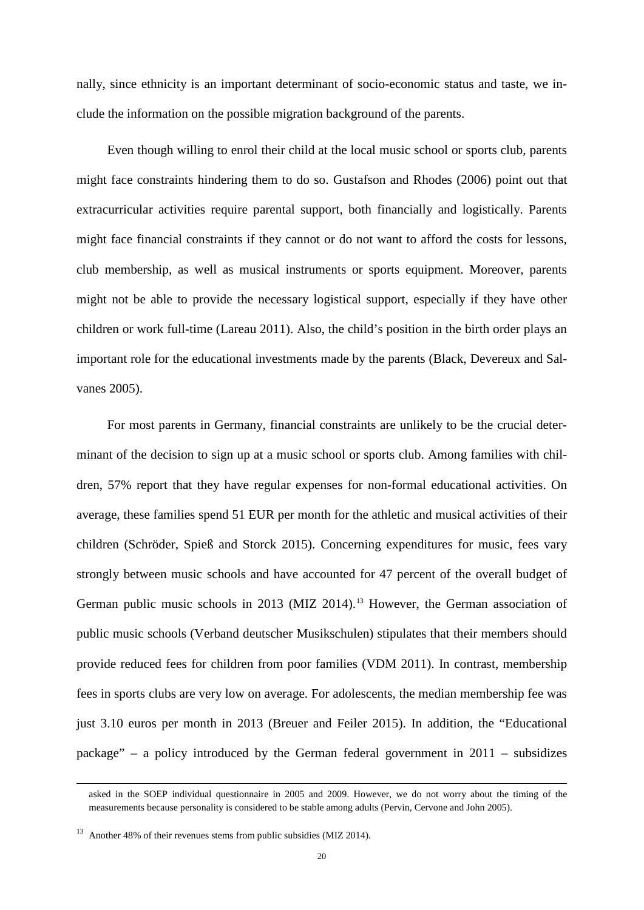nally, since ethnicity is an important determinant of socio-economic status and taste, we include the information on the possible migration background of the parents.

Even though willing to enrol their child at the local music school or sports club, parents might face constraints hindering them to do so. Gustafson and Rhodes (2006) point out that extracurricular activities require parental support, both financially and logistically. Parents might face financial constraints if they cannot or do not want to afford the costs for lessons, club membership, as well as musical instruments or sports equipment. Moreover, parents might not be able to provide the necessary logistical support, especially if they have other children or work full-time (Lareau 2011). Also, the child's position in the birth order plays an important role for the educational investments made by the parents (Black, Devereux and Salvanes 2005).

For most parents in Germany, financial constraints are unlikely to be the crucial determinant of the decision to sign up at a music school or sports club. Among families with children, 57% report that they have regular expenses for non-formal educational activities. On average, these families spend 51 EUR per month for the athletic and musical activities of their children (Schröder, Spieß and Storck 2015). Concerning expenditures for music, fees vary strongly between music schools and have accounted for 47 percent of the overall budget of German public music schools in 2013 (MIZ 2014).[13] However, the German association of public music schools (Verband deutscher Musikschulen) stipulates that their members should provide reduced fees for children from poor families (VDM 2011). In contrast, membership fees in sports clubs are very low on average. For adolescents, the median membership fee was just 3.10 euros per month in 2013 (Breuer and Feiler 2015). In addition, the "Educational package" – a policy introduced by the German federal government in 2011 – subsidizes

asked in the SOEP individual questionnaire in 2005 and 2009. However, we do not worry about the timing of the measurements because personality is considered to be stable among adults (Pervin, Cervone and John 2005).

[13] Another 48% of their revenues stems from public subsidies (MIZ 2014).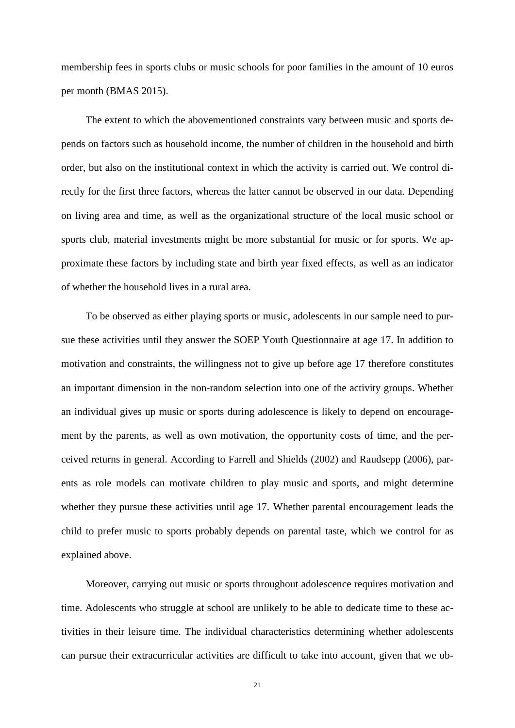membership fees in sports clubs or music schools for poor families in the amount of 10 euros per month (BMAS 2015).

The extent to which the abovementioned constraints vary between music and sports depends on factors such as household income, the number of children in the household and birth order, but also on the institutional context in which the activity is carried out. We control directly for the first three factors, whereas the latter cannot be observed in our data. Depending on living area and time, as well as the organizational structure of the local music school or sports club, material investments might be more substantial for music or for sports. We approximate these factors by including state and birth year fixed effects, as well as an indicator of whether the household lives in a rural area.

To be observed as either playing sports or music, adolescents in our sample need to pursue these activities until they answer the SOEP Youth Questionnaire at age 17. In addition to motivation and constraints, the willingness not to give up before age 17 therefore constitutes an important dimension in the non-random selection into one of the activity groups. Whether an individual gives up music or sports during adolescence is likely to depend on encouragement by the parents, as well as own motivation, the opportunity costs of time, and the perceived returns in general. According to Farrell and Shields (2002) and Raudsepp (2006), parents as role models can motivate children to play music and sports, and might determine whether they pursue these activities until age 17. Whether parental encouragement leads the child to prefer music to sports probably depends on parental taste, which we control for as explained above.

Moreover, carrying out music or sports throughout adolescence requires motivation and time. Adolescents who struggle at school are unlikely to be able to dedicate time to these activities in their leisure time. The individual characteristics determining whether adolescents can pursue their extracurricular activities are difficult to take into account, given that we ob-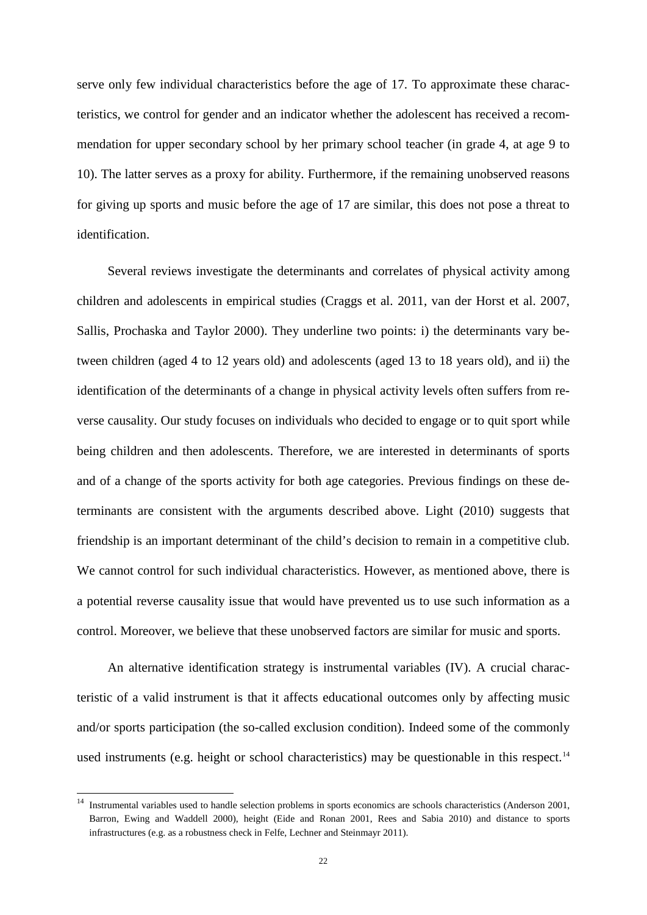serve only few individual characteristics before the age of 17. To approximate these characteristics, we control for gender and an indicator whether the adolescent has received a recommendation for upper secondary school by her primary school teacher (in grade 4, at age 9 to 10). The latter serves as a proxy for ability. Furthermore, if the remaining unobserved reasons for giving up sports and music before the age of 17 are similar, this does not pose a threat to identification.

Several reviews investigate the determinants and correlates of physical activity among children and adolescents in empirical studies (Craggs et al. 2011, van der Horst et al. 2007, Sallis, Prochaska and Taylor 2000). They underline two points: i) the determinants vary between children (aged 4 to 12 years old) and adolescents (aged 13 to 18 years old), and ii) the identification of the determinants of a change in physical activity levels often suffers from reverse causality. Our study focuses on individuals who decided to engage or to quit sport while being children and then adolescents. Therefore, we are interested in determinants of sports and of a change of the sports activity for both age categories. Previous findings on these determinants are consistent with the arguments described above. Light (2010) suggests that friendship is an important determinant of the child's decision to remain in a competitive club. We cannot control for such individual characteristics. However, as mentioned above, there is a potential reverse causality issue that would have prevented us to use such information as a control. Moreover, we believe that these unobserved factors are similar for music and sports.

An alternative identification strategy is instrumental variables (IV). A crucial characteristic of a valid instrument is that it affects educational outcomes only by affecting music and/or sports participation (the so-called exclusion condition). Indeed some of the commonly used instruments (e.g. height or school characteristics) may be questionable in this respect.[14]

[14] Instrumental variables used to handle selection problems in sports economics are schools characteristics (Anderson 2001, Barron, Ewing and Waddell 2000), height (Eide and Ronan 2001, Rees and Sabia 2010) and distance to sports infrastructures (e.g. as a robustness check in Felfe, Lechner and Steinmayr 2011).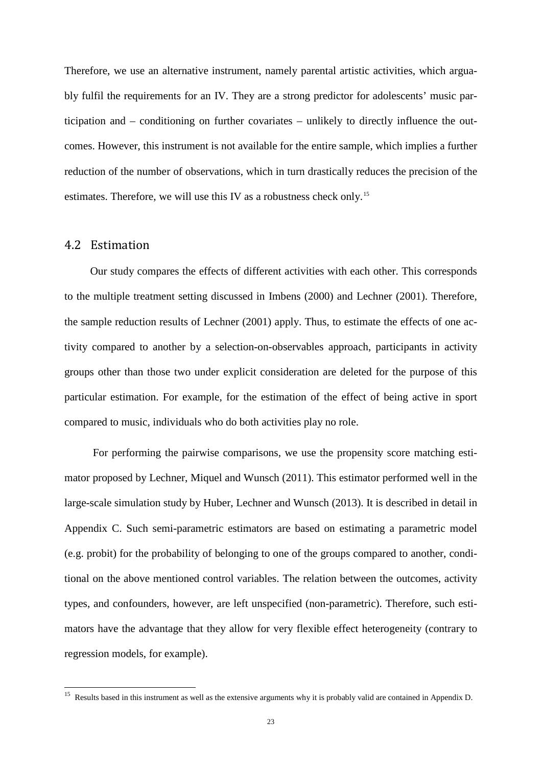Therefore, we use an alternative instrument, namely parental artistic activities, which arguably fulfil the requirements for an IV. They are a strong predictor for adolescents' music participation and – conditioning on further covariates – unlikely to directly influence the outcomes. However, this instrument is not available for the entire sample, which implies a further reduction of the number of observations, which in turn drastically reduces the precision of the estimates. Therefore, we will use this IV as a robustness check only.[15]

## 4.2 Estimation

Our study compares the effects of different activities with each other. This corresponds to the multiple treatment setting discussed in Imbens (2000) and Lechner (2001). Therefore, the sample reduction results of Lechner (2001) apply. Thus, to estimate the effects of one activity compared to another by a selection-on-observables approach, participants in activity groups other than those two under explicit consideration are deleted for the purpose of this particular estimation. For example, for the estimation of the effect of being active in sport compared to music, individuals who do both activities play no role.

For performing the pairwise comparisons, we use the propensity score matching estimator proposed by Lechner, Miquel and Wunsch (2011). This estimator performed well in the large-scale simulation study by Huber, Lechner and Wunsch (2013). It is described in detail in Appendix C. Such semi-parametric estimators are based on estimating a parametric model (e.g. probit) for the probability of belonging to one of the groups compared to another, conditional on the above mentioned control variables. The relation between the outcomes, activity types, and confounders, however, are left unspecified (non-parametric). Therefore, such estimators have the advantage that they allow for very flexible effect heterogeneity (contrary to regression models, for example).

---

[15] Results based in this instrument as well as the extensive arguments why it is probably valid are contained in Appendix D.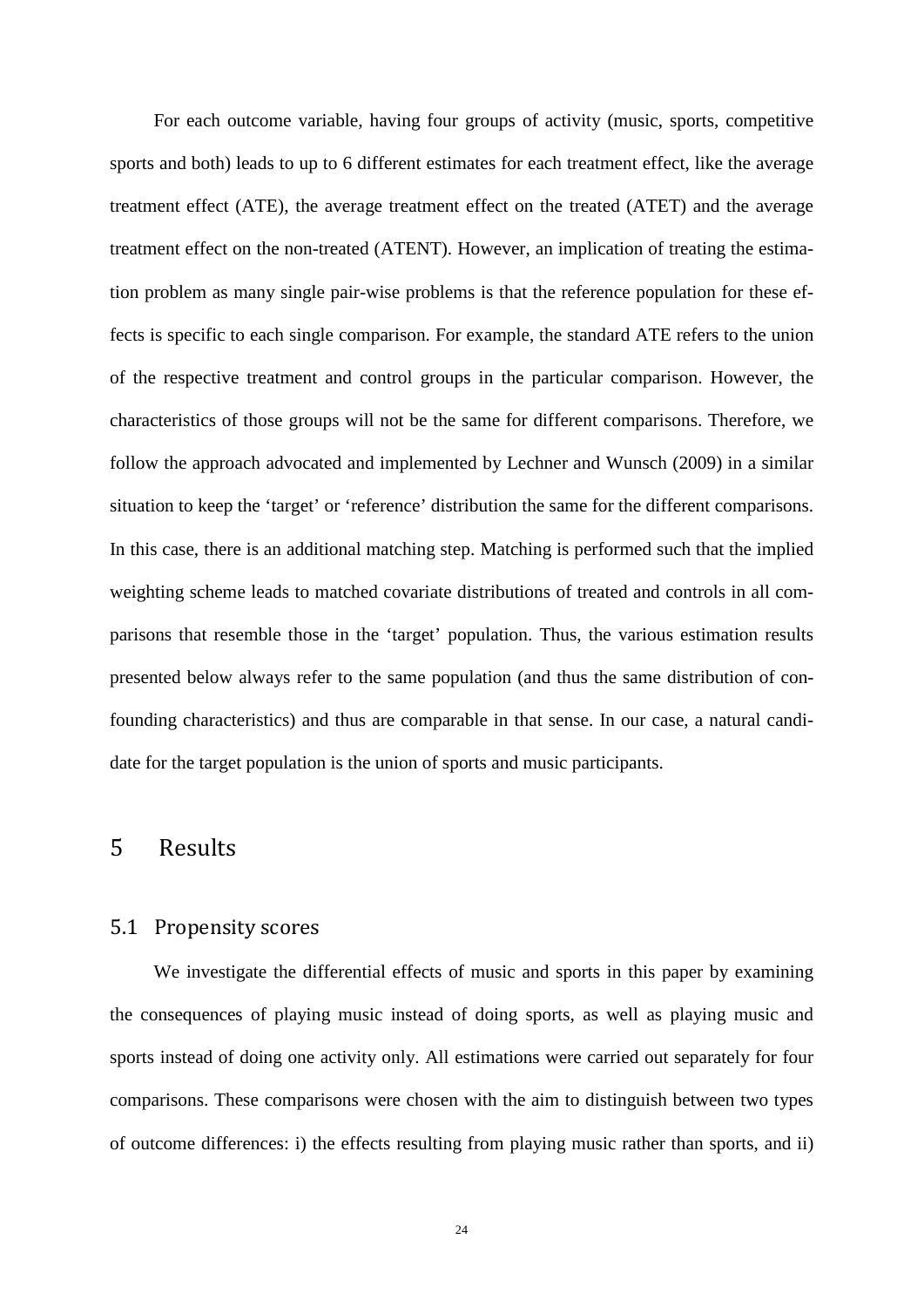For each outcome variable, having four groups of activity (music, sports, competitive sports and both) leads to up to 6 different estimates for each treatment effect, like the average treatment effect (ATE), the average treatment effect on the treated (ATET) and the average treatment effect on the non-treated (ATENT). However, an implication of treating the estimation problem as many single pair-wise problems is that the reference population for these effects is specific to each single comparison. For example, the standard ATE refers to the union of the respective treatment and control groups in the particular comparison. However, the characteristics of those groups will not be the same for different comparisons. Therefore, we follow the approach advocated and implemented by Lechner and Wunsch (2009) in a similar situation to keep the 'target' or 'reference' distribution the same for the different comparisons. In this case, there is an additional matching step. Matching is performed such that the implied weighting scheme leads to matched covariate distributions of treated and controls in all comparisons that resemble those in the 'target' population. Thus, the various estimation results presented below always refer to the same population (and thus the same distribution of confounding characteristics) and thus are comparable in that sense. In our case, a natural candidate for the target population is the union of sports and music participants.

# 5 Results

## 5.1 Propensity scores

We investigate the differential effects of music and sports in this paper by examining the consequences of playing music instead of doing sports, as well as playing music and sports instead of doing one activity only. All estimations were carried out separately for four comparisons. These comparisons were chosen with the aim to distinguish between two types of outcome differences: i) the effects resulting from playing music rather than sports, and ii)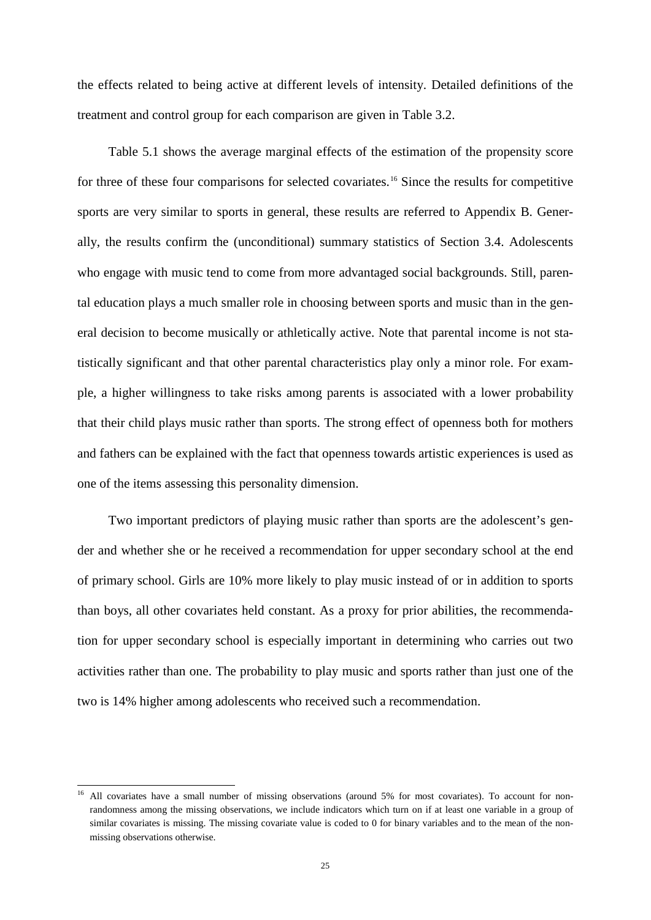the effects related to being active at different levels of intensity. Detailed definitions of the treatment and control group for each comparison are given in Table 3.2.

Table 5.1 shows the average marginal effects of the estimation of the propensity score for three of these four comparisons for selected covariates.[16] Since the results for competitive sports are very similar to sports in general, these results are referred to Appendix B. Generally, the results confirm the (unconditional) summary statistics of Section 3.4. Adolescents who engage with music tend to come from more advantaged social backgrounds. Still, parental education plays a much smaller role in choosing between sports and music than in the general decision to become musically or athletically active. Note that parental income is not statistically significant and that other parental characteristics play only a minor role. For example, a higher willingness to take risks among parents is associated with a lower probability that their child plays music rather than sports. The strong effect of openness both for mothers and fathers can be explained with the fact that openness towards artistic experiences is used as one of the items assessing this personality dimension.

Two important predictors of playing music rather than sports are the adolescent's gender and whether she or he received a recommendation for upper secondary school at the end of primary school. Girls are 10% more likely to play music instead of or in addition to sports than boys, all other covariates held constant. As a proxy for prior abilities, the recommendation for upper secondary school is especially important in determining who carries out two activities rather than one. The probability to play music and sports rather than just one of the two is 14% higher among adolescents who received such a recommendation.

[16] All covariates have a small number of missing observations (around 5% for most covariates). To account for non-randomness among the missing observations, we include indicators which turn on if at least one variable in a group of similar covariates is missing. The missing covariate value is coded to 0 for binary variables and to the mean of the non-missing observations otherwise.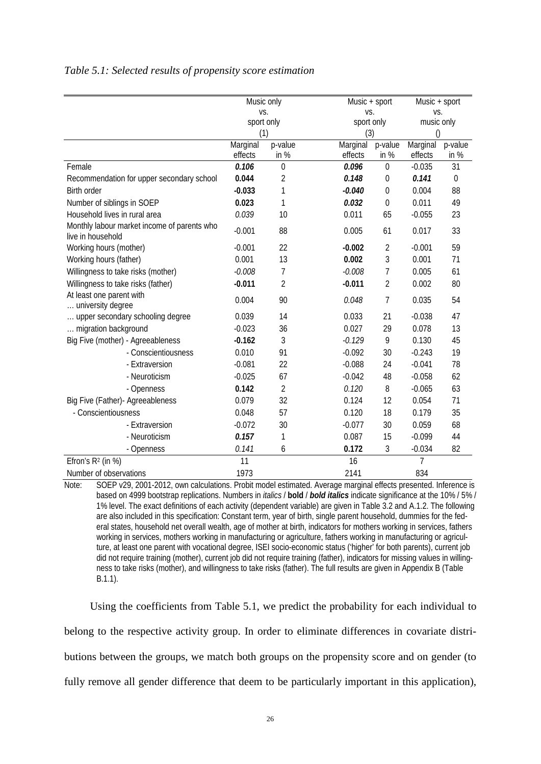*Table 5.1: Selected results of propensity score estimation*

| | Music only vs. sport only (1) | | Music + sport vs. sport only (3) | | Music + sport vs. music only () | |
|---|---|---|---|---|---|---|
| | Marginal effects | p-value in % | Marginal effects | p-value in % | Marginal effects | p-value in % |
| Female | ***0.106*** | 0 | ***0.096*** | 0 | -0.035 | 31 |
| Recommendation for upper secondary school | **0.044** | 2 | ***0.148*** | 0 | ***0.141*** | 0 |
| Birth order | **-0.033** | 1 | ***-0.040*** | 0 | 0.004 | 88 |
| Number of siblings in SOEP | **0.023** | 1 | ***0.032*** | 0 | 0.011 | 49 |
| Household lives in rural area | *0.039* | 10 | 0.011 | 65 | -0.055 | 23 |
| Monthly labour market income of parents who live in household | -0.001 | 88 | 0.005 | 61 | 0.017 | 33 |
| Working hours (mother) | -0.001 | 22 | **-0.002** | 2 | -0.001 | 59 |
| Working hours (father) | 0.001 | 13 | **0.002** | 3 | 0.001 | 71 |
| Willingness to take risks (mother) | *-0.008* | 7 | *-0.008* | 7 | 0.005 | 61 |
| Willingness to take risks (father) | **-0.011** | 2 | **-0.011** | 2 | 0.002 | 80 |
| At least one parent with … university degree | 0.004 | 90 | *0.048* | 7 | 0.035 | 54 |
| … upper secondary schooling degree | 0.039 | 14 | 0.033 | 21 | -0.038 | 47 |
| … migration background | -0.023 | 36 | 0.027 | 29 | 0.078 | 13 |
| Big Five (mother) - Agreeableness | **-0.162** | 3 | *-0.129* | 9 | 0.130 | 45 |
| - Conscientiousness | 0.010 | 91 | -0.092 | 30 | -0.243 | 19 |
| - Extraversion | -0.081 | 22 | -0.088 | 24 | -0.041 | 78 |
| - Neuroticism | -0.025 | 67 | -0.042 | 48 | -0.058 | 62 |
| - Openness | **0.142** | 2 | *0.120* | 8 | -0.065 | 63 |
| Big Five (Father)- Agreeableness | 0.079 | 32 | 0.124 | 12 | 0.054 | 71 |
| - Conscientiousness | 0.048 | 57 | 0.120 | 18 | 0.179 | 35 |
| - Extraversion | -0.072 | 30 | -0.077 | 30 | 0.059 | 68 |
| - Neuroticism | ***0.157*** | 1 | 0.087 | 15 | -0.099 | 44 |
| - Openness | *0.141* | 6 | **0.172** | 3 | -0.034 | 82 |
| Efron's $R^2$ (in %) | 11 | | 16 | | 7 | |
| Number of observations | 1973 | | 2141 | | 834 | |

Note: SOEP v29, 2001-2012, own calculations. Probit model estimated. Average marginal effects presented. Inference is based on 4999 bootstrap replications. Numbers in *italics* / **bold** / ***bold italics*** indicate significance at the 10% / 5% / 1% level. The exact definitions of each activity (dependent variable) are given in Table 3.2 and A.1.2. The following are also included in this specification: Constant term, year of birth, single parent household, dummies for the federal states, household net overall wealth, age of mother at birth, indicators for mothers working in services, fathers working in services, mothers working in manufacturing or agriculture, fathers working in manufacturing or agriculture, at least one parent with vocational degree, ISEI socio-economic status ('higher' for both parents), current job did not require training (mother), current job did not require training (father), indicators for missing values in willingness to take risks (mother), and willingness to take risks (father). The full results are given in Appendix B (Table B.1.1).

Using the coefficients from Table 5.1, we predict the probability for each individual to belong to the respective activity group. In order to eliminate differences in covariate distributions between the groups, we match both groups on the propensity score and on gender (to fully remove all gender difference that deem to be particularly important in this application),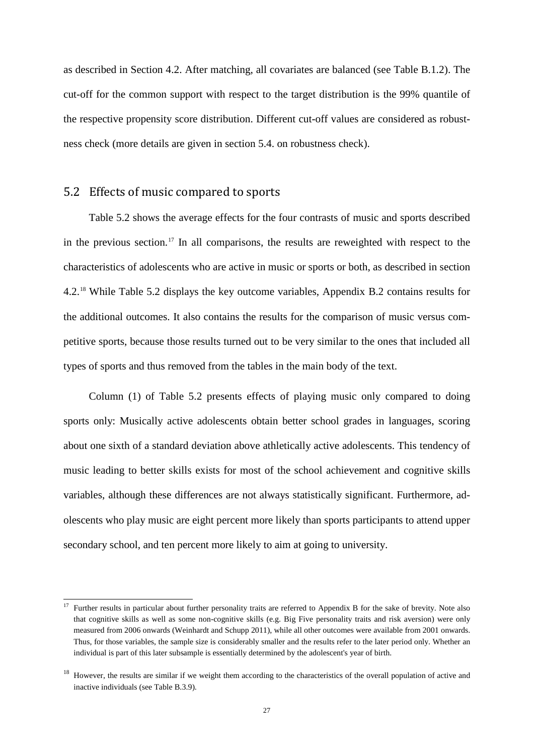as described in Section 4.2. After matching, all covariates are balanced (see Table B.1.2). The cut-off for the common support with respect to the target distribution is the 99% quantile of the respective propensity score distribution. Different cut-off values are considered as robustness check (more details are given in section 5.4. on robustness check).

## 5.2 Effects of music compared to sports

Table 5.2 shows the average effects for the four contrasts of music and sports described in the previous section.[17] In all comparisons, the results are reweighted with respect to the characteristics of adolescents who are active in music or sports or both, as described in section 4.2.[18] While Table 5.2 displays the key outcome variables, Appendix B.2 contains results for the additional outcomes. It also contains the results for the comparison of music versus competitive sports, because those results turned out to be very similar to the ones that included all types of sports and thus removed from the tables in the main body of the text.

Column (1) of Table 5.2 presents effects of playing music only compared to doing sports only: Musically active adolescents obtain better school grades in languages, scoring about one sixth of a standard deviation above athletically active adolescents. This tendency of music leading to better skills exists for most of the school achievement and cognitive skills variables, although these differences are not always statistically significant. Furthermore, adolescents who play music are eight percent more likely than sports participants to attend upper secondary school, and ten percent more likely to aim at going to university.

---

[17] Further results in particular about further personality traits are referred to Appendix B for the sake of brevity. Note also that cognitive skills as well as some non-cognitive skills (e.g. Big Five personality traits and risk aversion) were only measured from 2006 onwards (Weinhardt and Schupp 2011), while all other outcomes were available from 2001 onwards. Thus, for those variables, the sample size is considerably smaller and the results refer to the later period only. Whether an individual is part of this later subsample is essentially determined by the adolescent's year of birth.

[18] However, the results are similar if we weight them according to the characteristics of the overall population of active and inactive individuals (see Table B.3.9).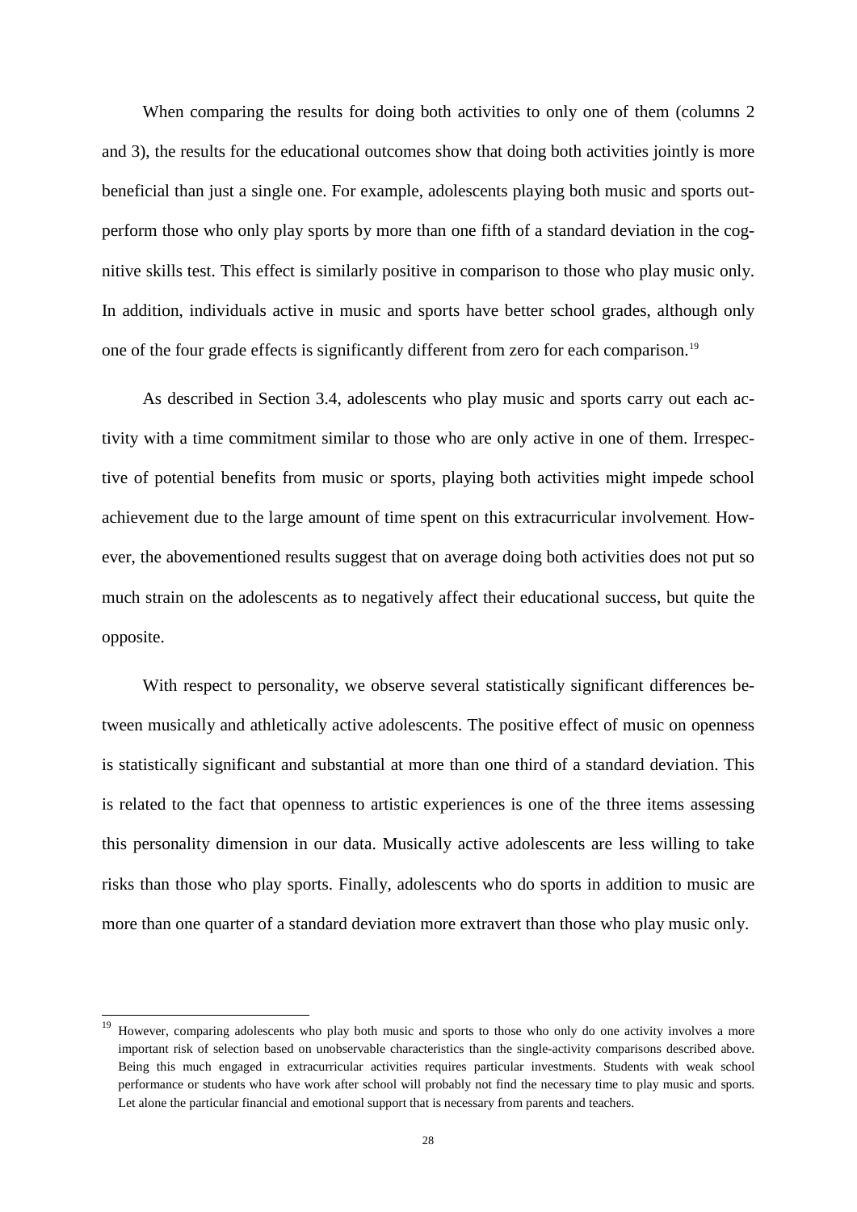When comparing the results for doing both activities to only one of them (columns 2 and 3), the results for the educational outcomes show that doing both activities jointly is more beneficial than just a single one. For example, adolescents playing both music and sports outperform those who only play sports by more than one fifth of a standard deviation in the cognitive skills test. This effect is similarly positive in comparison to those who play music only. In addition, individuals active in music and sports have better school grades, although only one of the four grade effects is significantly different from zero for each comparison.[19]

As described in Section 3.4, adolescents who play music and sports carry out each activity with a time commitment similar to those who are only active in one of them. Irrespective of potential benefits from music or sports, playing both activities might impede school achievement due to the large amount of time spent on this extracurricular involvement. However, the abovementioned results suggest that on average doing both activities does not put so much strain on the adolescents as to negatively affect their educational success, but quite the opposite.

With respect to personality, we observe several statistically significant differences between musically and athletically active adolescents. The positive effect of music on openness is statistically significant and substantial at more than one third of a standard deviation. This is related to the fact that openness to artistic experiences is one of the three items assessing this personality dimension in our data. Musically active adolescents are less willing to take risks than those who play sports. Finally, adolescents who do sports in addition to music are more than one quarter of a standard deviation more extravert than those who play music only.

---

[19] However, comparing adolescents who play both music and sports to those who only do one activity involves a more important risk of selection based on unobservable characteristics than the single-activity comparisons described above. Being this much engaged in extracurricular activities requires particular investments. Students with weak school performance or students who have work after school will probably not find the necessary time to play music and sports. Let alone the particular financial and emotional support that is necessary from parents and teachers.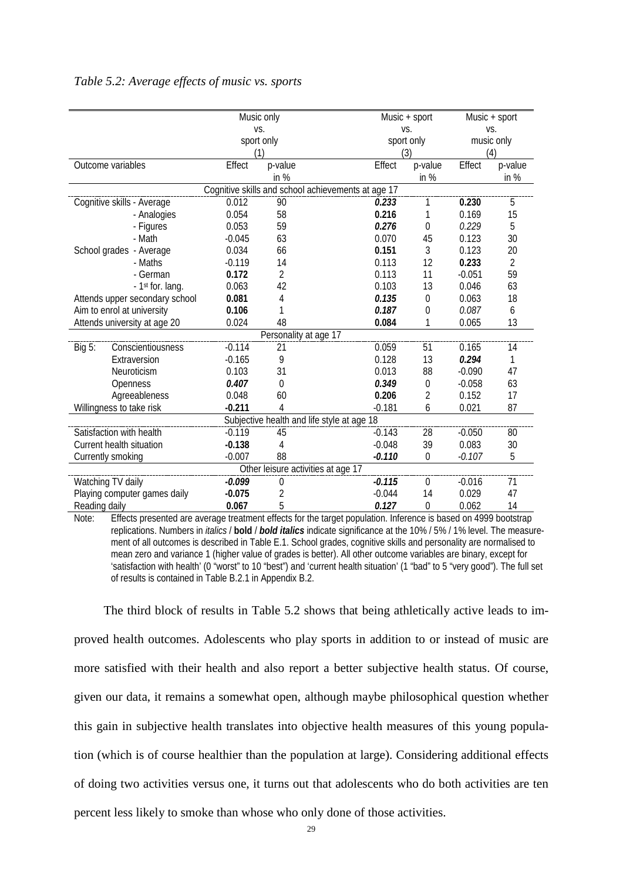*Table 5.2: Average effects of music vs. sports*

| Outcome variables | Music only vs. sport only (1) | | Music + sport vs. sport only (3) | | Music + sport vs. music only (4) | |
|---|---|---|---|---|---|---|
| | Effect | p-value in % | Effect | p-value in % | Effect | p-value in % |
| **Cognitive skills and school achievements at age 17** | | | | | | |
| Cognitive skills - Average | 0.012 | 90 | ***0.233*** | 1 | **0.230** | 5 |
| - Analogies | 0.054 | 58 | **0.216** | 1 | 0.169 | 15 |
| - Figures | 0.053 | 59 | ***0.276*** | 0 | *0.229* | 5 |
| - Math | -0.045 | 63 | 0.070 | 45 | 0.123 | 30 |
| School grades - Average | 0.034 | 66 | **0.151** | 3 | 0.123 | 20 |
| - Maths | -0.119 | 14 | 0.113 | 12 | **0.233** | 2 |
| - German | **0.172** | 2 | 0.113 | 11 | -0.051 | 59 |
| - 1st for. lang. | 0.063 | 42 | 0.103 | 13 | 0.046 | 63 |
| Attends upper secondary school | **0.081** | 4 | ***0.135*** | 0 | 0.063 | 18 |
| Aim to enrol at university | **0.106** | 1 | ***0.187*** | 0 | *0.087* | 6 |
| Attends university at age 20 | 0.024 | 48 | **0.084** | 1 | 0.065 | 13 |
| **Personality at age 17** | | | | | | |
| Big 5: Conscientiousness | -0.114 | 21 | 0.059 | 51 | 0.165 | 14 |
| Extraversion | -0.165 | 9 | 0.128 | 13 | ***0.294*** | 1 |
| Neuroticism | 0.103 | 31 | 0.013 | 88 | -0.090 | 47 |
| Openness | ***0.407*** | 0 | ***0.349*** | 0 | -0.058 | 63 |
| Agreeableness | 0.048 | 60 | **0.206** | 2 | 0.152 | 17 |
| Willingness to take risk | **-0.211** | 4 | -0.181 | 6 | 0.021 | 87 |
| **Subjective health and life style at age 18** | | | | | | |
| Satisfaction with health | -0.119 | 45 | -0.143 | 28 | -0.050 | 80 |
| Current health situation | **-0.138** | 4 | -0.048 | 39 | 0.083 | 30 |
| Currently smoking | -0.007 | 88 | ***-0.110*** | 0 | *-0.107* | 5 |
| **Other leisure activities at age 17** | | | | | | |
| Watching TV daily | ***-0.099*** | 0 | ***-0.115*** | 0 | -0.016 | 71 |
| Playing computer games daily | **-0.075** | 2 | -0.044 | 14 | 0.029 | 47 |
| Reading daily | **0.067** | 5 | ***0.127*** | 0 | 0.062 | 14 |

Note: Effects presented are average treatment effects for the target population. Inference is based on 4999 bootstrap replications. Numbers in *italics* / **bold** / ***bold italics*** indicate significance at the 10% / 5% / 1% level. The measurement of all outcomes is described in Table E.1. School grades, cognitive skills and personality are normalised to mean zero and variance 1 (higher value of grades is better). All other outcome variables are binary, except for 'satisfaction with health' (0 "worst" to 10 "best") and 'current health situation' (1 "bad" to 5 "very good"). The full set of results is contained in Table B.2.1 in Appendix B.2.

The third block of results in Table 5.2 shows that being athletically active leads to improved health outcomes. Adolescents who play sports in addition to or instead of music are more satisfied with their health and also report a better subjective health status. Of course, given our data, it remains a somewhat open, although maybe philosophical question whether this gain in subjective health translates into objective health measures of this young population (which is of course healthier than the population at large). Considering additional effects of doing two activities versus one, it turns out that adolescents who do both activities are ten percent less likely to smoke than whose who only done of those activities.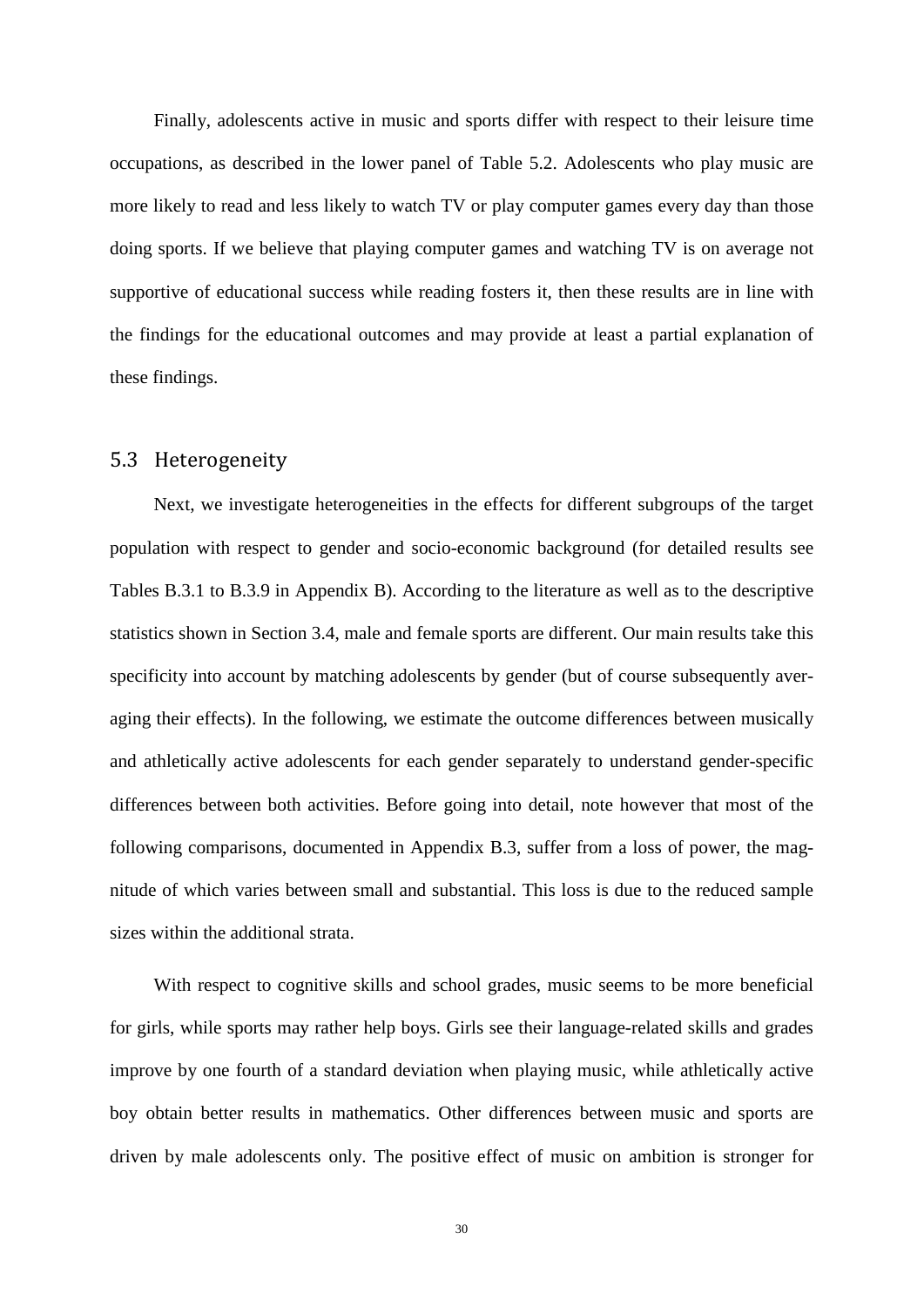Finally, adolescents active in music and sports differ with respect to their leisure time occupations, as described in the lower panel of Table 5.2. Adolescents who play music are more likely to read and less likely to watch TV or play computer games every day than those doing sports. If we believe that playing computer games and watching TV is on average not supportive of educational success while reading fosters it, then these results are in line with the findings for the educational outcomes and may provide at least a partial explanation of these findings.

## 5.3 Heterogeneity

Next, we investigate heterogeneities in the effects for different subgroups of the target population with respect to gender and socio-economic background (for detailed results see Tables B.3.1 to B.3.9 in Appendix B). According to the literature as well as to the descriptive statistics shown in Section 3.4, male and female sports are different. Our main results take this specificity into account by matching adolescents by gender (but of course subsequently averaging their effects). In the following, we estimate the outcome differences between musically and athletically active adolescents for each gender separately to understand gender-specific differences between both activities. Before going into detail, note however that most of the following comparisons, documented in Appendix B.3, suffer from a loss of power, the magnitude of which varies between small and substantial. This loss is due to the reduced sample sizes within the additional strata.

With respect to cognitive skills and school grades, music seems to be more beneficial for girls, while sports may rather help boys. Girls see their language-related skills and grades improve by one fourth of a standard deviation when playing music, while athletically active boy obtain better results in mathematics. Other differences between music and sports are driven by male adolescents only. The positive effect of music on ambition is stronger for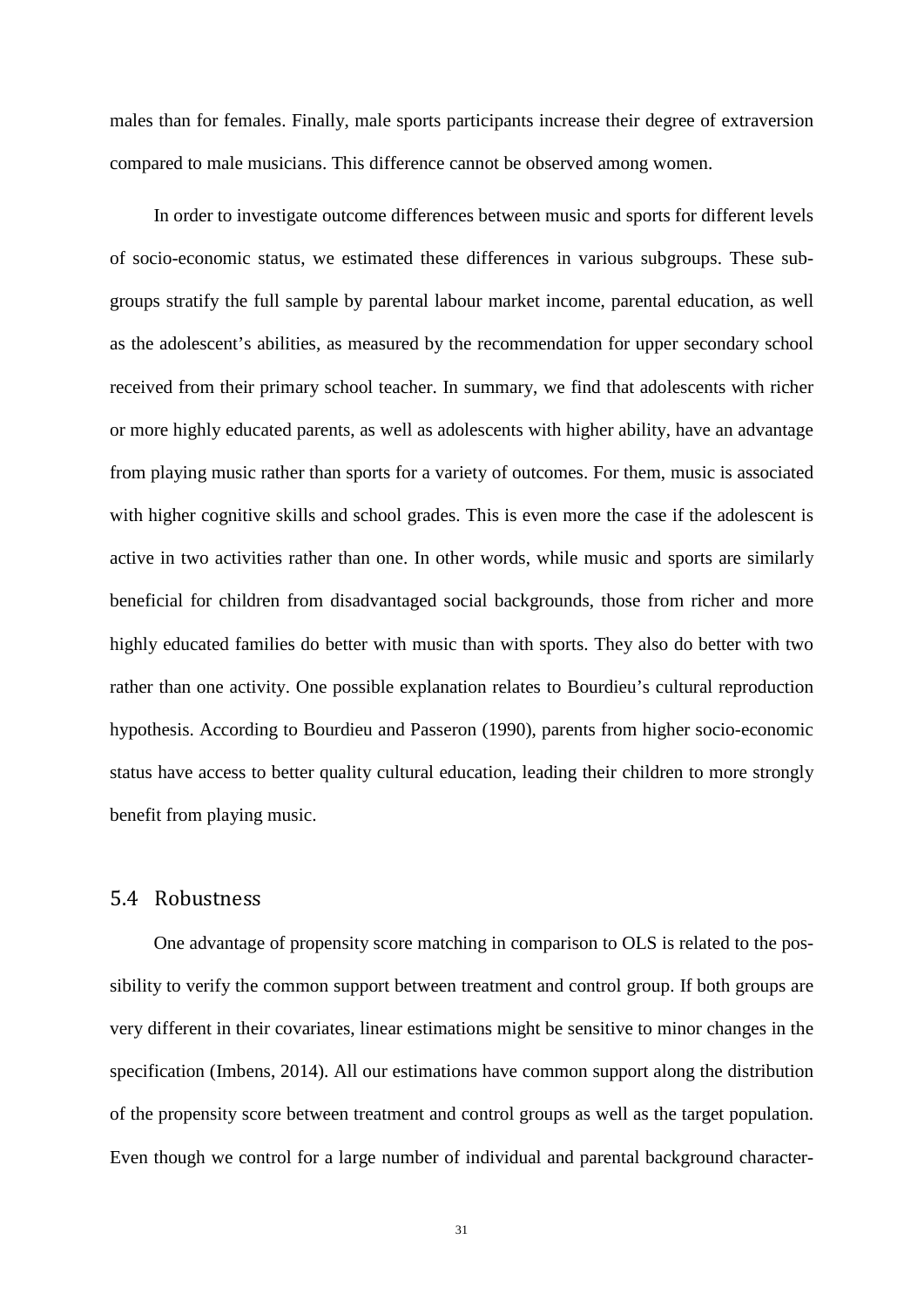males than for females. Finally, male sports participants increase their degree of extraversion compared to male musicians. This difference cannot be observed among women.

In order to investigate outcome differences between music and sports for different levels of socio-economic status, we estimated these differences in various subgroups. These subgroups stratify the full sample by parental labour market income, parental education, as well as the adolescent's abilities, as measured by the recommendation for upper secondary school received from their primary school teacher. In summary, we find that adolescents with richer or more highly educated parents, as well as adolescents with higher ability, have an advantage from playing music rather than sports for a variety of outcomes. For them, music is associated with higher cognitive skills and school grades. This is even more the case if the adolescent is active in two activities rather than one. In other words, while music and sports are similarly beneficial for children from disadvantaged social backgrounds, those from richer and more highly educated families do better with music than with sports. They also do better with two rather than one activity. One possible explanation relates to Bourdieu's cultural reproduction hypothesis. According to Bourdieu and Passeron (1990), parents from higher socio-economic status have access to better quality cultural education, leading their children to more strongly benefit from playing music.

## 5.4 Robustness

One advantage of propensity score matching in comparison to OLS is related to the possibility to verify the common support between treatment and control group. If both groups are very different in their covariates, linear estimations might be sensitive to minor changes in the specification (Imbens, 2014). All our estimations have common support along the distribution of the propensity score between treatment and control groups as well as the target population. Even though we control for a large number of individual and parental background character-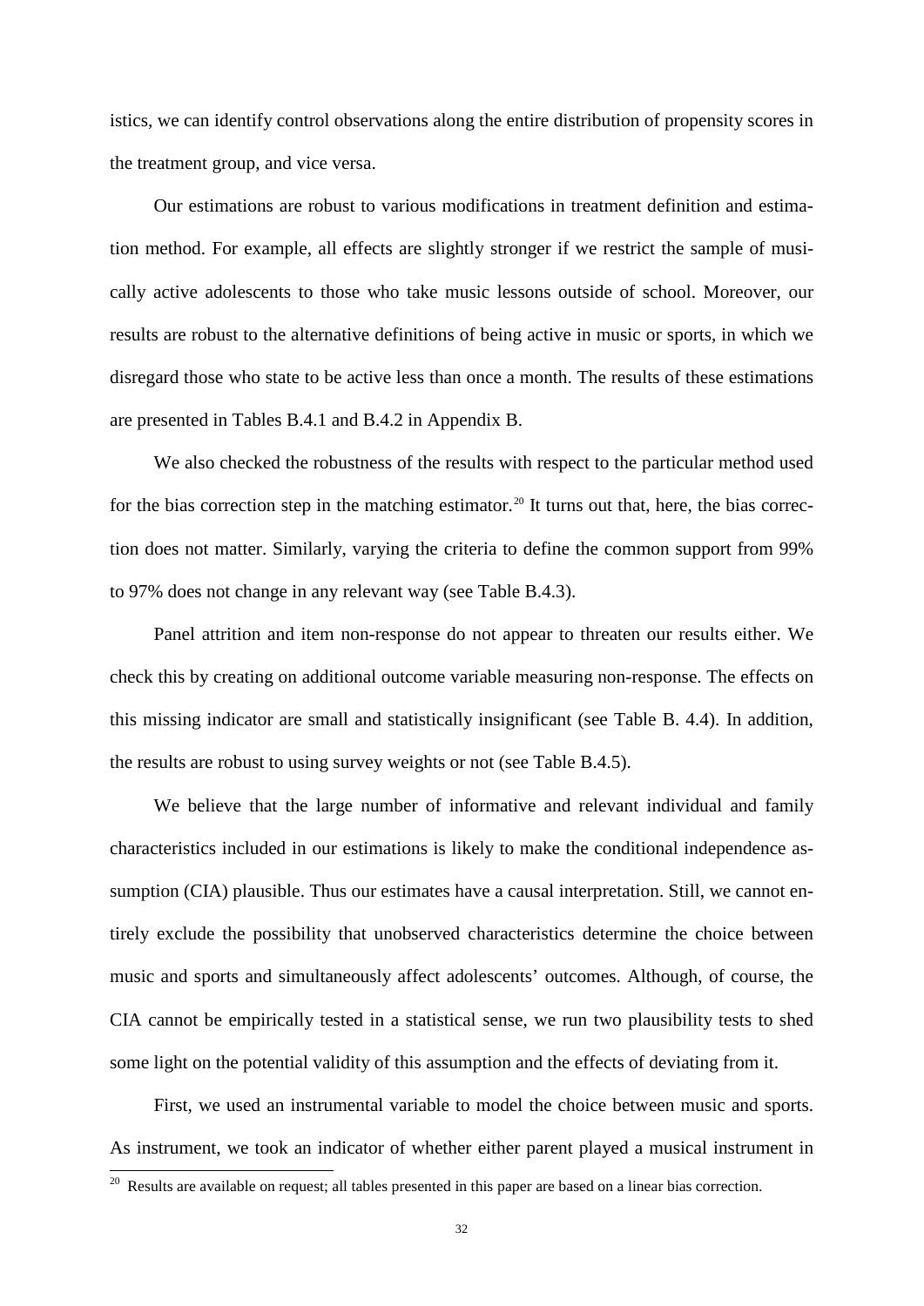istics, we can identify control observations along the entire distribution of propensity scores in the treatment group, and vice versa.

Our estimations are robust to various modifications in treatment definition and estimation method. For example, all effects are slightly stronger if we restrict the sample of musically active adolescents to those who take music lessons outside of school. Moreover, our results are robust to the alternative definitions of being active in music or sports, in which we disregard those who state to be active less than once a month. The results of these estimations are presented in Tables B.4.1 and B.4.2 in Appendix B.

We also checked the robustness of the results with respect to the particular method used for the bias correction step in the matching estimator.[20] It turns out that, here, the bias correction does not matter. Similarly, varying the criteria to define the common support from 99% to 97% does not change in any relevant way (see Table B.4.3).

Panel attrition and item non-response do not appear to threaten our results either. We check this by creating on additional outcome variable measuring non-response. The effects on this missing indicator are small and statistically insignificant (see Table B. 4.4). In addition, the results are robust to using survey weights or not (see Table B.4.5).

We believe that the large number of informative and relevant individual and family characteristics included in our estimations is likely to make the conditional independence assumption (CIA) plausible. Thus our estimates have a causal interpretation. Still, we cannot entirely exclude the possibility that unobserved characteristics determine the choice between music and sports and simultaneously affect adolescents' outcomes. Although, of course, the CIA cannot be empirically tested in a statistical sense, we run two plausibility tests to shed some light on the potential validity of this assumption and the effects of deviating from it.

First, we used an instrumental variable to model the choice between music and sports. As instrument, we took an indicator of whether either parent played a musical instrument in

[20] Results are available on request; all tables presented in this paper are based on a linear bias correction.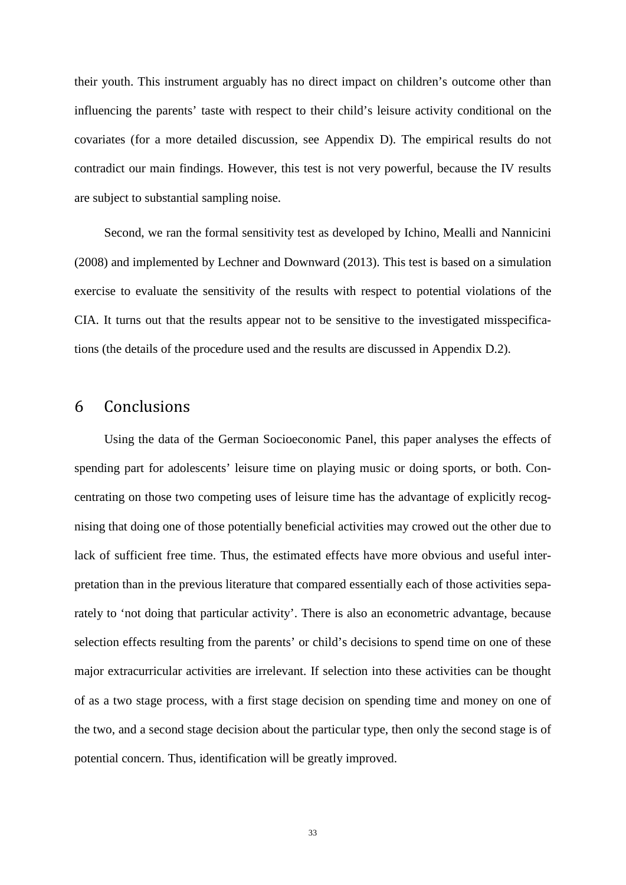their youth. This instrument arguably has no direct impact on children's outcome other than influencing the parents' taste with respect to their child's leisure activity conditional on the covariates (for a more detailed discussion, see Appendix D). The empirical results do not contradict our main findings. However, this test is not very powerful, because the IV results are subject to substantial sampling noise.

Second, we ran the formal sensitivity test as developed by Ichino, Mealli and Nannicini (2008) and implemented by Lechner and Downward (2013). This test is based on a simulation exercise to evaluate the sensitivity of the results with respect to potential violations of the CIA. It turns out that the results appear not to be sensitive to the investigated misspecifications (the details of the procedure used and the results are discussed in Appendix D.2).

# 6 Conclusions

Using the data of the German Socioeconomic Panel, this paper analyses the effects of spending part for adolescents' leisure time on playing music or doing sports, or both. Concentrating on those two competing uses of leisure time has the advantage of explicitly recognising that doing one of those potentially beneficial activities may crowed out the other due to lack of sufficient free time. Thus, the estimated effects have more obvious and useful interpretation than in the previous literature that compared essentially each of those activities separately to 'not doing that particular activity'. There is also an econometric advantage, because selection effects resulting from the parents' or child's decisions to spend time on one of these major extracurricular activities are irrelevant. If selection into these activities can be thought of as a two stage process, with a first stage decision on spending time and money on one of the two, and a second stage decision about the particular type, then only the second stage is of potential concern. Thus, identification will be greatly improved.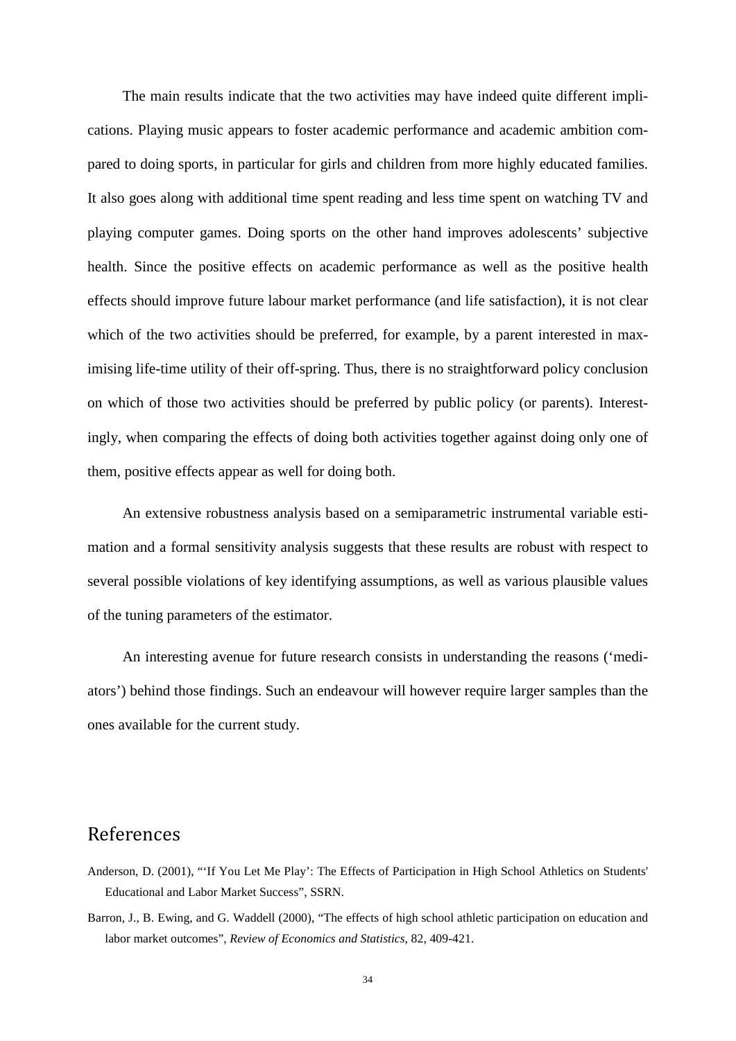The main results indicate that the two activities may have indeed quite different implications. Playing music appears to foster academic performance and academic ambition compared to doing sports, in particular for girls and children from more highly educated families. It also goes along with additional time spent reading and less time spent on watching TV and playing computer games. Doing sports on the other hand improves adolescents' subjective health. Since the positive effects on academic performance as well as the positive health effects should improve future labour market performance (and life satisfaction), it is not clear which of the two activities should be preferred, for example, by a parent interested in maximising life-time utility of their off-spring. Thus, there is no straightforward policy conclusion on which of those two activities should be preferred by public policy (or parents). Interestingly, when comparing the effects of doing both activities together against doing only one of them, positive effects appear as well for doing both.

An extensive robustness analysis based on a semiparametric instrumental variable estimation and a formal sensitivity analysis suggests that these results are robust with respect to several possible violations of key identifying assumptions, as well as various plausible values of the tuning parameters of the estimator.

An interesting avenue for future research consists in understanding the reasons ('mediators') behind those findings. Such an endeavour will however require larger samples than the ones available for the current study.

## References

Anderson, D. (2001), "'If You Let Me Play': The Effects of Participation in High School Athletics on Students' Educational and Labor Market Success", SSRN.

Barron, J., B. Ewing, and G. Waddell (2000), "The effects of high school athletic participation on education and labor market outcomes", *Review of Economics and Statistics*, 82, 409-421.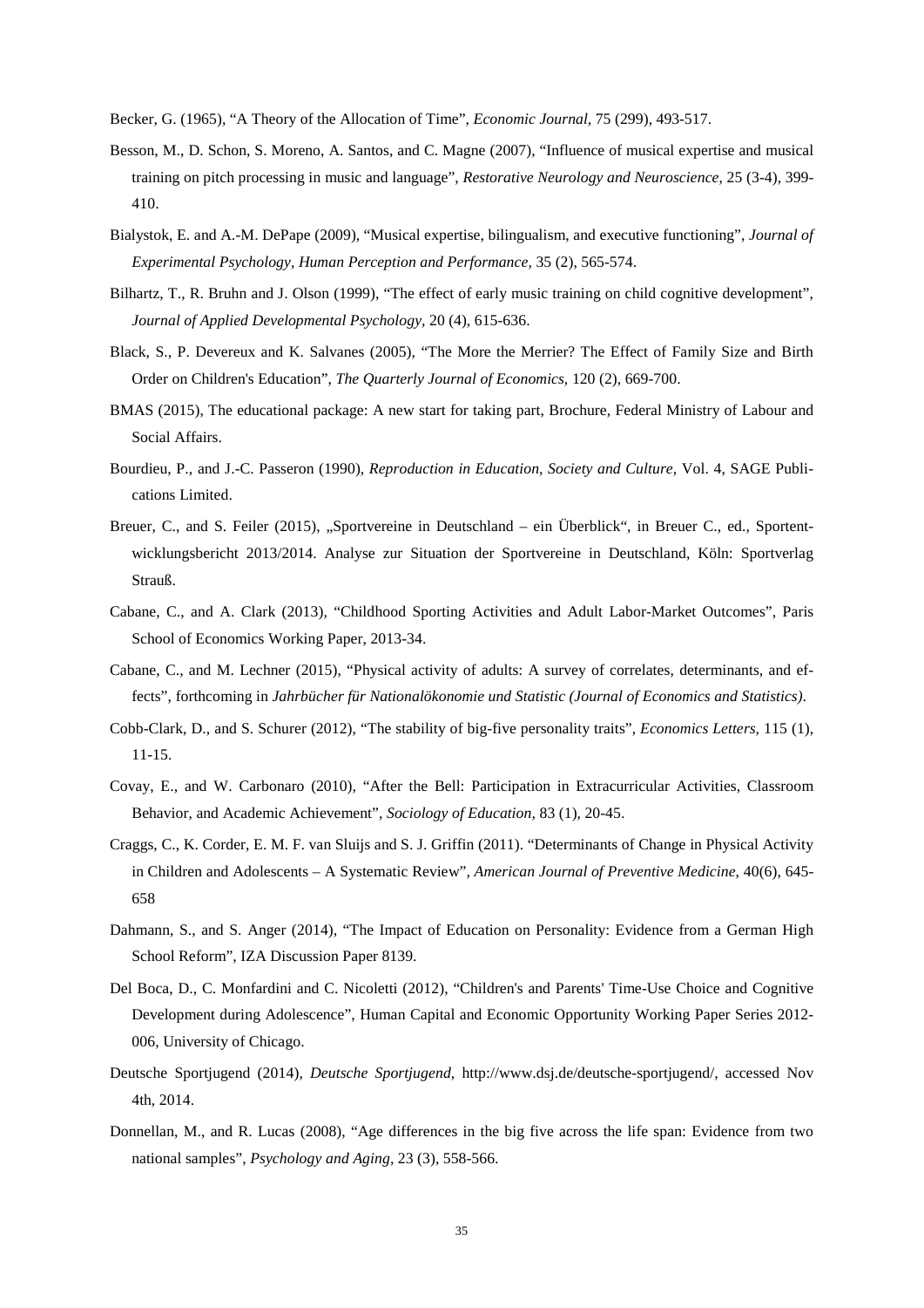Becker, G. (1965), "A Theory of the Allocation of Time", *Economic Journal*, 75 (299), 493-517.

Besson, M., D. Schon, S. Moreno, A. Santos, and C. Magne (2007), "Influence of musical expertise and musical training on pitch processing in music and language", *Restorative Neurology and Neuroscience*, 25 (3-4), 399-410.

Bialystok, E. and A.-M. DePape (2009), "Musical expertise, bilingualism, and executive functioning", *Journal of Experimental Psychology, Human Perception and Performance*, 35 (2), 565-574.

Bilhartz, T., R. Bruhn and J. Olson (1999), "The effect of early music training on child cognitive development", *Journal of Applied Developmental Psychology*, 20 (4), 615-636.

Black, S., P. Devereux and K. Salvanes (2005), "The More the Merrier? The Effect of Family Size and Birth Order on Children's Education", *The Quarterly Journal of Economics*, 120 (2), 669-700.

BMAS (2015), The educational package: A new start for taking part, Brochure, Federal Ministry of Labour and Social Affairs.

Bourdieu, P., and J.-C. Passeron (1990), *Reproduction in Education, Society and Culture*, Vol. 4, SAGE Publications Limited.

Breuer, C., and S. Feiler (2015), „Sportvereine in Deutschland – ein Überblick", in Breuer C., ed., Sportentwicklungsbericht 2013/2014. Analyse zur Situation der Sportvereine in Deutschland, Köln: Sportverlag Strauß.

Cabane, C., and A. Clark (2013), "Childhood Sporting Activities and Adult Labor-Market Outcomes", Paris School of Economics Working Paper, 2013-34.

Cabane, C., and M. Lechner (2015), "Physical activity of adults: A survey of correlates, determinants, and effects", forthcoming in *Jahrbücher für Nationalökonomie und Statistic (Journal of Economics and Statistics)*.

Cobb-Clark, D., and S. Schurer (2012), "The stability of big-five personality traits", *Economics Letters*, 115 (1), 11-15.

Covay, E., and W. Carbonaro (2010), "After the Bell: Participation in Extracurricular Activities, Classroom Behavior, and Academic Achievement", *Sociology of Education*, 83 (1), 20-45.

Craggs, C., K. Corder, E. M. F. van Sluijs and S. J. Griffin (2011). "Determinants of Change in Physical Activity in Children and Adolescents – A Systematic Review", *American Journal of Preventive Medicine*, 40(6), 645-658

Dahmann, S., and S. Anger (2014), "The Impact of Education on Personality: Evidence from a German High School Reform", IZA Discussion Paper 8139.

Del Boca, D., C. Monfardini and C. Nicoletti (2012), "Children's and Parents' Time-Use Choice and Cognitive Development during Adolescence", Human Capital and Economic Opportunity Working Paper Series 2012-006, University of Chicago.

Deutsche Sportjugend (2014), *Deutsche Sportjugend*, http://www.dsj.de/deutsche-sportjugend/, accessed Nov 4th, 2014.

Donnellan, M., and R. Lucas (2008), "Age differences in the big five across the life span: Evidence from two national samples", *Psychology and Aging*, 23 (3), 558-566.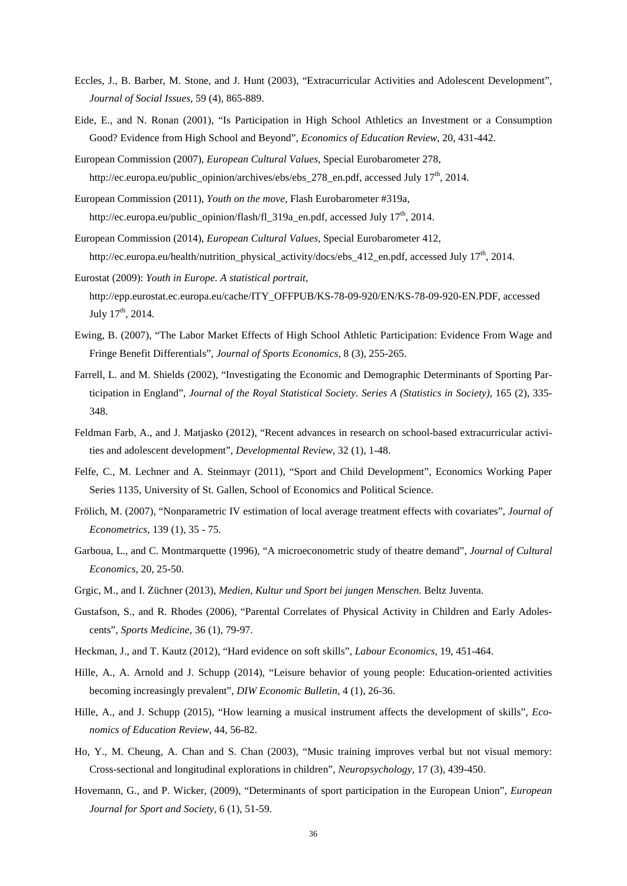Eccles, J., B. Barber, M. Stone, and J. Hunt (2003), “Extracurricular Activities and Adolescent Development”, *Journal of Social Issues,* 59 (4), 865-889.

Eide, E., and N. Ronan (2001), “Is Participation in High School Athletics an Investment or a Consumption Good? Evidence from High School and Beyond”, *Economics of Education Review,* 20, 431-442.

European Commission (2007), *European Cultural Values*, Special Eurobarometer 278, http://ec.europa.eu/public_opinion/archives/ebs/ebs_278_en.pdf, accessed July 17th, 2014.

European Commission (2011), *Youth on the move,* Flash Eurobarometer #319a, http://ec.europa.eu/public_opinion/flash/fl_319a_en.pdf, accessed July 17th, 2014.

European Commission (2014), *European Cultural Values*, Special Eurobarometer 412, http://ec.europa.eu/health/nutrition_physical_activity/docs/ebs_412_en.pdf, accessed July 17th, 2014.

Eurostat (2009): *Youth in Europe. A statistical portrait*, http://epp.eurostat.ec.europa.eu/cache/ITY_OFFPUB/KS-78-09-920/EN/KS-78-09-920-EN.PDF, accessed July 17th, 2014.

Ewing, B. (2007), “The Labor Market Effects of High School Athletic Participation: Evidence From Wage and Fringe Benefit Differentials”, *Journal of Sports Economics,* 8 (3), 255-265.

Farrell, L. and M. Shields (2002), “Investigating the Economic and Demographic Determinants of Sporting Participation in England”, *Journal of the Royal Statistical Society. Series A (Statistics in Society),* 165 (2), 335-348.

Feldman Farb, A., and J. Matjasko (2012), “Recent advances in research on school-based extracurricular activities and adolescent development”, *Developmental Review,* 32 (1), 1-48.

Felfe, C., M. Lechner and A. Steinmayr (2011), “Sport and Child Development”, Economics Working Paper Series 1135, University of St. Gallen, School of Economics and Political Science.

Frölich, M. (2007), “Nonparametric IV estimation of local average treatment effects with covariates”, *Journal of Econometrics,* 139 (1), 35 - 75.

Garboua, L., and C. Montmarquette (1996), “A microeconometric study of theatre demand”, *Journal of Cultural Economics,* 20, 25-50.

Grgic, M., and I. Züchner (2013), *Medien, Kultur und Sport bei jungen Menschen*. Beltz Juventa.

Gustafson, S., and R. Rhodes (2006), “Parental Correlates of Physical Activity in Children and Early Adolescents”, *Sports Medicine,* 36 (1), 79-97.

Heckman, J., and T. Kautz (2012), “Hard evidence on soft skills”, *Labour Economics,* 19, 451-464.

Hille, A., A. Arnold and J. Schupp (2014), “Leisure behavior of young people: Education-oriented activities becoming increasingly prevalent”, *DIW Economic Bulletin*, 4 (1), 26-36.

Hille, A., and J. Schupp (2015), “How learning a musical instrument affects the development of skills”, *Economics of Education Review*, 44, 56-82.

Ho, Y., M. Cheung, A. Chan and S. Chan (2003), “Music training improves verbal but not visual memory: Cross-sectional and longitudinal explorations in children”, *Neuropsychology*, 17 (3), 439-450.

Hovemann, G., and P. Wicker, (2009), “Determinants of sport participation in the European Union”, *European Journal for Sport and Society,* 6 (1), 51-59.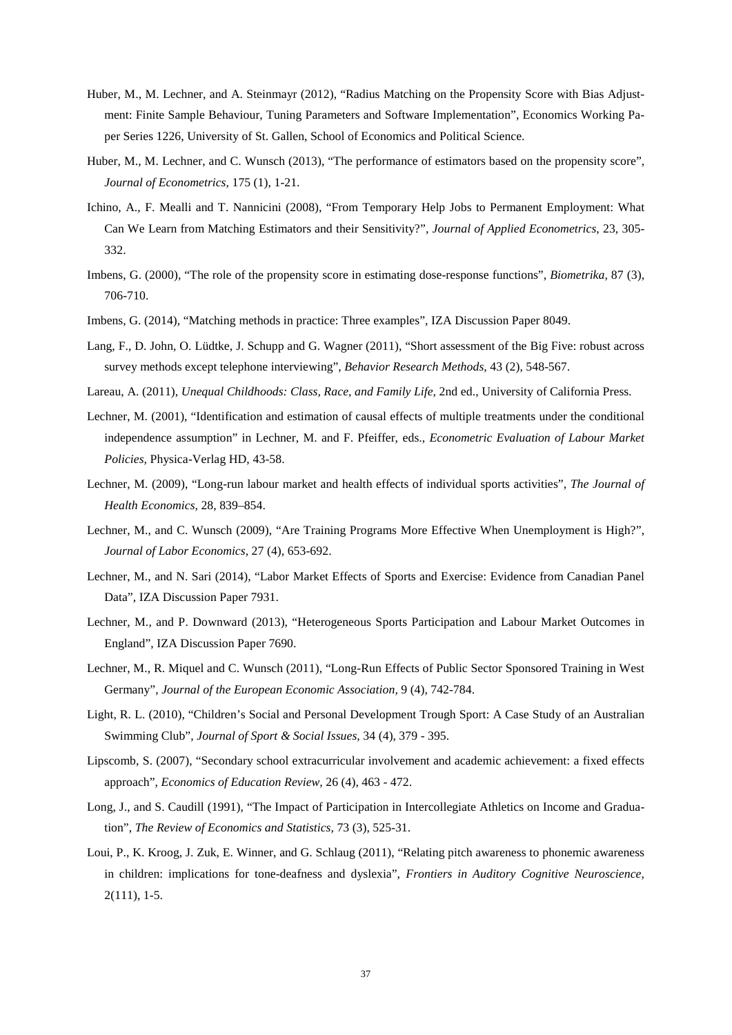Huber, M., M. Lechner, and A. Steinmayr (2012), "Radius Matching on the Propensity Score with Bias Adjustment: Finite Sample Behaviour, Tuning Parameters and Software Implementation", Economics Working Paper Series 1226, University of St. Gallen, School of Economics and Political Science.

Huber, M., M. Lechner, and C. Wunsch (2013), "The performance of estimators based on the propensity score", *Journal of Econometrics,* 175 (1), 1-21.

Ichino, A., F. Mealli and T. Nannicini (2008), "From Temporary Help Jobs to Permanent Employment: What Can We Learn from Matching Estimators and their Sensitivity?", *Journal of Applied Econometrics,* 23, 305-332.

Imbens, G. (2000), "The role of the propensity score in estimating dose-response functions", *Biometrika,* 87 (3), 706-710.

Imbens, G. (2014), "Matching methods in practice: Three examples", IZA Discussion Paper 8049.

Lang, F., D. John, O. Lüdtke, J. Schupp and G. Wagner (2011), "Short assessment of the Big Five: robust across survey methods except telephone interviewing", *Behavior Research Methods,* 43 (2), 548-567.

Lareau, A. (2011), *Unequal Childhoods: Class, Race, and Family Life,* 2nd ed., University of California Press.

Lechner, M. (2001), "Identification and estimation of causal effects of multiple treatments under the conditional independence assumption" in Lechner, M. and F. Pfeiffer, eds., *Econometric Evaluation of Labour Market Policies,* Physica-Verlag HD, 43-58.

Lechner, M. (2009), "Long-run labour market and health effects of individual sports activities", *The Journal of Health Economics,* 28, 839–854.

Lechner, M., and C. Wunsch (2009), "Are Training Programs More Effective When Unemployment is High?", *Journal of Labor Economics,* 27 (4), 653-692.

Lechner, M., and N. Sari (2014), "Labor Market Effects of Sports and Exercise: Evidence from Canadian Panel Data", IZA Discussion Paper 7931.

Lechner, M., and P. Downward (2013), "Heterogeneous Sports Participation and Labour Market Outcomes in England", IZA Discussion Paper 7690.

Lechner, M., R. Miquel and C. Wunsch (2011), "Long-Run Effects of Public Sector Sponsored Training in West Germany", *Journal of the European Economic Association,* 9 (4), 742-784.

Light, R. L. (2010), "Children's Social and Personal Development Trough Sport: A Case Study of an Australian Swimming Club", *Journal of Sport & Social Issues,* 34 (4), 379 - 395.

Lipscomb, S. (2007), "Secondary school extracurricular involvement and academic achievement: a fixed effects approach", *Economics of Education Review,* 26 (4), 463 - 472.

Long, J., and S. Caudill (1991), "The Impact of Participation in Intercollegiate Athletics on Income and Graduation", *The Review of Economics and Statistics,* 73 (3), 525-31.

Loui, P., K. Kroog, J. Zuk, E. Winner, and G. Schlaug (2011), "Relating pitch awareness to phonemic awareness in children: implications for tone-deafness and dyslexia", *Frontiers in Auditory Cognitive Neuroscience,* 2(111), 1-5.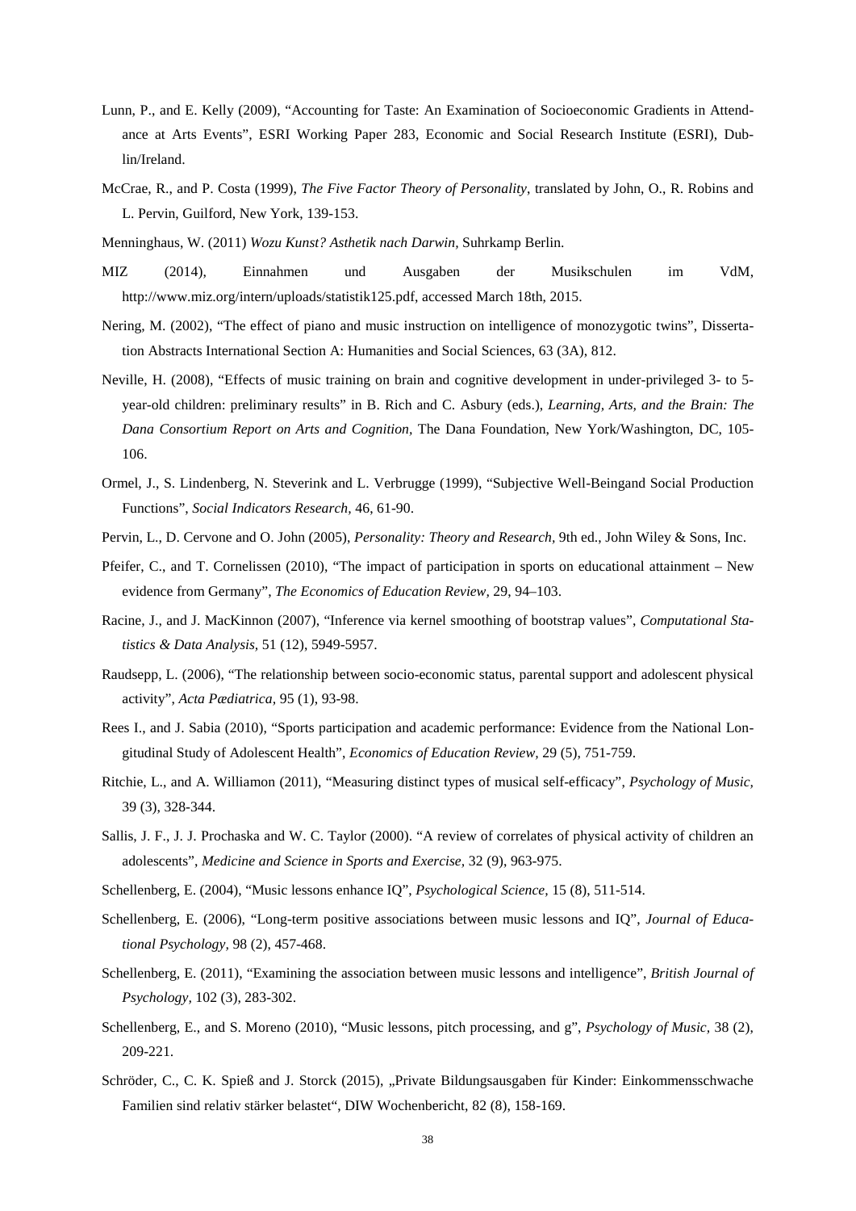Lunn, P., and E. Kelly (2009), "Accounting for Taste: An Examination of Socioeconomic Gradients in Attendance at Arts Events", ESRI Working Paper 283, Economic and Social Research Institute (ESRI), Dublin/Ireland.

McCrae, R., and P. Costa (1999), *The Five Factor Theory of Personality*, translated by John, O., R. Robins and L. Pervin, Guilford, New York, 139-153.

Menninghaus, W. (2011) *Wozu Kunst? Asthetik nach Darwin*, Suhrkamp Berlin.

MIZ (2014), Einnahmen und Ausgaben der Musikschulen im VdM, http://www.miz.org/intern/uploads/statistik125.pdf, accessed March 18th, 2015.

Nering, M. (2002), "The effect of piano and music instruction on intelligence of monozygotic twins", Dissertation Abstracts International Section A: Humanities and Social Sciences, 63 (3A), 812.

Neville, H. (2008), "Effects of music training on brain and cognitive development in under-privileged 3- to 5-year-old children: preliminary results" in B. Rich and C. Asbury (eds.), *Learning, Arts, and the Brain: The Dana Consortium Report on Arts and Cognition,* The Dana Foundation, New York/Washington, DC, 105-106.

Ormel, J., S. Lindenberg, N. Steverink and L. Verbrugge (1999), "Subjective Well-Beingand Social Production Functions", *Social Indicators Research,* 46, 61-90.

Pervin, L., D. Cervone and O. John (2005), *Personality: Theory and Research,* 9th ed., John Wiley & Sons, Inc.

Pfeifer, C., and T. Cornelissen (2010), "The impact of participation in sports on educational attainment – New evidence from Germany", *The Economics of Education Review,* 29, 94–103.

Racine, J., and J. MacKinnon (2007), "Inference via kernel smoothing of bootstrap values", *Computational Statistics & Data Analysis,* 51 (12), 5949-5957.

Raudsepp, L. (2006), "The relationship between socio-economic status, parental support and adolescent physical activity", *Acta Pædiatrica,* 95 (1), 93-98.

Rees I., and J. Sabia (2010), "Sports participation and academic performance: Evidence from the National Longitudinal Study of Adolescent Health", *Economics of Education Review*, 29 (5), 751-759.

Ritchie, L., and A. Williamon (2011), "Measuring distinct types of musical self-efficacy", *Psychology of Music,* 39 (3), 328-344.

Sallis, J. F., J. J. Prochaska and W. C. Taylor (2000). "A review of correlates of physical activity of children an adolescents", *Medicine and Science in Sports and Exercise,* 32 (9), 963-975.

Schellenberg, E. (2004), "Music lessons enhance IQ", *Psychological Science,* 15 (8), 511-514.

Schellenberg, E. (2006), "Long-term positive associations between music lessons and IQ", *Journal of Educational Psychology,* 98 (2), 457-468.

Schellenberg, E. (2011), "Examining the association between music lessons and intelligence", *British Journal of Psychology,* 102 (3), 283-302.

Schellenberg, E., and S. Moreno (2010), "Music lessons, pitch processing, and g", *Psychology of Music,* 38 (2), 209-221.

Schröder, C., C. K. Spieß and J. Storck (2015), „Private Bildungsausgaben für Kinder: Einkommensschwache Familien sind relativ stärker belastet", DIW Wochenbericht, 82 (8), 158-169.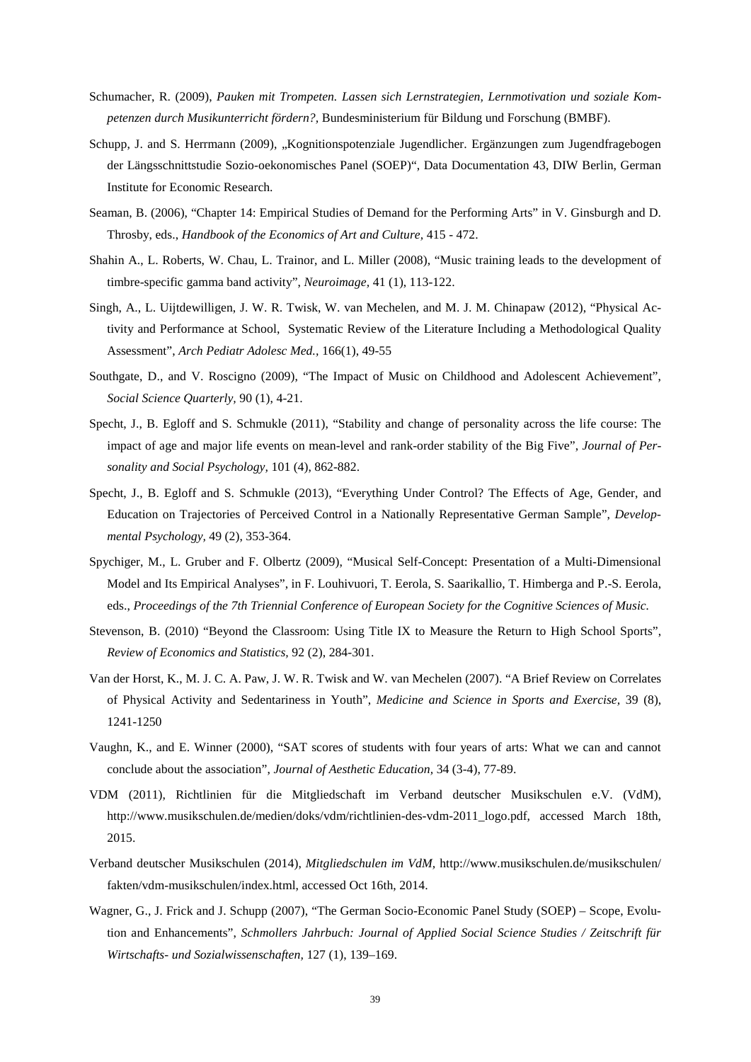Schumacher, R. (2009), *Pauken mit Trompeten. Lassen sich Lernstrategien, Lernmotivation und soziale Kompetenzen durch Musikunterricht fördern?*, Bundesministerium für Bildung und Forschung (BMBF).

Schupp, J. and S. Herrmann (2009), „Kognitionspotenziale Jugendlicher. Ergänzungen zum Jugendfragebogen der Längsschnittstudie Sozio-oekonomisches Panel (SOEP)", Data Documentation 43, DIW Berlin, German Institute for Economic Research.

Seaman, B. (2006), "Chapter 14: Empirical Studies of Demand for the Performing Arts" in V. Ginsburgh and D. Throsby, eds., *Handbook of the Economics of Art and Culture,* 415 - 472.

Shahin A., L. Roberts, W. Chau, L. Trainor, and L. Miller (2008), "Music training leads to the development of timbre-specific gamma band activity", *Neuroimage,* 41 (1), 113-122.

Singh, A., L. Uijtdewilligen, J. W. R. Twisk, W. van Mechelen, and M. J. M. Chinapaw (2012), "Physical Activity and Performance at School, Systematic Review of the Literature Including a Methodological Quality Assessment", *Arch Pediatr Adolesc Med.,* 166(1), 49-55

Southgate, D., and V. Roscigno (2009), "The Impact of Music on Childhood and Adolescent Achievement", *Social Science Quarterly,* 90 (1), 4-21.

Specht, J., B. Egloff and S. Schmukle (2011), "Stability and change of personality across the life course: The impact of age and major life events on mean-level and rank-order stability of the Big Five", *Journal of Personality and Social Psychology,* 101 (4), 862-882.

Specht, J., B. Egloff and S. Schmukle (2013), "Everything Under Control? The Effects of Age, Gender, and Education on Trajectories of Perceived Control in a Nationally Representative German Sample", *Developmental Psychology,* 49 (2), 353-364.

Spychiger, M., L. Gruber and F. Olbertz (2009), "Musical Self-Concept: Presentation of a Multi-Dimensional Model and Its Empirical Analyses", in F. Louhivuori, T. Eerola, S. Saarikallio, T. Himberga and P.-S. Eerola, eds., *Proceedings of the 7th Triennial Conference of European Society for the Cognitive Sciences of Music.*

Stevenson, B. (2010) "Beyond the Classroom: Using Title IX to Measure the Return to High School Sports", *Review of Economics and Statistics,* 92 (2), 284-301.

Van der Horst, K., M. J. C. A. Paw, J. W. R. Twisk and W. van Mechelen (2007). "A Brief Review on Correlates of Physical Activity and Sedentariness in Youth", *Medicine and Science in Sports and Exercise,* 39 (8), 1241-1250

Vaughn, K., and E. Winner (2000), "SAT scores of students with four years of arts: What we can and cannot conclude about the association", *Journal of Aesthetic Education,* 34 (3-4), 77-89.

VDM (2011), Richtlinien für die Mitgliedschaft im Verband deutscher Musikschulen e.V. (VdM), http://www.musikschulen.de/medien/doks/vdm/richtlinien-des-vdm-2011_logo.pdf, accessed March 18th, 2015.

Verband deutscher Musikschulen (2014), *Mitgliedschulen im VdM,* http://www.musikschulen.de/musikschulen/fakten/vdm-musikschulen/index.html, accessed Oct 16th, 2014.

Wagner, G., J. Frick and J. Schupp (2007), "The German Socio-Economic Panel Study (SOEP) – Scope, Evolution and Enhancements", *Schmollers Jahrbuch: Journal of Applied Social Science Studies / Zeitschrift für Wirtschafts- und Sozialwissenschaften,* 127 (1), 139–169.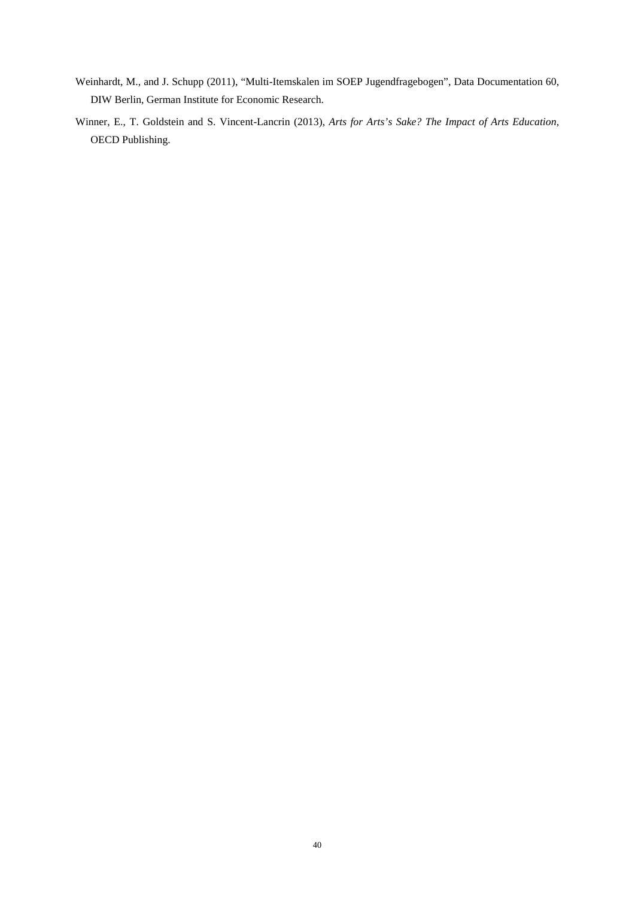Weinhardt, M., and J. Schupp (2011), “Multi-Itemskalen im SOEP Jugendfragebogen”, Data Documentation 60, DIW Berlin, German Institute for Economic Research.

Winner, E., T. Goldstein and S. Vincent-Lancrin (2013), *Arts for Arts’s Sake? The Impact of Arts Education,* OECD Publishing.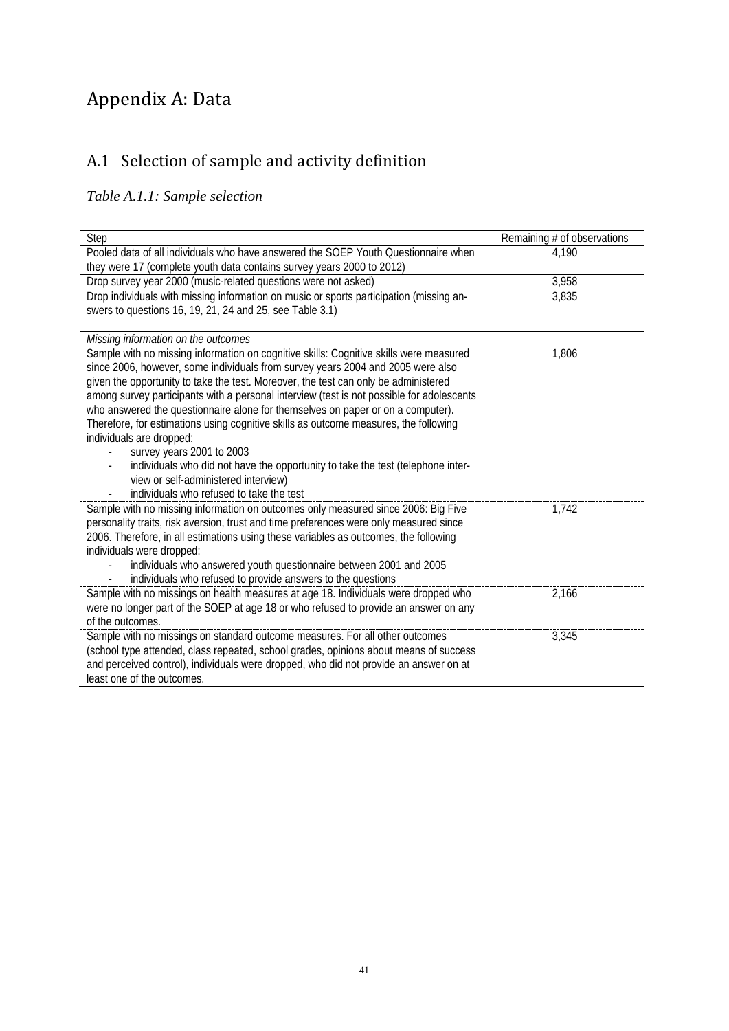# Appendix A: Data

## A.1 Selection of sample and activity definition

*Table A.1.1: Sample selection*

| Step | Remaining # of observations |
|---|---|
| Pooled data of all individuals who have answered the SOEP Youth Questionnaire when they were 17 (complete youth data contains survey years 2000 to 2012) | 4,190 |
| Drop survey year 2000 (music-related questions were not asked) | 3,958 |
| Drop individuals with missing information on music or sports participation (missing answers to questions 16, 19, 21, 24 and 25, see Table 3.1) | 3,835 |
| *Missing information on the outcomes* | |
| Sample with no missing information on cognitive skills: Cognitive skills were measured since 2006, however, some individuals from survey years 2004 and 2005 were also given the opportunity to take the test. Moreover, the test can only be administered among survey participants with a personal interview (test is not possible for adolescents who answered the questionnaire alone for themselves on paper or on a computer). Therefore, for estimations using cognitive skills as outcome measures, the following individuals are dropped:<br>- survey years 2001 to 2003<br>- individuals who did not have the opportunity to take the test (telephone interview or self-administered interview)<br>- individuals who refused to take the test | 1,806 |
| Sample with no missing information on outcomes only measured since 2006: Big Five personality traits, risk aversion, trust and time preferences were only measured since 2006. Therefore, in all estimations using these variables as outcomes, the following individuals were dropped:<br>- individuals who answered youth questionnaire between 2001 and 2005<br>- individuals who refused to provide answers to the questions | 1,742 |
| Sample with no missings on health measures at age 18. Individuals were dropped who were no longer part of the SOEP at age 18 or who refused to provide an answer on any of the outcomes. | 2,166 |
| Sample with no missings on standard outcome measures. For all other outcomes (school type attended, class repeated, school grades, opinions about means of success and perceived control), individuals were dropped, who did not provide an answer on at least one of the outcomes. | 3,345 |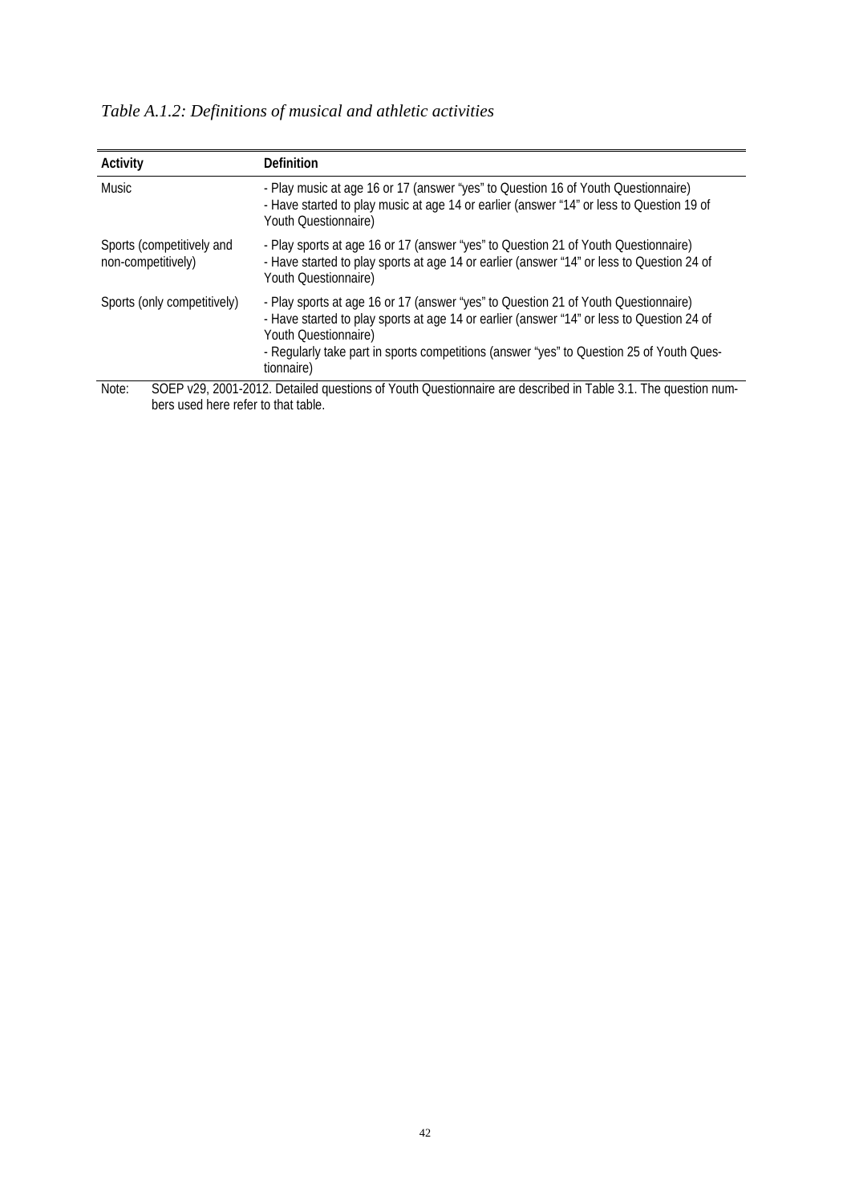*Table A.1.2: Definitions of musical and athletic activities*

| Activity | Definition |
| --- | --- |
| Music | - Play music at age 16 or 17 (answer "yes" to Question 16 of Youth Questionnaire)<br>- Have started to play music at age 14 or earlier (answer "14" or less to Question 19 of Youth Questionnaire) |
| Sports (competitively and non-competitively) | - Play sports at age 16 or 17 (answer "yes" to Question 21 of Youth Questionnaire)<br>- Have started to play sports at age 14 or earlier (answer "14" or less to Question 24 of Youth Questionnaire) |
| Sports (only competitively) | - Play sports at age 16 or 17 (answer "yes" to Question 21 of Youth Questionnaire)<br>- Have started to play sports at age 14 or earlier (answer "14" or less to Question 24 of Youth Questionnaire)<br>- Regularly take part in sports competitions (answer "yes" to Question 25 of Youth Questionnaire) |

Note: SOEP v29, 2001-2012. Detailed questions of Youth Questionnaire are described in Table 3.1. The question numbers used here refer to that table.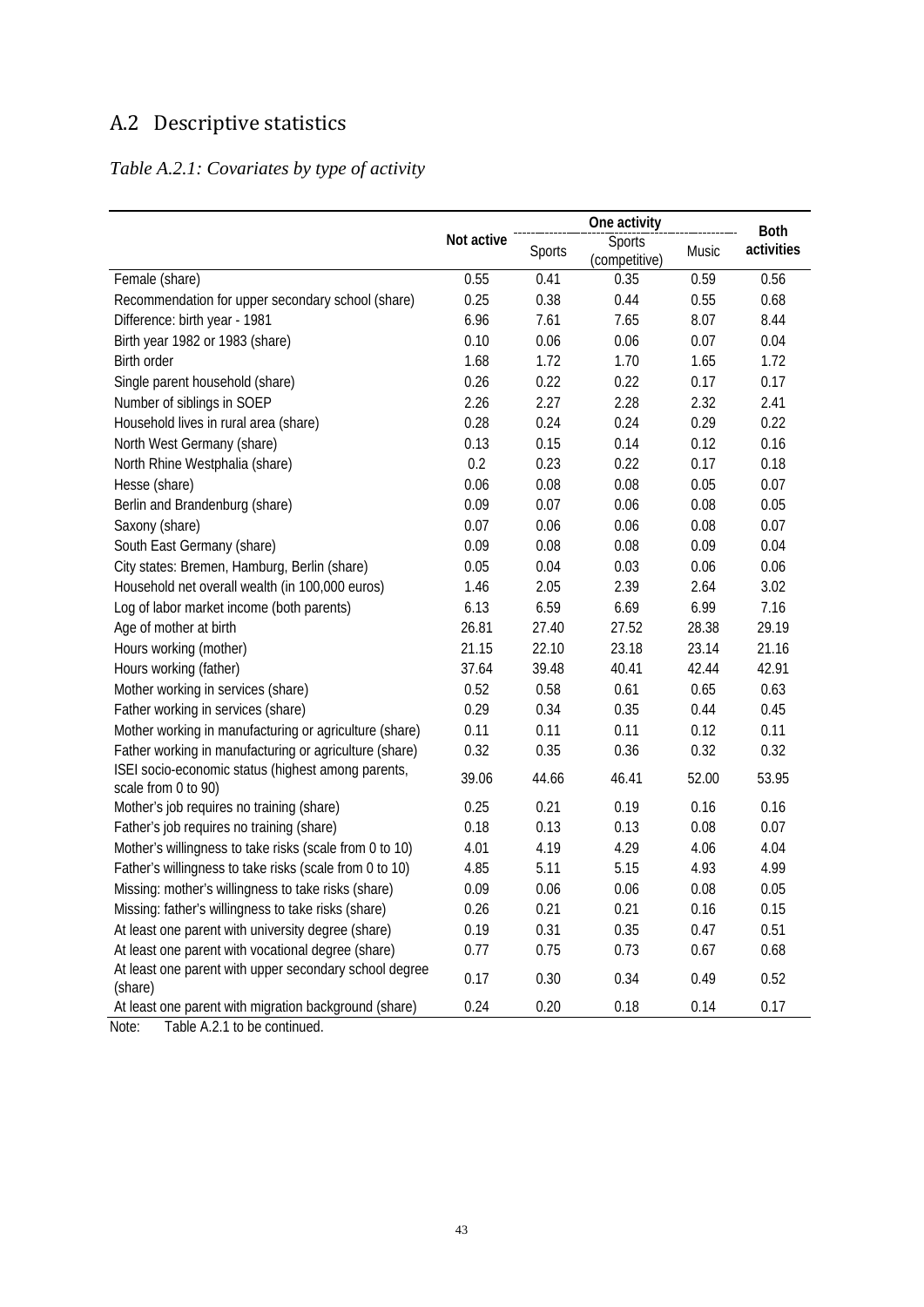## A.2 Descriptive statistics

*Table A.2.1: Covariates by type of activity*

| | Not active | One activity | | | Both activities |
|---|---|---|---|---|---|
| | | Sports | Sports (competitive) | Music | |
| Female (share) | 0.55 | 0.41 | 0.35 | 0.59 | 0.56 |
| Recommendation for upper secondary school (share) | 0.25 | 0.38 | 0.44 | 0.55 | 0.68 |
| Difference: birth year - 1981 | 6.96 | 7.61 | 7.65 | 8.07 | 8.44 |
| Birth year 1982 or 1983 (share) | 0.10 | 0.06 | 0.06 | 0.07 | 0.04 |
| Birth order | 1.68 | 1.72 | 1.70 | 1.65 | 1.72 |
| Single parent household (share) | 0.26 | 0.22 | 0.22 | 0.17 | 0.17 |
| Number of siblings in SOEP | 2.26 | 2.27 | 2.28 | 2.32 | 2.41 |
| Household lives in rural area (share) | 0.28 | 0.24 | 0.24 | 0.29 | 0.22 |
| North West Germany (share) | 0.13 | 0.15 | 0.14 | 0.12 | 0.16 |
| North Rhine Westphalia (share) | 0.2 | 0.23 | 0.22 | 0.17 | 0.18 |
| Hesse (share) | 0.06 | 0.08 | 0.08 | 0.05 | 0.07 |
| Berlin and Brandenburg (share) | 0.09 | 0.07 | 0.06 | 0.08 | 0.05 |
| Saxony (share) | 0.07 | 0.06 | 0.06 | 0.08 | 0.07 |
| South East Germany (share) | 0.09 | 0.08 | 0.08 | 0.09 | 0.04 |
| City states: Bremen, Hamburg, Berlin (share) | 0.05 | 0.04 | 0.03 | 0.06 | 0.06 |
| Household net overall wealth (in 100,000 euros) | 1.46 | 2.05 | 2.39 | 2.64 | 3.02 |
| Log of labor market income (both parents) | 6.13 | 6.59 | 6.69 | 6.99 | 7.16 |
| Age of mother at birth | 26.81 | 27.40 | 27.52 | 28.38 | 29.19 |
| Hours working (mother) | 21.15 | 22.10 | 23.18 | 23.14 | 21.16 |
| Hours working (father) | 37.64 | 39.48 | 40.41 | 42.44 | 42.91 |
| Mother working in services (share) | 0.52 | 0.58 | 0.61 | 0.65 | 0.63 |
| Father working in services (share) | 0.29 | 0.34 | 0.35 | 0.44 | 0.45 |
| Mother working in manufacturing or agriculture (share) | 0.11 | 0.11 | 0.11 | 0.12 | 0.11 |
| Father working in manufacturing or agriculture (share) | 0.32 | 0.35 | 0.36 | 0.32 | 0.32 |
| ISEI socio-economic status (highest among parents, scale from 0 to 90) | 39.06 | 44.66 | 46.41 | 52.00 | 53.95 |
| Mother's job requires no training (share) | 0.25 | 0.21 | 0.19 | 0.16 | 0.16 |
| Father's job requires no training (share) | 0.18 | 0.13 | 0.13 | 0.08 | 0.07 |
| Mother's willingness to take risks (scale from 0 to 10) | 4.01 | 4.19 | 4.29 | 4.06 | 4.04 |
| Father's willingness to take risks (scale from 0 to 10) | 4.85 | 5.11 | 5.15 | 4.93 | 4.99 |
| Missing: mother's willingness to take risks (share) | 0.09 | 0.06 | 0.06 | 0.08 | 0.05 |
| Missing: father's willingness to take risks (share) | 0.26 | 0.21 | 0.21 | 0.16 | 0.15 |
| At least one parent with university degree (share) | 0.19 | 0.31 | 0.35 | 0.47 | 0.51 |
| At least one parent with vocational degree (share) | 0.77 | 0.75 | 0.73 | 0.67 | 0.68 |
| At least one parent with upper secondary school degree (share) | 0.17 | 0.30 | 0.34 | 0.49 | 0.52 |
| At least one parent with migration background (share) | 0.24 | 0.20 | 0.18 | 0.14 | 0.17 |

Note: Table A.2.1 to be continued.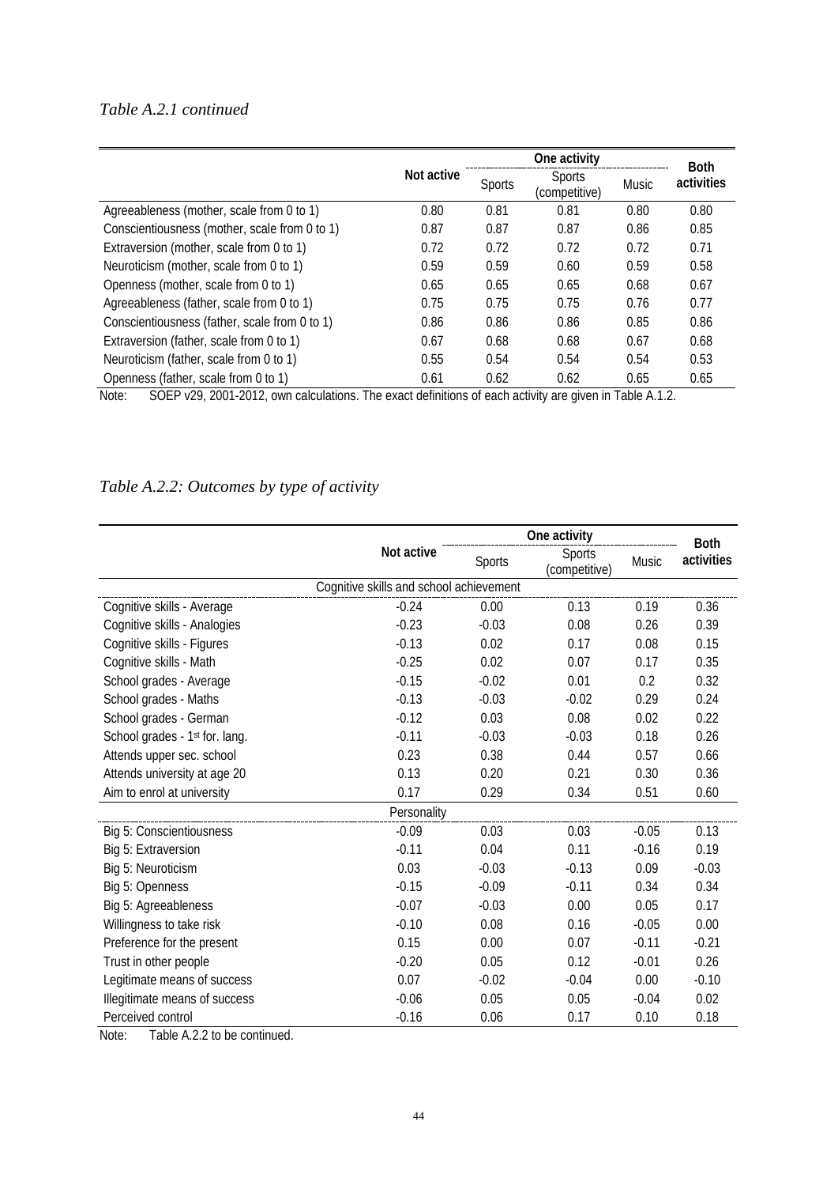*Table A.2.1 continued*

| | Not active | One activity | | | Both activities |
|---|---|---|---|---|---|
| | | Sports | Sports (competitive) | Music | |
| Agreeableness (mother, scale from 0 to 1) | 0.80 | 0.81 | 0.81 | 0.80 | 0.80 |
| Conscientiousness (mother, scale from 0 to 1) | 0.87 | 0.87 | 0.87 | 0.86 | 0.85 |
| Extraversion (mother, scale from 0 to 1) | 0.72 | 0.72 | 0.72 | 0.72 | 0.71 |
| Neuroticism (mother, scale from 0 to 1) | 0.59 | 0.59 | 0.60 | 0.59 | 0.58 |
| Openness (mother, scale from 0 to 1) | 0.65 | 0.65 | 0.65 | 0.68 | 0.67 |
| Agreeableness (father, scale from 0 to 1) | 0.75 | 0.75 | 0.75 | 0.76 | 0.77 |
| Conscientiousness (father, scale from 0 to 1) | 0.86 | 0.86 | 0.86 | 0.85 | 0.86 |
| Extraversion (father, scale from 0 to 1) | 0.67 | 0.68 | 0.68 | 0.67 | 0.68 |
| Neuroticism (father, scale from 0 to 1) | 0.55 | 0.54 | 0.54 | 0.54 | 0.53 |
| Openness (father, scale from 0 to 1) | 0.61 | 0.62 | 0.62 | 0.65 | 0.65 |

Note: SOEP v29, 2001-2012, own calculations. The exact definitions of each activity are given in Table A.1.2.

*Table A.2.2: Outcomes by type of activity*

| | Not active | One activity | | | Both activities |
|---|---|---|---|---|---|
| | | Sports | Sports (competitive) | Music | |
| | Cognitive skills and school achievement | | | | |
| Cognitive skills - Average | -0.24 | 0.00 | 0.13 | 0.19 | 0.36 |
| Cognitive skills - Analogies | -0.23 | -0.03 | 0.08 | 0.26 | 0.39 |
| Cognitive skills - Figures | -0.13 | 0.02 | 0.17 | 0.08 | 0.15 |
| Cognitive skills - Math | -0.25 | 0.02 | 0.07 | 0.17 | 0.35 |
| School grades - Average | -0.15 | -0.02 | 0.01 | 0.2 | 0.32 |
| School grades - Maths | -0.13 | -0.03 | -0.02 | 0.29 | 0.24 |
| School grades - German | -0.12 | 0.03 | 0.08 | 0.02 | 0.22 |
| School grades - 1st for. lang. | -0.11 | -0.03 | -0.03 | 0.18 | 0.26 |
| Attends upper sec. school | 0.23 | 0.38 | 0.44 | 0.57 | 0.66 |
| Attends university at age 20 | 0.13 | 0.20 | 0.21 | 0.30 | 0.36 |
| Aim to enrol at university | 0.17 | 0.29 | 0.34 | 0.51 | 0.60 |
| | Personality | | | | |
| Big 5: Conscientiousness | -0.09 | 0.03 | 0.03 | -0.05 | 0.13 |
| Big 5: Extraversion | -0.11 | 0.04 | 0.11 | -0.16 | 0.19 |
| Big 5: Neuroticism | 0.03 | -0.03 | -0.13 | 0.09 | -0.03 |
| Big 5: Openness | -0.15 | -0.09 | -0.11 | 0.34 | 0.34 |
| Big 5: Agreeableness | -0.07 | -0.03 | 0.00 | 0.05 | 0.17 |
| Willingness to take risk | -0.10 | 0.08 | 0.16 | -0.05 | 0.00 |
| Preference for the present | 0.15 | 0.00 | 0.07 | -0.11 | -0.21 |
| Trust in other people | -0.20 | 0.05 | 0.12 | -0.01 | 0.26 |
| Legitimate means of success | 0.07 | -0.02 | -0.04 | 0.00 | -0.10 |
| Illegitimate means of success | -0.06 | 0.05 | 0.05 | -0.04 | 0.02 |
| Perceived control | -0.16 | 0.06 | 0.17 | 0.10 | 0.18 |

Note: Table A.2.2 to be continued.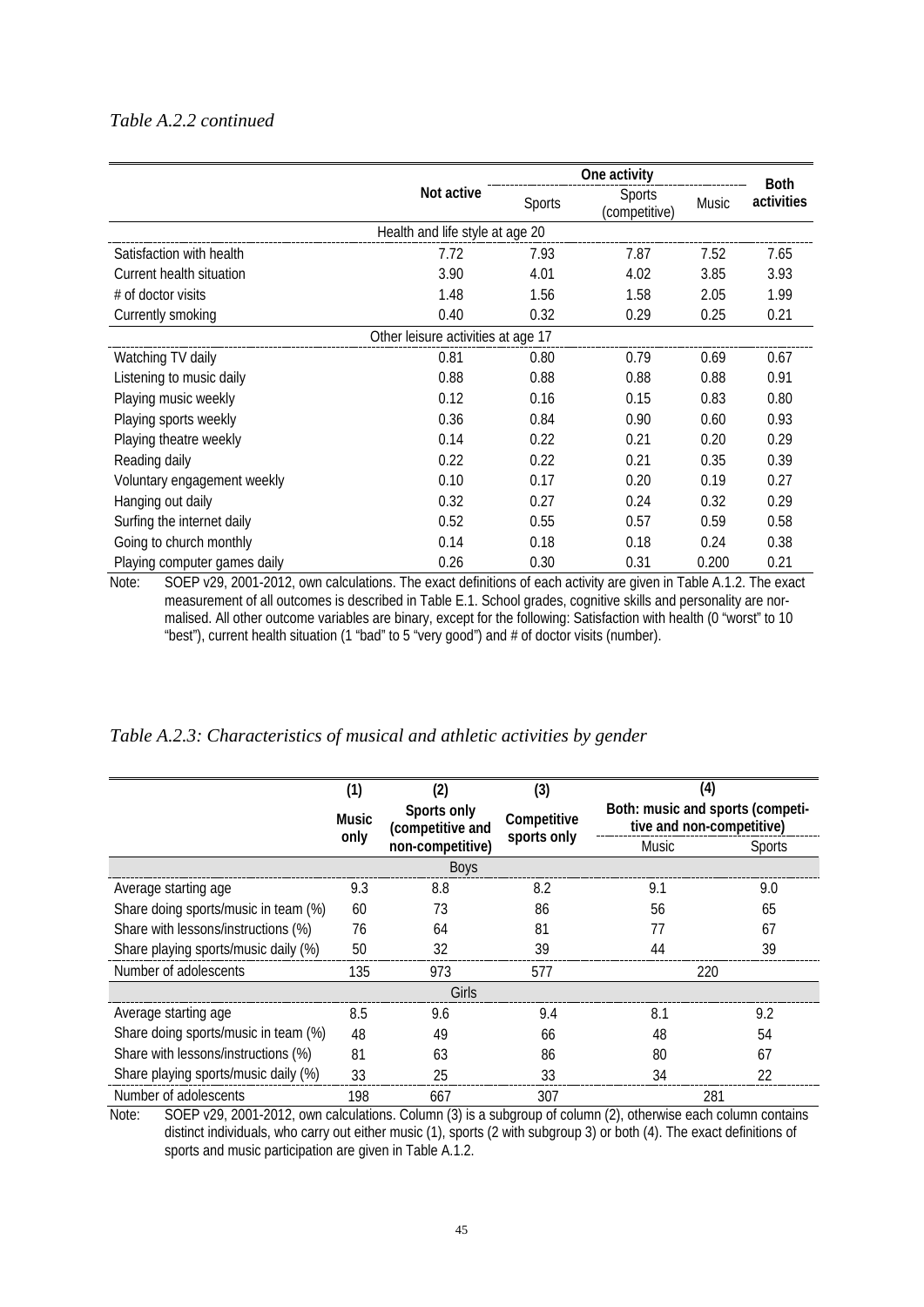*Table A.2.2 continued*

| | Not active | One activity | | | Both activities |
|---|---|---|---|---|---|
| | | Sports | Sports (competitive) | Music | |
| **Health and life style at age 20** | | | | | |
| Satisfaction with health | 7.72 | 7.93 | 7.87 | 7.52 | 7.65 |
| Current health situation | 3.90 | 4.01 | 4.02 | 3.85 | 3.93 |
| # of doctor visits | 1.48 | 1.56 | 1.58 | 2.05 | 1.99 |
| Currently smoking | 0.40 | 0.32 | 0.29 | 0.25 | 0.21 |
| **Other leisure activities at age 17** | | | | | |
| Watching TV daily | 0.81 | 0.80 | 0.79 | 0.69 | 0.67 |
| Listening to music daily | 0.88 | 0.88 | 0.88 | 0.88 | 0.91 |
| Playing music weekly | 0.12 | 0.16 | 0.15 | 0.83 | 0.80 |
| Playing sports weekly | 0.36 | 0.84 | 0.90 | 0.60 | 0.93 |
| Playing theatre weekly | 0.14 | 0.22 | 0.21 | 0.20 | 0.29 |
| Reading daily | 0.22 | 0.22 | 0.21 | 0.35 | 0.39 |
| Voluntary engagement weekly | 0.10 | 0.17 | 0.20 | 0.19 | 0.27 |
| Hanging out daily | 0.32 | 0.27 | 0.24 | 0.32 | 0.29 |
| Surfing the internet daily | 0.52 | 0.55 | 0.57 | 0.59 | 0.58 |
| Going to church monthly | 0.14 | 0.18 | 0.18 | 0.24 | 0.38 |
| Playing computer games daily | 0.26 | 0.30 | 0.31 | 0.200 | 0.21 |

Note: SOEP v29, 2001-2012, own calculations. The exact definitions of each activity are given in Table A.1.2. The exact measurement of all outcomes is described in Table E.1. School grades, cognitive skills and personality are normalised. All other outcome variables are binary, except for the following: Satisfaction with health (0 "worst" to 10 "best"), current health situation (1 "bad" to 5 "very good") and # of doctor visits (number).

*Table A.2.3: Characteristics of musical and athletic activities by gender*

| | (1) Music only | (2) Sports only (competitive and non-competitive) | (3) Competitive sports only | (4) Both: music and sports (competitive and non-competitive) | |
|---|---|---|---|---|---|
| | | | | Music | Sports |
| **Boys** | | | | | |
| Average starting age | 9.3 | 8.8 | 8.2 | 9.1 | 9.0 |
| Share doing sports/music in team (%) | 60 | 73 | 86 | 56 | 65 |
| Share with lessons/instructions (%) | 76 | 64 | 81 | 77 | 67 |
| Share playing sports/music daily (%) | 50 | 32 | 39 | 44 | 39 |
| Number of adolescents | 135 | 973 | 577 | 220 | |
| **Girls** | | | | | |
| Average starting age | 8.5 | 9.6 | 9.4 | 8.1 | 9.2 |
| Share doing sports/music in team (%) | 48 | 49 | 66 | 48 | 54 |
| Share with lessons/instructions (%) | 81 | 63 | 86 | 80 | 67 |
| Share playing sports/music daily (%) | 33 | 25 | 33 | 34 | 22 |
| Number of adolescents | 198 | 667 | 307 | 281 | |

Note: SOEP v29, 2001-2012, own calculations. Column (3) is a subgroup of column (2), otherwise each column contains distinct individuals, who carry out either music (1), sports (2 with subgroup 3) or both (4). The exact definitions of sports and music participation are given in Table A.1.2.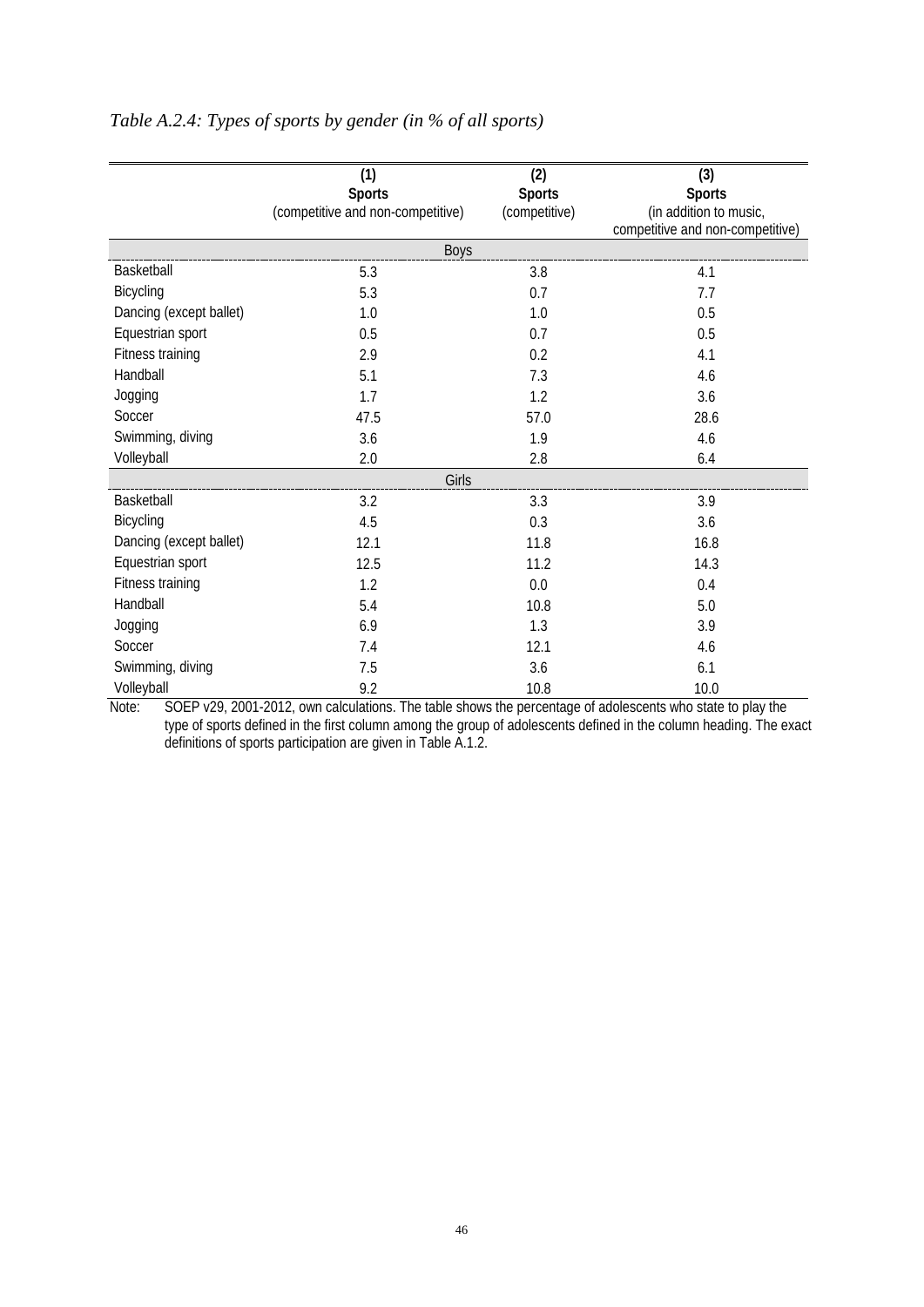*Table A.2.4: Types of sports by gender (in % of all sports)*

| | (1) Sports (competitive and non-competitive) | (2) Sports (competitive) | (3) Sports (in addition to music, competitive and non-competitive) |
|---|---|---|---|
| | | Boys | |
| Basketball | 5.3 | 3.8 | 4.1 |
| Bicycling | 5.3 | 0.7 | 7.7 |
| Dancing (except ballet) | 1.0 | 1.0 | 0.5 |
| Equestrian sport | 0.5 | 0.7 | 0.5 |
| Fitness training | 2.9 | 0.2 | 4.1 |
| Handball | 5.1 | 7.3 | 4.6 |
| Jogging | 1.7 | 1.2 | 3.6 |
| Soccer | 47.5 | 57.0 | 28.6 |
| Swimming, diving | 3.6 | 1.9 | 4.6 |
| Volleyball | 2.0 | 2.8 | 6.4 |
| | | Girls | |
| Basketball | 3.2 | 3.3 | 3.9 |
| Bicycling | 4.5 | 0.3 | 3.6 |
| Dancing (except ballet) | 12.1 | 11.8 | 16.8 |
| Equestrian sport | 12.5 | 11.2 | 14.3 |
| Fitness training | 1.2 | 0.0 | 0.4 |
| Handball | 5.4 | 10.8 | 5.0 |
| Jogging | 6.9 | 1.3 | 3.9 |
| Soccer | 7.4 | 12.1 | 4.6 |
| Swimming, diving | 7.5 | 3.6 | 6.1 |
| Volleyball | 9.2 | 10.8 | 10.0 |

Note: SOEP v29, 2001-2012, own calculations. The table shows the percentage of adolescents who state to play the type of sports defined in the first column among the group of adolescents defined in the column heading. The exact definitions of sports participation are given in Table A.1.2.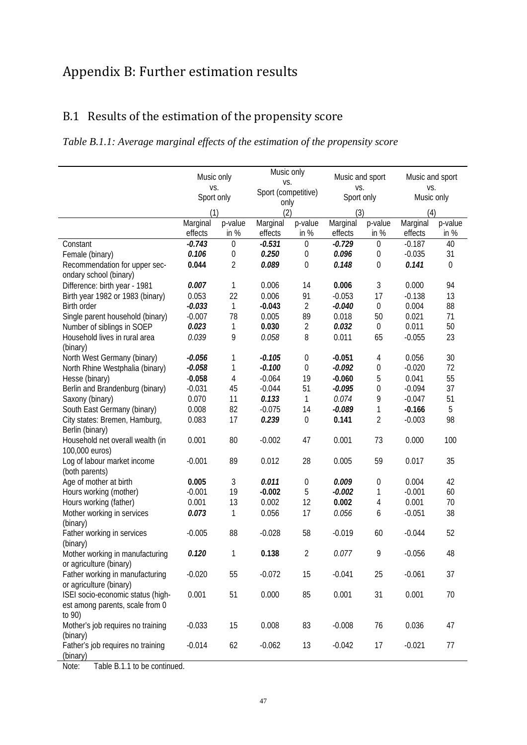# Appendix B: Further estimation results

## B.1 Results of the estimation of the propensity score

*Table B.1.1: Average marginal effects of the estimation of the propensity score*

| | Music only vs. Sport only | | Music only vs. Sport (competitive) only | | Music and sport vs. Sport only | | Music and sport vs. Music only | |
|---|---|---|---|---|---|---|---|---|
| | (1) | | (2) | | (3) | | (4) | |
| | Marginal effects | p-value in % | Marginal effects | p-value in % | Marginal effects | p-value in % | Marginal effects | p-value in % |
| Constant | ***-0.743*** | 0 | ***-0.531*** | 0 | ***-0.729*** | 0 | -0.187 | 40 |
| Female (binary) | ***0.106*** | 0 | ***0.250*** | 0 | ***0.096*** | 0 | -0.035 | 31 |
| Recommendation for upper secondary school (binary) | **0.044** | 2 | ***0.089*** | 0 | ***0.148*** | 0 | ***0.141*** | 0 |
| Difference: birth year - 1981 | ***0.007*** | 1 | 0.006 | 14 | **0.006** | 3 | 0.000 | 94 |
| Birth year 1982 or 1983 (binary) | 0.053 | 22 | 0.006 | 91 | -0.053 | 17 | -0.138 | 13 |
| Birth order | ***-0.033*** | 1 | **-0.043** | 2 | ***-0.040*** | 0 | 0.004 | 88 |
| Single parent household (binary) | -0.007 | 78 | 0.005 | 89 | 0.018 | 50 | 0.021 | 71 |
| Number of siblings in SOEP | ***0.023*** | 1 | **0.030** | 2 | ***0.032*** | 0 | 0.011 | 50 |
| Household lives in rural area (binary) | *0.039* | 9 | *0.058* | 8 | 0.011 | 65 | -0.055 | 23 |
| North West Germany (binary) | ***-0.056*** | 1 | ***-0.105*** | 0 | **-0.051** | 4 | 0.056 | 30 |
| North Rhine Westphalia (binary) | ***-0.058*** | 1 | ***-0.100*** | 0 | ***-0.092*** | 0 | -0.020 | 72 |
| Hesse (binary) | **-0.058** | 4 | -0.064 | 19 | **-0.060** | 5 | 0.041 | 55 |
| Berlin and Brandenburg (binary) | -0.031 | 45 | -0.044 | 51 | ***-0.095*** | 0 | -0.094 | 37 |
| Saxony (binary) | 0.070 | 11 | ***0.133*** | 1 | *0.074* | 9 | -0.047 | 51 |
| South East Germany (binary) | 0.008 | 82 | -0.075 | 14 | ***-0.089*** | 1 | **-0.166** | 5 |
| City states: Bremen, Hamburg, Berlin (binary) | 0.083 | 17 | ***0.239*** | 0 | **0.141** | 2 | -0.003 | 98 |
| Household net overall wealth (in 100,000 euros) | 0.001 | 80 | -0.002 | 47 | 0.001 | 73 | 0.000 | 100 |
| Log of labour market income (both parents) | -0.001 | 89 | 0.012 | 28 | 0.005 | 59 | 0.017 | 35 |
| Age of mother at birth | **0.005** | 3 | ***0.011*** | 0 | ***0.009*** | 0 | 0.004 | 42 |
| Hours working (mother) | -0.001 | 19 | **-0.002** | 5 | ***-0.002*** | 1 | -0.001 | 60 |
| Hours working (father) | 0.001 | 13 | 0.002 | 12 | **0.002** | 4 | 0.001 | 70 |
| Mother working in services (binary) | ***0.073*** | 1 | 0.056 | 17 | *0.056* | 6 | -0.051 | 38 |
| Father working in services (binary) | -0.005 | 88 | -0.028 | 58 | -0.019 | 60 | -0.044 | 52 |
| Mother working in manufacturing or agriculture (binary) | ***0.120*** | 1 | **0.138** | 2 | *0.077* | 9 | -0.056 | 48 |
| Father working in manufacturing or agriculture (binary) | -0.020 | 55 | -0.072 | 15 | -0.041 | 25 | -0.061 | 37 |
| ISEI socio-economic status (highest among parents, scale from 0 to 90) | 0.001 | 51 | 0.000 | 85 | 0.001 | 31 | 0.001 | 70 |
| Mother's job requires no training (binary) | -0.033 | 15 | 0.008 | 83 | -0.008 | 76 | 0.036 | 47 |
| Father's job requires no training (binary) | -0.014 | 62 | -0.062 | 13 | -0.042 | 17 | -0.021 | 77 |

Note: Table B.1.1 to be continued.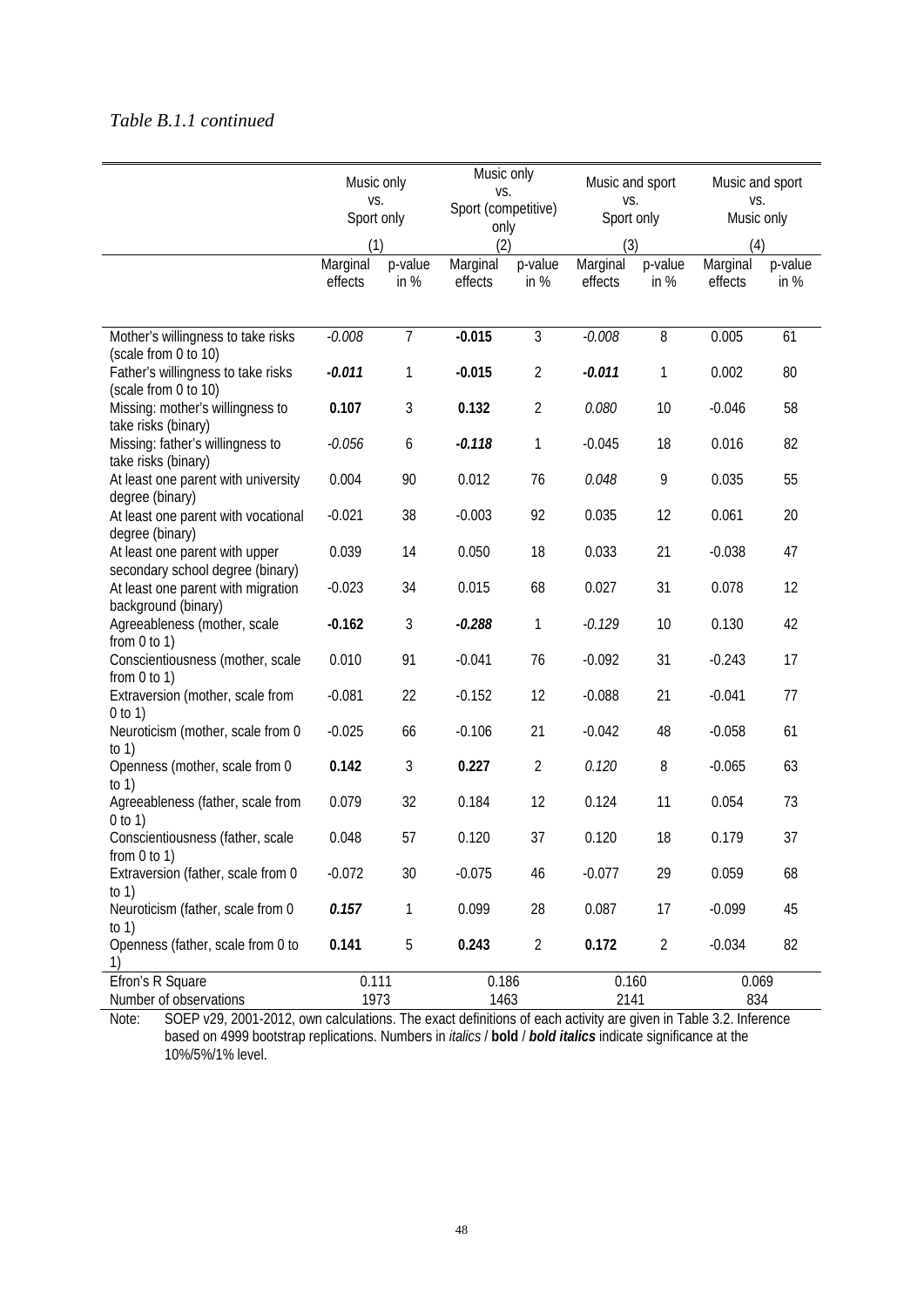*Table B.1.1 continued*

| | Music only vs. Sport only | | Music only vs. Sport (competitive) only | | Music and sport vs. Sport only | | Music and sport vs. Music only | |
|---|---|---|---|---|---|---|---|---|
| | (1) | | (2) | | (3) | | (4) | |
| | Marginal effects | p-value in % | Marginal effects | p-value in % | Marginal effects | p-value in % | Marginal effects | p-value in % |
| Mother's willingness to take risks (scale from 0 to 10) | *-0.008* | 7 | **-0.015** | 3 | *-0.008* | 8 | 0.005 | 61 |
| Father's willingness to take risks (scale from 0 to 10) | ***-0.011*** | 1 | **-0.015** | 2 | ***-0.011*** | 1 | 0.002 | 80 |
| Missing: mother's willingness to take risks (binary) | **0.107** | 3 | **0.132** | 2 | *0.080* | 10 | -0.046 | 58 |
| Missing: father's willingness to take risks (binary) | *-0.056* | 6 | ***-0.118*** | 1 | -0.045 | 18 | 0.016 | 82 |
| At least one parent with university degree (binary) | 0.004 | 90 | 0.012 | 76 | *0.048* | 9 | 0.035 | 55 |
| At least one parent with vocational degree (binary) | -0.021 | 38 | -0.003 | 92 | 0.035 | 12 | 0.061 | 20 |
| At least one parent with upper secondary school degree (binary) | 0.039 | 14 | 0.050 | 18 | 0.033 | 21 | -0.038 | 47 |
| At least one parent with migration background (binary) | -0.023 | 34 | 0.015 | 68 | 0.027 | 31 | 0.078 | 12 |
| Agreeableness (mother, scale from 0 to 1) | **-0.162** | 3 | ***-0.288*** | 1 | *-0.129* | 10 | 0.130 | 42 |
| Conscientiousness (mother, scale from 0 to 1) | 0.010 | 91 | -0.041 | 76 | -0.092 | 31 | -0.243 | 17 |
| Extraversion (mother, scale from 0 to 1) | -0.081 | 22 | -0.152 | 12 | -0.088 | 21 | -0.041 | 77 |
| Neuroticism (mother, scale from 0 to 1) | -0.025 | 66 | -0.106 | 21 | -0.042 | 48 | -0.058 | 61 |
| Openness (mother, scale from 0 to 1) | **0.142** | 3 | **0.227** | 2 | *0.120* | 8 | -0.065 | 63 |
| Agreeableness (father, scale from 0 to 1) | 0.079 | 32 | 0.184 | 12 | 0.124 | 11 | 0.054 | 73 |
| Conscientiousness (father, scale from 0 to 1) | 0.048 | 57 | 0.120 | 37 | 0.120 | 18 | 0.179 | 37 |
| Extraversion (father, scale from 0 to 1) | -0.072 | 30 | -0.075 | 46 | -0.077 | 29 | 0.059 | 68 |
| Neuroticism (father, scale from 0 to 1) | ***0.157*** | 1 | 0.099 | 28 | 0.087 | 17 | -0.099 | 45 |
| Openness (father, scale from 0 to 1) | **0.141** | 5 | **0.243** | 2 | **0.172** | 2 | -0.034 | 82 |
| Efron's R Square | 0.111 | | 0.186 | | 0.160 | | 0.069 | |
| Number of observations | 1973 | | 1463 | | 2141 | | 834 | |

Note: SOEP v29, 2001-2012, own calculations. The exact definitions of each activity are given in Table 3.2. Inference based on 4999 bootstrap replications. Numbers in *italics* / **bold** / ***bold italics*** indicate significance at the 10%/5%/1% level.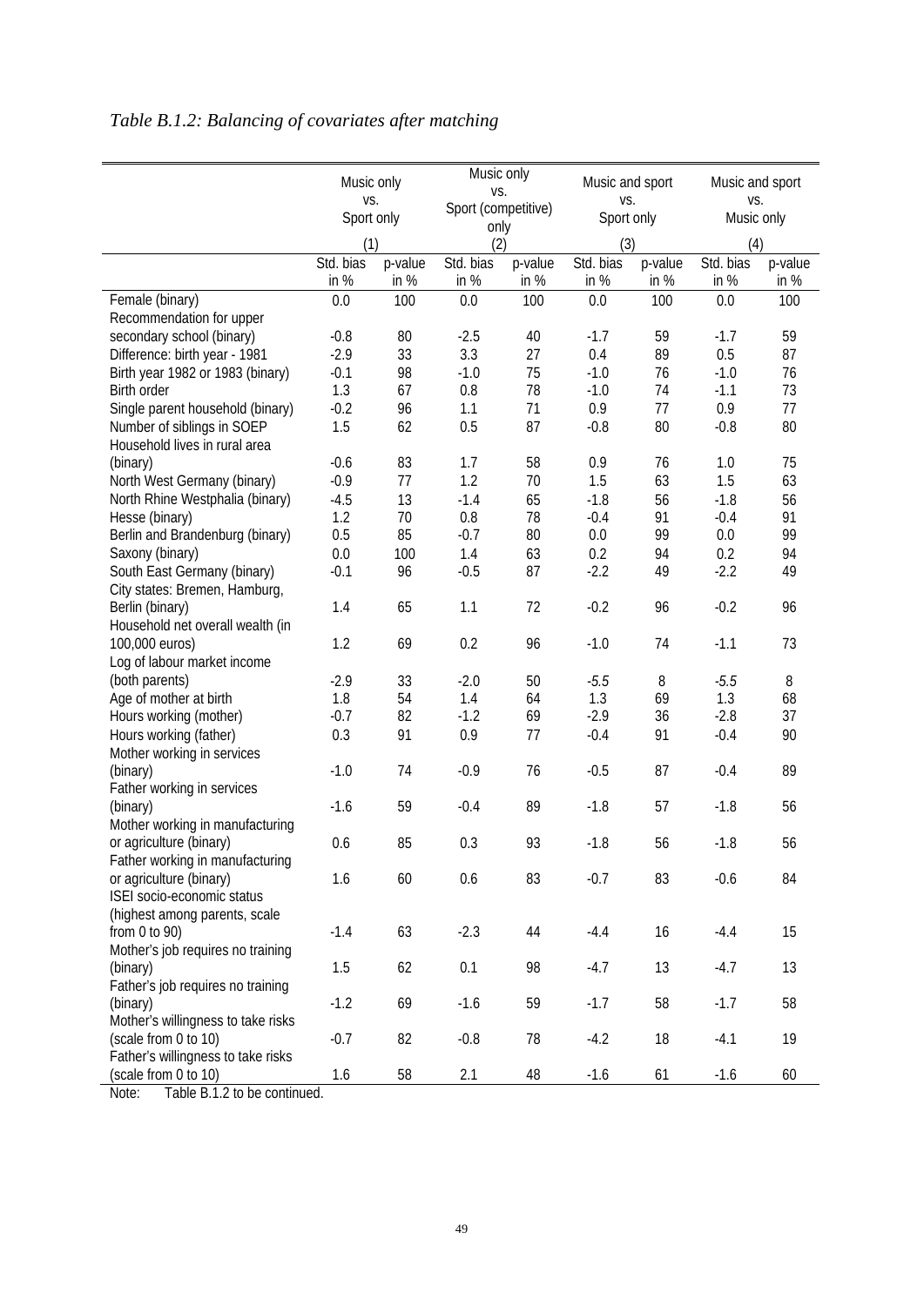*Table B.1.2: Balancing of covariates after matching*

| | Music only vs. Sport only (1) | | Music only vs. Sport (competitive) only (2) | | Music and sport vs. Sport only (3) | | Music and sport vs. Music only (4) | |
|---|---|---|---|---|---|---|---|---|
| | Std. bias in % | p-value in % | Std. bias in % | p-value in % | Std. bias in % | p-value in % | Std. bias in % | p-value in % |
| Female (binary) | 0.0 | 100 | 0.0 | 100 | 0.0 | 100 | 0.0 | 100 |
| Recommendation for upper secondary school (binary) | -0.8 | 80 | -2.5 | 40 | -1.7 | 59 | -1.7 | 59 |
| Difference: birth year - 1981 | -2.9 | 33 | 3.3 | 27 | 0.4 | 89 | 0.5 | 87 |
| Birth year 1982 or 1983 (binary) | -0.1 | 98 | -1.0 | 75 | -1.0 | 76 | -1.0 | 76 |
| Birth order | 1.3 | 67 | 0.8 | 78 | -1.0 | 74 | -1.1 | 73 |
| Single parent household (binary) | -0.2 | 96 | 1.1 | 71 | 0.9 | 77 | 0.9 | 77 |
| Number of siblings in SOEP | 1.5 | 62 | 0.5 | 87 | -0.8 | 80 | -0.8 | 80 |
| Household lives in rural area (binary) | -0.6 | 83 | 1.7 | 58 | 0.9 | 76 | 1.0 | 75 |
| North West Germany (binary) | -0.9 | 77 | 1.2 | 70 | 1.5 | 63 | 1.5 | 63 |
| North Rhine Westphalia (binary) | -4.5 | 13 | -1.4 | 65 | -1.8 | 56 | -1.8 | 56 |
| Hesse (binary) | 1.2 | 70 | 0.8 | 78 | -0.4 | 91 | -0.4 | 91 |
| Berlin and Brandenburg (binary) | 0.5 | 85 | -0.7 | 80 | 0.0 | 99 | 0.0 | 99 |
| Saxony (binary) | 0.0 | 100 | 1.4 | 63 | 0.2 | 94 | 0.2 | 94 |
| South East Germany (binary) | -0.1 | 96 | -0.5 | 87 | -2.2 | 49 | -2.2 | 49 |
| City states: Bremen, Hamburg, Berlin (binary) | 1.4 | 65 | 1.1 | 72 | -0.2 | 96 | -0.2 | 96 |
| Household net overall wealth (in 100,000 euros) | 1.2 | 69 | 0.2 | 96 | -1.0 | 74 | -1.1 | 73 |
| Log of labour market income (both parents) | -2.9 | 33 | -2.0 | 50 | -5.5 | 8 | -5.5 | 8 |
| Age of mother at birth | 1.8 | 54 | 1.4 | 64 | 1.3 | 69 | 1.3 | 68 |
| Hours working (mother) | -0.7 | 82 | -1.2 | 69 | -2.9 | 36 | -2.8 | 37 |
| Hours working (father) | 0.3 | 91 | 0.9 | 77 | -0.4 | 91 | -0.4 | 90 |
| Mother working in services (binary) | -1.0 | 74 | -0.9 | 76 | -0.5 | 87 | -0.4 | 89 |
| Father working in services (binary) | -1.6 | 59 | -0.4 | 89 | -1.8 | 57 | -1.8 | 56 |
| Mother working in manufacturing or agriculture (binary) | 0.6 | 85 | 0.3 | 93 | -1.8 | 56 | -1.8 | 56 |
| Father working in manufacturing or agriculture (binary) | 1.6 | 60 | 0.6 | 83 | -0.7 | 83 | -0.6 | 84 |
| ISEI socio-economic status (highest among parents, scale from 0 to 90) | -1.4 | 63 | -2.3 | 44 | -4.4 | 16 | -4.4 | 15 |
| Mother's job requires no training (binary) | 1.5 | 62 | 0.1 | 98 | -4.7 | 13 | -4.7 | 13 |
| Father's job requires no training (binary) | -1.2 | 69 | -1.6 | 59 | -1.7 | 58 | -1.7 | 58 |
| Mother's willingness to take risks (scale from 0 to 10) | -0.7 | 82 | -0.8 | 78 | -4.2 | 18 | -4.1 | 19 |
| Father's willingness to take risks (scale from 0 to 10) | 1.6 | 58 | 2.1 | 48 | -1.6 | 61 | -1.6 | 60 |

Note: Table B.1.2 to be continued.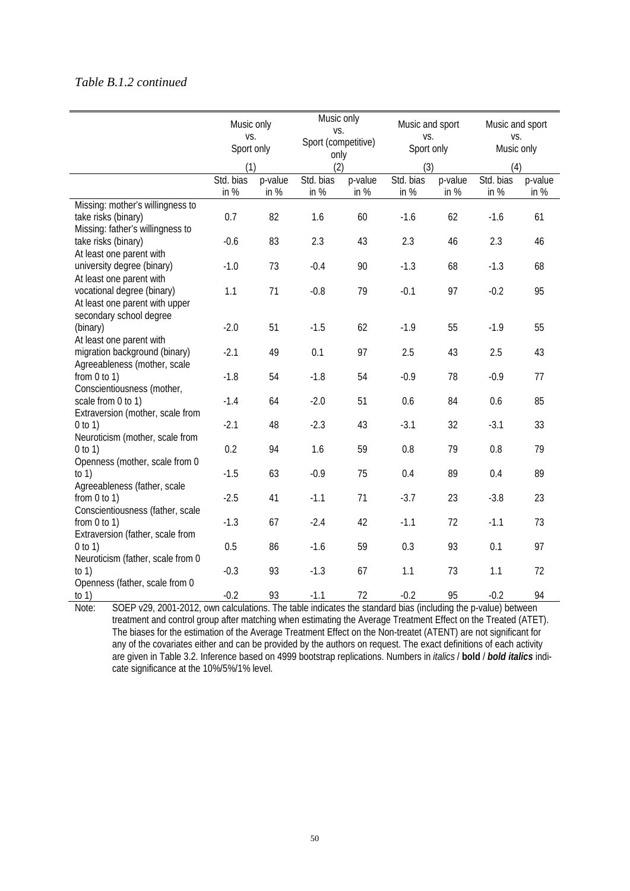*Table B.1.2 continued*

| | Music only vs. Sport only | | Music only vs. Sport (competitive) only | | Music and sport vs. Sport only | | Music and sport vs. Music only | |
|---|---|---|---|---|---|---|---|---|
| | (1) | | (2) | | (3) | | (4) | |
| | Std. bias in % | p-value in % | Std. bias in % | p-value in % | Std. bias in % | p-value in % | Std. bias in % | p-value in % |
| Missing: mother's willingness to take risks (binary) | 0.7 | 82 | 1.6 | 60 | -1.6 | 62 | -1.6 | 61 |
| Missing: father's willingness to take risks (binary) | -0.6 | 83 | 2.3 | 43 | 2.3 | 46 | 2.3 | 46 |
| At least one parent with university degree (binary) | -1.0 | 73 | -0.4 | 90 | -1.3 | 68 | -1.3 | 68 |
| At least one parent with vocational degree (binary) | 1.1 | 71 | -0.8 | 79 | -0.1 | 97 | -0.2 | 95 |
| At least one parent with upper secondary school degree (binary) | -2.0 | 51 | -1.5 | 62 | -1.9 | 55 | -1.9 | 55 |
| At least one parent with migration background (binary) | -2.1 | 49 | 0.1 | 97 | 2.5 | 43 | 2.5 | 43 |
| Agreeableness (mother, scale from 0 to 1) | -1.8 | 54 | -1.8 | 54 | -0.9 | 78 | -0.9 | 77 |
| Conscientiousness (mother, scale from 0 to 1) | -1.4 | 64 | -2.0 | 51 | 0.6 | 84 | 0.6 | 85 |
| Extraversion (mother, scale from 0 to 1) | -2.1 | 48 | -2.3 | 43 | -3.1 | 32 | -3.1 | 33 |
| Neuroticism (mother, scale from 0 to 1) | 0.2 | 94 | 1.6 | 59 | 0.8 | 79 | 0.8 | 79 |
| Openness (mother, scale from 0 to 1) | -1.5 | 63 | -0.9 | 75 | 0.4 | 89 | 0.4 | 89 |
| Agreeableness (father, scale from 0 to 1) | -2.5 | 41 | -1.1 | 71 | -3.7 | 23 | -3.8 | 23 |
| Conscientiousness (father, scale from 0 to 1) | -1.3 | 67 | -2.4 | 42 | -1.1 | 72 | -1.1 | 73 |
| Extraversion (father, scale from 0 to 1) | 0.5 | 86 | -1.6 | 59 | 0.3 | 93 | 0.1 | 97 |
| Neuroticism (father, scale from 0 to 1) | -0.3 | 93 | -1.3 | 67 | 1.1 | 73 | 1.1 | 72 |
| Openness (father, scale from 0 to 1) | -0.2 | 93 | -1.1 | 72 | -0.2 | 95 | -0.2 | 94 |

Note: SOEP v29, 2001-2012, own calculations. The table indicates the standard bias (including the p-value) between treatment and control group after matching when estimating the Average Treatment Effect on the Treated (ATET). The biases for the estimation of the Average Treatment Effect on the Non-treatet (ATENT) are not significant for any of the covariates either and can be provided by the authors on request. The exact definitions of each activity are given in Table 3.2. Inference based on 4999 bootstrap replications. Numbers in *italics* / **bold** / ***bold italics*** indicate significance at the 10%/5%/1% level.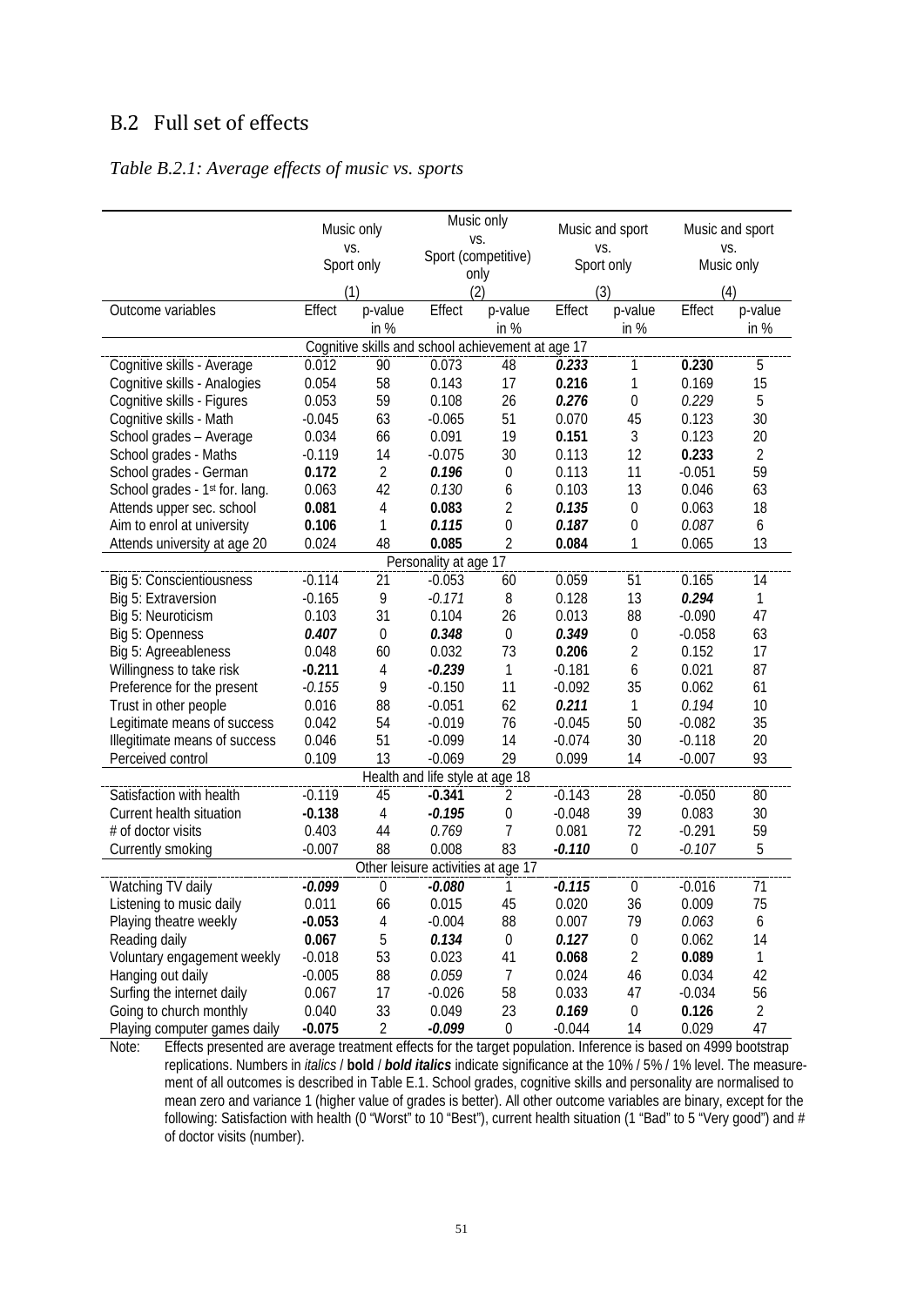## B.2 Full set of effects

*Table B.2.1: Average effects of music vs. sports*

| | Music only vs. Sport only (1) | | Music only vs. Sport (competitive) only (2) | | Music and sport vs. Sport only (3) | | Music and sport vs. Music only (4) | |
|---|---|---|---|---|---|---|---|---|
| Outcome variables | Effect | p-value in % | Effect | p-value in % | Effect | p-value in % | Effect | p-value in % |
| **Cognitive skills and school achievement at age 17** | | | | | | | | |
| Cognitive skills - Average | 0.012 | 90 | 0.073 | 48 | ***0.233*** | 1 | **0.230** | 5 |
| Cognitive skills - Analogies | 0.054 | 58 | 0.143 | 17 | **0.216** | 1 | 0.169 | 15 |
| Cognitive skills - Figures | 0.053 | 59 | 0.108 | 26 | ***0.276*** | 0 | *0.229* | 5 |
| Cognitive skills - Math | -0.045 | 63 | -0.065 | 51 | 0.070 | 45 | 0.123 | 30 |
| School grades – Average | 0.034 | 66 | 0.091 | 19 | **0.151** | 3 | 0.123 | 20 |
| School grades - Maths | -0.119 | 14 | -0.075 | 30 | 0.113 | 12 | **0.233** | 2 |
| School grades - German | **0.172** | 2 | ***0.196*** | 0 | 0.113 | 11 | -0.051 | 59 |
| School grades - 1st for. lang. | 0.063 | 42 | *0.130* | 6 | 0.103 | 13 | 0.046 | 63 |
| Attends upper sec. school | **0.081** | 4 | **0.083** | 2 | ***0.135*** | 0 | 0.063 | 18 |
| Aim to enrol at university | **0.106** | 1 | ***0.115*** | 0 | ***0.187*** | 0 | *0.087* | 6 |
| Attends university at age 20 | 0.024 | 48 | **0.085** | 2 | **0.084** | 1 | 0.065 | 13 |
| **Personality at age 17** | | | | | | | | |
| Big 5: Conscientiousness | -0.114 | 21 | -0.053 | 60 | 0.059 | 51 | 0.165 | 14 |
| Big 5: Extraversion | -0.165 | 9 | *-0.171* | 8 | 0.128 | 13 | ***0.294*** | 1 |
| Big 5: Neuroticism | 0.103 | 31 | 0.104 | 26 | 0.013 | 88 | -0.090 | 47 |
| Big 5: Openness | ***0.407*** | 0 | ***0.348*** | 0 | ***0.349*** | 0 | -0.058 | 63 |
| Big 5: Agreeableness | 0.048 | 60 | 0.032 | 73 | **0.206** | 2 | 0.152 | 17 |
| Willingness to take risk | **-0.211** | 4 | ***-0.239*** | 1 | -0.181 | 6 | 0.021 | 87 |
| Preference for the present | *-0.155* | 9 | -0.150 | 11 | -0.092 | 35 | 0.062 | 61 |
| Trust in other people | 0.016 | 88 | -0.051 | 62 | ***0.211*** | 1 | *0.194* | 10 |
| Legitimate means of success | 0.042 | 54 | -0.019 | 76 | -0.045 | 50 | -0.082 | 35 |
| Illegitimate means of success | 0.046 | 51 | -0.099 | 14 | -0.074 | 30 | -0.118 | 20 |
| Perceived control | 0.109 | 13 | -0.069 | 29 | 0.099 | 14 | -0.007 | 93 |
| **Health and life style at age 18** | | | | | | | | |
| Satisfaction with health | -0.119 | 45 | **-0.341** | 2 | -0.143 | 28 | -0.050 | 80 |
| Current health situation | **-0.138** | 4 | ***-0.195*** | 0 | -0.048 | 39 | 0.083 | 30 |
| # of doctor visits | 0.403 | 44 | *0.769* | 7 | 0.081 | 72 | -0.291 | 59 |
| Currently smoking | -0.007 | 88 | 0.008 | 83 | ***-0.110*** | 0 | *-0.107* | 5 |
| **Other leisure activities at age 17** | | | | | | | | |
| Watching TV daily | ***-0.099*** | 0 | **-0.080** | 1 | ***-0.115*** | 0 | -0.016 | 71 |
| Listening to music daily | 0.011 | 66 | 0.015 | 45 | 0.020 | 36 | 0.009 | 75 |
| Playing theatre weekly | **-0.053** | 4 | -0.004 | 88 | 0.007 | 79 | *0.063* | 6 |
| Reading daily | **0.067** | 5 | ***0.134*** | 0 | ***0.127*** | 0 | 0.062 | 14 |
| Voluntary engagement weekly | -0.018 | 53 | 0.023 | 41 | **0.068** | 2 | **0.089** | 1 |
| Hanging out daily | -0.005 | 88 | *0.059* | 7 | 0.024 | 46 | 0.034 | 42 |
| Surfing the internet daily | 0.067 | 17 | -0.026 | 58 | 0.033 | 47 | -0.034 | 56 |
| Going to church monthly | 0.040 | 33 | 0.049 | 23 | ***0.169*** | 0 | **0.126** | 2 |
| Playing computer games daily | **-0.075** | 2 | ***-0.099*** | 0 | -0.044 | 14 | 0.029 | 47 |

Note: Effects presented are average treatment effects for the target population. Inference is based on 4999 bootstrap replications. Numbers in *italics* / **bold** / ***bold italics*** indicate significance at the 10% / 5% / 1% level. The measurement of all outcomes is described in Table E.1. School grades, cognitive skills and personality are normalised to mean zero and variance 1 (higher value of grades is better). All other outcome variables are binary, except for the following: Satisfaction with health (0 "Worst" to 10 "Best"), current health situation (1 "Bad" to 5 "Very good") and # of doctor visits (number).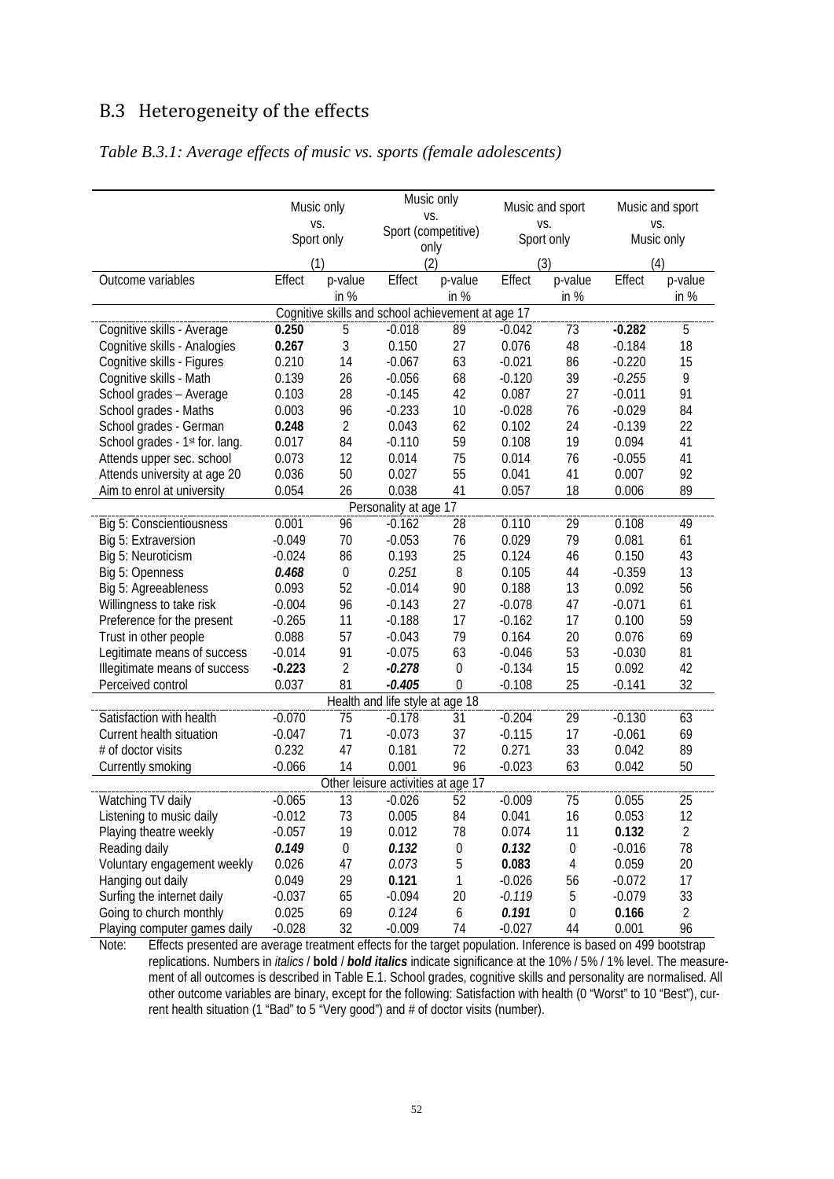## B.3 Heterogeneity of the effects

*Table B.3.1: Average effects of music vs. sports (female adolescents)*

| | Music only vs. Sport only (1) | | Music only vs. Sport (competitive) only (2) | | Music and sport vs. Sport only (3) | | Music and sport vs. Music only (4) | |
|---|---|---|---|---|---|---|---|---|
| Outcome variables | Effect | p-value in % | Effect | p-value in % | Effect | p-value in % | Effect | p-value in % |
| **Cognitive skills and school achievement at age 17** | | | | | | | | |
| Cognitive skills - Average | **0.250** | 5 | -0.018 | 89 | -0.042 | 73 | **-0.282** | 5 |
| Cognitive skills - Analogies | **0.267** | 3 | 0.150 | 27 | 0.076 | 48 | -0.184 | 18 |
| Cognitive skills - Figures | 0.210 | 14 | -0.067 | 63 | -0.021 | 86 | -0.220 | 15 |
| Cognitive skills - Math | 0.139 | 26 | -0.056 | 68 | -0.120 | 39 | *-0.255* | 9 |
| School grades – Average | 0.103 | 28 | -0.145 | 42 | 0.087 | 27 | -0.011 | 91 |
| School grades - Maths | 0.003 | 96 | -0.233 | 10 | -0.028 | 76 | -0.029 | 84 |
| School grades - German | **0.248** | 2 | 0.043 | 62 | 0.102 | 24 | -0.139 | 22 |
| School grades - 1st for. lang. | 0.017 | 84 | -0.110 | 59 | 0.108 | 19 | 0.094 | 41 |
| Attends upper sec. school | 0.073 | 12 | 0.014 | 75 | 0.014 | 76 | -0.055 | 41 |
| Attends university at age 20 | 0.036 | 50 | 0.027 | 55 | 0.041 | 41 | 0.007 | 92 |
| Aim to enrol at university | 0.054 | 26 | 0.038 | 41 | 0.057 | 18 | 0.006 | 89 |
| **Personality at age 17** | | | | | | | | |
| Big 5: Conscientiousness | 0.001 | 96 | -0.162 | 28 | 0.110 | 29 | 0.108 | 49 |
| Big 5: Extraversion | -0.049 | 70 | -0.053 | 76 | 0.029 | 79 | 0.081 | 61 |
| Big 5: Neuroticism | -0.024 | 86 | 0.193 | 25 | 0.124 | 46 | 0.150 | 43 |
| Big 5: Openness | ***0.468*** | 0 | *0.251* | 8 | 0.105 | 44 | -0.359 | 13 |
| Big 5: Agreeableness | 0.093 | 52 | -0.014 | 90 | 0.188 | 13 | 0.092 | 56 |
| Willingness to take risk | -0.004 | 96 | -0.143 | 27 | -0.078 | 47 | -0.071 | 61 |
| Preference for the present | -0.265 | 11 | -0.188 | 17 | -0.162 | 17 | 0.100 | 59 |
| Trust in other people | 0.088 | 57 | -0.043 | 79 | 0.164 | 20 | 0.076 | 69 |
| Legitimate means of success | -0.014 | 91 | -0.075 | 63 | -0.046 | 53 | -0.030 | 81 |
| Illegitimate means of success | **-0.223** | 2 | ***-0.278*** | 0 | -0.134 | 15 | 0.092 | 42 |
| Perceived control | 0.037 | 81 | ***-0.405*** | 0 | -0.108 | 25 | -0.141 | 32 |
| **Health and life style at age 18** | | | | | | | | |
| Satisfaction with health | -0.070 | 75 | -0.178 | 31 | -0.204 | 29 | -0.130 | 63 |
| Current health situation | -0.047 | 71 | -0.073 | 37 | -0.115 | 17 | -0.061 | 69 |
| # of doctor visits | 0.232 | 47 | 0.181 | 72 | 0.271 | 33 | 0.042 | 89 |
| Currently smoking | -0.066 | 14 | 0.001 | 96 | -0.023 | 63 | 0.042 | 50 |
| **Other leisure activities at age 17** | | | | | | | | |
| Watching TV daily | -0.065 | 13 | -0.026 | 52 | -0.009 | 75 | 0.055 | 25 |
| Listening to music daily | -0.012 | 73 | 0.005 | 84 | 0.041 | 16 | 0.053 | 12 |
| Playing theatre weekly | -0.057 | 19 | 0.012 | 78 | 0.074 | 11 | **0.132** | 2 |
| Reading daily | ***0.149*** | 0 | ***0.132*** | 0 | ***0.132*** | 0 | -0.016 | 78 |
| Voluntary engagement weekly | 0.026 | 47 | *0.073* | 5 | **0.083** | 4 | 0.059 | 20 |
| Hanging out daily | 0.049 | 29 | **0.121** | 1 | -0.026 | 56 | -0.072 | 17 |
| Surfing the internet daily | -0.037 | 65 | -0.094 | 20 | *-0.119* | 5 | -0.079 | 33 |
| Going to church monthly | 0.025 | 69 | *0.124* | 6 | ***0.191*** | 0 | **0.166** | 2 |
| Playing computer games daily | -0.028 | 32 | -0.009 | 74 | -0.027 | 44 | 0.001 | 96 |

Note: Effects presented are average treatment effects for the target population. Inference is based on 499 bootstrap replications. Numbers in *italics* / **bold** / ***bold italics*** indicate significance at the 10% / 5% / 1% level. The measurement of all outcomes is described in Table E.1. School grades, cognitive skills and personality are normalised. All other outcome variables are binary, except for the following: Satisfaction with health (0 "Worst" to 10 "Best"), current health situation (1 "Bad" to 5 "Very good") and # of doctor visits (number).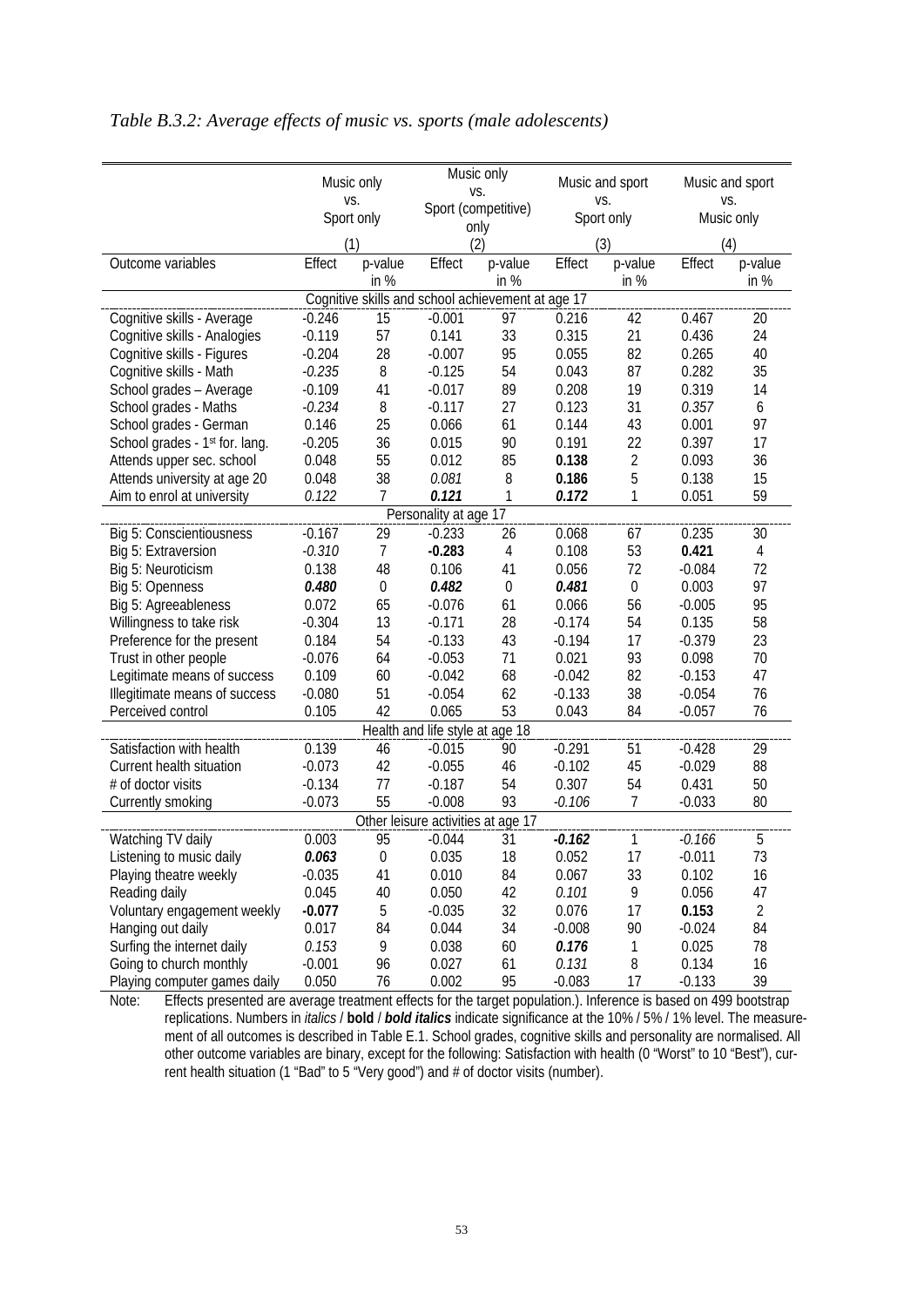*Table B.3.2: Average effects of music vs. sports (male adolescents)*

| | Music only vs. Sport only (1) | | Music only vs. Sport (competitive) only (2) | | Music and sport vs. Sport only (3) | | Music and sport vs. Music only (4) | |
|---|---|---|---|---|---|---|---|---|
| Outcome variables | Effect | p-value in % | Effect | p-value in % | Effect | p-value in % | Effect | p-value in % |
| **Cognitive skills and school achievement at age 17** | | | | | | | | |
| Cognitive skills - Average | -0.246 | 15 | -0.001 | 97 | 0.216 | 42 | 0.467 | 20 |
| Cognitive skills - Analogies | -0.119 | 57 | 0.141 | 33 | 0.315 | 21 | 0.436 | 24 |
| Cognitive skills - Figures | -0.204 | 28 | -0.007 | 95 | 0.055 | 82 | 0.265 | 40 |
| Cognitive skills - Math | *-0.235* | 8 | -0.125 | 54 | 0.043 | 87 | 0.282 | 35 |
| School grades – Average | -0.109 | 41 | -0.017 | 89 | 0.208 | 19 | 0.319 | 14 |
| School grades - Maths | *-0.234* | 8 | -0.117 | 27 | 0.123 | 31 | *0.357* | 6 |
| School grades - German | 0.146 | 25 | 0.066 | 61 | 0.144 | 43 | 0.001 | 97 |
| School grades - 1st for. lang. | -0.205 | 36 | 0.015 | 90 | 0.191 | 22 | 0.397 | 17 |
| Attends upper sec. school | 0.048 | 55 | 0.012 | 85 | **0.138** | 2 | 0.093 | 36 |
| Attends university at age 20 | 0.048 | 38 | *0.081* | 8 | **0.186** | 5 | 0.138 | 15 |
| Aim to enrol at university | *0.122* | 7 | ***0.121*** | 1 | ***0.172*** | 1 | 0.051 | 59 |
| **Personality at age 17** | | | | | | | | |
| Big 5: Conscientiousness | -0.167 | 29 | -0.233 | 26 | 0.068 | 67 | 0.235 | 30 |
| Big 5: Extraversion | *-0.310* | 7 | **-0.283** | 4 | 0.108 | 53 | **0.421** | 4 |
| Big 5: Neuroticism | 0.138 | 48 | 0.106 | 41 | 0.056 | 72 | -0.084 | 72 |
| Big 5: Openness | ***0.480*** | 0 | ***0.482*** | 0 | ***0.481*** | 0 | 0.003 | 97 |
| Big 5: Agreeableness | 0.072 | 65 | -0.076 | 61 | 0.066 | 56 | -0.005 | 95 |
| Willingness to take risk | -0.304 | 13 | -0.171 | 28 | -0.174 | 54 | 0.135 | 58 |
| Preference for the present | 0.184 | 54 | -0.133 | 43 | -0.194 | 17 | -0.379 | 23 |
| Trust in other people | -0.076 | 64 | -0.053 | 71 | 0.021 | 93 | 0.098 | 70 |
| Legitimate means of success | 0.109 | 60 | -0.042 | 68 | -0.042 | 82 | -0.153 | 47 |
| Illegitimate means of success | -0.080 | 51 | -0.054 | 62 | -0.133 | 38 | -0.054 | 76 |
| Perceived control | 0.105 | 42 | 0.065 | 53 | 0.043 | 84 | -0.057 | 76 |
| **Health and life style at age 18** | | | | | | | | |
| Satisfaction with health | 0.139 | 46 | -0.015 | 90 | -0.291 | 51 | -0.428 | 29 |
| Current health situation | -0.073 | 42 | -0.055 | 46 | -0.102 | 45 | -0.029 | 88 |
| # of doctor visits | -0.134 | 77 | -0.187 | 54 | 0.307 | 54 | 0.431 | 50 |
| Currently smoking | -0.073 | 55 | -0.008 | 93 | *-0.106* | 7 | -0.033 | 80 |
| **Other leisure activities at age 17** | | | | | | | | |
| Watching TV daily | 0.003 | 95 | -0.044 | 31 | ***-0.162*** | 1 | *-0.166* | 5 |
| Listening to music daily | ***0.063*** | 0 | 0.035 | 18 | 0.052 | 17 | -0.011 | 73 |
| Playing theatre weekly | -0.035 | 41 | 0.010 | 84 | 0.067 | 33 | 0.102 | 16 |
| Reading daily | 0.045 | 40 | 0.050 | 42 | *0.101* | 9 | 0.056 | 47 |
| Voluntary engagement weekly | **-0.077** | 5 | -0.035 | 32 | 0.076 | 17 | **0.153** | 2 |
| Hanging out daily | 0.017 | 84 | 0.044 | 34 | -0.008 | 90 | -0.024 | 84 |
| Surfing the internet daily | *0.153* | 9 | 0.038 | 60 | ***0.176*** | 1 | 0.025 | 78 |
| Going to church monthly | -0.001 | 96 | 0.027 | 61 | *0.131* | 8 | 0.134 | 16 |
| Playing computer games daily | 0.050 | 76 | 0.002 | 95 | -0.083 | 17 | -0.133 | 39 |

Note: Effects presented are average treatment effects for the target population.). Inference is based on 499 bootstrap replications. Numbers in *italics* / **bold** / ***bold italics*** indicate significance at the 10% / 5% / 1% level. The measurement of all outcomes is described in Table E.1. School grades, cognitive skills and personality are normalised. All other outcome variables are binary, except for the following: Satisfaction with health (0 "Worst" to 10 "Best"), current health situation (1 "Bad" to 5 "Very good") and # of doctor visits (number).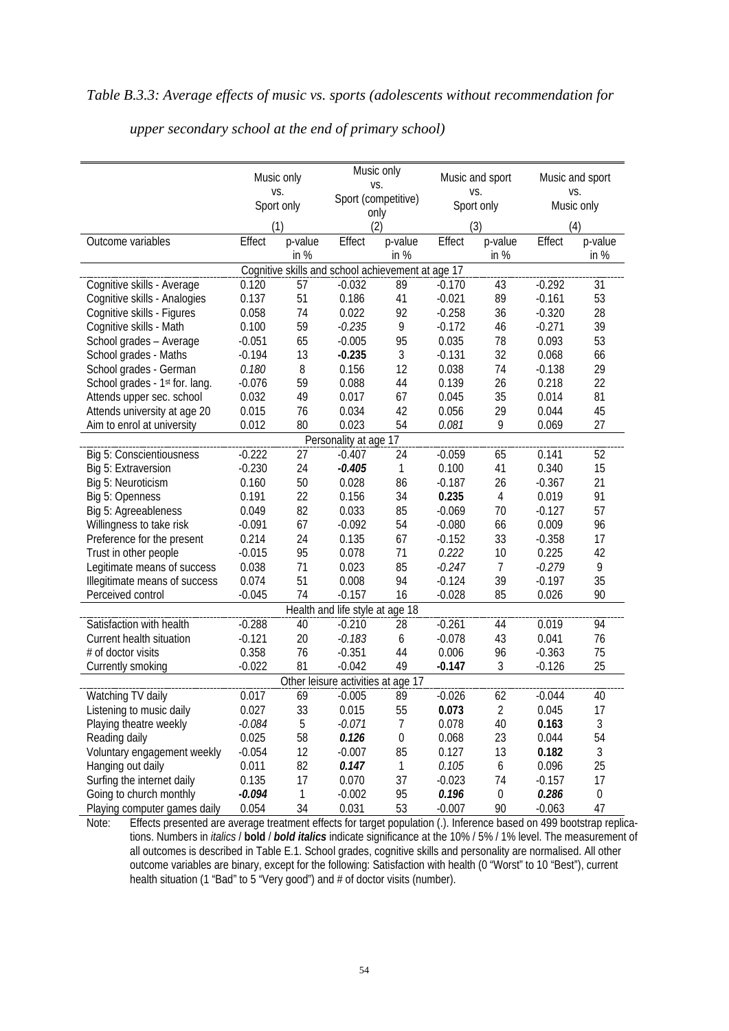*Table B.3.3: Average effects of music vs. sports (adolescents without recommendation for upper secondary school at the end of primary school)*

| | Music only vs. Sport only (1) | | Music only vs. Sport (competitive) only (2) | | Music and sport vs. Sport only (3) | | Music and sport vs. Music only (4) | |
|---|---|---|---|---|---|---|---|---|
| Outcome variables | Effect | p-value in % | Effect | p-value in % | Effect | p-value in % | Effect | p-value in % |
| **Cognitive skills and school achievement at age 17** | | | | | | | | |
| Cognitive skills - Average | 0.120 | 57 | -0.032 | 89 | -0.170 | 43 | -0.292 | 31 |
| Cognitive skills - Analogies | 0.137 | 51 | 0.186 | 41 | -0.021 | 89 | -0.161 | 53 |
| Cognitive skills - Figures | 0.058 | 74 | 0.022 | 92 | -0.258 | 36 | -0.320 | 28 |
| Cognitive skills - Math | 0.100 | 59 | *-0.235* | 9 | -0.172 | 46 | -0.271 | 39 |
| School grades – Average | -0.051 | 65 | -0.005 | 95 | 0.035 | 78 | 0.093 | 53 |
| School grades - Maths | -0.194 | 13 | **-0.235** | 3 | -0.131 | 32 | 0.068 | 66 |
| School grades - German | *0.180* | 8 | 0.156 | 12 | 0.038 | 74 | -0.138 | 29 |
| School grades - 1st for. lang. | -0.076 | 59 | 0.088 | 44 | 0.139 | 26 | 0.218 | 22 |
| Attends upper sec. school | 0.032 | 49 | 0.017 | 67 | 0.045 | 35 | 0.014 | 81 |
| Attends university at age 20 | 0.015 | 76 | 0.034 | 42 | 0.056 | 29 | 0.044 | 45 |
| Aim to enrol at university | 0.012 | 80 | 0.023 | 54 | *0.081* | 9 | 0.069 | 27 |
| **Personality at age 17** | | | | | | | | |
| Big 5: Conscientiousness | -0.222 | 27 | -0.407 | 24 | -0.059 | 65 | 0.141 | 52 |
| Big 5: Extraversion | -0.230 | 24 | ***-0.405*** | 1 | 0.100 | 41 | 0.340 | 15 |
| Big 5: Neuroticism | 0.160 | 50 | 0.028 | 86 | -0.187 | 26 | -0.367 | 21 |
| Big 5: Openness | 0.191 | 22 | 0.156 | 34 | **0.235** | 4 | 0.019 | 91 |
| Big 5: Agreeableness | 0.049 | 82 | 0.033 | 85 | -0.069 | 70 | -0.127 | 57 |
| Willingness to take risk | -0.091 | 67 | -0.092 | 54 | -0.080 | 66 | 0.009 | 96 |
| Preference for the present | 0.214 | 24 | 0.135 | 67 | -0.152 | 33 | -0.358 | 17 |
| Trust in other people | -0.015 | 95 | 0.078 | 71 | *0.222* | 10 | 0.225 | 42 |
| Legitimate means of success | 0.038 | 71 | 0.023 | 85 | *-0.247* | 7 | *-0.279* | 9 |
| Illegitimate means of success | 0.074 | 51 | 0.008 | 94 | -0.124 | 39 | -0.197 | 35 |
| Perceived control | -0.045 | 74 | -0.157 | 16 | -0.028 | 85 | 0.026 | 90 |
| **Health and life style at age 18** | | | | | | | | |
| Satisfaction with health | -0.288 | 40 | -0.210 | 28 | -0.261 | 44 | 0.019 | 94 |
| Current health situation | -0.121 | 20 | *-0.183* | 6 | -0.078 | 43 | 0.041 | 76 |
| # of doctor visits | 0.358 | 76 | -0.351 | 44 | 0.006 | 96 | -0.363 | 75 |
| Currently smoking | -0.022 | 81 | -0.042 | 49 | **-0.147** | 3 | -0.126 | 25 |
| **Other leisure activities at age 17** | | | | | | | | |
| Watching TV daily | 0.017 | 69 | -0.005 | 89 | -0.026 | 62 | -0.044 | 40 |
| Listening to music daily | 0.027 | 33 | 0.015 | 55 | **0.073** | 2 | 0.045 | 17 |
| Playing theatre weekly | *-0.084* | 5 | *-0.071* | 7 | 0.078 | 40 | **0.163** | 3 |
| Reading daily | 0.025 | 58 | ***0.126*** | 0 | 0.068 | 23 | 0.044 | 54 |
| Voluntary engagement weekly | -0.054 | 12 | -0.007 | 85 | 0.127 | 13 | **0.182** | 3 |
| Hanging out daily | 0.011 | 82 | ***0.147*** | 1 | *0.105* | 6 | 0.096 | 25 |
| Surfing the internet daily | 0.135 | 17 | 0.070 | 37 | -0.023 | 74 | -0.157 | 17 |
| Going to church monthly | ***-0.094*** | 1 | -0.002 | 95 | ***0.196*** | 0 | ***0.286*** | 0 |
| Playing computer games daily | 0.054 | 34 | 0.031 | 53 | -0.007 | 90 | -0.063 | 47 |

Note: Effects presented are average treatment effects for target population (.). Inference based on 499 bootstrap replications. Numbers in *italics* / **bold** / ***bold italics*** indicate significance at the 10% / 5% / 1% level. The measurement of all outcomes is described in Table E.1. School grades, cognitive skills and personality are normalised. All other outcome variables are binary, except for the following: Satisfaction with health (0 "Worst" to 10 "Best"), current health situation (1 "Bad" to 5 "Very good") and # of doctor visits (number).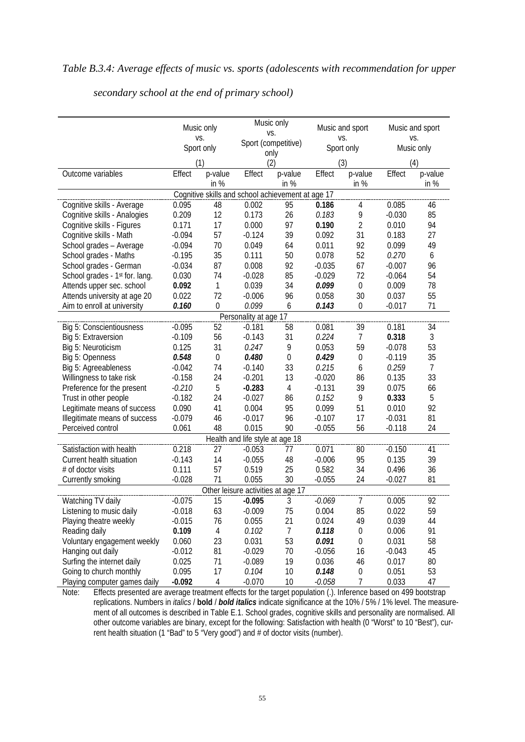*Table B.3.4: Average effects of music vs. sports (adolescents with recommendation for upper secondary school at the end of primary school)*

| | Music only vs. Sport only (1) | | Music only vs. Sport (competitive) only (2) | | Music and sport vs. Sport only (3) | | Music and sport vs. Music only (4) | |
|---|---|---|---|---|---|---|---|---|
| Outcome variables | Effect | p-value in % | Effect | p-value in % | Effect | p-value in % | Effect | p-value in % |
| **Cognitive skills and school achievement at age 17** | | | | | | | | |
| Cognitive skills - Average | 0.095 | 48 | 0.002 | 95 | **0.186** | 4 | 0.085 | 46 |
| Cognitive skills - Analogies | 0.209 | 12 | 0.173 | 26 | *0.183* | 9 | -0.030 | 85 |
| Cognitive skills - Figures | 0.171 | 17 | 0.000 | 97 | **0.190** | 2 | 0.010 | 94 |
| Cognitive skills - Math | -0.094 | 57 | -0.124 | 39 | 0.092 | 31 | 0.183 | 27 |
| School grades – Average | -0.094 | 70 | 0.049 | 64 | 0.011 | 92 | 0.099 | 49 |
| School grades - Maths | -0.195 | 35 | 0.111 | 50 | 0.078 | 52 | *0.270* | 6 |
| School grades - German | -0.034 | 87 | 0.008 | 92 | -0.035 | 67 | -0.007 | 96 |
| School grades - 1st for. lang. | 0.030 | 74 | -0.028 | 85 | -0.029 | 72 | -0.064 | 54 |
| Attends upper sec. school | **0.092** | 1 | 0.039 | 34 | ***0.099*** | 0 | 0.009 | 78 |
| Attends university at age 20 | 0.022 | 72 | -0.006 | 96 | 0.058 | 30 | 0.037 | 55 |
| Aim to enroll at university | ***0.160*** | 0 | *0.099* | 6 | ***0.143*** | 0 | -0.017 | 71 |
| **Personality at age 17** | | | | | | | | |
| Big 5: Conscientiousness | -0.095 | 52 | -0.181 | 58 | 0.081 | 39 | 0.181 | 34 |
| Big 5: Extraversion | -0.109 | 56 | -0.143 | 31 | *0.224* | 7 | **0.318** | 3 |
| Big 5: Neuroticism | 0.125 | 31 | *0.247* | 9 | 0.053 | 59 | -0.078 | 53 |
| Big 5: Openness | ***0.548*** | 0 | ***0.480*** | 0 | ***0.429*** | 0 | -0.119 | 35 |
| Big 5: Agreeableness | -0.042 | 74 | -0.140 | 33 | *0.215* | 6 | *0.259* | 7 |
| Willingness to take risk | -0.158 | 24 | -0.201 | 13 | -0.020 | 86 | 0.135 | 33 |
| Preference for the present | *-0.210* | 5 | **-0.283** | 4 | -0.131 | 39 | 0.075 | 66 |
| Trust in other people | -0.182 | 24 | -0.027 | 86 | *0.152* | 9 | **0.333** | 5 |
| Legitimate means of success | 0.090 | 41 | 0.004 | 95 | 0.099 | 51 | 0.010 | 92 |
| Illegitimate means of success | -0.079 | 46 | -0.017 | 96 | -0.107 | 17 | -0.031 | 81 |
| Perceived control | 0.061 | 48 | 0.015 | 90 | -0.055 | 56 | -0.118 | 24 |
| **Health and life style at age 18** | | | | | | | | |
| Satisfaction with health | 0.218 | 27 | -0.053 | 77 | 0.071 | 80 | -0.150 | 41 |
| Current health situation | -0.143 | 14 | -0.055 | 48 | -0.006 | 95 | 0.135 | 39 |
| # of doctor visits | 0.111 | 57 | 0.519 | 25 | 0.582 | 34 | 0.496 | 36 |
| Currently smoking | -0.028 | 71 | 0.055 | 30 | -0.055 | 24 | -0.027 | 81 |
| **Other leisure activities at age 17** | | | | | | | | |
| Watching TV daily | -0.075 | 15 | **-0.095** | 3 | *-0.069* | 7 | 0.005 | 92 |
| Listening to music daily | -0.018 | 63 | -0.009 | 75 | 0.004 | 85 | 0.022 | 59 |
| Playing theatre weekly | -0.015 | 76 | 0.055 | 21 | 0.024 | 49 | 0.039 | 44 |
| Reading daily | **0.109** | 4 | *0.102* | 7 | ***0.118*** | 0 | 0.006 | 91 |
| Voluntary engagement weekly | 0.060 | 23 | 0.031 | 53 | ***0.091*** | 0 | 0.031 | 58 |
| Hanging out daily | -0.012 | 81 | -0.029 | 70 | -0.056 | 16 | -0.043 | 45 |
| Surfing the internet daily | 0.025 | 71 | -0.089 | 19 | 0.036 | 46 | 0.017 | 80 |
| Going to church monthly | 0.095 | 17 | *0.104* | 10 | ***0.148*** | 0 | 0.051 | 53 |
| Playing computer games daily | **-0.092** | 4 | -0.070 | 10 | *-0.058* | 7 | 0.033 | 47 |

Note: Effects presented are average treatment effects for the target population (.). Inference based on 499 bootstrap replications. Numbers in *italics* / **bold** / ***bold italics*** indicate significance at the 10% / 5% / 1% level. The measurement of all outcomes is described in Table E.1. School grades, cognitive skills and personality are normalised. All other outcome variables are binary, except for the following: Satisfaction with health (0 "Worst" to 10 "Best"), current health situation (1 "Bad" to 5 "Very good") and # of doctor visits (number).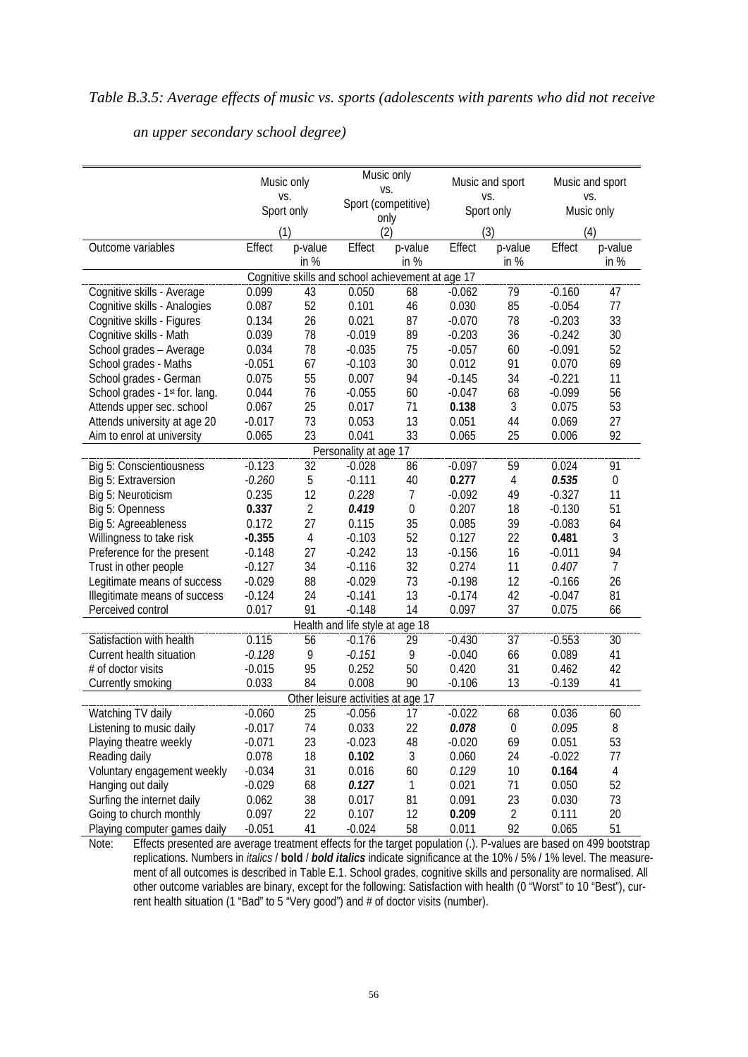*Table B.3.5: Average effects of music vs. sports (adolescents with parents who did not receive an upper secondary school degree)*

| | Music only vs. Sport only (1) | | Music only vs. Sport (competitive) only (2) | | Music and sport vs. Sport only (3) | | Music and sport vs. Music only (4) | |
|---|---|---|---|---|---|---|---|---|
| Outcome variables | Effect | p-value in % | Effect | p-value in % | Effect | p-value in % | Effect | p-value in % |
| **Cognitive skills and school achievement at age 17** | | | | | | | | |
| Cognitive skills - Average | 0.099 | 43 | 0.050 | 68 | -0.062 | 79 | -0.160 | 47 |
| Cognitive skills - Analogies | 0.087 | 52 | 0.101 | 46 | 0.030 | 85 | -0.054 | 77 |
| Cognitive skills - Figures | 0.134 | 26 | 0.021 | 87 | -0.070 | 78 | -0.203 | 33 |
| Cognitive skills - Math | 0.039 | 78 | -0.019 | 89 | -0.203 | 36 | -0.242 | 30 |
| School grades – Average | 0.034 | 78 | -0.035 | 75 | -0.057 | 60 | -0.091 | 52 |
| School grades - Maths | -0.051 | 67 | -0.103 | 30 | 0.012 | 91 | 0.070 | 69 |
| School grades - German | 0.075 | 55 | 0.007 | 94 | -0.145 | 34 | -0.221 | 11 |
| School grades - 1st for. lang. | 0.044 | 76 | -0.055 | 60 | -0.047 | 68 | -0.099 | 56 |
| Attends upper sec. school | 0.067 | 25 | 0.017 | 71 | **0.138** | 3 | 0.075 | 53 |
| Attends university at age 20 | -0.017 | 73 | 0.053 | 13 | 0.051 | 44 | 0.069 | 27 |
| Aim to enrol at university | 0.065 | 23 | 0.041 | 33 | 0.065 | 25 | 0.006 | 92 |
| **Personality at age 17** | | | | | | | | |
| Big 5: Conscientiousness | -0.123 | 32 | -0.028 | 86 | -0.097 | 59 | 0.024 | 91 |
| Big 5: Extraversion | *-0.260* | 5 | -0.111 | 40 | **0.277** | 4 | ***0.535*** | 0 |
| Big 5: Neuroticism | 0.235 | 12 | *0.228* | 7 | -0.092 | 49 | -0.327 | 11 |
| Big 5: Openness | **0.337** | 2 | ***0.419*** | 0 | 0.207 | 18 | -0.130 | 51 |
| Big 5: Agreeableness | 0.172 | 27 | 0.115 | 35 | 0.085 | 39 | -0.083 | 64 |
| Willingness to take risk | **-0.355** | 4 | -0.103 | 52 | 0.127 | 22 | **0.481** | 3 |
| Preference for the present | -0.148 | 27 | -0.242 | 13 | -0.156 | 16 | -0.011 | 94 |
| Trust in other people | -0.127 | 34 | -0.116 | 32 | 0.274 | 11 | *0.407* | 7 |
| Legitimate means of success | -0.029 | 88 | -0.029 | 73 | -0.198 | 12 | -0.166 | 26 |
| Illegitimate means of success | -0.124 | 24 | -0.141 | 13 | -0.174 | 42 | -0.047 | 81 |
| Perceived control | 0.017 | 91 | -0.148 | 14 | 0.097 | 37 | 0.075 | 66 |
| **Health and life style at age 18** | | | | | | | | |
| Satisfaction with health | 0.115 | 56 | -0.176 | 29 | -0.430 | 37 | -0.553 | 30 |
| Current health situation | *-0.128* | 9 | *-0.151* | 9 | -0.040 | 66 | 0.089 | 41 |
| # of doctor visits | -0.015 | 95 | 0.252 | 50 | 0.420 | 31 | 0.462 | 42 |
| Currently smoking | 0.033 | 84 | 0.008 | 90 | -0.106 | 13 | -0.139 | 41 |
| **Other leisure activities at age 17** | | | | | | | | |
| Watching TV daily | -0.060 | 25 | -0.056 | 17 | -0.022 | 68 | 0.036 | 60 |
| Listening to music daily | -0.017 | 74 | 0.033 | 22 | ***0.078*** | 0 | *0.095* | 8 |
| Playing theatre weekly | -0.071 | 23 | -0.023 | 48 | -0.020 | 69 | 0.051 | 53 |
| Reading daily | 0.078 | 18 | **0.102** | 3 | 0.060 | 24 | -0.022 | 77 |
| Voluntary engagement weekly | -0.034 | 31 | 0.016 | 60 | *0.129* | 10 | **0.164** | 4 |
| Hanging out daily | -0.029 | 68 | ***0.127*** | 1 | 0.021 | 71 | 0.050 | 52 |
| Surfing the internet daily | 0.062 | 38 | 0.017 | 81 | 0.091 | 23 | 0.030 | 73 |
| Going to church monthly | 0.097 | 22 | 0.107 | 12 | **0.209** | 2 | 0.111 | 20 |
| Playing computer games daily | -0.051 | 41 | -0.024 | 58 | 0.011 | 92 | 0.065 | 51 |

Note: Effects presented are average treatment effects for the target population (.). P-values are based on 499 bootstrap replications. Numbers in *italics* / **bold** / ***bold italics*** indicate significance at the 10% / 5% / 1% level. The measurement of all outcomes is described in Table E.1. School grades, cognitive skills and personality are normalised. All other outcome variables are binary, except for the following: Satisfaction with health (0 "Worst" to 10 "Best"), current health situation (1 "Bad" to 5 "Very good") and # of doctor visits (number).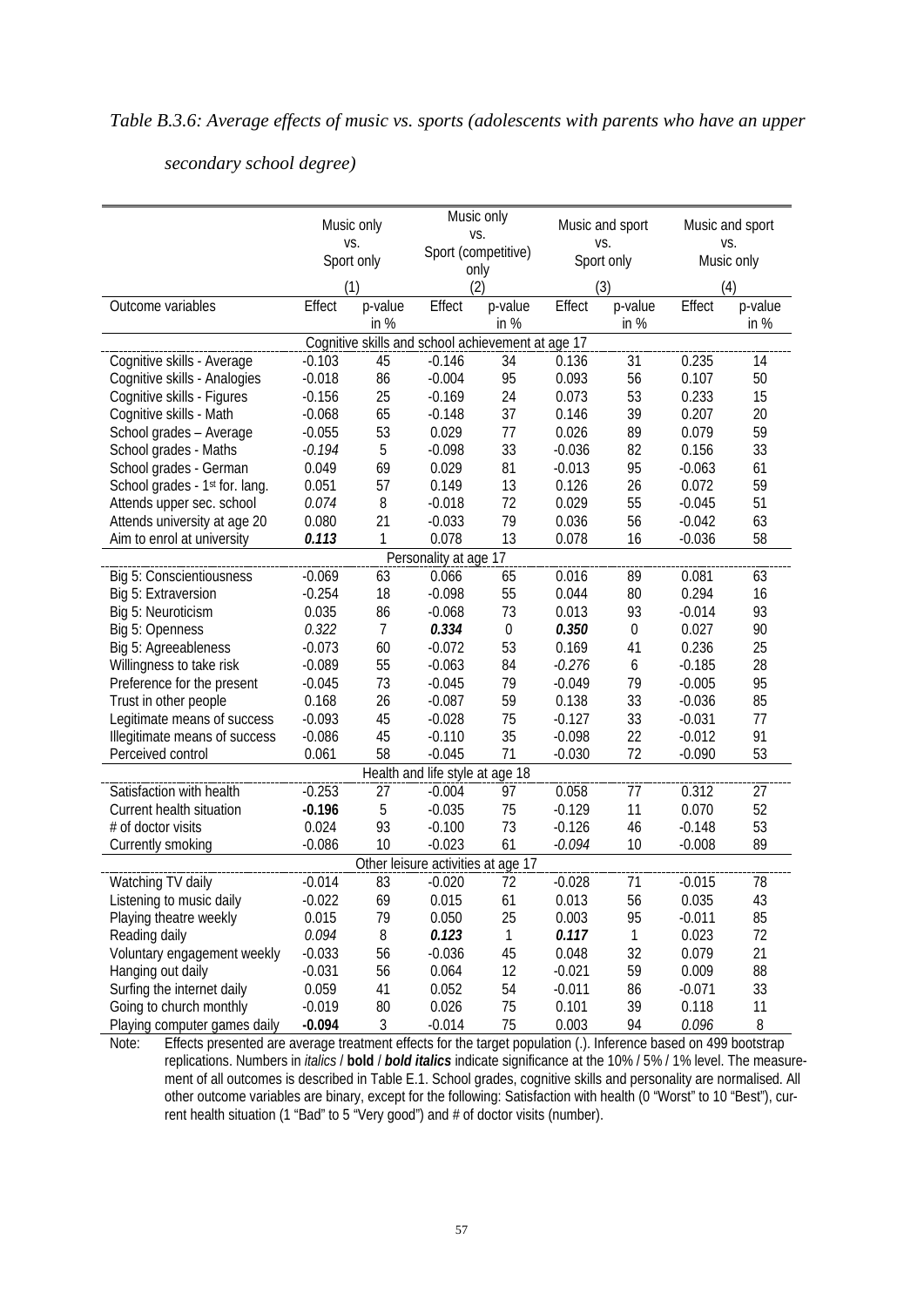*Table B.3.6: Average effects of music vs. sports (adolescents with parents who have an upper secondary school degree)*

| | Music only vs. Sport only (1) | | Music only vs. Sport (competitive) only (2) | | Music and sport vs. Sport only (3) | | Music and sport vs. Music only (4) | |
|---|---|---|---|---|---|---|---|---|
| Outcome variables | Effect | p-value in % | Effect | p-value in % | Effect | p-value in % | Effect | p-value in % |
| **Cognitive skills and school achievement at age 17** | | | | | | | | |
| Cognitive skills - Average | -0.103 | 45 | -0.146 | 34 | 0.136 | 31 | 0.235 | 14 |
| Cognitive skills - Analogies | -0.018 | 86 | -0.004 | 95 | 0.093 | 56 | 0.107 | 50 |
| Cognitive skills - Figures | -0.156 | 25 | -0.169 | 24 | 0.073 | 53 | 0.233 | 15 |
| Cognitive skills - Math | -0.068 | 65 | -0.148 | 37 | 0.146 | 39 | 0.207 | 20 |
| School grades – Average | -0.055 | 53 | 0.029 | 77 | 0.026 | 89 | 0.079 | 59 |
| School grades - Maths | *-0.194* | 5 | -0.098 | 33 | -0.036 | 82 | 0.156 | 33 |
| School grades - German | 0.049 | 69 | 0.029 | 81 | -0.013 | 95 | -0.063 | 61 |
| School grades - 1st for. lang. | 0.051 | 57 | 0.149 | 13 | 0.126 | 26 | 0.072 | 59 |
| Attends upper sec. school | *0.074* | 8 | -0.018 | 72 | 0.029 | 55 | -0.045 | 51 |
| Attends university at age 20 | 0.080 | 21 | -0.033 | 79 | 0.036 | 56 | -0.042 | 63 |
| Aim to enrol at university | ***0.113*** | 1 | 0.078 | 13 | 0.078 | 16 | -0.036 | 58 |
| **Personality at age 17** | | | | | | | | |
| Big 5: Conscientiousness | -0.069 | 63 | 0.066 | 65 | 0.016 | 89 | 0.081 | 63 |
| Big 5: Extraversion | -0.254 | 18 | -0.098 | 55 | 0.044 | 80 | 0.294 | 16 |
| Big 5: Neuroticism | 0.035 | 86 | -0.068 | 73 | 0.013 | 93 | -0.014 | 93 |
| Big 5: Openness | *0.322* | 7 | ***0.334*** | 0 | ***0.350*** | 0 | 0.027 | 90 |
| Big 5: Agreeableness | -0.073 | 60 | -0.072 | 53 | 0.169 | 41 | 0.236 | 25 |
| Willingness to take risk | -0.089 | 55 | -0.063 | 84 | *-0.276* | 6 | -0.185 | 28 |
| Preference for the present | -0.045 | 73 | -0.045 | 79 | -0.049 | 79 | -0.005 | 95 |
| Trust in other people | 0.168 | 26 | -0.087 | 59 | 0.138 | 33 | -0.036 | 85 |
| Legitimate means of success | -0.093 | 45 | -0.028 | 75 | -0.127 | 33 | -0.031 | 77 |
| Illegitimate means of success | -0.086 | 45 | -0.110 | 35 | -0.098 | 22 | -0.012 | 91 |
| Perceived control | 0.061 | 58 | -0.045 | 71 | -0.030 | 72 | -0.090 | 53 |
| **Health and life style at age 18** | | | | | | | | |
| Satisfaction with health | -0.253 | 27 | -0.004 | 97 | 0.058 | 77 | 0.312 | 27 |
| Current health situation | **-0.196** | 5 | -0.035 | 75 | -0.129 | 11 | 0.070 | 52 |
| # of doctor visits | 0.024 | 93 | -0.100 | 73 | -0.126 | 46 | -0.148 | 53 |
| Currently smoking | -0.086 | 10 | -0.023 | 61 | *-0.094* | 10 | -0.008 | 89 |
| **Other leisure activities at age 17** | | | | | | | | |
| Watching TV daily | -0.014 | 83 | -0.020 | 72 | -0.028 | 71 | -0.015 | 78 |
| Listening to music daily | -0.022 | 69 | 0.015 | 61 | 0.013 | 56 | 0.035 | 43 |
| Playing theatre weekly | 0.015 | 79 | 0.050 | 25 | 0.003 | 95 | -0.011 | 85 |
| Reading daily | *0.094* | 8 | ***0.123*** | 1 | ***0.117*** | 1 | 0.023 | 72 |
| Voluntary engagement weekly | -0.033 | 56 | -0.036 | 45 | 0.048 | 32 | 0.079 | 21 |
| Hanging out daily | -0.031 | 56 | 0.064 | 12 | -0.021 | 59 | 0.009 | 88 |
| Surfing the internet daily | 0.059 | 41 | 0.052 | 54 | -0.011 | 86 | -0.071 | 33 |
| Going to church monthly | -0.019 | 80 | 0.026 | 75 | 0.101 | 39 | 0.118 | 11 |
| Playing computer games daily | **-0.094** | 3 | -0.014 | 75 | 0.003 | 94 | *0.096* | 8 |

Note: Effects presented are average treatment effects for the target population (.). Inference based on 499 bootstrap replications. Numbers in *italics* / **bold** / ***bold italics*** indicate significance at the 10% / 5% / 1% level. The measurement of all outcomes is described in Table E.1. School grades, cognitive skills and personality are normalised. All other outcome variables are binary, except for the following: Satisfaction with health (0 "Worst" to 10 "Best"), current health situation (1 "Bad" to 5 "Very good") and # of doctor visits (number).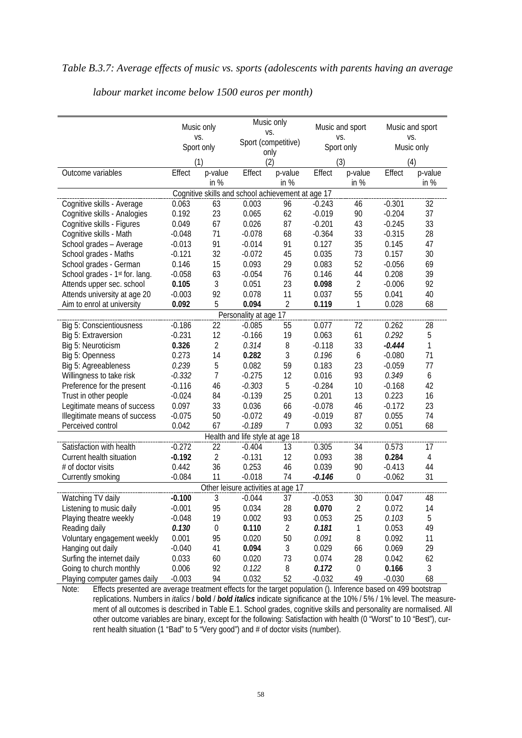*Table B.3.7: Average effects of music vs. sports (adolescents with parents having an average labour market income below 1500 euros per month)*

| | Music only vs. Sport only | | Music only vs. Sport (competitive) only | | Music and sport vs. Sport only | | Music and sport vs. Music only | |
|---|---|---|---|---|---|---|---|---|
| | (1) | | (2) | | (3) | | (4) | |
| Outcome variables | Effect | p-value in % | Effect | p-value in % | Effect | p-value in % | Effect | p-value in % |
| **Cognitive skills and school achievement at age 17** | | | | | | | | |
| Cognitive skills - Average | 0.063 | 63 | 0.003 | 96 | -0.243 | 46 | -0.301 | 32 |
| Cognitive skills - Analogies | 0.192 | 23 | 0.065 | 62 | -0.019 | 90 | -0.204 | 37 |
| Cognitive skills - Figures | 0.049 | 67 | 0.026 | 87 | -0.201 | 43 | -0.245 | 33 |
| Cognitive skills - Math | -0.048 | 71 | -0.078 | 68 | -0.364 | 33 | -0.315 | 28 |
| School grades – Average | -0.013 | 91 | -0.014 | 91 | 0.127 | 35 | 0.145 | 47 |
| School grades - Maths | -0.121 | 32 | -0.072 | 45 | 0.035 | 73 | 0.157 | 30 |
| School grades - German | 0.146 | 15 | 0.093 | 29 | 0.083 | 52 | -0.056 | 69 |
| School grades - 1st for. lang. | -0.058 | 63 | -0.054 | 76 | 0.146 | 44 | 0.208 | 39 |
| Attends upper sec. school | **0.105** | 3 | 0.051 | 23 | **0.098** | 2 | -0.006 | 92 |
| Attends university at age 20 | -0.003 | 92 | 0.078 | 11 | 0.037 | 55 | 0.041 | 40 |
| Aim to enrol at university | **0.092** | 5 | **0.094** | 2 | **0.119** | 1 | 0.028 | 68 |
| **Personality at age 17** | | | | | | | | |
| Big 5: Conscientiousness | -0.186 | 22 | -0.085 | 55 | 0.077 | 72 | 0.262 | 28 |
| Big 5: Extraversion | -0.231 | 12 | -0.166 | 19 | 0.063 | 61 | *0.292* | 5 |
| Big 5: Neuroticism | **0.326** | 2 | *0.314* | 8 | -0.118 | 33 | ***-0.444*** | 1 |
| Big 5: Openness | 0.273 | 14 | **0.282** | 3 | *0.196* | 6 | -0.080 | 71 |
| Big 5: Agreeableness | *0.239* | 5 | 0.082 | 59 | 0.183 | 23 | -0.059 | 77 |
| Willingness to take risk | *-0.332* | 7 | -0.275 | 12 | 0.016 | 93 | *0.349* | 6 |
| Preference for the present | -0.116 | 46 | *-0.303* | 5 | -0.284 | 10 | -0.168 | 42 |
| Trust in other people | -0.024 | 84 | -0.139 | 25 | 0.201 | 13 | 0.223 | 16 |
| Legitimate means of success | 0.097 | 33 | 0.036 | 66 | -0.078 | 46 | -0.172 | 23 |
| Illegitimate means of success | -0.075 | 50 | -0.072 | 49 | -0.019 | 87 | 0.055 | 74 |
| Perceived control | 0.042 | 67 | *-0.189* | 7 | 0.093 | 32 | 0.051 | 68 |
| **Health and life style at age 18** | | | | | | | | |
| Satisfaction with health | -0.272 | 22 | -0.404 | 13 | 0.305 | 34 | 0.573 | 17 |
| Current health situation | **-0.192** | 2 | -0.131 | 12 | 0.093 | 38 | **0.284** | 4 |
| # of doctor visits | 0.442 | 36 | 0.253 | 46 | 0.039 | 90 | -0.413 | 44 |
| Currently smoking | -0.084 | 11 | -0.018 | 74 | ***-0.146*** | 0 | -0.062 | 31 |
| **Other leisure activities at age 17** | | | | | | | | |
| Watching TV daily | **-0.100** | 3 | -0.044 | 37 | -0.053 | 30 | 0.047 | 48 |
| Listening to music daily | -0.001 | 95 | 0.034 | 28 | **0.070** | 2 | 0.072 | 14 |
| Playing theatre weekly | -0.048 | 19 | 0.002 | 93 | 0.053 | 25 | *0.103* | 5 |
| Reading daily | ***0.130*** | 0 | **0.110** | 2 | ***0.181*** | 1 | 0.053 | 49 |
| Voluntary engagement weekly | 0.001 | 95 | 0.020 | 50 | *0.091* | 8 | 0.092 | 11 |
| Hanging out daily | -0.040 | 41 | **0.094** | 3 | 0.029 | 66 | 0.069 | 29 |
| Surfing the internet daily | 0.033 | 60 | 0.020 | 73 | 0.074 | 28 | 0.042 | 62 |
| Going to church monthly | 0.006 | 92 | *0.122* | 8 | ***0.172*** | 0 | **0.166** | 3 |
| Playing computer games daily | -0.003 | 94 | 0.032 | 52 | -0.032 | 49 | -0.030 | 68 |

Note: Effects presented are average treatment effects for the target population (). Inference based on 499 bootstrap replications. Numbers in *italics* / **bold** / ***bold italics*** indicate significance at the 10% / 5% / 1% level. The measurement of all outcomes is described in Table E.1. School grades, cognitive skills and personality are normalised. All other outcome variables are binary, except for the following: Satisfaction with health (0 "Worst" to 10 "Best"), current health situation (1 "Bad" to 5 "Very good") and # of doctor visits (number).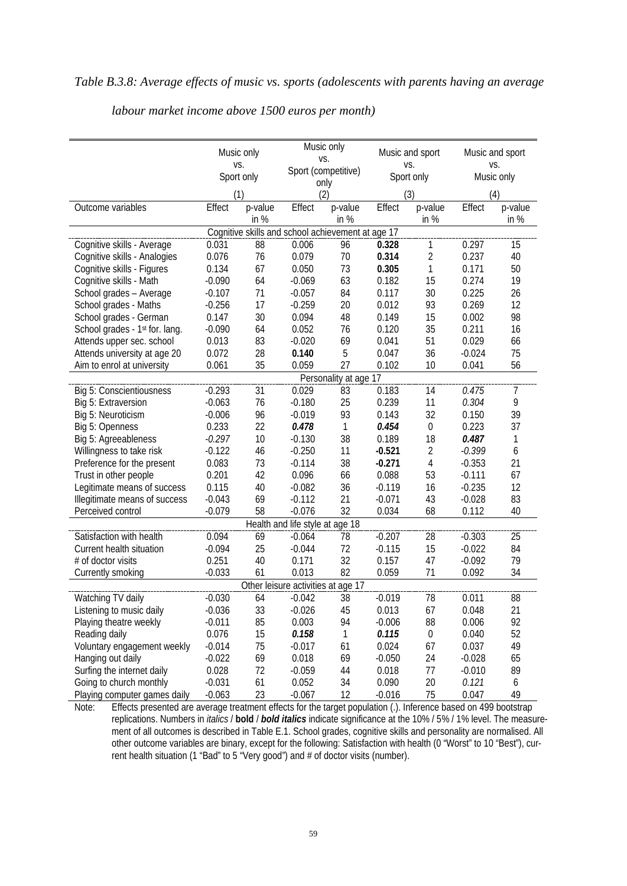*Table B.3.8: Average effects of music vs. sports (adolescents with parents having an average labour market income above 1500 euros per month)*

| | Music only vs. Sport only (1) | | Music only vs. Sport (competitive) only (2) | | Music and sport vs. Sport only (3) | | Music and sport vs. Music only (4) | |
|---|---|---|---|---|---|---|---|---|
| Outcome variables | Effect | p-value in % | Effect | p-value in % | Effect | p-value in % | Effect | p-value in % |
| **Cognitive skills and school achievement at age 17** | | | | | | | | |
| Cognitive skills - Average | 0.031 | 88 | 0.006 | 96 | **0.328** | 1 | 0.297 | 15 |
| Cognitive skills - Analogies | 0.076 | 76 | 0.079 | 70 | **0.314** | 2 | 0.237 | 40 |
| Cognitive skills - Figures | 0.134 | 67 | 0.050 | 73 | **0.305** | 1 | 0.171 | 50 |
| Cognitive skills - Math | -0.090 | 64 | -0.069 | 63 | 0.182 | 15 | 0.274 | 19 |
| School grades – Average | -0.107 | 71 | -0.057 | 84 | 0.117 | 30 | 0.225 | 26 |
| School grades - Maths | -0.256 | 17 | -0.259 | 20 | 0.012 | 93 | 0.269 | 12 |
| School grades - German | 0.147 | 30 | 0.094 | 48 | 0.149 | 15 | 0.002 | 98 |
| School grades - 1st for. lang. | -0.090 | 64 | 0.052 | 76 | 0.120 | 35 | 0.211 | 16 |
| Attends upper sec. school | 0.013 | 83 | -0.020 | 69 | 0.041 | 51 | 0.029 | 66 |
| Attends university at age 20 | 0.072 | 28 | **0.140** | 5 | 0.047 | 36 | -0.024 | 75 |
| Aim to enrol at university | 0.061 | 35 | 0.059 | 27 | 0.102 | 10 | 0.041 | 56 |
| **Personality at age 17** | | | | | | | | |
| Big 5: Conscientiousness | -0.293 | 31 | 0.029 | 83 | 0.183 | 14 | *0.475* | 7 |
| Big 5: Extraversion | -0.063 | 76 | -0.180 | 25 | 0.239 | 11 | *0.304* | 9 |
| Big 5: Neuroticism | -0.006 | 96 | -0.019 | 93 | 0.143 | 32 | 0.150 | 39 |
| Big 5: Openness | 0.233 | 22 | ***0.478*** | 1 | ***0.454*** | 0 | 0.223 | 37 |
| Big 5: Agreeableness | *-0.297* | 10 | -0.130 | 38 | 0.189 | 18 | ***0.487*** | 1 |
| Willingness to take risk | -0.122 | 46 | -0.250 | 11 | **-0.521** | 2 | *-0.399* | 6 |
| Preference for the present | 0.083 | 73 | -0.114 | 38 | **-0.271** | 4 | -0.353 | 21 |
| Trust in other people | 0.201 | 42 | 0.096 | 66 | 0.088 | 53 | -0.111 | 67 |
| Legitimate means of success | 0.115 | 40 | -0.082 | 36 | -0.119 | 16 | -0.235 | 12 |
| Illegitimate means of success | -0.043 | 69 | -0.112 | 21 | -0.071 | 43 | -0.028 | 83 |
| Perceived control | -0.079 | 58 | -0.076 | 32 | 0.034 | 68 | 0.112 | 40 |
| **Health and life style at age 18** | | | | | | | | |
| Satisfaction with health | 0.094 | 69 | -0.064 | 78 | -0.207 | 28 | -0.303 | 25 |
| Current health situation | -0.094 | 25 | -0.044 | 72 | -0.115 | 15 | -0.022 | 84 |
| # of doctor visits | 0.251 | 40 | 0.171 | 32 | 0.157 | 47 | -0.092 | 79 |
| Currently smoking | -0.033 | 61 | 0.013 | 82 | 0.059 | 71 | 0.092 | 34 |
| **Other leisure activities at age 17** | | | | | | | | |
| Watching TV daily | -0.030 | 64 | -0.042 | 38 | -0.019 | 78 | 0.011 | 88 |
| Listening to music daily | -0.036 | 33 | -0.026 | 45 | 0.013 | 67 | 0.048 | 21 |
| Playing theatre weekly | -0.011 | 85 | 0.003 | 94 | -0.006 | 88 | 0.006 | 92 |
| Reading daily | 0.076 | 15 | ***0.158*** | 1 | ***0.115*** | 0 | 0.040 | 52 |
| Voluntary engagement weekly | -0.014 | 75 | -0.017 | 61 | 0.024 | 67 | 0.037 | 49 |
| Hanging out daily | -0.022 | 69 | 0.018 | 69 | -0.050 | 24 | -0.028 | 65 |
| Surfing the internet daily | 0.028 | 72 | -0.059 | 44 | 0.018 | 77 | -0.010 | 89 |
| Going to church monthly | -0.031 | 61 | 0.052 | 34 | 0.090 | 20 | *0.121* | 6 |
| Playing computer games daily | -0.063 | 23 | -0.067 | 12 | -0.016 | 75 | 0.047 | 49 |

Note: Effects presented are average treatment effects for the target population (.). Inference based on 499 bootstrap replications. Numbers in *italics* / **bold** / ***bold italics*** indicate significance at the 10% / 5% / 1% level. The measurement of all outcomes is described in Table E.1. School grades, cognitive skills and personality are normalised. All other outcome variables are binary, except for the following: Satisfaction with health (0 "Worst" to 10 "Best"), current health situation (1 "Bad" to 5 "Very good") and # of doctor visits (number).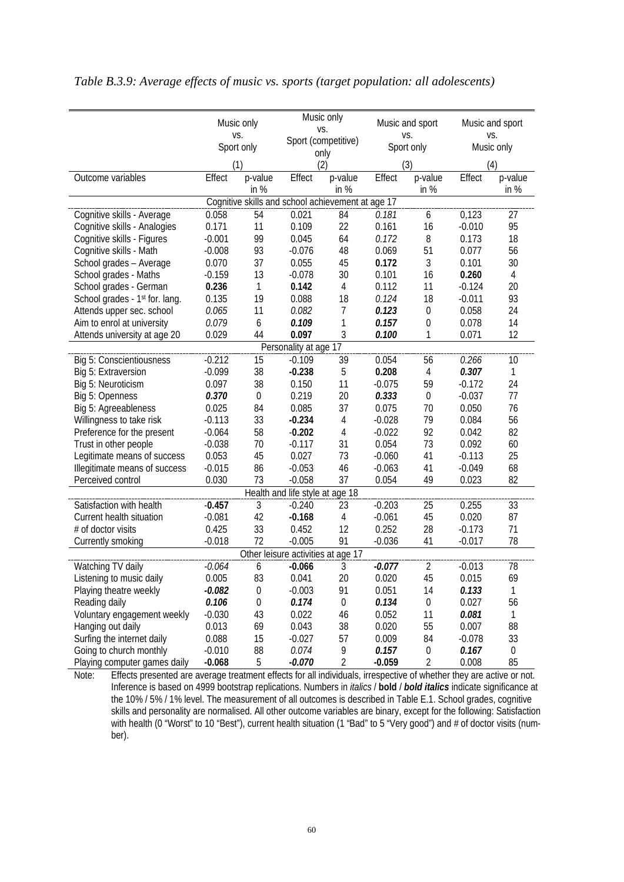*Table B.3.9: Average effects of music vs. sports (target population: all adolescents)*

| | Music only vs. Sport only | | Music only vs. Sport (competitive) only | | Music and sport vs. Sport only | | Music and sport vs. Music only | |
|---|---|---|---|---|---|---|---|---|
| | (1) | | (2) | | (3) | | (4) | |
| Outcome variables | Effect | p-value in % | Effect | p-value in % | Effect | p-value in % | Effect | p-value in % |
| **Cognitive skills and school achievement at age 17** | | | | | | | | |
| Cognitive skills - Average | 0.058 | 54 | 0.021 | 84 | *0.181* | 6 | 0,123 | 27 |
| Cognitive skills - Analogies | 0.171 | 11 | 0.109 | 22 | 0.161 | 16 | -0.010 | 95 |
| Cognitive skills - Figures | -0.001 | 99 | 0.045 | 64 | *0.172* | 8 | 0.173 | 18 |
| Cognitive skills - Math | -0.008 | 93 | -0.076 | 48 | 0.069 | 51 | 0.077 | 56 |
| School grades – Average | 0.070 | 37 | 0.055 | 45 | **0.172** | 3 | 0.101 | 30 |
| School grades - Maths | -0.159 | 13 | -0.078 | 30 | 0.101 | 16 | **0.260** | 4 |
| School grades - German | **0.236** | 1 | **0.142** | 4 | 0.112 | 11 | -0.124 | 20 |
| School grades - 1st for. lang. | 0.135 | 19 | 0.088 | 18 | *0.124* | 18 | -0.011 | 93 |
| Attends upper sec. school | *0.065* | 11 | *0.082* | 7 | ***0.123*** | 0 | 0.058 | 24 |
| Aim to enrol at university | *0.079* | 6 | ***0.109*** | 1 | ***0.157*** | 0 | 0.078 | 14 |
| Attends university at age 20 | 0.029 | 44 | **0.097** | 3 | ***0.100*** | 1 | 0.071 | 12 |
| **Personality at age 17** | | | | | | | | |
| Big 5: Conscientiousness | -0.212 | 15 | -0.109 | 39 | 0.054 | 56 | *0.266* | 10 |
| Big 5: Extraversion | -0.099 | 38 | **-0.238** | 5 | **0.208** | 4 | ***0.307*** | 1 |
| Big 5: Neuroticism | 0.097 | 38 | 0.150 | 11 | -0.075 | 59 | -0.172 | 24 |
| Big 5: Openness | ***0.370*** | 0 | 0.219 | 20 | ***0.333*** | 0 | -0.037 | 77 |
| Big 5: Agreeableness | 0.025 | 84 | 0.085 | 37 | 0.075 | 70 | 0.050 | 76 |
| Willingness to take risk | -0.113 | 33 | **-0.234** | 4 | -0.028 | 79 | 0.084 | 56 |
| Preference for the present | -0.064 | 58 | **-0.202** | 4 | -0.022 | 92 | 0.042 | 82 |
| Trust in other people | -0.038 | 70 | -0.117 | 31 | 0.054 | 73 | 0.092 | 60 |
| Legitimate means of success | 0.053 | 45 | 0.027 | 73 | -0.060 | 41 | -0.113 | 25 |
| Illegitimate means of success | -0.015 | 86 | -0.053 | 46 | -0.063 | 41 | -0.049 | 68 |
| Perceived control | 0.030 | 73 | -0.058 | 37 | 0.054 | 49 | 0.023 | 82 |
| **Health and life style at age 18** | | | | | | | | |
| Satisfaction with health | **-0.457** | 3 | -0.240 | 23 | -0.203 | 25 | 0.255 | 33 |
| Current health situation | -0.081 | 42 | **-0.168** | 4 | -0.061 | 45 | 0.020 | 87 |
| # of doctor visits | 0.425 | 33 | 0.452 | 12 | 0.252 | 28 | -0.173 | 71 |
| Currently smoking | -0.018 | 72 | -0.005 | 91 | -0.036 | 41 | -0.017 | 78 |
| **Other leisure activities at age 17** | | | | | | | | |
| Watching TV daily | *-0.064* | 6 | **-0.066** | 3 | ***-0.077*** | 2 | -0.013 | 78 |
| Listening to music daily | 0.005 | 83 | 0.041 | 20 | 0.020 | 45 | 0.015 | 69 |
| Playing theatre weekly | ***-0.082*** | 0 | -0.003 | 91 | 0.051 | 14 | ***0.133*** | 1 |
| Reading daily | ***0.106*** | 0 | ***0.174*** | 0 | ***0.134*** | 0 | 0.027 | 56 |
| Voluntary engagement weekly | -0.030 | 43 | 0.022 | 46 | 0.052 | 11 | ***0.081*** | 1 |
| Hanging out daily | 0.013 | 69 | 0.043 | 38 | 0.020 | 55 | 0.007 | 88 |
| Surfing the internet daily | 0.088 | 15 | -0.027 | 57 | 0.009 | 84 | -0.078 | 33 |
| Going to church monthly | -0.010 | 88 | *0.074* | 9 | ***0.157*** | 0 | ***0.167*** | 0 |
| Playing computer games daily | **-0.068** | 5 | ***-0.070*** | 2 | **-0.059** | 2 | 0.008 | 85 |

Note: Effects presented are average treatment effects for all individuals, irrespective of whether they are active or not. Inference is based on 4999 bootstrap replications. Numbers in *italics* / **bold** / ***bold italics*** indicate significance at the 10% / 5% / 1% level. The measurement of all outcomes is described in Table E.1. School grades, cognitive skills and personality are normalised. All other outcome variables are binary, except for the following: Satisfaction with health (0 "Worst" to 10 "Best"), current health situation (1 "Bad" to 5 "Very good") and # of doctor visits (number).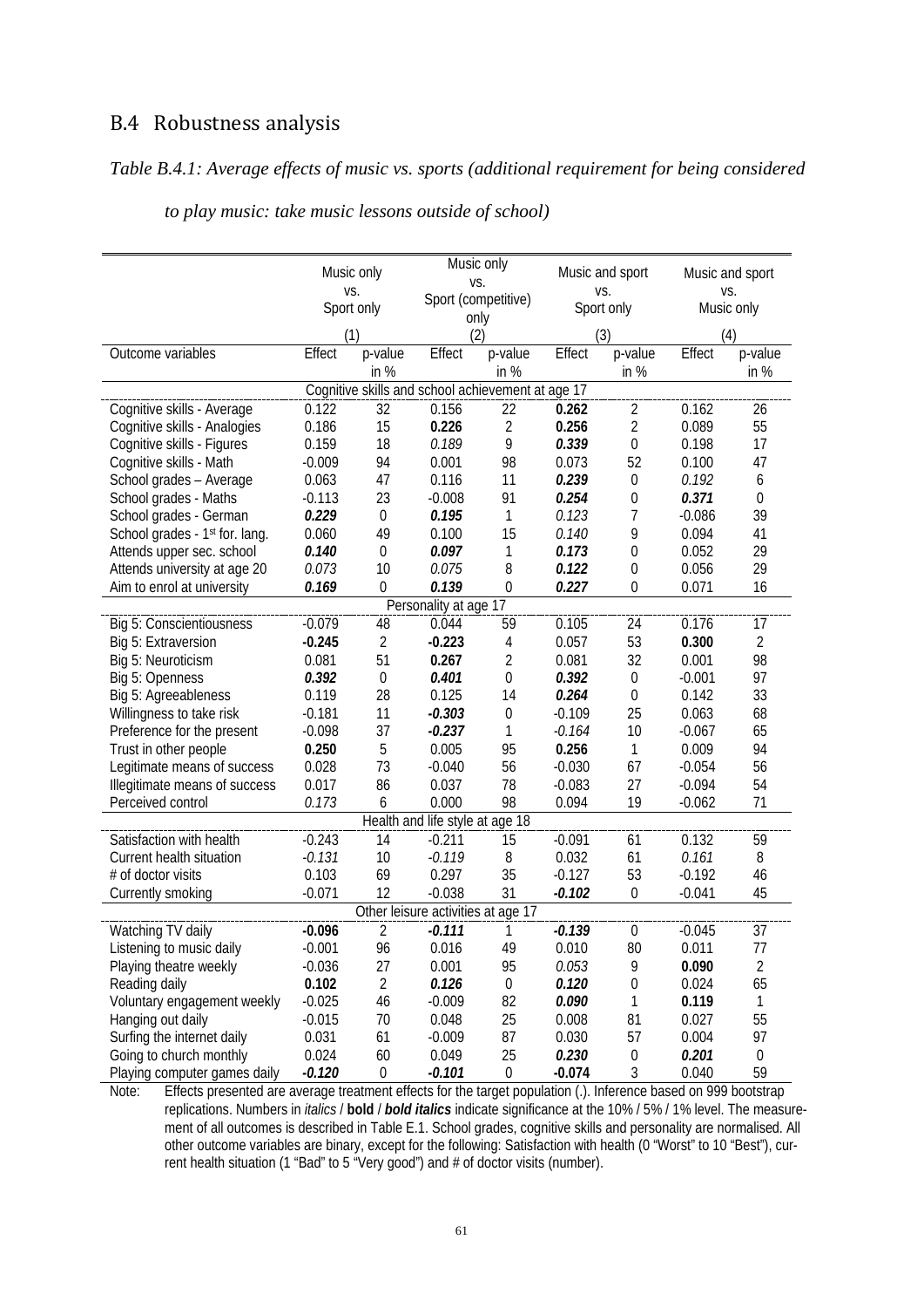## B.4 Robustness analysis

*Table B.4.1: Average effects of music vs. sports (additional requirement for being considered to play music: take music lessons outside of school)*

| | Music only vs. Sport only (1) | | Music only vs. Sport (competitive) only (2) | | Music and sport vs. Sport only (3) | | Music and sport vs. Music only (4) | |
|---|---|---|---|---|---|---|---|---|
| Outcome variables | Effect | p-value in % | Effect | p-value in % | Effect | p-value in % | Effect | p-value in % |
| **Cognitive skills and school achievement at age 17** | | | | | | | | |
| Cognitive skills - Average | 0.122 | 32 | 0.156 | 22 | ***0.262*** | 2 | 0.162 | 26 |
| Cognitive skills - Analogies | 0.186 | 15 | **0.226** | 2 | **0.256** | 2 | 0.089 | 55 |
| Cognitive skills - Figures | 0.159 | 18 | *0.189* | 9 | ***0.339*** | 0 | 0.198 | 17 |
| Cognitive skills - Math | -0.009 | 94 | 0.001 | 98 | 0.073 | 52 | 0.100 | 47 |
| School grades – Average | 0.063 | 47 | 0.116 | 11 | ***0.239*** | 0 | *0.192* | 6 |
| School grades - Maths | -0.113 | 23 | -0.008 | 91 | ***0.254*** | 0 | ***0.371*** | 0 |
| School grades - German | ***0.229*** | 0 | ***0.195*** | 1 | *0.123* | 7 | -0.086 | 39 |
| School grades - 1st for. lang. | 0.060 | 49 | 0.100 | 15 | *0.140* | 9 | 0.094 | 41 |
| Attends upper sec. school | ***0.140*** | 0 | ***0.097*** | 1 | ***0.173*** | 0 | 0.052 | 29 |
| Attends university at age 20 | *0.073* | 10 | *0.075* | 8 | ***0.122*** | 0 | 0.056 | 29 |
| Aim to enrol at university | ***0.169*** | 0 | ***0.139*** | 0 | ***0.227*** | 0 | 0.071 | 16 |
| **Personality at age 17** | | | | | | | | |
| Big 5: Conscientiousness | -0.079 | 48 | 0.044 | 59 | 0.105 | 24 | 0.176 | 17 |
| Big 5: Extraversion | **-0.245** | 2 | **-0.223** | 4 | 0.057 | 53 | **0.300** | 2 |
| Big 5: Neuroticism | 0.081 | 51 | **0.267** | 2 | 0.081 | 32 | 0.001 | 98 |
| Big 5: Openness | ***0.392*** | 0 | ***0.401*** | 0 | ***0.392*** | 0 | -0.001 | 97 |
| Big 5: Agreeableness | 0.119 | 28 | 0.125 | 14 | ***0.264*** | 0 | 0.142 | 33 |
| Willingness to take risk | -0.181 | 11 | ***-0.303*** | 0 | -0.109 | 25 | 0.063 | 68 |
| Preference for the present | -0.098 | 37 | ***-0.237*** | 1 | *-0.164* | 10 | -0.067 | 65 |
| Trust in other people | **0.250** | 5 | 0.005 | 95 | ***0.256*** | 1 | 0.009 | 94 |
| Legitimate means of success | 0.028 | 73 | -0.040 | 56 | -0.030 | 67 | -0.054 | 56 |
| Illegitimate means of success | 0.017 | 86 | 0.037 | 78 | -0.083 | 27 | -0.094 | 54 |
| Perceived control | *0.173* | 6 | 0.000 | 98 | 0.094 | 19 | -0.062 | 71 |
| **Health and life style at age 18** | | | | | | | | |
| Satisfaction with health | -0.243 | 14 | -0.211 | 15 | -0.091 | 61 | 0.132 | 59 |
| Current health situation | *-0.131* | 10 | *-0.119* | 8 | 0.032 | 61 | *0.161* | 8 |
| # of doctor visits | 0.103 | 69 | 0.297 | 35 | -0.127 | 53 | -0.192 | 46 |
| Currently smoking | -0.071 | 12 | -0.038 | 31 | ***-0.102*** | 0 | -0.041 | 45 |
| **Other leisure activities at age 17** | | | | | | | | |
| Watching TV daily | **-0.096** | 2 | ***-0.111*** | 1 | ***-0.139*** | 0 | -0.045 | 37 |
| Listening to music daily | -0.001 | 96 | 0.016 | 49 | 0.010 | 80 | 0.011 | 77 |
| Playing theatre weekly | -0.036 | 27 | 0.001 | 95 | *0.053* | 9 | **0.090** | 2 |
| Reading daily | **0.102** | 2 | ***0.126*** | 0 | ***0.120*** | 0 | 0.024 | 65 |
| Voluntary engagement weekly | -0.025 | 46 | -0.009 | 82 | ***0.090*** | 1 | ***0.119*** | 1 |
| Hanging out daily | -0.015 | 70 | 0.048 | 25 | 0.008 | 81 | 0.027 | 55 |
| Surfing the internet daily | 0.031 | 61 | -0.009 | 87 | 0.030 | 57 | 0.004 | 97 |
| Going to church monthly | 0.024 | 60 | 0.049 | 25 | ***0.230*** | 0 | ***0.201*** | 0 |
| Playing computer games daily | ***-0.120*** | 0 | ***-0.101*** | 0 | **-0.074** | 3 | 0.040 | 59 |

Note: Effects presented are average treatment effects for the target population (.). Inference based on 999 bootstrap replications. Numbers in *italics* / **bold** / ***bold italics*** indicate significance at the 10% / 5% / 1% level. The measurement of all outcomes is described in Table E.1. School grades, cognitive skills and personality are normalised. All other outcome variables are binary, except for the following: Satisfaction with health (0 "Worst" to 10 "Best"), current health situation (1 "Bad" to 5 "Very good") and # of doctor visits (number).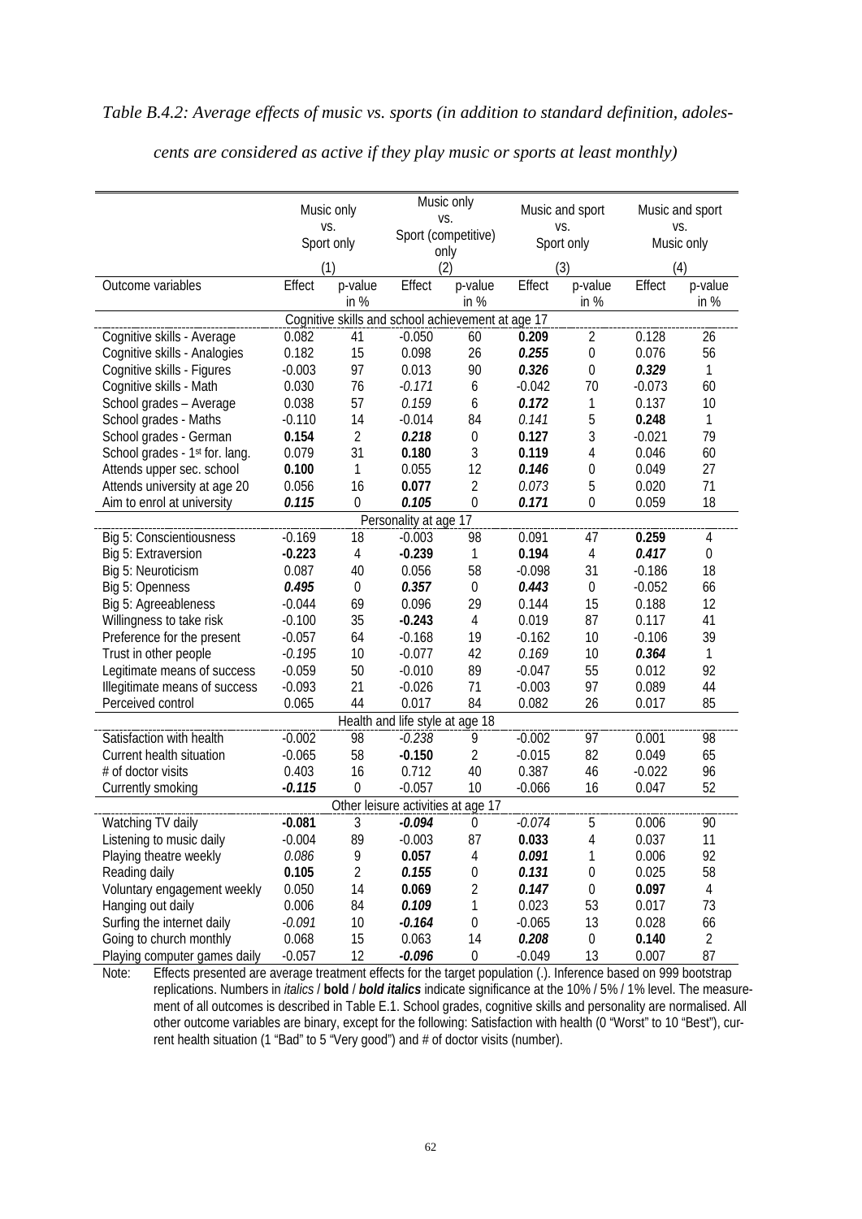*Table B.4.2: Average effects of music vs. sports (in addition to standard definition, adolescents are considered as active if they play music or sports at least monthly)*

| | Music only vs. Sport only (1) | | Music only vs. Sport (competitive) only (2) | | Music and sport vs. Sport only (3) | | Music and sport vs. Music only (4) | |
|---|---|---|---|---|---|---|---|---|
| Outcome variables | Effect | p-value in % | Effect | p-value in % | Effect | p-value in % | Effect | p-value in % |
| **Cognitive skills and school achievement at age 17** | | | | | | | | |
| Cognitive skills - Average | 0.082 | 41 | -0.050 | 60 | **0.209** | 2 | 0.128 | 26 |
| Cognitive skills - Analogies | 0.182 | 15 | 0.098 | 26 | ***0.255*** | 0 | 0.076 | 56 |
| Cognitive skills - Figures | -0.003 | 97 | 0.013 | 90 | ***0.326*** | 0 | ***0.329*** | 1 |
| Cognitive skills - Math | 0.030 | 76 | *-0.171* | 6 | -0.042 | 70 | -0.073 | 60 |
| School grades – Average | 0.038 | 57 | *0.159* | 6 | ***0.172*** | 1 | 0.137 | 10 |
| School grades - Maths | -0.110 | 14 | -0.014 | 84 | *0.141* | 5 | ***0.248*** | 1 |
| School grades - German | **0.154** | 2 | ***0.218*** | 0 | **0.127** | 3 | -0.021 | 79 |
| School grades - 1st for. lang. | 0.079 | 31 | **0.180** | 3 | **0.119** | 4 | 0.046 | 60 |
| Attends upper sec. school | **0.100** | 1 | 0.055 | 12 | ***0.146*** | 0 | 0.049 | 27 |
| Attends university at age 20 | 0.056 | 16 | **0.077** | 2 | *0.073* | 5 | 0.020 | 71 |
| Aim to enrol at university | ***0.115*** | 0 | ***0.105*** | 0 | ***0.171*** | 0 | 0.059 | 18 |
| **Personality at age 17** | | | | | | | | |
| Big 5: Conscientiousness | -0.169 | 18 | -0.003 | 98 | 0.091 | 47 | **0.259** | 4 |
| Big 5: Extraversion | **-0.223** | 4 | **-0.239** | 1 | **0.194** | 4 | ***0.417*** | 0 |
| Big 5: Neuroticism | 0.087 | 40 | 0.056 | 58 | -0.098 | 31 | -0.186 | 18 |
| Big 5: Openness | ***0.495*** | 0 | ***0.357*** | 0 | ***0.443*** | 0 | -0.052 | 66 |
| Big 5: Agreeableness | -0.044 | 69 | 0.096 | 29 | 0.144 | 15 | 0.188 | 12 |
| Willingness to take risk | -0.100 | 35 | **-0.243** | 4 | 0.019 | 87 | 0.117 | 41 |
| Preference for the present | -0.057 | 64 | -0.168 | 19 | -0.162 | 10 | -0.106 | 39 |
| Trust in other people | *-0.195* | 10 | -0.077 | 42 | *0.169* | 10 | ***0.364*** | 1 |
| Legitimate means of success | -0.059 | 50 | -0.010 | 89 | -0.047 | 55 | 0.012 | 92 |
| Illegitimate means of success | -0.093 | 21 | -0.026 | 71 | -0.003 | 97 | 0.089 | 44 |
| Perceived control | 0.065 | 44 | 0.017 | 84 | 0.082 | 26 | 0.017 | 85 |
| **Health and life style at age 18** | | | | | | | | |
| Satisfaction with health | -0.002 | 98 | *-0.238* | 9 | -0.002 | 97 | 0.001 | 98 |
| Current health situation | -0.065 | 58 | **-0.150** | 2 | -0.015 | 82 | 0.049 | 65 |
| # of doctor visits | 0.403 | 16 | 0.712 | 40 | 0.387 | 46 | -0.022 | 96 |
| Currently smoking | ***-0.115*** | 0 | -0.057 | 10 | -0.066 | 16 | 0.047 | 52 |
| **Other leisure activities at age 17** | | | | | | | | |
| Watching TV daily | **-0.081** | 3 | ***-0.094*** | 0 | *-0.074* | 5 | 0.006 | 90 |
| Listening to music daily | -0.004 | 89 | -0.003 | 87 | **0.033** | 4 | 0.037 | 11 |
| Playing theatre weekly | *0.086* | 9 | **0.057** | 4 | ***0.091*** | 1 | 0.006 | 92 |
| Reading daily | **0.105** | 2 | ***0.155*** | 0 | ***0.131*** | 0 | 0.025 | 58 |
| Voluntary engagement weekly | 0.050 | 14 | **0.069** | 2 | ***0.147*** | 0 | **0.097** | 4 |
| Hanging out daily | 0.006 | 84 | ***0.109*** | 1 | 0.023 | 53 | 0.017 | 73 |
| Surfing the internet daily | *-0.091* | 10 | ***-0.164*** | 0 | -0.065 | 13 | 0.028 | 66 |
| Going to church monthly | 0.068 | 15 | 0.063 | 14 | ***0.208*** | 0 | **0.140** | 2 |
| Playing computer games daily | -0.057 | 12 | ***-0.096*** | 0 | -0.049 | 13 | 0.007 | 87 |

Note: Effects presented are average treatment effects for the target population (.). Inference based on 999 bootstrap replications. Numbers in *italics* / **bold** / ***bold italics*** indicate significance at the 10% / 5% / 1% level. The measurement of all outcomes is described in Table E.1. School grades, cognitive skills and personality are normalised. All other outcome variables are binary, except for the following: Satisfaction with health (0 "Worst" to 10 "Best"), current health situation (1 "Bad" to 5 "Very good") and # of doctor visits (number).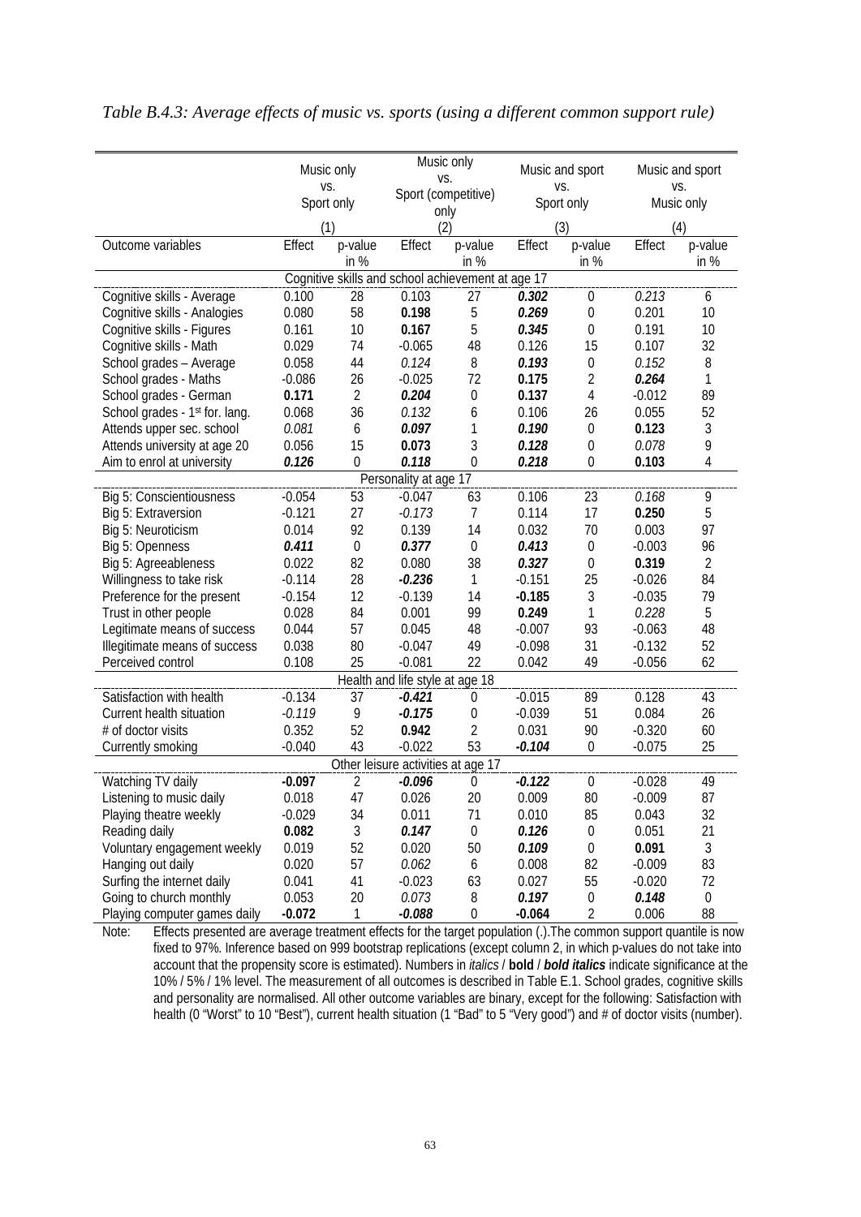*Table B.4.3: Average effects of music vs. sports (using a different common support rule)*

| | Music only vs. Sport only | | Music only vs. Sport (competitive) only | | Music and sport vs. Sport only | | Music and sport vs. Music only | |
|---|---|---|---|---|---|---|---|---|
| | (1) | | (2) | | (3) | | (4) | |
| Outcome variables | Effect | p-value in % | Effect | p-value in % | Effect | p-value in % | Effect | p-value in % |
| **Cognitive skills and school achievement at age 17** | | | | | | | | |
| Cognitive skills - Average | 0.100 | 28 | 0.103 | 27 | ***0.302*** | 0 | *0.213* | 6 |
| Cognitive skills - Analogies | 0.080 | 58 | **0.198** | 5 | ***0.269*** | 0 | 0.201 | 10 |
| Cognitive skills - Figures | 0.161 | 10 | **0.167** | 5 | ***0.345*** | 0 | 0.191 | 10 |
| Cognitive skills - Math | 0.029 | 74 | -0.065 | 48 | 0.126 | 15 | 0.107 | 32 |
| School grades – Average | 0.058 | 44 | *0.124* | 8 | ***0.193*** | 0 | *0.152* | 8 |
| School grades - Maths | -0.086 | 26 | -0.025 | 72 | ***0.175*** | 2 | ***0.264*** | 1 |
| School grades - German | **0.171** | 2 | ***0.204*** | 0 | **0.137** | 4 | -0.012 | 89 |
| School grades - 1st for. lang. | 0.068 | 36 | *0.132* | 6 | 0.106 | 26 | 0.055 | 52 |
| Attends upper sec. school | *0.081* | 6 | ***0.097*** | 1 | ***0.190*** | 0 | **0.123** | 3 |
| Attends university at age 20 | 0.056 | 15 | **0.073** | 3 | ***0.128*** | 0 | *0.078* | 9 |
| Aim to enrol at university | ***0.126*** | 0 | ***0.118*** | 0 | ***0.218*** | 0 | **0.103** | 4 |
| **Personality at age 17** | | | | | | | | |
| Big 5: Conscientiousness | -0.054 | 53 | -0.047 | 63 | 0.106 | 23 | *0.168* | 9 |
| Big 5: Extraversion | -0.121 | 27 | *-0.173* | 7 | 0.114 | 17 | **0.250** | 5 |
| Big 5: Neuroticism | 0.014 | 92 | 0.139 | 14 | 0.032 | 70 | 0.003 | 97 |
| Big 5: Openness | ***0.411*** | 0 | ***0.377*** | 0 | ***0.413*** | 0 | -0.003 | 96 |
| Big 5: Agreeableness | 0.022 | 82 | 0.080 | 38 | ***0.327*** | 0 | **0.319** | 2 |
| Willingness to take risk | -0.114 | 28 | ***-0.236*** | 1 | -0.151 | 25 | -0.026 | 84 |
| Preference for the present | -0.154 | 12 | -0.139 | 14 | **-0.185** | 3 | -0.035 | 79 |
| Trust in other people | 0.028 | 84 | 0.001 | 99 | **0.249** | 1 | *0.228* | 5 |
| Legitimate means of success | 0.044 | 57 | 0.045 | 48 | -0.007 | 93 | -0.063 | 48 |
| Illegitimate means of success | 0.038 | 80 | -0.047 | 49 | -0.098 | 31 | -0.132 | 52 |
| Perceived control | 0.108 | 25 | -0.081 | 22 | 0.042 | 49 | -0.056 | 62 |
| **Health and life style at age 18** | | | | | | | | |
| Satisfaction with health | -0.134 | 37 | ***-0.421*** | 0 | -0.015 | 89 | 0.128 | 43 |
| Current health situation | *-0.119* | 9 | ***-0.175*** | 0 | -0.039 | 51 | 0.084 | 26 |
| # of doctor visits | 0.352 | 52 | **0.942** | 2 | 0.031 | 90 | -0.320 | 60 |
| Currently smoking | -0.040 | 43 | -0.022 | 53 | ***-0.104*** | 0 | -0.075 | 25 |
| **Other leisure activities at age 17** | | | | | | | | |
| Watching TV daily | **-0.097** | 2 | ***-0.096*** | 0 | ***-0.122*** | 0 | -0.028 | 49 |
| Listening to music daily | 0.018 | 47 | 0.026 | 20 | 0.009 | 80 | -0.009 | 87 |
| Playing theatre weekly | -0.029 | 34 | 0.011 | 71 | 0.010 | 85 | 0.043 | 32 |
| Reading daily | **0.082** | 3 | ***0.147*** | 0 | ***0.126*** | 0 | 0.051 | 21 |
| Voluntary engagement weekly | 0.019 | 52 | 0.020 | 50 | ***0.109*** | 0 | **0.091** | 3 |
| Hanging out daily | 0.020 | 57 | *0.062* | 6 | 0.008 | 82 | -0.009 | 83 |
| Surfing the internet daily | 0.041 | 41 | -0.023 | 63 | 0.027 | 55 | -0.020 | 72 |
| Going to church monthly | 0.053 | 20 | *0.073* | 8 | ***0.197*** | 0 | ***0.148*** | 0 |
| Playing computer games daily | **-0.072** | 1 | ***-0.088*** | 0 | ***-0.064*** | 2 | 0.006 | 88 |

Note: Effects presented are average treatment effects for the target population (.).The common support quantile is now fixed to 97%. Inference based on 999 bootstrap replications (except column 2, in which p-values do not take into account that the propensity score is estimated). Numbers in *italics* / **bold** / ***bold italics*** indicate significance at the 10% / 5% / 1% level. The measurement of all outcomes is described in Table E.1. School grades, cognitive skills and personality are normalised. All other outcome variables are binary, except for the following: Satisfaction with health (0 "Worst" to 10 "Best"), current health situation (1 "Bad" to 5 "Very good") and # of doctor visits (number).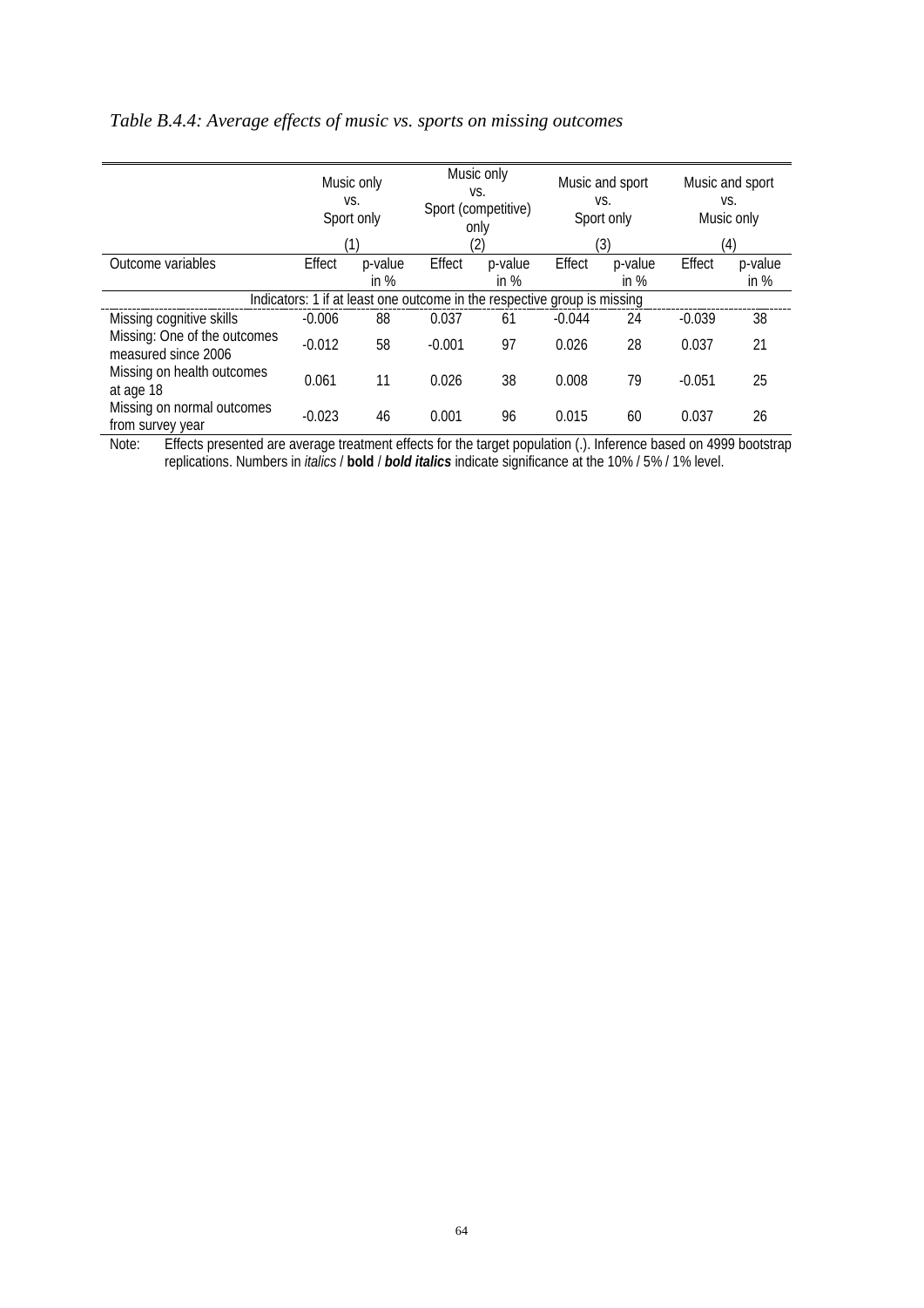*Table B.4.4: Average effects of music vs. sports on missing outcomes*

| | Music only vs. Sport only (1) | | Music only vs. Sport (competitive) only (2) | | Music and sport vs. Sport only (3) | | Music and sport vs. Music only (4) | |
|---|---|---|---|---|---|---|---|---|
| Outcome variables | Effect | p-value in % | Effect | p-value in % | Effect | p-value in % | Effect | p-value in % |
| Indicators: 1 if at least one outcome in the respective group is missing | | | | | | | | |
| Missing cognitive skills | -0.006 | 88 | 0.037 | 61 | -0.044 | 24 | -0.039 | 38 |
| Missing: One of the outcomes measured since 2006 | -0.012 | 58 | -0.001 | 97 | 0.026 | 28 | 0.037 | 21 |
| Missing on health outcomes at age 18 | 0.061 | 11 | 0.026 | 38 | 0.008 | 79 | -0.051 | 25 |
| Missing on normal outcomes from survey year | -0.023 | 46 | 0.001 | 96 | 0.015 | 60 | 0.037 | 26 |

Note: Effects presented are average treatment effects for the target population (.). Inference based on 4999 bootstrap replications. Numbers in *italics* / **bold** / ***bold italics*** indicate significance at the 10% / 5% / 1% level.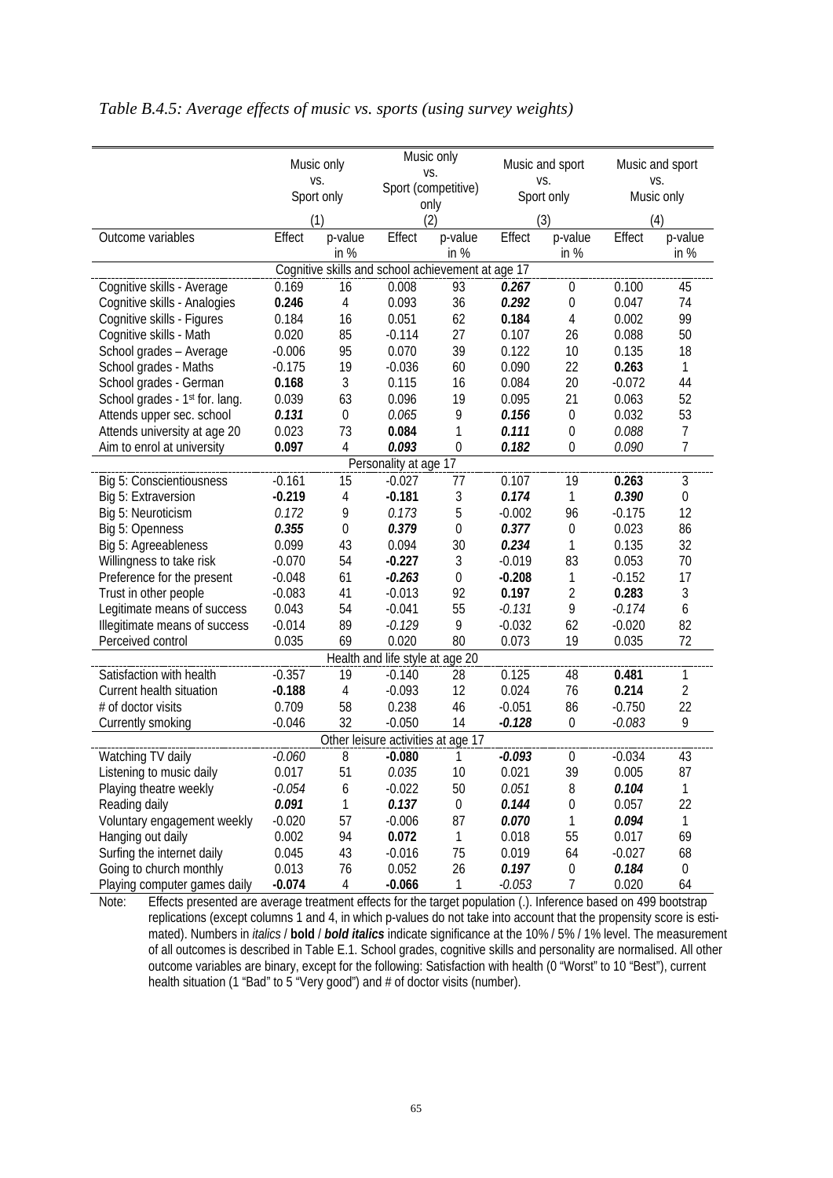*Table B.4.5: Average effects of music vs. sports (using survey weights)*

| | Music only vs. Sport only | | Music only vs. Sport (competitive) only | | Music and sport vs. Sport only | | Music and sport vs. Music only | |
|---|---|---|---|---|---|---|---|---|
| | (1) | | (2) | | (3) | | (4) | |
| Outcome variables | Effect | p-value in % | Effect | p-value in % | Effect | p-value in % | Effect | p-value in % |
| **Cognitive skills and school achievement at age 17** | | | | | | | | |
| Cognitive skills - Average | 0.169 | 16 | 0.008 | 93 | ***0.267*** | 0 | 0.100 | 45 |
| Cognitive skills - Analogies | **0.246** | 4 | 0.093 | 36 | ***0.292*** | 0 | 0.047 | 74 |
| Cognitive skills - Figures | 0.184 | 16 | 0.051 | 62 | **0.184** | 4 | 0.002 | 99 |
| Cognitive skills - Math | 0.020 | 85 | -0.114 | 27 | 0.107 | 26 | 0.088 | 50 |
| School grades – Average | -0.006 | 95 | 0.070 | 39 | 0.122 | 10 | 0.135 | 18 |
| School grades - Maths | -0.175 | 19 | -0.036 | 60 | 0.090 | 22 | **0.263** | 1 |
| School grades - German | **0.168** | 3 | 0.115 | 16 | 0.084 | 20 | -0.072 | 44 |
| School grades - 1st for. lang. | 0.039 | 63 | 0.096 | 19 | 0.095 | 21 | 0.063 | 52 |
| Attends upper sec. school | ***0.131*** | 0 | *0.065* | 9 | ***0.156*** | 0 | 0.032 | 53 |
| Attends university at age 20 | 0.023 | 73 | **0.084** | 1 | ***0.111*** | 0 | *0.088* | 7 |
| Aim to enrol at university | **0.097** | 4 | ***0.093*** | 0 | ***0.182*** | 0 | *0.090* | 7 |
| **Personality at age 17** | | | | | | | | |
| Big 5: Conscientiousness | -0.161 | 15 | -0.027 | 77 | 0.107 | 19 | **0.263** | 3 |
| Big 5: Extraversion | **-0.219** | 4 | **-0.181** | 3 | ***0.174*** | 1 | ***0.390*** | 0 |
| Big 5: Neuroticism | *0.172* | 9 | *0.173* | 5 | -0.002 | 96 | -0.175 | 12 |
| Big 5: Openness | ***0.355*** | 0 | ***0.379*** | 0 | ***0.377*** | 0 | 0.023 | 86 |
| Big 5: Agreeableness | 0.099 | 43 | 0.094 | 30 | ***0.234*** | 1 | 0.135 | 32 |
| Willingness to take risk | -0.070 | 54 | **-0.227** | 3 | -0.019 | 83 | 0.053 | 70 |
| Preference for the present | -0.048 | 61 | ***-0.263*** | 0 | **-0.208** | 1 | -0.152 | 17 |
| Trust in other people | -0.083 | 41 | -0.013 | 92 | **0.197** | 2 | **0.283** | 3 |
| Legitimate means of success | 0.043 | 54 | -0.041 | 55 | *-0.131* | 9 | *-0.174* | 6 |
| Illegitimate means of success | -0.014 | 89 | *-0.129* | 9 | -0.032 | 62 | -0.020 | 82 |
| Perceived control | 0.035 | 69 | 0.020 | 80 | 0.073 | 19 | 0.035 | 72 |
| **Health and life style at age 20** | | | | | | | | |
| Satisfaction with health | -0.357 | 19 | -0.140 | 28 | 0.125 | 48 | **0.481** | 1 |
| Current health situation | **-0.188** | 4 | -0.093 | 12 | 0.024 | 76 | **0.214** | 2 |
| # of doctor visits | 0.709 | 58 | 0.238 | 46 | -0.051 | 86 | -0.750 | 22 |
| Currently smoking | -0.046 | 32 | -0.050 | 14 | ***-0.128*** | 0 | *-0.083* | 9 |
| **Other leisure activities at age 17** | | | | | | | | |
| Watching TV daily | *-0.060* | 8 | **-0.080** | 1 | ***-0.093*** | 0 | -0.034 | 43 |
| Listening to music daily | 0.017 | 51 | *0.035* | 10 | 0.021 | 39 | 0.005 | 87 |
| Playing theatre weekly | *-0.054* | 6 | -0.022 | 50 | *0.051* | 8 | ***0.104*** | 1 |
| Reading daily | ***0.091*** | 1 | ***0.137*** | 0 | ***0.144*** | 0 | 0.057 | 22 |
| Voluntary engagement weekly | -0.020 | 57 | -0.006 | 87 | ***0.070*** | 1 | ***0.094*** | 1 |
| Hanging out daily | 0.002 | 94 | **0.072** | 1 | 0.018 | 55 | 0.017 | 69 |
| Surfing the internet daily | 0.045 | 43 | -0.016 | 75 | 0.019 | 64 | -0.027 | 68 |
| Going to church monthly | 0.013 | 76 | 0.052 | 26 | ***0.197*** | 0 | ***0.184*** | 0 |
| Playing computer games daily | **-0.074** | 4 | **-0.066** | 1 | *-0.053* | 7 | 0.020 | 64 |

Note: Effects presented are average treatment effects for the target population (.). Inference based on 499 bootstrap replications (except columns 1 and 4, in which p-values do not take into account that the propensity score is estimated). Numbers in *italics* / **bold** / ***bold italics*** indicate significance at the 10% / 5% / 1% level. The measurement of all outcomes is described in Table E.1. School grades, cognitive skills and personality are normalised. All other outcome variables are binary, except for the following: Satisfaction with health (0 "Worst" to 10 "Best"), current health situation (1 "Bad" to 5 "Very good") and # of doctor visits (number).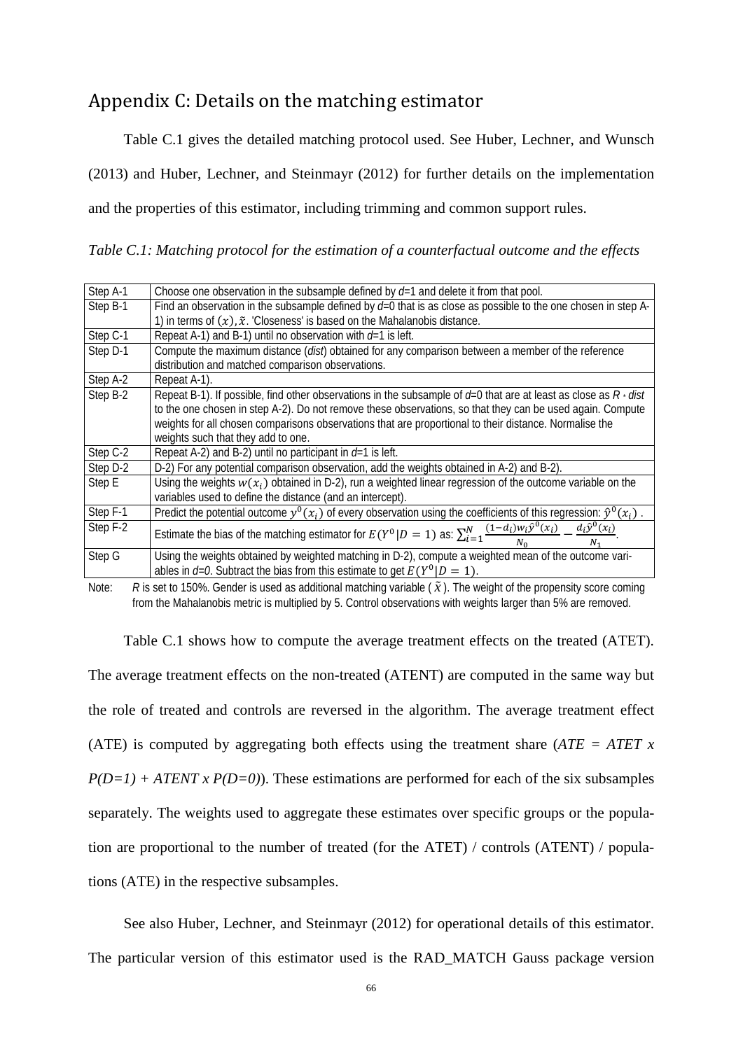## Appendix C: Details on the matching estimator

Table C.1 gives the detailed matching protocol used. See Huber, Lechner, and Wunsch (2013) and Huber, Lechner, and Steinmayr (2012) for further details on the implementation and the properties of this estimator, including trimming and common support rules.

*Table C.1: Matching protocol for the estimation of a counterfactual outcome and the effects*

| | |
|---|---|
| Step A-1 | Choose one observation in the subsample defined by *d*=1 and delete it from that pool. |
| Step B-1 | Find an observation in the subsample defined by *d*=0 that is as close as possible to the one chosen in step A-1) in terms of $(x), \tilde{x}$. 'Closeness' is based on the Mahalanobis distance. |
| Step C-1 | Repeat A-1) and B-1) until no observation with *d*=1 is left. |
| Step D-1 | Compute the maximum distance (*dist*) obtained for any comparison between a member of the reference distribution and matched comparison observations. |
| Step A-2 | Repeat A-1). |
| Step B-2 | Repeat B-1). If possible, find other observations in the subsample of *d*=0 that are at least as close as *R* ⋆ *dist* to the one chosen in step A-2). Do not remove these observations, so that they can be used again. Compute weights for all chosen comparisons observations that are proportional to their distance. Normalise the weights such that they add to one. |
| Step C-2 | Repeat A-2) and B-2) until no participant in *d*=1 is left. |
| Step D-2 | D-2) For any potential comparison observation, add the weights obtained in A-2) and B-2). |
| Step E | Using the weights $w(x_i)$ obtained in D-2), run a weighted linear regression of the outcome variable on the variables used to define the distance (and an intercept). |
| Step F-1 | Predict the potential outcome $y^0(x_i)$ of every observation using the coefficients of this regression: $\hat{y}^0(x_i)$ . |
| Step F-2 | Estimate the bias of the matching estimator for $E(Y^0 \vert D=1)$ as: $\sum_{i=1}^{N} \frac{(1-d_i)w_i\hat{y}^0(x_i)}{N_0} - \frac{d_i\hat{y}^0(x_i)}{N_1}$. |
| Step G | Using the weights obtained by weighted matching in D-2), compute a weighted mean of the outcome variables in *d=0*. Subtract the bias from this estimate to get $E(Y^0 \vert D=1)$. |

Note: *R* is set to 150%. Gender is used as additional matching variable ( $\tilde{x}$ ). The weight of the propensity score coming from the Mahalanobis metric is multiplied by 5. Control observations with weights larger than 5% are removed.

Table C.1 shows how to compute the average treatment effects on the treated (ATET). The average treatment effects on the non-treated (ATENT) are computed in the same way but the role of treated and controls are reversed in the algorithm. The average treatment effect (ATE) is computed by aggregating both effects using the treatment share (*ATE = ATET x P(D=1) + ATENT x P(D=0)*). These estimations are performed for each of the six subsamples separately. The weights used to aggregate these estimates over specific groups or the population are proportional to the number of treated (for the ATET) / controls (ATENT) / populations (ATE) in the respective subsamples.

See also Huber, Lechner, and Steinmayr (2012) for operational details of this estimator. The particular version of this estimator used is the RAD_MATCH Gauss package version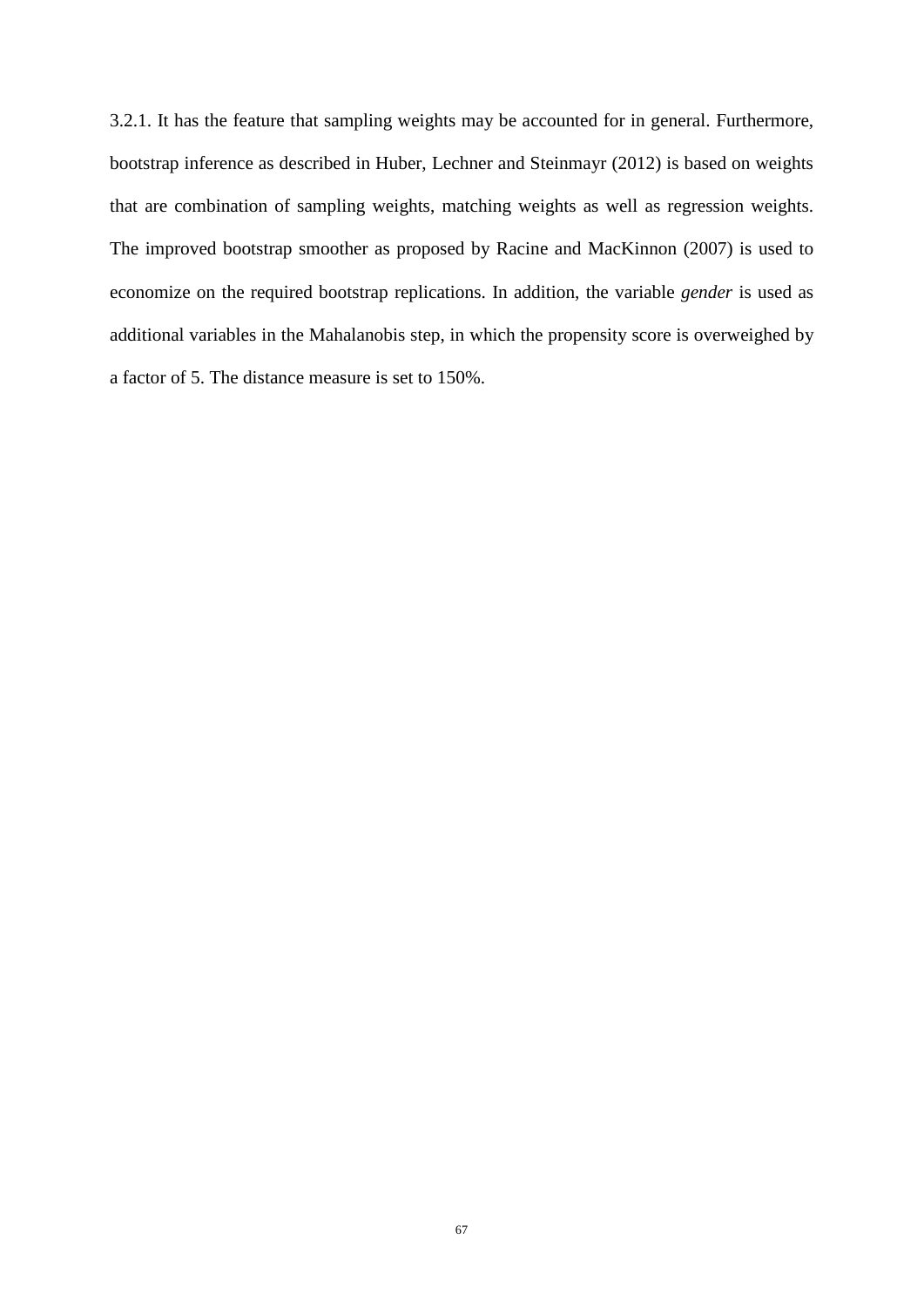3.2.1. It has the feature that sampling weights may be accounted for in general. Furthermore, bootstrap inference as described in Huber, Lechner and Steinmayr (2012) is based on weights that are combination of sampling weights, matching weights as well as regression weights. The improved bootstrap smoother as proposed by Racine and MacKinnon (2007) is used to economize on the required bootstrap replications. In addition, the variable *gender* is used as additional variables in the Mahalanobis step, in which the propensity score is overweighed by a factor of 5. The distance measure is set to 150%.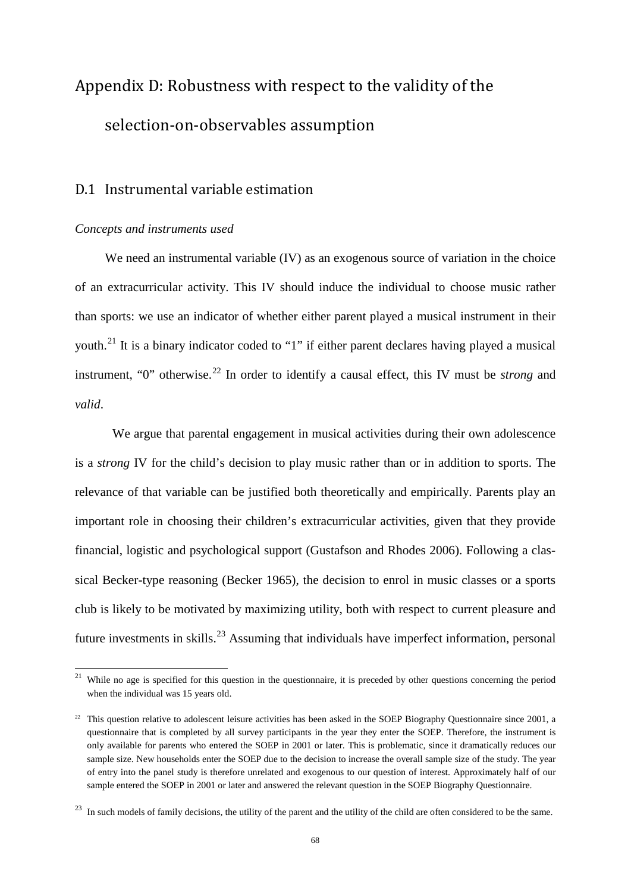# Appendix D: Robustness with respect to the validity of the selection-on-observables assumption

## D.1 Instrumental variable estimation

*Concepts and instruments used*

We need an instrumental variable (IV) as an exogenous source of variation in the choice of an extracurricular activity. This IV should induce the individual to choose music rather than sports: we use an indicator of whether either parent played a musical instrument in their youth.[21] It is a binary indicator coded to "1" if either parent declares having played a musical instrument, "0" otherwise.[22] In order to identify a causal effect, this IV must be *strong* and *valid*.

We argue that parental engagement in musical activities during their own adolescence is a *strong* IV for the child's decision to play music rather than or in addition to sports. The relevance of that variable can be justified both theoretically and empirically. Parents play an important role in choosing their children's extracurricular activities, given that they provide financial, logistic and psychological support (Gustafson and Rhodes 2006). Following a classical Becker-type reasoning (Becker 1965), the decision to enrol in music classes or a sports club is likely to be motivated by maximizing utility, both with respect to current pleasure and future investments in skills.[23] Assuming that individuals have imperfect information, personal

---

[21] While no age is specified for this question in the questionnaire, it is preceded by other questions concerning the period when the individual was 15 years old.

[22] This question relative to adolescent leisure activities has been asked in the SOEP Biography Questionnaire since 2001, a questionnaire that is completed by all survey participants in the year they enter the SOEP. Therefore, the instrument is only available for parents who entered the SOEP in 2001 or later. This is problematic, since it dramatically reduces our sample size. New households enter the SOEP due to the decision to increase the overall sample size of the study. The year of entry into the panel study is therefore unrelated and exogenous to our question of interest. Approximately half of our sample entered the SOEP in 2001 or later and answered the relevant question in the SOEP Biography Questionnaire.

[23] In such models of family decisions, the utility of the parent and the utility of the child are often considered to be the same.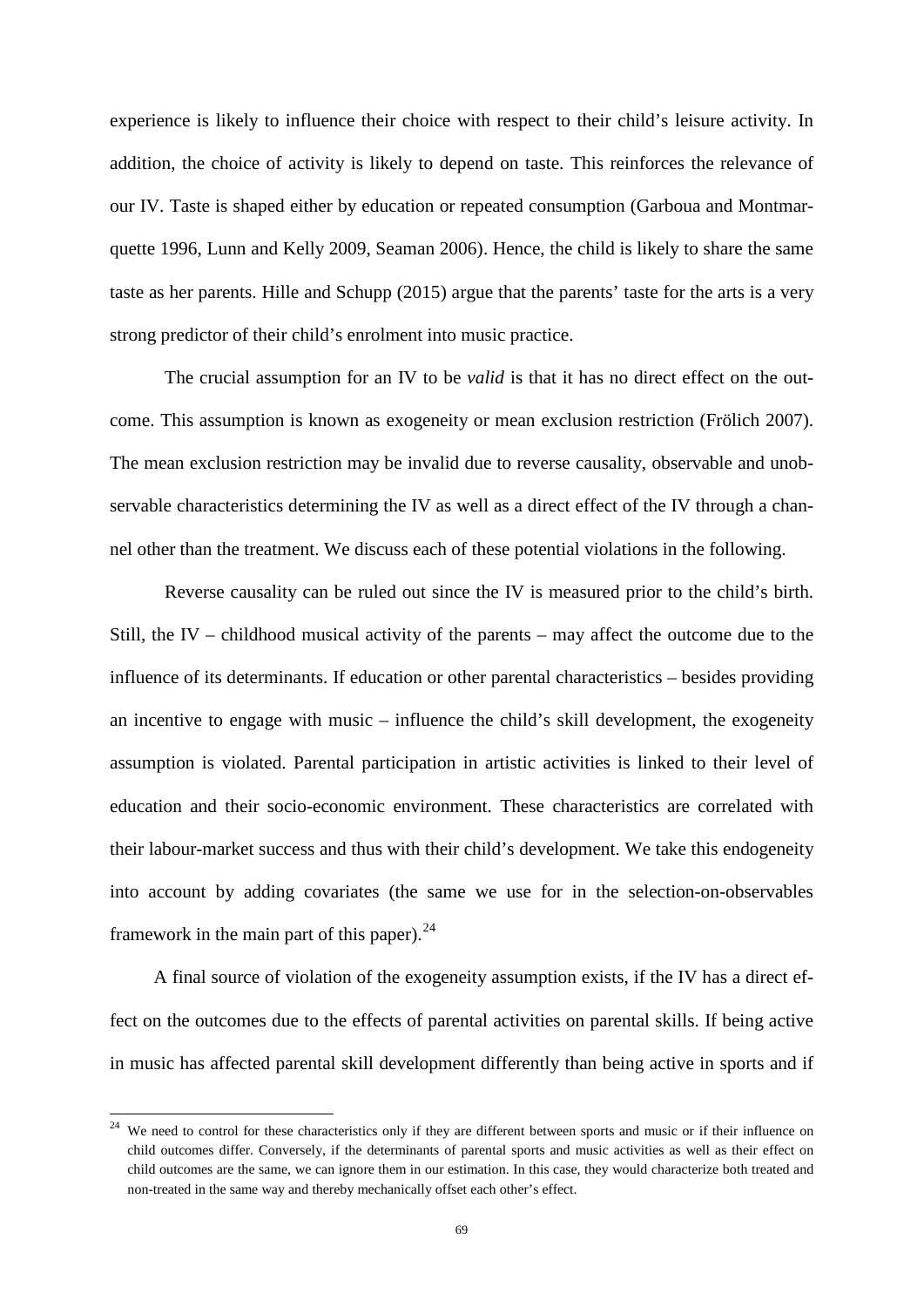experience is likely to influence their choice with respect to their child's leisure activity. In addition, the choice of activity is likely to depend on taste. This reinforces the relevance of our IV. Taste is shaped either by education or repeated consumption (Garboua and Montmarquette 1996, Lunn and Kelly 2009, Seaman 2006). Hence, the child is likely to share the same taste as her parents. Hille and Schupp (2015) argue that the parents' taste for the arts is a very strong predictor of their child's enrolment into music practice.

The crucial assumption for an IV to be *valid* is that it has no direct effect on the outcome. This assumption is known as exogeneity or mean exclusion restriction (Frölich 2007). The mean exclusion restriction may be invalid due to reverse causality, observable and unobservable characteristics determining the IV as well as a direct effect of the IV through a channel other than the treatment. We discuss each of these potential violations in the following.

Reverse causality can be ruled out since the IV is measured prior to the child's birth. Still, the IV – childhood musical activity of the parents – may affect the outcome due to the influence of its determinants. If education or other parental characteristics – besides providing an incentive to engage with music – influence the child's skill development, the exogeneity assumption is violated. Parental participation in artistic activities is linked to their level of education and their socio-economic environment. These characteristics are correlated with their labour-market success and thus with their child's development. We take this endogeneity into account by adding covariates (the same we use for in the selection-on-observables framework in the main part of this paper).[24]

A final source of violation of the exogeneity assumption exists, if the IV has a direct effect on the outcomes due to the effects of parental activities on parental skills. If being active in music has affected parental skill development differently than being active in sports and if

[24] We need to control for these characteristics only if they are different between sports and music or if their influence on child outcomes differ. Conversely, if the determinants of parental sports and music activities as well as their effect on child outcomes are the same, we can ignore them in our estimation. In this case, they would characterize both treated and non-treated in the same way and thereby mechanically offset each other's effect.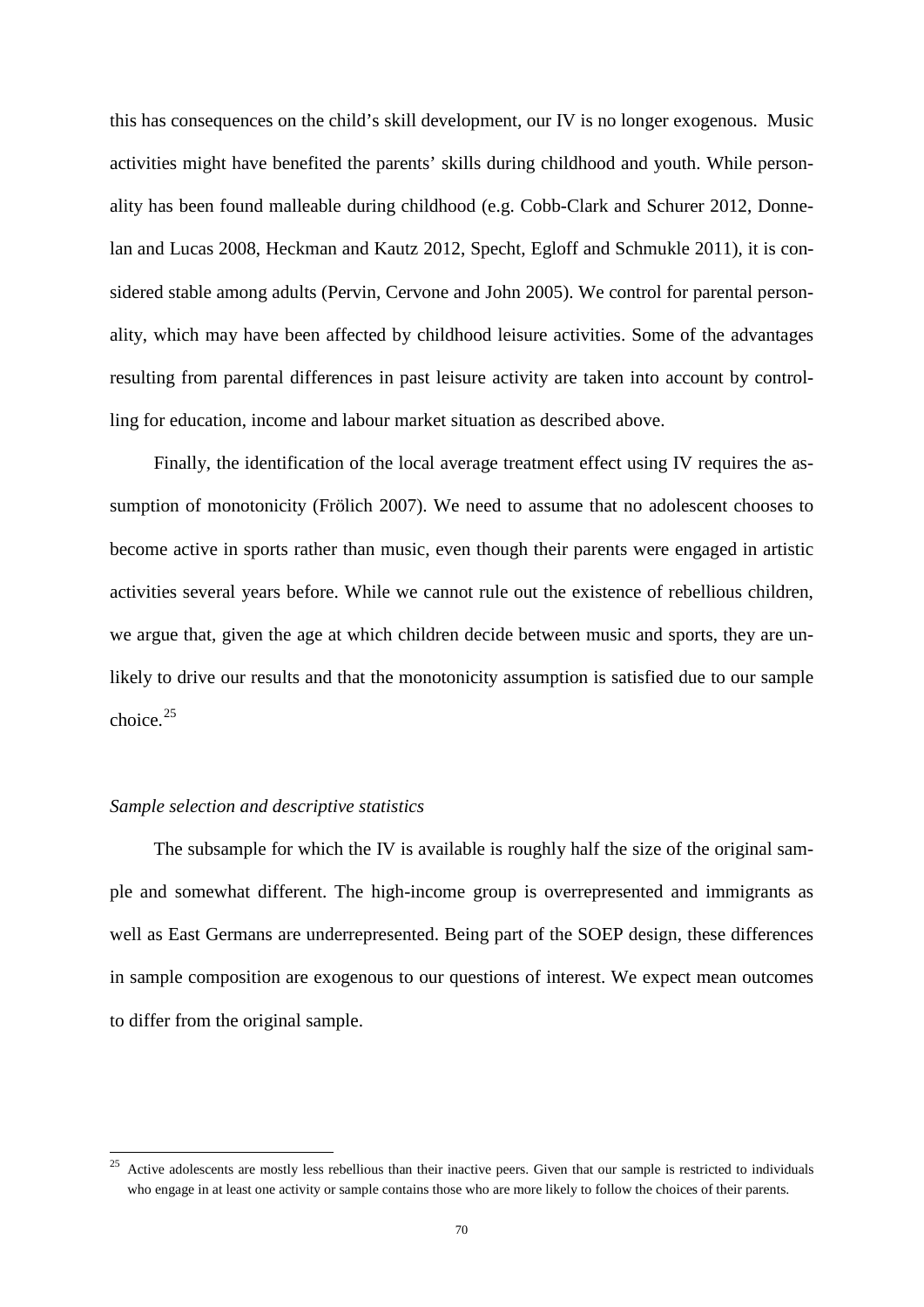this has consequences on the child's skill development, our IV is no longer exogenous. Music activities might have benefited the parents' skills during childhood and youth. While personality has been found malleable during childhood (e.g. Cobb-Clark and Schurer 2012, Donnelan and Lucas 2008, Heckman and Kautz 2012, Specht, Egloff and Schmukle 2011), it is considered stable among adults (Pervin, Cervone and John 2005). We control for parental personality, which may have been affected by childhood leisure activities. Some of the advantages resulting from parental differences in past leisure activity are taken into account by controlling for education, income and labour market situation as described above.

Finally, the identification of the local average treatment effect using IV requires the assumption of monotonicity (Frölich 2007). We need to assume that no adolescent chooses to become active in sports rather than music, even though their parents were engaged in artistic activities several years before. While we cannot rule out the existence of rebellious children, we argue that, given the age at which children decide between music and sports, they are unlikely to drive our results and that the monotonicity assumption is satisfied due to our sample choice.[25]

*Sample selection and descriptive statistics*

The subsample for which the IV is available is roughly half the size of the original sample and somewhat different. The high-income group is overrepresented and immigrants as well as East Germans are underrepresented. Being part of the SOEP design, these differences in sample composition are exogenous to our questions of interest. We expect mean outcomes to differ from the original sample.

[25] Active adolescents are mostly less rebellious than their inactive peers. Given that our sample is restricted to individuals who engage in at least one activity or sample contains those who are more likely to follow the choices of their parents.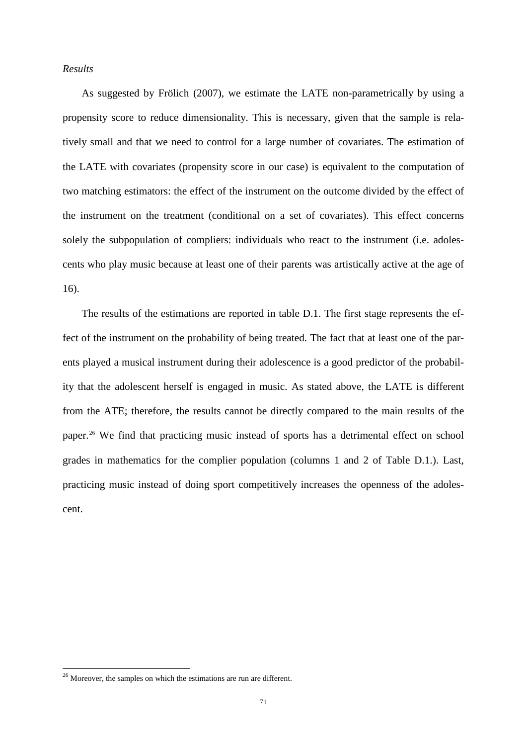*Results*

As suggested by Frölich (2007), we estimate the LATE non-parametrically by using a propensity score to reduce dimensionality. This is necessary, given that the sample is relatively small and that we need to control for a large number of covariates. The estimation of the LATE with covariates (propensity score in our case) is equivalent to the computation of two matching estimators: the effect of the instrument on the outcome divided by the effect of the instrument on the treatment (conditional on a set of covariates). This effect concerns solely the subpopulation of compliers: individuals who react to the instrument (i.e. adolescents who play music because at least one of their parents was artistically active at the age of 16).

The results of the estimations are reported in table D.1. The first stage represents the effect of the instrument on the probability of being treated. The fact that at least one of the parents played a musical instrument during their adolescence is a good predictor of the probability that the adolescent herself is engaged in music. As stated above, the LATE is different from the ATE; therefore, the results cannot be directly compared to the main results of the paper.[26] We find that practicing music instead of sports has a detrimental effect on school grades in mathematics for the complier population (columns 1 and 2 of Table D.1.). Last, practicing music instead of doing sport competitively increases the openness of the adolescent.

[26] Moreover, the samples on which the estimations are run are different.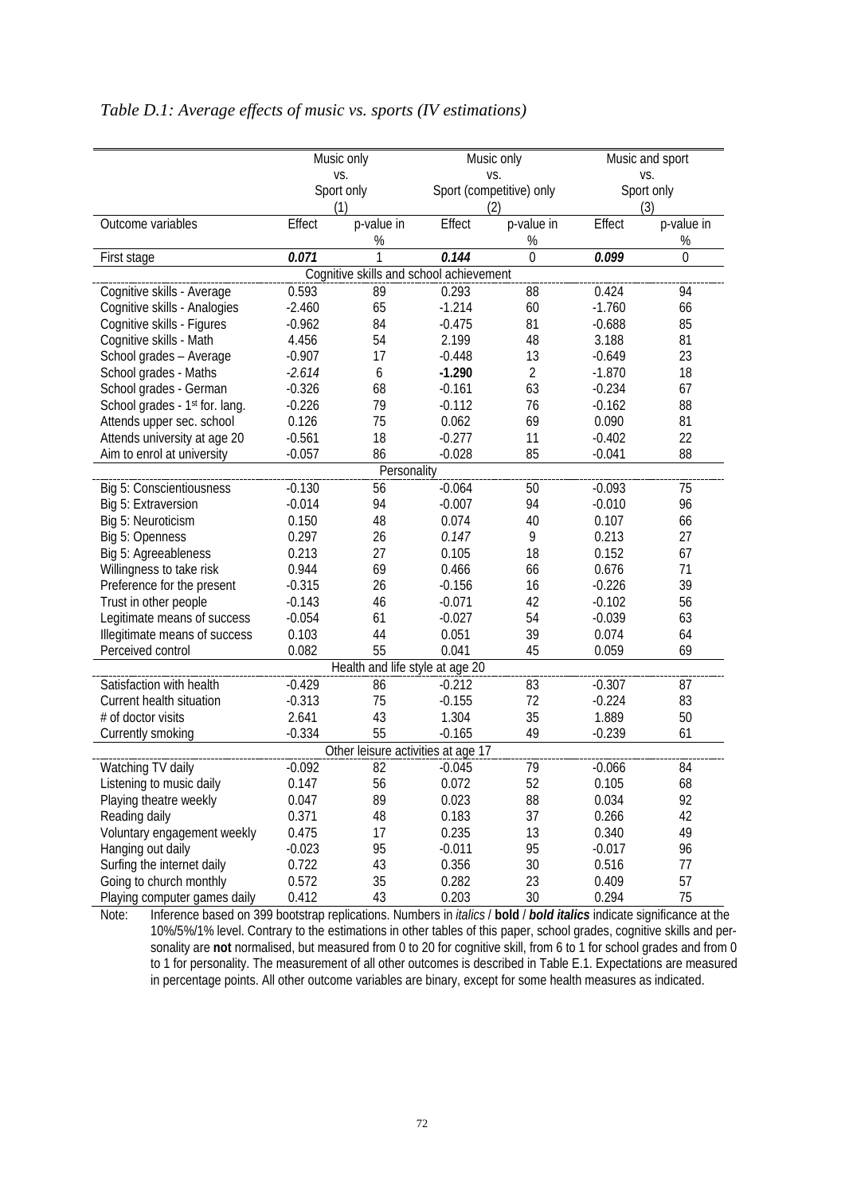*Table D.1: Average effects of music vs. sports (IV estimations)*

| | Music only vs. Sport only (1) | | Music only vs. Sport (competitive) only (2) | | Music and sport vs. Sport only (3) | |
|---|---|---|---|---|---|---|
| Outcome variables | Effect | p-value in % | Effect | p-value in % | Effect | p-value in % |
| First stage | ***0.071*** | 1 | ***0.144*** | 0 | ***0.099*** | 0 |
| **Cognitive skills and school achievement** | | | | | | |
| Cognitive skills - Average | 0.593 | 89 | 0.293 | 88 | 0.424 | 94 |
| Cognitive skills - Analogies | -2.460 | 65 | -1.214 | 60 | -1.760 | 66 |
| Cognitive skills - Figures | -0.962 | 84 | -0.475 | 81 | -0.688 | 85 |
| Cognitive skills - Math | 4.456 | 54 | 2.199 | 48 | 3.188 | 81 |
| School grades – Average | -0.907 | 17 | -0.448 | 13 | -0.649 | 23 |
| School grades - Maths | *-2.614* | 6 | **-1.290** | 2 | -1.870 | 18 |
| School grades - German | -0.326 | 68 | -0.161 | 63 | -0.234 | 67 |
| School grades - 1st for. lang. | -0.226 | 79 | -0.112 | 76 | -0.162 | 88 |
| Attends upper sec. school | 0.126 | 75 | 0.062 | 69 | 0.090 | 81 |
| Attends university at age 20 | -0.561 | 18 | -0.277 | 11 | -0.402 | 22 |
| Aim to enrol at university | -0.057 | 86 | -0.028 | 85 | -0.041 | 88 |
| **Personality** | | | | | | |
| Big 5: Conscientiousness | -0.130 | 56 | -0.064 | 50 | -0.093 | 75 |
| Big 5: Extraversion | -0.014 | 94 | -0.007 | 94 | -0.010 | 96 |
| Big 5: Neuroticism | 0.150 | 48 | 0.074 | 40 | 0.107 | 66 |
| Big 5: Openness | 0.297 | 26 | *0.147* | 9 | 0.213 | 27 |
| Big 5: Agreeableness | 0.213 | 27 | 0.105 | 18 | 0.152 | 67 |
| Willingness to take risk | 0.944 | 69 | 0.466 | 66 | 0.676 | 71 |
| Preference for the present | -0.315 | 26 | -0.156 | 16 | -0.226 | 39 |
| Trust in other people | -0.143 | 46 | -0.071 | 42 | -0.102 | 56 |
| Legitimate means of success | -0.054 | 61 | -0.027 | 54 | -0.039 | 63 |
| Illegitimate means of success | 0.103 | 44 | 0.051 | 39 | 0.074 | 64 |
| Perceived control | 0.082 | 55 | 0.041 | 45 | 0.059 | 69 |
| **Health and life style at age 20** | | | | | | |
| Satisfaction with health | -0.429 | 86 | -0.212 | 83 | -0.307 | 87 |
| Current health situation | -0.313 | 75 | -0.155 | 72 | -0.224 | 83 |
| # of doctor visits | 2.641 | 43 | 1.304 | 35 | 1.889 | 50 |
| Currently smoking | -0.334 | 55 | -0.165 | 49 | -0.239 | 61 |
| **Other leisure activities at age 17** | | | | | | |
| Watching TV daily | -0.092 | 82 | -0.045 | 79 | -0.066 | 84 |
| Listening to music daily | 0.147 | 56 | 0.072 | 52 | 0.105 | 68 |
| Playing theatre weekly | 0.047 | 89 | 0.023 | 88 | 0.034 | 92 |
| Reading daily | 0.371 | 48 | 0.183 | 37 | 0.266 | 42 |
| Voluntary engagement weekly | 0.475 | 17 | 0.235 | 13 | 0.340 | 49 |
| Hanging out daily | -0.023 | 95 | -0.011 | 95 | -0.017 | 96 |
| Surfing the internet daily | 0.722 | 43 | 0.356 | 30 | 0.516 | 77 |
| Going to church monthly | 0.572 | 35 | 0.282 | 23 | 0.409 | 57 |
| Playing computer games daily | 0.412 | 43 | 0.203 | 30 | 0.294 | 75 |

Note: Inference based on 399 bootstrap replications. Numbers in *italics* / **bold** / ***bold italics*** indicate significance at the 10%/5%/1% level. Contrary to the estimations in other tables of this paper, school grades, cognitive skills and personality are **not** normalised, but measured from 0 to 20 for cognitive skill, from 6 to 1 for school grades and from 0 to 1 for personality. The measurement of all other outcomes is described in Table E.1. Expectations are measured in percentage points. All other outcome variables are binary, except for some health measures as indicated.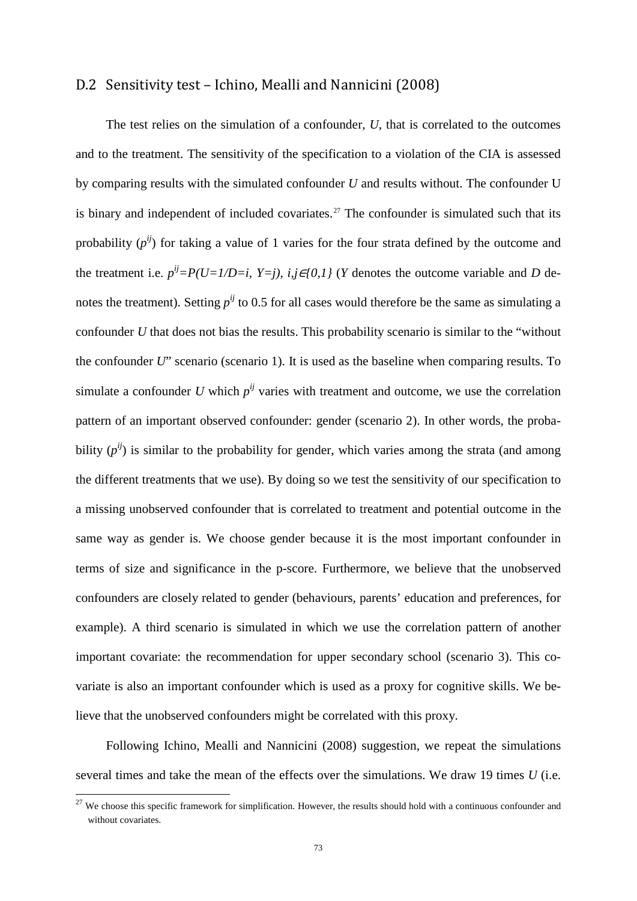## D.2 Sensitivity test – Ichino, Mealli and Nannicini (2008)

The test relies on the simulation of a confounder, *U*, that is correlated to the outcomes and to the treatment. The sensitivity of the specification to a violation of the CIA is assessed by comparing results with the simulated confounder *U* and results without. The confounder U is binary and independent of included covariates.[27] The confounder is simulated such that its probability ($p^{ij}$) for taking a value of 1 varies for the four strata defined by the outcome and the treatment i.e. $p^{ij}=P(U=1/D=i, Y=j), i,j\in\{0,1\}$ (*Y* denotes the outcome variable and *D* denotes the treatment). Setting $p^{ij}$ to 0.5 for all cases would therefore be the same as simulating a confounder *U* that does not bias the results. This probability scenario is similar to the "without the confounder *U*" scenario (scenario 1). It is used as the baseline when comparing results. To simulate a confounder *U* which $p^{ij}$ varies with treatment and outcome, we use the correlation pattern of an important observed confounder: gender (scenario 2). In other words, the probability ($p^{ij}$) is similar to the probability for gender, which varies among the strata (and among the different treatments that we use). By doing so we test the sensitivity of our specification to a missing unobserved confounder that is correlated to treatment and potential outcome in the same way as gender is. We choose gender because it is the most important confounder in terms of size and significance in the p-score. Furthermore, we believe that the unobserved confounders are closely related to gender (behaviours, parents' education and preferences, for example). A third scenario is simulated in which we use the correlation pattern of another important covariate: the recommendation for upper secondary school (scenario 3). This covariate is also an important confounder which is used as a proxy for cognitive skills. We believe that the unobserved confounders might be correlated with this proxy.

Following Ichino, Mealli and Nannicini (2008) suggestion, we repeat the simulations several times and take the mean of the effects over the simulations. We draw 19 times *U* (i.e.

[27] We choose this specific framework for simplification. However, the results should hold with a continuous confounder and without covariates.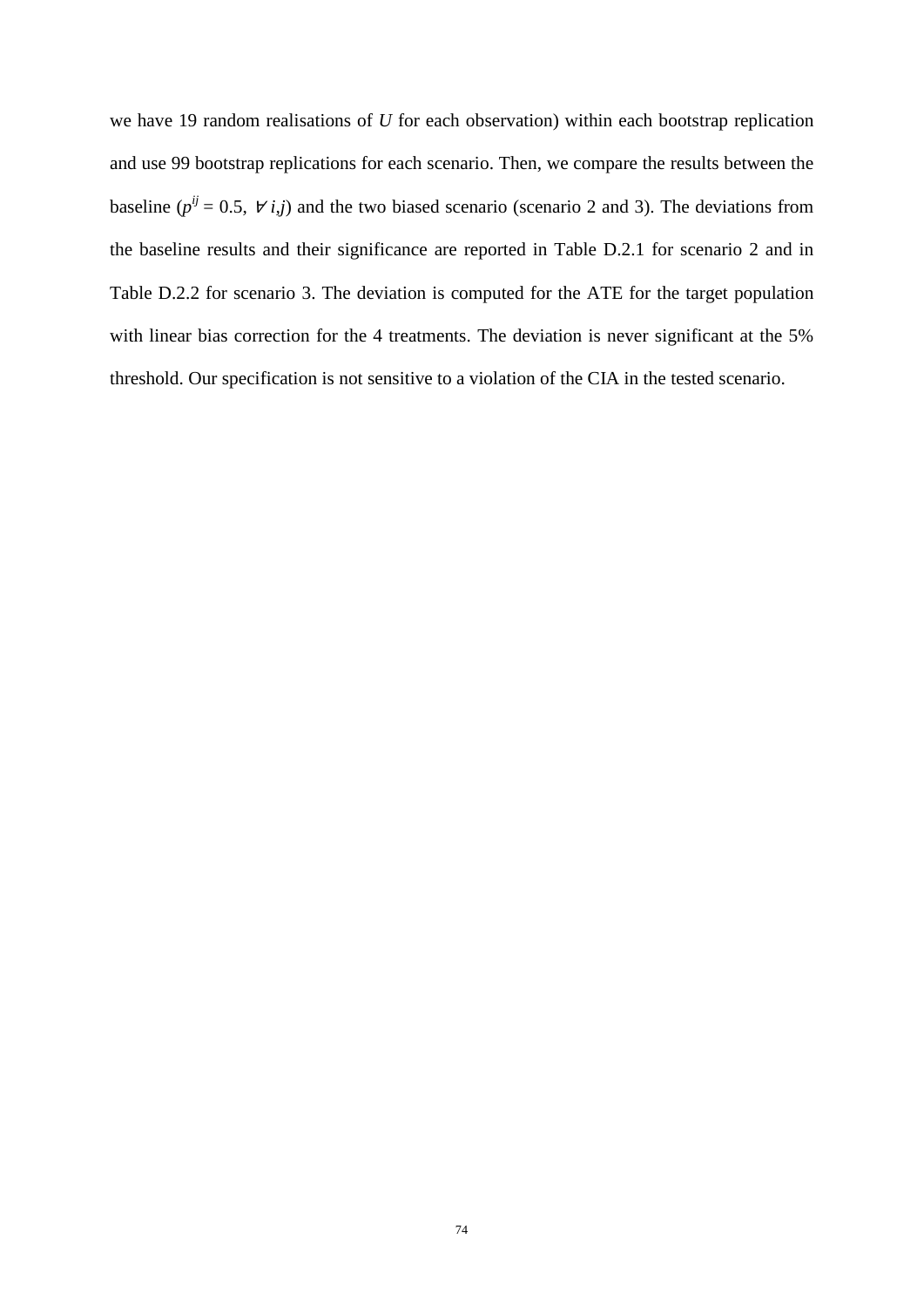we have 19 random realisations of $U$ for each observation) within each bootstrap replication and use 99 bootstrap replications for each scenario. Then, we compare the results between the baseline ($p^{ij} = 0.5, \ \forall \ i,j$) and the two biased scenario (scenario 2 and 3). The deviations from the baseline results and their significance are reported in Table D.2.1 for scenario 2 and in Table D.2.2 for scenario 3. The deviation is computed for the ATE for the target population with linear bias correction for the 4 treatments. The deviation is never significant at the 5% threshold. Our specification is not sensitive to a violation of the CIA in the tested scenario.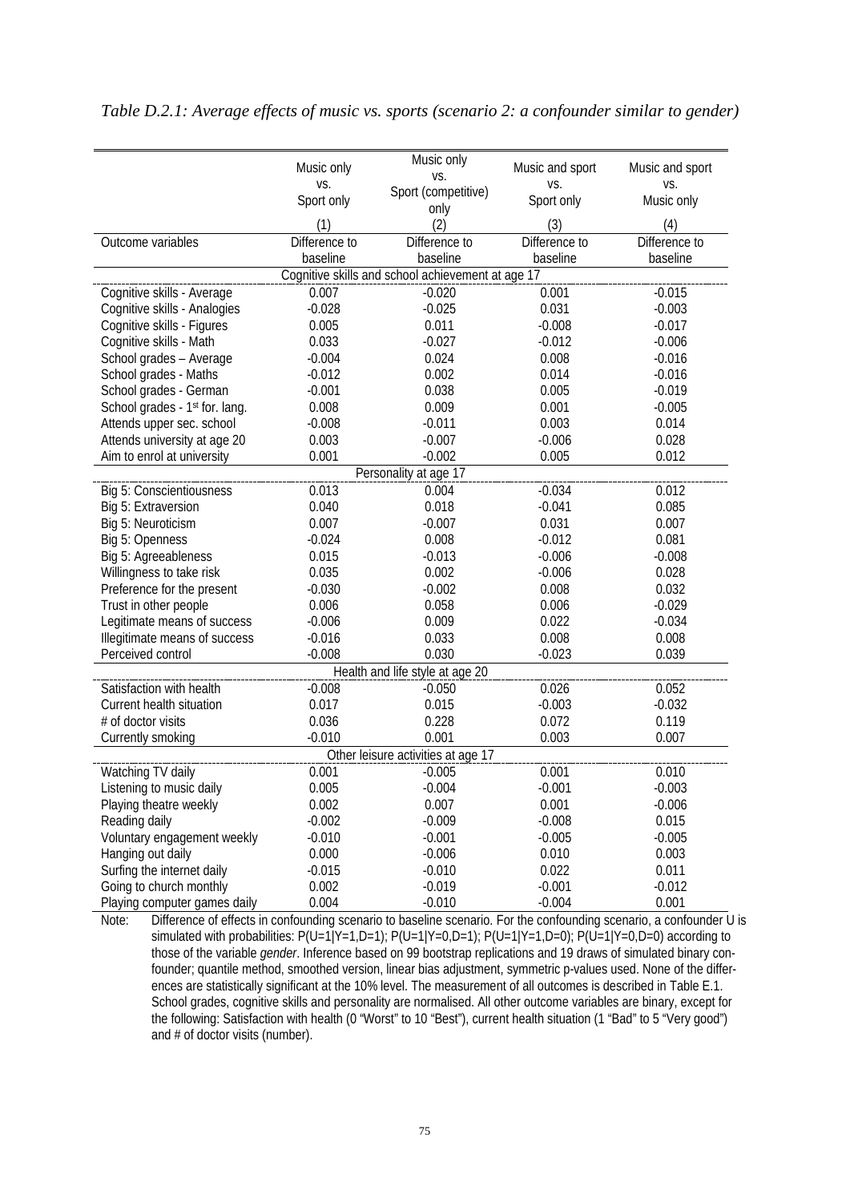*Table D.2.1: Average effects of music vs. sports (scenario 2: a confounder similar to gender)*

| | Music only vs. Sport only | Music only vs. Sport (competitive) only | Music and sport vs. Sport only | Music and sport vs. Music only |
|---|---|---|---|---|
| | (1) | (2) | (3) | (4) |
| Outcome variables | Difference to baseline | Difference to baseline | Difference to baseline | Difference to baseline |
| **Cognitive skills and school achievement at age 17** | | | | |
| Cognitive skills - Average | 0.007 | -0.020 | 0.001 | -0.015 |
| Cognitive skills - Analogies | -0.028 | -0.025 | 0.031 | -0.003 |
| Cognitive skills - Figures | 0.005 | 0.011 | -0.008 | -0.017 |
| Cognitive skills - Math | 0.033 | -0.027 | -0.012 | -0.006 |
| School grades – Average | -0.004 | 0.024 | 0.008 | -0.016 |
| School grades - Maths | -0.012 | 0.002 | 0.014 | -0.016 |
| School grades - German | -0.001 | 0.038 | 0.005 | -0.019 |
| School grades - 1st for. lang. | 0.008 | 0.009 | 0.001 | -0.005 |
| Attends upper sec. school | -0.008 | -0.011 | 0.003 | 0.014 |
| Attends university at age 20 | 0.003 | -0.007 | -0.006 | 0.028 |
| Aim to enrol at university | 0.001 | -0.002 | 0.005 | 0.012 |
| **Personality at age 17** | | | | |
| Big 5: Conscientiousness | 0.013 | 0.004 | -0.034 | 0.012 |
| Big 5: Extraversion | 0.040 | 0.018 | -0.041 | 0.085 |
| Big 5: Neuroticism | 0.007 | -0.007 | 0.031 | 0.007 |
| Big 5: Openness | -0.024 | 0.008 | -0.012 | 0.081 |
| Big 5: Agreeableness | 0.015 | -0.013 | -0.006 | -0.008 |
| Willingness to take risk | 0.035 | 0.002 | -0.006 | 0.028 |
| Preference for the present | -0.030 | -0.002 | 0.008 | 0.032 |
| Trust in other people | 0.006 | 0.058 | 0.006 | -0.029 |
| Legitimate means of success | -0.006 | 0.009 | 0.022 | -0.034 |
| Illegitimate means of success | -0.016 | 0.033 | 0.008 | 0.008 |
| Perceived control | -0.008 | 0.030 | -0.023 | 0.039 |
| **Health and life style at age 20** | | | | |
| Satisfaction with health | -0.008 | -0.050 | 0.026 | 0.052 |
| Current health situation | 0.017 | 0.015 | -0.003 | -0.032 |
| # of doctor visits | 0.036 | 0.228 | 0.072 | 0.119 |
| Currently smoking | -0.010 | 0.001 | 0.003 | 0.007 |
| **Other leisure activities at age 17** | | | | |
| Watching TV daily | 0.001 | -0.005 | 0.001 | 0.010 |
| Listening to music daily | 0.005 | -0.004 | -0.001 | -0.003 |
| Playing theatre weekly | 0.002 | 0.007 | 0.001 | -0.006 |
| Reading daily | -0.002 | -0.009 | -0.008 | 0.015 |
| Voluntary engagement weekly | -0.010 | -0.001 | -0.005 | -0.005 |
| Hanging out daily | 0.000 | -0.006 | 0.010 | 0.003 |
| Surfing the internet daily | -0.015 | -0.010 | 0.022 | 0.011 |
| Going to church monthly | 0.002 | -0.019 | -0.001 | -0.012 |
| Playing computer games daily | 0.004 | -0.010 | -0.004 | 0.001 |

Note: Difference of effects in confounding scenario to baseline scenario. For the confounding scenario, a confounder U is simulated with probabilities: P(U=1|Y=1,D=1); P(U=1|Y=0,D=1); P(U=1|Y=1,D=0); P(U=1|Y=0,D=0) according to those of the variable *gender*. Inference based on 99 bootstrap replications and 19 draws of simulated binary confounder; quantile method, smoothed version, linear bias adjustment, symmetric p-values used. None of the differences are statistically significant at the 10% level. The measurement of all outcomes is described in Table E.1. School grades, cognitive skills and personality are normalised. All other outcome variables are binary, except for the following: Satisfaction with health (0 "Worst" to 10 "Best"), current health situation (1 "Bad" to 5 "Very good") and # of doctor visits (number).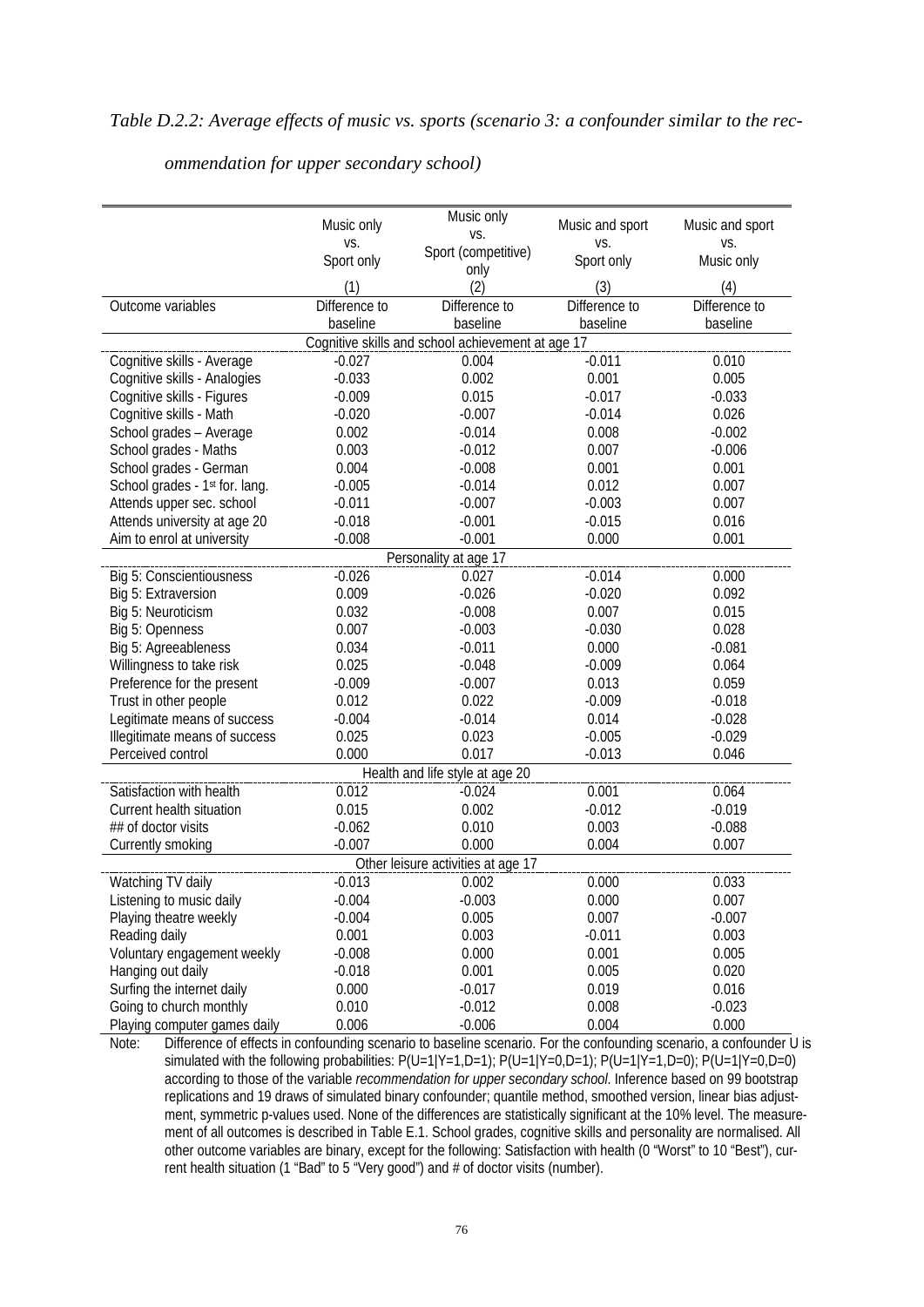*Table D.2.2: Average effects of music vs. sports (scenario 3: a confounder similar to the recommendation for upper secondary school)*

| | Music only vs. Sport only | Music only vs. Sport (competitive) only | Music and sport vs. Sport only | Music and sport vs. Music only |
|---|---|---|---|---|
| | (1) | (2) | (3) | (4) |
| Outcome variables | Difference to baseline | Difference to baseline | Difference to baseline | Difference to baseline |
| **Cognitive skills and school achievement at age 17** | | | | |
| Cognitive skills - Average | -0.027 | 0.004 | -0.011 | 0.010 |
| Cognitive skills - Analogies | -0.033 | 0.002 | 0.001 | 0.005 |
| Cognitive skills - Figures | -0.009 | 0.015 | -0.017 | -0.033 |
| Cognitive skills - Math | -0.020 | -0.007 | -0.014 | 0.026 |
| School grades – Average | 0.002 | -0.014 | 0.008 | -0.002 |
| School grades - Maths | 0.003 | -0.012 | 0.007 | -0.006 |
| School grades - German | 0.004 | -0.008 | 0.001 | 0.001 |
| School grades - 1st for. lang. | -0.005 | -0.014 | 0.012 | 0.007 |
| Attends upper sec. school | -0.011 | -0.007 | -0.003 | 0.007 |
| Attends university at age 20 | -0.018 | -0.001 | -0.015 | 0.016 |
| Aim to enrol at university | -0.008 | -0.001 | 0.000 | 0.001 |
| **Personality at age 17** | | | | |
| Big 5: Conscientiousness | -0.026 | 0.027 | -0.014 | 0.000 |
| Big 5: Extraversion | 0.009 | -0.026 | -0.020 | 0.092 |
| Big 5: Neuroticism | 0.032 | -0.008 | 0.007 | 0.015 |
| Big 5: Openness | 0.007 | -0.003 | -0.030 | 0.028 |
| Big 5: Agreeableness | 0.034 | -0.011 | 0.000 | -0.081 |
| Willingness to take risk | 0.025 | -0.048 | -0.009 | 0.064 |
| Preference for the present | -0.009 | -0.007 | 0.013 | 0.059 |
| Trust in other people | 0.012 | 0.022 | -0.009 | -0.018 |
| Legitimate means of success | -0.004 | -0.014 | 0.014 | -0.028 |
| Illegitimate means of success | 0.025 | 0.023 | -0.005 | -0.029 |
| Perceived control | 0.000 | 0.017 | -0.013 | 0.046 |
| **Health and life style at age 20** | | | | |
| Satisfaction with health | 0.012 | -0.024 | 0.001 | 0.064 |
| Current health situation | 0.015 | 0.002 | -0.012 | -0.019 |
| ## of doctor visits | -0.062 | 0.010 | 0.003 | -0.088 |
| Currently smoking | -0.007 | 0.000 | 0.004 | 0.007 |
| **Other leisure activities at age 17** | | | | |
| Watching TV daily | -0.013 | 0.002 | 0.000 | 0.033 |
| Listening to music daily | -0.004 | -0.003 | 0.000 | 0.007 |
| Playing theatre weekly | -0.004 | 0.005 | 0.007 | -0.007 |
| Reading daily | 0.001 | 0.003 | -0.011 | 0.003 |
| Voluntary engagement weekly | -0.008 | 0.000 | 0.001 | 0.005 |
| Hanging out daily | -0.018 | 0.001 | 0.005 | 0.020 |
| Surfing the internet daily | 0.000 | -0.017 | 0.019 | 0.016 |
| Going to church monthly | 0.010 | -0.012 | 0.008 | -0.023 |
| Playing computer games daily | 0.006 | -0.006 | 0.004 | 0.000 |

Note: Difference of effects in confounding scenario to baseline scenario. For the confounding scenario, a confounder U is simulated with the following probabilities: P(U=1|Y=1,D=1); P(U=1|Y=0,D=1); P(U=1|Y=1,D=0); P(U=1|Y=0,D=0) according to those of the variable *recommendation for upper secondary school*. Inference based on 99 bootstrap replications and 19 draws of simulated binary confounder; quantile method, smoothed version, linear bias adjustment, symmetric p-values used. None of the differences are statistically significant at the 10% level. The measurement of all outcomes is described in Table E.1. School grades, cognitive skills and personality are normalised. All other outcome variables are binary, except for the following: Satisfaction with health (0 "Worst" to 10 "Best"), current health situation (1 "Bad" to 5 "Very good") and # of doctor visits (number).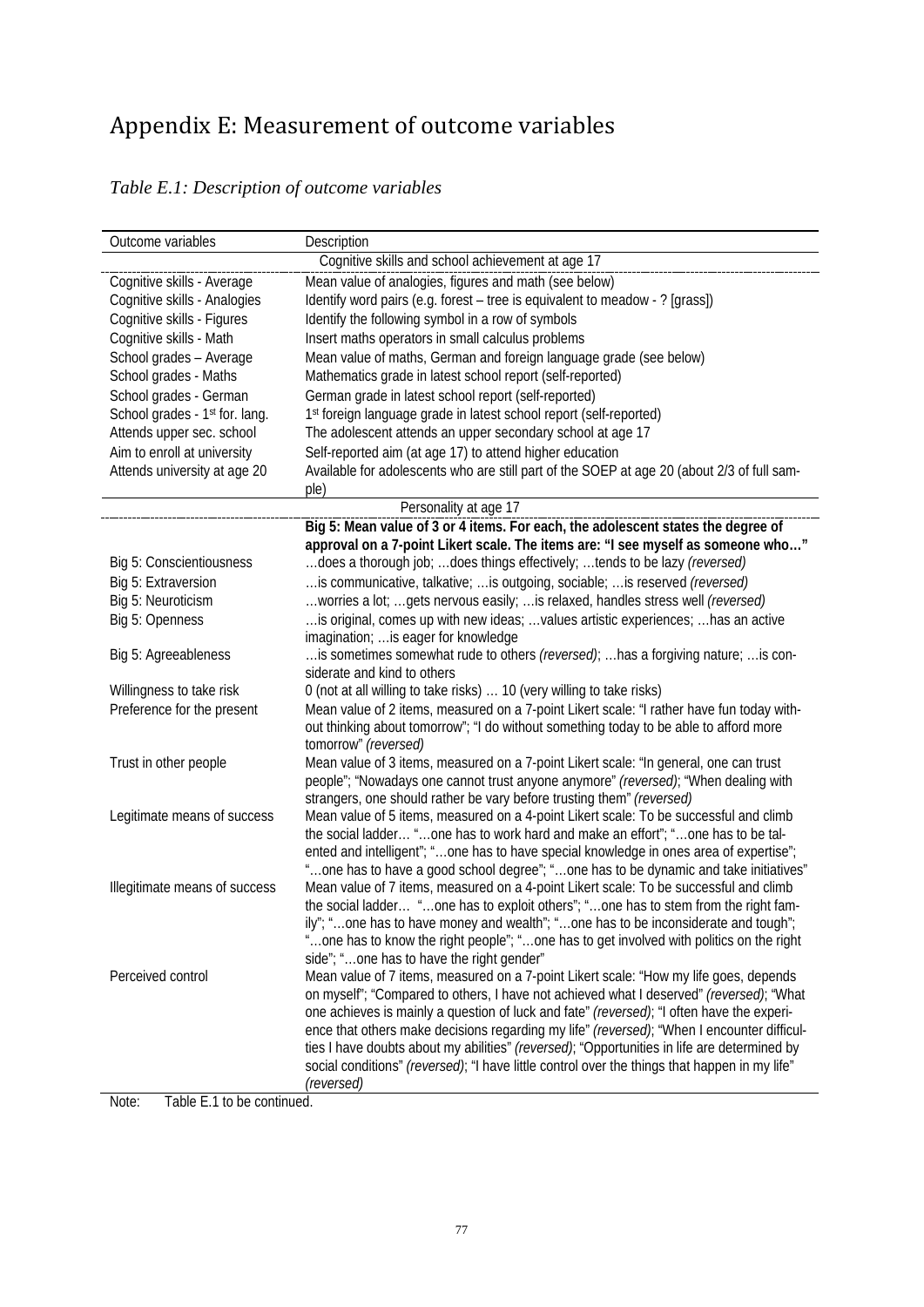# Appendix E: Measurement of outcome variables

*Table E.1: Description of outcome variables*

| Outcome variables | Description |
|---|---|
| Cognitive skills and school achievement at age 17 | |
| Cognitive skills - Average | Mean value of analogies, figures and math (see below) |
| Cognitive skills - Analogies | Identify word pairs (e.g. forest – tree is equivalent to meadow - ? [grass]) |
| Cognitive skills - Figures | Identify the following symbol in a row of symbols |
| Cognitive skills - Math | Insert maths operators in small calculus problems |
| School grades – Average | Mean value of maths, German and foreign language grade (see below) |
| School grades - Maths | Mathematics grade in latest school report (self-reported) |
| School grades - German | German grade in latest school report (self-reported) |
| School grades - 1st for. lang. | 1st foreign language grade in latest school report (self-reported) |
| Attends upper sec. school | The adolescent attends an upper secondary school at age 17 |
| Aim to enroll at university | Self-reported aim (at age 17) to attend higher education |
| Attends university at age 20 | Available for adolescents who are still part of the SOEP at age 20 (about 2/3 of full sample) |
| Personality at age 17 | |
| | **Big 5: Mean value of 3 or 4 items. For each, the adolescent states the degree of approval on a 7-point Likert scale. The items are: "I see myself as someone who…"** |
| Big 5: Conscientiousness | …does a thorough job; …does things effectively; …tends to be lazy *(reversed)* |
| Big 5: Extraversion | …is communicative, talkative; …is outgoing, sociable; …is reserved *(reversed)* |
| Big 5: Neuroticism | …worries a lot; …gets nervous easily; …is relaxed, handles stress well *(reversed)* |
| Big 5: Openness | …is original, comes up with new ideas; …values artistic experiences; …has an active imagination; …is eager for knowledge |
| Big 5: Agreeableness | …is sometimes somewhat rude to others *(reversed)*; …has a forgiving nature; …is considerate and kind to others |
| Willingness to take risk | 0 (not at all willing to take risks) … 10 (very willing to take risks) |
| Preference for the present | Mean value of 2 items, measured on a 7-point Likert scale: "I rather have fun today without thinking about tomorrow"; "I do without something today to be able to afford more tomorrow" *(reversed)* |
| Trust in other people | Mean value of 3 items, measured on a 7-point Likert scale: "In general, one can trust people"; "Nowadays one cannot trust anyone anymore" *(reversed)*; "When dealing with strangers, one should rather be vary before trusting them" *(reversed)* |
| Legitimate means of success | Mean value of 5 items, measured on a 4-point Likert scale: To be successful and climb the social ladder… "…one has to work hard and make an effort"; "…one has to be talented and intelligent"; "…one has to have special knowledge in ones area of expertise"; "…one has to have a good school degree"; "…one has to be dynamic and take initiatives" |
| Illegitimate means of success | Mean value of 7 items, measured on a 4-point Likert scale: To be successful and climb the social ladder… "…one has to exploit others"; "…one has to stem from the right family"; "…one has to have money and wealth"; "…one has to be inconsiderate and tough"; "…one has to know the right people"; "…one has to get involved with politics on the right side"; "…one has to have the right gender" |
| Perceived control | Mean value of 7 items, measured on a 7-point Likert scale: "How my life goes, depends on myself"; "Compared to others, I have not achieved what I deserved" *(reversed)*; "What one achieves is mainly a question of luck and fate" *(reversed)*; "I often have the experience that others make decisions regarding my life" *(reversed)*; "When I encounter difficulties I have doubts about my abilities" *(reversed)*; "Opportunities in life are determined by social conditions" *(reversed)*; "I have little control over the things that happen in my life" *(reversed)* |

Note: Table E.1 to be continued.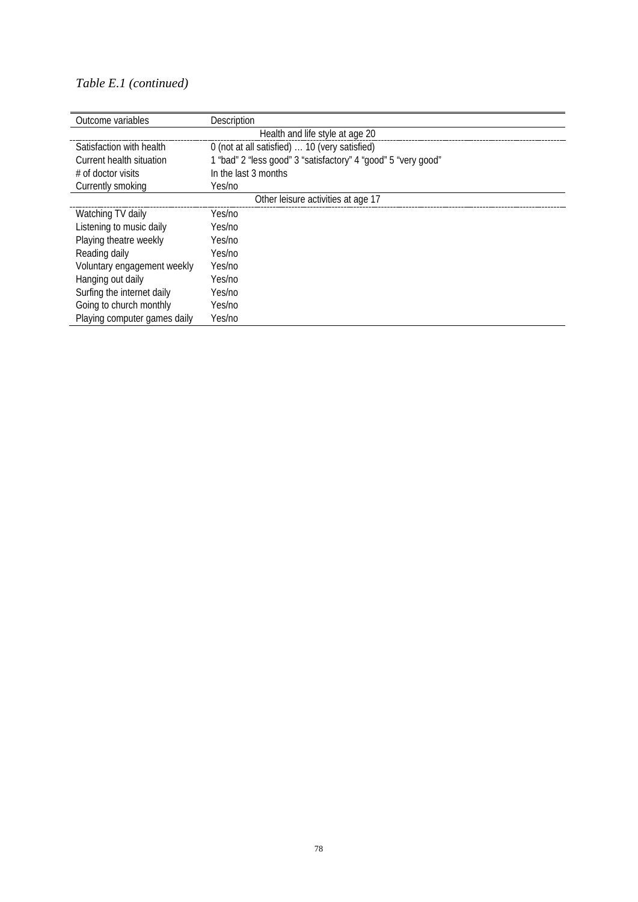*Table E.1 (continued)*

| Outcome variables | Description |
|---|---|
| | Health and life style at age 20 |
| Satisfaction with health | 0 (not at all satisfied) … 10 (very satisfied) |
| Current health situation | 1 "bad" 2 "less good" 3 "satisfactory" 4 "good" 5 "very good" |
| # of doctor visits | In the last 3 months |
| Currently smoking | Yes/no |
| | Other leisure activities at age 17 |
| Watching TV daily | Yes/no |
| Listening to music daily | Yes/no |
| Playing theatre weekly | Yes/no |
| Reading daily | Yes/no |
| Voluntary engagement weekly | Yes/no |
| Hanging out daily | Yes/no |
| Surfing the internet daily | Yes/no |
| Going to church monthly | Yes/no |
| Playing computer games daily | Yes/no |